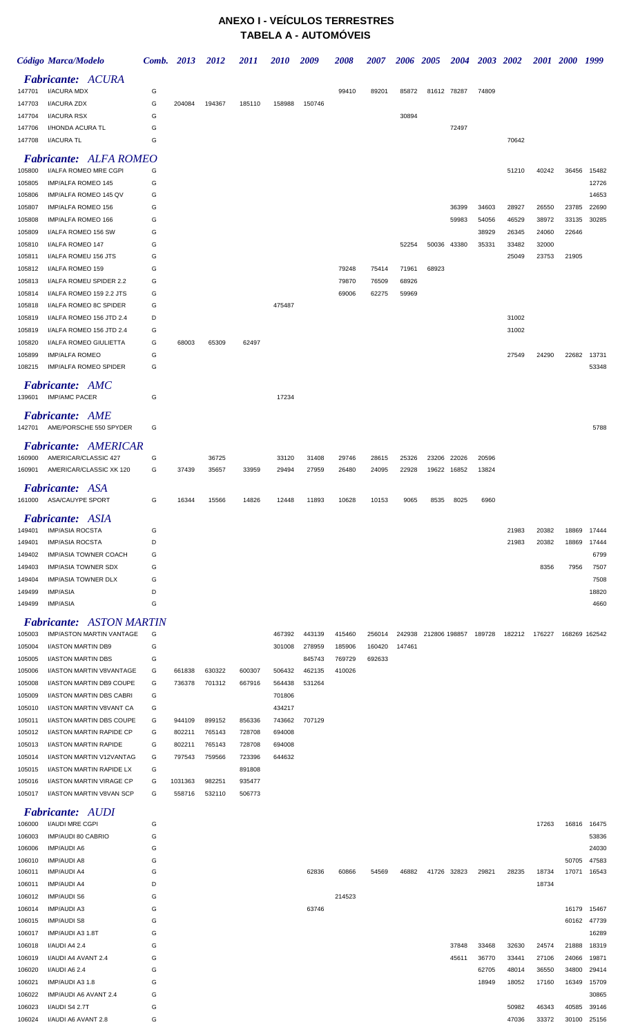# ANEXO I - VEÍCULOS TERRESTRES
## TABELA A - AUTOMÓVEIS

| Código | Marca/Modelo | Comb. | 2013 | 2012 | 2011 | 2010 | 2009 | 2008 | 2007 | 2006 | 2005 | 2004 | 2003 | 2002 | 2001 | 2000 | 1999 |
|---|---|---|---|---|---|---|---|---|---|---|---|---|---|---|---|---|---|
| | ***Fabricante: ACURA*** | | | | | | | | | | | | | | | | |
| 147701 | I/ACURA MDX | G | | | | | | 99410 | 89201 | 85872 | 81612 | 78287 | 74809 | | | | |
| 147703 | I/ACURA ZDX | G | 204084 | 194367 | 185110 | 158988 | 150746 | | | | | | | | | | |
| 147704 | I/ACURA RSX | G | | | | | | | | 30894 | | | | | | | |
| 147706 | I/HONDA ACURA TL | G | | | | | | | | | | 72497 | | | | | |
| 147708 | I/ACURA TL | G | | | | | | | | | | | | 70642 | | | |
| | ***Fabricante: ALFA ROMEO*** | | | | | | | | | | | | | | | | |
| 105800 | I/ALFA ROMEO MRE CGPI | G | | | | | | | | | | | | 51210 | 40242 | 36456 | 15482 |
| 105805 | IMP/ALFA ROMEO 145 | G | | | | | | | | | | | | | | | 12726 |
| 105806 | IMP/ALFA ROMEO 145 QV | G | | | | | | | | | | | | | | | 14653 |
| 105807 | IMP/ALFA ROMEO 156 | G | | | | | | | | | | 36399 | 34603 | 28927 | 26550 | 23785 | 22690 |
| 105808 | IMP/ALFA ROMEO 166 | G | | | | | | | | | | 59983 | 54056 | 46529 | 38972 | 33135 | 30285 |
| 105809 | I/ALFA ROMEO 156 SW | G | | | | | | | | | | | 38929 | 26345 | 24060 | 22646 | |
| 105810 | I/ALFA ROMEO 147 | G | | | | | | | | 52254 | 50036 | 43380 | 35331 | 33482 | 32000 | | |
| 105811 | I/ALFA ROMEU 156 JTS | G | | | | | | | | | | | | 25049 | 23753 | 21905 | |
| 105812 | I/ALFA ROMEO 159 | G | | | | | | 79248 | 75414 | 71961 | 68923 | | | | | | |
| 105813 | I/ALFA ROMEU SPIDER 2.2 | G | | | | | | 79870 | 76509 | 68926 | | | | | | | |
| 105814 | I/ALFA ROMEO 159 2.2 JTS | G | | | | | | 69006 | 62275 | 59969 | | | | | | | |
| 105818 | I/ALFA ROMEO 8C SPIDER | G | | | | 475487 | | | | | | | | | | | |
| 105819 | I/ALFA ROMEO 156 JTD 2.4 | D | | | | | | | | | | | | 31002 | | | |
| 105819 | I/ALFA ROMEO 156 JTD 2.4 | G | | | | | | | | | | | | 31002 | | | |
| 105820 | I/ALFA ROMEO GIULIETTA | G | 68003 | 65309 | 62497 | | | | | | | | | | | | |
| 105899 | IMP/ALFA ROMEO | G | | | | | | | | | | | | 27549 | 24290 | 22682 | 13731 |
| 108215 | IMP/ALFA ROMEO SPIDER | G | | | | | | | | | | | | | | | 53348 |
| | ***Fabricante: AMC*** | | | | | | | | | | | | | | | | |
| 139601 | IMP/AMC PACER | G | | | | 17234 | | | | | | | | | | | |
| | ***Fabricante: AME*** | | | | | | | | | | | | | | | | |
| 142701 | AME/PORSCHE 550 SPYDER | G | | | | | | | | | | | | | | | 5788 |
| | ***Fabricante: AMERICAR*** | | | | | | | | | | | | | | | | |
| 160900 | AMERICAR/CLASSIC 427 | G | | 36725 | | 33120 | 31408 | 29746 | 28615 | 25326 | 23206 | 22026 | 20596 | | | | |
| 160901 | AMERICAR/CLASSIC XK 120 | G | 37439 | 35657 | 33959 | 29494 | 27959 | 26480 | 24095 | 22928 | 19622 | 16852 | 13824 | | | | |
| | ***Fabricante: ASA*** | | | | | | | | | | | | | | | | |
| 161000 | ASA/CAUYPE SPORT | G | 16344 | 15566 | 14826 | 12448 | 11893 | 10628 | 10153 | 9065 | 8535 | 8025 | 6960 | | | | |
| | ***Fabricante: ASIA*** | | | | | | | | | | | | | | | | |
| 149401 | IMP/ASIA ROCSTA | G | | | | | | | | | | | | 21983 | 20382 | 18869 | 17444 |
| 149401 | IMP/ASIA ROCSTA | D | | | | | | | | | | | | 21983 | 20382 | 18869 | 17444 |
| 149402 | IMP/ASIA TOWNER COACH | G | | | | | | | | | | | | | | | 6799 |
| 149403 | IMP/ASIA TOWNER SDX | G | | | | | | | | | | | | | 8356 | 7956 | 7507 |
| 149404 | IMP/ASIA TOWNER DLX | G | | | | | | | | | | | | | | | 7508 |
| 149499 | IMP/ASIA | D | | | | | | | | | | | | | | | 18820 |
| 149499 | IMP/ASIA | G | | | | | | | | | | | | | | | 4660 |
| | ***Fabricante: ASTON MARTIN*** | | | | | | | | | | | | | | | | |
| 105003 | IMP/ASTON MARTIN VANTAGE | G | | | | 467392 | 443139 | 415460 | 256014 | 242938 | 212806 | 198857 | 189728 | 182212 | 176227 | 168269 | 162542 |
| 105004 | I/ASTON MARTIN DB9 | G | | | | 301008 | 278959 | 185906 | 160420 | 147461 | | | | | | | |
| 105005 | I/ASTON MARTIN DBS | G | | | | | 845743 | 769729 | 692633 | | | | | | | | |
| 105006 | I/ASTON MARTIN V8VANTAGE | G | 661838 | 630322 | 600307 | 506432 | 462135 | 410026 | | | | | | | | | |
| 105008 | I/ASTON MARTIN DB9 COUPE | G | 736378 | 701312 | 667916 | 564438 | 531264 | | | | | | | | | | |
| 105009 | I/ASTON MARTIN DBS CABRI | G | | | | 701806 | | | | | | | | | | | |
| 105010 | I/ASTON MARTIN V8VANT CA | G | | | | 434217 | | | | | | | | | | | |
| 105011 | I/ASTON MARTIN DBS COUPE | G | 944109 | 899152 | 856336 | 743662 | 707129 | | | | | | | | | | |
| 105012 | I/ASTON MARTIN RAPIDE CP | G | 802211 | 765143 | 728708 | 694008 | | | | | | | | | | | |
| 105013 | I/ASTON MARTIN RAPIDE | G | 802211 | 765143 | 728708 | 694008 | | | | | | | | | | | |
| 105014 | I/ASTON MARTIN V12VANTAG | G | 797543 | 759566 | 723396 | 644632 | | | | | | | | | | | |
| 105015 | I/ASTON MARTIN RAPIDE LX | G | | | 891808 | | | | | | | | | | | | |
| 105016 | I/ASTON MARTIN VIRAGE CP | G | 1031363 | 982251 | 935477 | | | | | | | | | | | | |
| 105017 | I/ASTON MARTIN V8VAN SCP | G | 558716 | 532110 | 506773 | | | | | | | | | | | | |
| | ***Fabricante: AUDI*** | | | | | | | | | | | | | | | | |
| 106000 | I/AUDI MRE CGPI | G | | | | | | | | | | | | | 17263 | 16816 | 16475 |
| 106003 | IMP/AUDI 80 CABRIO | G | | | | | | | | | | | | | | | 53836 |
| 106006 | IMP/AUDI A6 | G | | | | | | | | | | | | | | | 24030 |
| 106010 | IMP/AUDI A8 | G | | | | | | | | | | | | | | 50705 | 47583 |
| 106011 | IMP/AUDI A4 | G | | | | | 62836 | 60866 | 54569 | 46882 | 41726 | 32823 | 29821 | 28235 | 18734 | 17071 | 16543 |
| 106011 | IMP/AUDI A4 | D | | | | | | | | | | | | | 18734 | | |
| 106012 | IMP/AUDI S6 | G | | | | | | 214523 | | | | | | | | | |
| 106014 | IMP/AUDI A3 | G | | | | | 63746 | | | | | | | | | 16179 | 15467 |
| 106015 | IMP/AUDI S8 | G | | | | | | | | | | | | | | 60162 | 47739 |
| 106017 | IMP/AUDI A3 1.8T | G | | | | | | | | | | | | | | | 16289 |
| 106018 | I/AUDI A4 2.4 | G | | | | | | | | | | 37848 | 33468 | 32630 | 24574 | 21888 | 18319 |
| 106019 | I/AUDI A4 AVANT 2.4 | G | | | | | | | | | | 45611 | 36770 | 33441 | 27106 | 24066 | 19871 |
| 106020 | I/AUDI A6 2.4 | G | | | | | | | | | | | 62705 | 48014 | 36550 | 34800 | 29414 |
| 106021 | IMP/AUDI A3 1.8 | G | | | | | | | | | | | 18949 | 18052 | 17160 | 16349 | 15709 |
| 106022 | IMP/AUDI A6 AVANT 2.4 | G | | | | | | | | | | | | | | | 30865 |
| 106023 | I/AUDI S4 2.7T | G | | | | | | | | | | | | 50982 | 46343 | 40585 | 39146 |
| 106024 | I/AUDI A6 AVANT 2.8 | G | | | | | | | | | | | | 47036 | 33372 | 30100 | 25156 |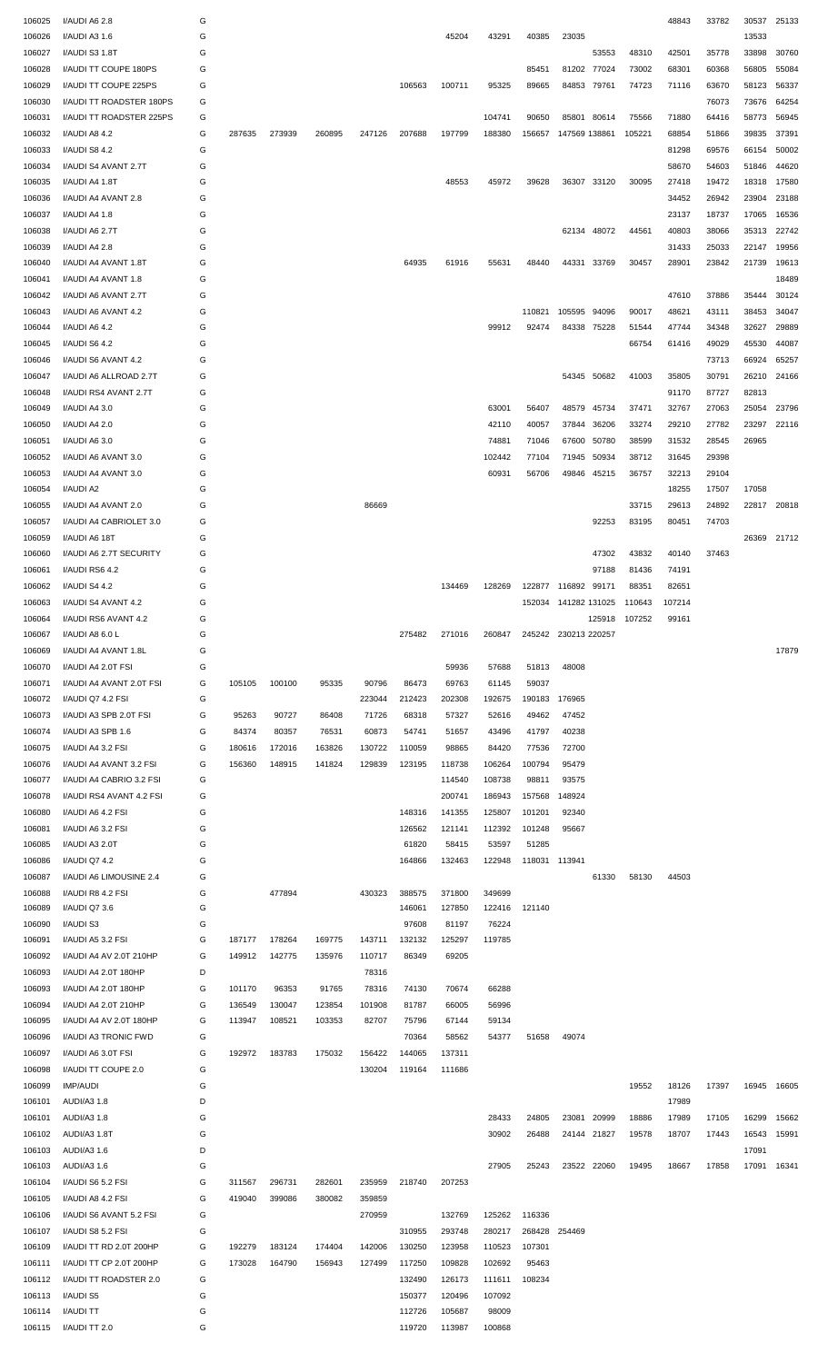| | | | | | | | | | | | | | | | | | |
|---|---|---|---|---|---|---|---|---|---|---|---|---|---|---|---|---|---|
| 106025 | I/AUDI A6 2.8 | G | | | | | | | | | | | | 48843 | 33782 | 30537 | 25133 |
| 106026 | I/AUDI A3 1.6 | G | | | | | | 45204 | 43291 | 40385 | 23035 | | | | | 13533 | |
| 106027 | I/AUDI S3 1.8T | G | | | | | | | | | | 53553 | 48310 | 42501 | 35778 | 33898 | 30760 |
| 106028 | I/AUDI TT COUPE 180PS | G | | | | | | | | 85451 | 81202 | 77024 | 73002 | 68301 | 60368 | 56805 | 55084 |
| 106029 | I/AUDI TT COUPE 225PS | G | | | | | 106563 | 100711 | 95325 | 89665 | 84853 | 79761 | 74723 | 71116 | 63670 | 58123 | 56337 |
| 106030 | I/AUDI TT ROADSTER 180PS | G | | | | | | | | | | | | | 76073 | 73676 | 64254 |
| 106031 | I/AUDI TT ROADSTER 225PS | G | | | | | | | 104741 | 90650 | 85801 | 80614 | 75566 | 71880 | 64416 | 58773 | 56945 |
| 106032 | I/AUDI A8 4.2 | G | 287635 | 273939 | 260895 | 247126 | 207688 | 197799 | 188380 | 156657 | 147569 | 138861 | 105221 | 68854 | 51866 | 39835 | 37391 |
| 106033 | I/AUDI S8 4.2 | G | | | | | | | | | | | | 81298 | 69576 | 66154 | 50002 |
| 106034 | I/AUDI S4 AVANT 2.7T | G | | | | | | | | | | | | 58670 | 54603 | 51846 | 44620 |
| 106035 | I/AUDI A4 1.8T | G | | | | | | 48553 | 45972 | 39628 | 36307 | 33120 | 30095 | 27418 | 19472 | 18318 | 17580 |
| 106036 | I/AUDI A4 AVANT 2.8 | G | | | | | | | | | | | | 34452 | 26942 | 23904 | 23188 |
| 106037 | I/AUDI A4 1.8 | G | | | | | | | | | | | | 23137 | 18737 | 17065 | 16536 |
| 106038 | I/AUDI A6 2.7T | G | | | | | | | | | 62134 | 48072 | 44561 | 40803 | 38066 | 35313 | 22742 |
| 106039 | I/AUDI A4 2.8 | G | | | | | | | | | | | | 31433 | 25033 | 22147 | 19956 |
| 106040 | I/AUDI A4 AVANT 1.8T | G | | | | | 64935 | 61916 | 55631 | 48440 | 44331 | 33769 | 30457 | 28901 | 23842 | 21739 | 19613 |
| 106041 | I/AUDI A4 AVANT 1.8 | G | | | | | | | | | | | | | | | 18489 |
| 106042 | I/AUDI A6 AVANT 2.7T | G | | | | | | | | | | | | 47610 | 37886 | 35444 | 30124 |
| 106043 | I/AUDI A6 AVANT 4.2 | G | | | | | | | | 110821 | 105595 | 94096 | 90017 | 48621 | 43111 | 38453 | 34047 |
| 106044 | I/AUDI A6 4.2 | G | | | | | | | 99912 | 92474 | 84338 | 75228 | 51544 | 47744 | 34348 | 32627 | 29889 |
| 106045 | I/AUDI S6 4.2 | G | | | | | | | | | | | 66754 | 61416 | 49029 | 45530 | 44087 |
| 106046 | I/AUDI S6 AVANT 4.2 | G | | | | | | | | | | | | | 73713 | 66924 | 65257 |
| 106047 | I/AUDI A6 ALLROAD 2.7T | G | | | | | | | | | 54345 | 50682 | 41003 | 35805 | 30791 | 26210 | 24166 |
| 106048 | I/AUDI RS4 AVANT 2.7T | G | | | | | | | | | | | | 91170 | 87727 | 82813 | |
| 106049 | I/AUDI A4 3.0 | G | | | | | | | 63001 | 56407 | 48579 | 45734 | 37471 | 32767 | 27063 | 25054 | 23796 |
| 106050 | I/AUDI A4 2.0 | G | | | | | | | 42110 | 40057 | 37844 | 36206 | 33274 | 29210 | 27782 | 23297 | 22116 |
| 106051 | I/AUDI A6 3.0 | G | | | | | | | 74881 | 71046 | 67600 | 50780 | 38599 | 31532 | 28545 | 26965 | |
| 106052 | I/AUDI A6 AVANT 3.0 | G | | | | | | | 102442 | 77104 | 71945 | 50934 | 38712 | 31645 | 29398 | | |
| 106053 | I/AUDI A4 AVANT 3.0 | G | | | | | | | 60931 | 56706 | 49846 | 45215 | 36757 | 32213 | 29104 | | |
| 106054 | I/AUDI A2 | G | | | | | | | | | | | | 18255 | 17507 | 17058 | |
| 106055 | I/AUDI A4 AVANT 2.0 | G | | | | 86669 | | | | | | | 33715 | 29613 | 24892 | 22817 | 20818 |
| 106057 | I/AUDI A4 CABRIOLET 3.0 | G | | | | | | | | | | 92253 | 83195 | 80451 | 74703 | | |
| 106059 | I/AUDI A6 18T | G | | | | | | | | | | | | | | 26369 | 21712 |
| 106060 | I/AUDI A6 2.7T SECURITY | G | | | | | | | | | | 47302 | 43832 | 40140 | 37463 | | |
| 106061 | I/AUDI RS6 4.2 | G | | | | | | | | | | 97188 | 81436 | 74191 | | | |
| 106062 | I/AUDI S4 4.2 | G | | | | | | 134469 | 128269 | 122877 | 116892 | 99171 | 88351 | 82651 | | | |
| 106063 | I/AUDI S4 AVANT 4.2 | G | | | | | | | | 152034 | 141282 | 131025 | 110643 | 107214 | | | |
| 106064 | I/AUDI RS6 AVANT 4.2 | G | | | | | | | | | | 125918 | 107252 | 99161 | | | |
| 106067 | I/AUDI A8 6.0 L | G | | | | | 275482 | 271016 | 260847 | 245242 | 230213 | 220257 | | | | | |
| 106069 | I/AUDI A4 AVANT 1.8L | G | | | | | | | | | | | | | | | 17879 |
| 106070 | I/AUDI A4 2.0T FSI | G | | | | | | 59936 | 57688 | 51813 | 48008 | | | | | | |
| 106071 | I/AUDI A4 AVANT 2.0T FSI | G | 105105 | 100100 | 95335 | 90796 | 86473 | 69763 | 61145 | 59037 | | | | | | | |
| 106072 | I/AUDI Q7 4.2 FSI | G | | | | 223044 | 212423 | 202308 | 192675 | 190183 | 176965 | | | | | | |
| 106073 | I/AUDI A3 SPB 2.0T FSI | G | 95263 | 90727 | 86408 | 71726 | 68318 | 57327 | 52616 | 49462 | 47452 | | | | | | |
| 106074 | I/AUDI A3 SPB 1.6 | G | 84374 | 80357 | 76531 | 60873 | 54741 | 51657 | 43496 | 41797 | 40238 | | | | | | |
| 106075 | I/AUDI A4 3.2 FSI | G | 180616 | 172016 | 163826 | 130722 | 110059 | 98865 | 84420 | 77536 | 72700 | | | | | | |
| 106076 | I/AUDI A4 AVANT 3.2 FSI | G | 156360 | 148915 | 141824 | 129839 | 123195 | 118738 | 106264 | 100794 | 95479 | | | | | | |
| 106077 | I/AUDI A4 CABRIO 3.2 FSI | G | | | | | | 114540 | 108738 | 98811 | 93575 | | | | | | |
| 106078 | I/AUDI RS4 AVANT 4.2 FSI | G | | | | | | 200741 | 186943 | 157568 | 148924 | | | | | | |
| 106080 | I/AUDI A6 4.2 FSI | G | | | | | 148316 | 141355 | 125807 | 101201 | 92340 | | | | | | |
| 106081 | I/AUDI A6 3.2 FSI | G | | | | | 126562 | 121141 | 112392 | 101248 | 95667 | | | | | | |
| 106085 | I/AUDI A3 2.0T | G | | | | | 61820 | 58415 | 53597 | 51285 | | | | | | | |
| 106086 | I/AUDI Q7 4.2 | G | | | | | 164866 | 132463 | 122948 | 118031 | 113941 | | | | | | |
| 106087 | I/AUDI A6 LIMOUSINE 2.4 | G | | | | | | | | | | 61330 | 58130 | 44503 | | | |
| 106088 | I/AUDI R8 4.2 FSI | G | | 477894 | | 430323 | 388575 | 371800 | 349699 | | | | | | | | |
| 106089 | I/AUDI Q7 3.6 | G | | | | | 146061 | 127850 | 122416 | 121140 | | | | | | | |
| 106090 | I/AUDI S3 | G | | | | | 97608 | 81197 | 76224 | | | | | | | | |
| 106091 | I/AUDI A5 3.2 FSI | G | 187177 | 178264 | 169775 | 143711 | 132132 | 125297 | 119785 | | | | | | | | |
| 106092 | I/AUDI A4 AV 2.0T 210HP | G | 149912 | 142775 | 135976 | 110717 | 86349 | 69205 | | | | | | | | | |
| 106093 | I/AUDI A4 2.0T 180HP | D | | | | 78316 | | | | | | | | | | | |
| 106093 | I/AUDI A4 2.0T 180HP | G | 101170 | 96353 | 91765 | 78316 | 74130 | 70674 | 66288 | | | | | | | | |
| 106094 | I/AUDI A4 2.0T 210HP | G | 136549 | 130047 | 123854 | 101908 | 81787 | 66005 | 56996 | | | | | | | | |
| 106095 | I/AUDI A4 AV 2.0T 180HP | G | 113947 | 108521 | 103353 | 82707 | 75796 | 67144 | 59134 | | | | | | | | |
| 106096 | I/AUDI A3 TRONIC FWD | G | | | | | 70364 | 58562 | 54377 | 51658 | 49074 | | | | | | |
| 106097 | I/AUDI A6 3.0T FSI | G | 192972 | 183783 | 175032 | 156422 | 144065 | 137311 | | | | | | | | | |
| 106098 | I/AUDI TT COUPE 2.0 | G | | | | 130204 | 119164 | 111686 | | | | | | | | | |
| 106099 | IMP/AUDI | G | | | | | | | | | | | 19552 | 18126 | 17397 | 16945 | 16605 |
| 106101 | AUDI/A3 1.8 | D | | | | | | | | | | | | 17989 | | | |
| 106101 | AUDI/A3 1.8 | G | | | | | | | 28433 | 24805 | 23081 | 20999 | 18886 | 17989 | 17105 | 16299 | 15662 |
| 106102 | AUDI/A3 1.8T | G | | | | | | | 30902 | 26488 | 24144 | 21827 | 19578 | 18707 | 17443 | 16543 | 15991 |
| 106103 | AUDI/A3 1.6 | D | | | | | | | | | | | | | | 17091 | |
| 106103 | AUDI/A3 1.6 | G | | | | | | | 27905 | 25243 | 23522 | 22060 | 19495 | 18667 | 17858 | 17091 | 16341 |
| 106104 | I/AUDI S6 5.2 FSI | G | 311567 | 296731 | 282601 | 235959 | 218740 | 207253 | | | | | | | | | |
| 106105 | I/AUDI A8 4.2 FSI | G | 419040 | 399086 | 380082 | 359859 | | | | | | | | | | | |
| 106106 | I/AUDI S6 AVANT 5.2 FSI | G | | | | 270959 | | 132769 | 125262 | 116336 | | | | | | | |
| 106107 | I/AUDI S8 5.2 FSI | G | | | | | 310955 | 293748 | 280217 | 268428 | 254469 | | | | | | |
| 106109 | I/AUDI TT RD 2.0T 200HP | G | 192279 | 183124 | 174404 | 142006 | 130250 | 123958 | 110523 | 107301 | | | | | | | |
| 106111 | I/AUDI TT CP 2.0T 200HP | G | 173028 | 164790 | 156943 | 127499 | 117250 | 109828 | 102692 | 95463 | | | | | | | |
| 106112 | I/AUDI TT ROADSTER 2.0 | G | | | | | 132490 | 126173 | 111611 | 108234 | | | | | | | |
| 106113 | I/AUDI S5 | G | | | | | 150377 | 120496 | 107092 | | | | | | | | |
| 106114 | I/AUDI TT | G | | | | | 112726 | 105687 | 98009 | | | | | | | | |
| 106115 | I/AUDI TT 2.0 | G | | | | | 119720 | 113987 | 100868 | | | | | | | | |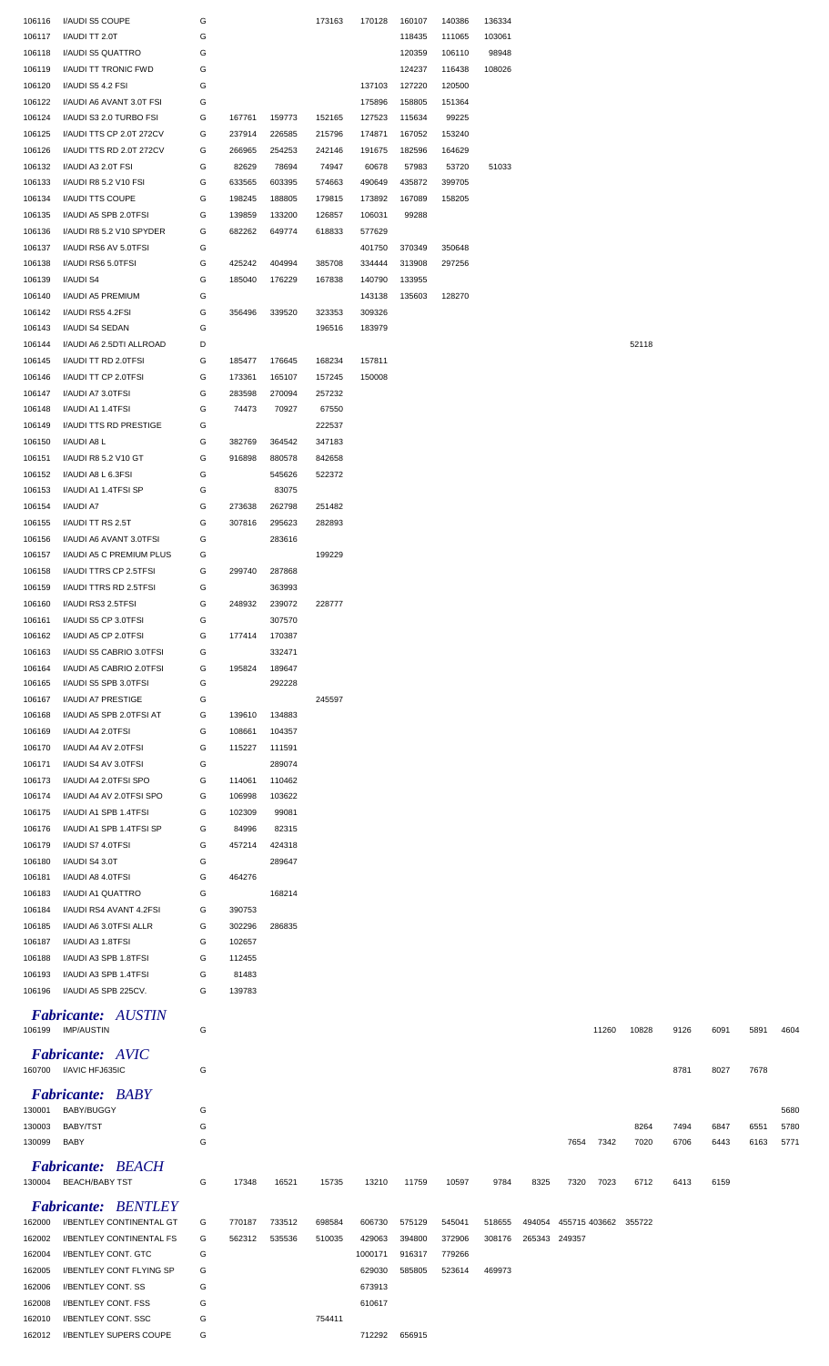| | | | | | | | | | | | | | | | | | |
|---|---|---|---|---|---|---|---|---|---|---|---|---|---|---|---|---|---|
| 106116 | I/AUDI S5 COUPE | G | | | 173163 | 170128 | 160107 | 140386 | 136334 | | | | | | | | |
| 106117 | I/AUDI TT 2.0T | G | | | | | 118435 | 111065 | 103061 | | | | | | | | |
| 106118 | I/AUDI S5 QUATTRO | G | | | | | 120359 | 106110 | 98948 | | | | | | | | |
| 106119 | I/AUDI TT TRONIC FWD | G | | | | | 124237 | 116438 | 108026 | | | | | | | | |
| 106120 | I/AUDI S5 4.2 FSI | G | | | | 137103 | 127220 | 120500 | | | | | | | | | |
| 106122 | I/AUDI A6 AVANT 3.0T FSI | G | | | | 175896 | 158805 | 151364 | | | | | | | | | |
| 106124 | I/AUDI S3 2.0 TURBO FSI | G | 167761 | 159773 | 152165 | 127523 | 115634 | 99225 | | | | | | | | | |
| 106125 | I/AUDI TTS CP 2.0T 272CV | G | 237914 | 226585 | 215796 | 174871 | 167052 | 153240 | | | | | | | | | |
| 106126 | I/AUDI TTS RD 2.0T 272CV | G | 266965 | 254253 | 242146 | 191675 | 182596 | 164629 | | | | | | | | | |
| 106132 | I/AUDI A3 2.0T FSI | G | 82629 | 78694 | 74947 | 60678 | 57983 | 53720 | 51033 | | | | | | | | |
| 106133 | I/AUDI R8 5.2 V10 FSI | G | 633565 | 603395 | 574663 | 490649 | 435872 | 399705 | | | | | | | | | |
| 106134 | I/AUDI TTS COUPE | G | 198245 | 188805 | 179815 | 173892 | 167089 | 158205 | | | | | | | | | |
| 106135 | I/AUDI A5 SPB 2.0TFSI | G | 139859 | 133200 | 126857 | 106031 | 99288 | | | | | | | | | | |
| 106136 | I/AUDI R8 5.2 V10 SPYDER | G | 682262 | 649774 | 618833 | 577629 | | | | | | | | | | | |
| 106137 | I/AUDI RS6 AV 5.0TFSI | G | | | | 401750 | 370349 | 350648 | | | | | | | | | |
| 106138 | I/AUDI RS6 5.0TFSI | G | 425242 | 404994 | 385708 | 334444 | 313908 | 297256 | | | | | | | | | |
| 106139 | I/AUDI S4 | G | 185040 | 176229 | 167838 | 140790 | 133955 | | | | | | | | | | |
| 106140 | I/AUDI A5 PREMIUM | G | | | | 143138 | 135603 | 128270 | | | | | | | | | |
| 106142 | I/AUDI RS5 4.2FSI | G | 356496 | 339520 | 323353 | 309326 | | | | | | | | | | | |
| 106143 | I/AUDI S4 SEDAN | G | | | 196516 | 183979 | | | | | | | | | | | |
| 106144 | I/AUDI A6 2.5DTI ALLROAD | D | | | | | | | | | | | 52118 | | | | |
| 106145 | I/AUDI TT RD 2.0TFSI | G | 185477 | 176645 | 168234 | 157811 | | | | | | | | | | | |
| 106146 | I/AUDI TT CP 2.0TFSI | G | 173361 | 165107 | 157245 | 150008 | | | | | | | | | | | |
| 106147 | I/AUDI A7 3.0TFSI | G | 283598 | 270094 | 257232 | | | | | | | | | | | | |
| 106148 | I/AUDI A1 1.4TFSI | G | 74473 | 70927 | 67550 | | | | | | | | | | | | |
| 106149 | I/AUDI TTS RD PRESTIGE | G | | | 222537 | | | | | | | | | | | | |
| 106150 | I/AUDI A8 L | G | 382769 | 364542 | 347183 | | | | | | | | | | | | |
| 106151 | I/AUDI R8 5.2 V10 GT | G | 916898 | 880578 | 842658 | | | | | | | | | | | | |
| 106152 | I/AUDI A8 L 6.3FSI | G | | 545626 | 522372 | | | | | | | | | | | | |
| 106153 | I/AUDI A1 1.4TFSI SP | G | | 83075 | | | | | | | | | | | | | |
| 106154 | I/AUDI A7 | G | 273638 | 262798 | 251482 | | | | | | | | | | | | |
| 106155 | I/AUDI TT RS 2.5T | G | 307816 | 295623 | 282893 | | | | | | | | | | | | |
| 106156 | I/AUDI A6 AVANT 3.0TFSI | G | | 283616 | | | | | | | | | | | | | |
| 106157 | I/AUDI A5 C PREMIUM PLUS | G | | | 199229 | | | | | | | | | | | | |
| 106158 | I/AUDI TTRS CP 2.5TFSI | G | 299740 | 287868 | | | | | | | | | | | | | |
| 106159 | I/AUDI TTRS RD 2.5TFSI | G | | 363993 | | | | | | | | | | | | | |
| 106160 | I/AUDI RS3 2.5TFSI | G | 248932 | 239072 | 228777 | | | | | | | | | | | | |
| 106161 | I/AUDI S5 CP 3.0TFSI | G | | 307570 | | | | | | | | | | | | | |
| 106162 | I/AUDI A5 CP 2.0TFSI | G | 177414 | 170387 | | | | | | | | | | | | | |
| 106163 | I/AUDI S5 CABRIO 3.0TFSI | G | | 332471 | | | | | | | | | | | | | |
| 106164 | I/AUDI A5 CABRIO 2.0TFSI | G | 195824 | 189647 | | | | | | | | | | | | | |
| 106165 | I/AUDI S5 SPB 3.0TFSI | G | | 292228 | | | | | | | | | | | | | |
| 106167 | I/AUDI A7 PRESTIGE | G | | | 245597 | | | | | | | | | | | | |
| 106168 | I/AUDI A5 SPB 2.0TFSI AT | G | 139610 | 134883 | | | | | | | | | | | | | |
| 106169 | I/AUDI A4 2.0TFSI | G | 108661 | 104357 | | | | | | | | | | | | | |
| 106170 | I/AUDI A4 AV 2.0TFSI | G | 115227 | 111591 | | | | | | | | | | | | | |
| 106171 | I/AUDI S4 AV 3.0TFSI | G | | 289074 | | | | | | | | | | | | | |
| 106173 | I/AUDI A4 2.0TFSI SPO | G | 114061 | 110462 | | | | | | | | | | | | | |
| 106174 | I/AUDI A4 AV 2.0TFSI SPO | G | 106998 | 103622 | | | | | | | | | | | | | |
| 106175 | I/AUDI A1 SPB 1.4TFSI | G | 102309 | 99081 | | | | | | | | | | | | | |
| 106176 | I/AUDI A1 SPB 1.4TFSI SP | G | 84996 | 82315 | | | | | | | | | | | | | |
| 106179 | I/AUDI S7 4.0TFSI | G | 457214 | 424318 | | | | | | | | | | | | | |
| 106180 | I/AUDI S4 3.0T | G | | 289647 | | | | | | | | | | | | | |
| 106181 | I/AUDI A8 4.0TFSI | G | 464276 | | | | | | | | | | | | | | |
| 106183 | I/AUDI A1 QUATTRO | G | | 168214 | | | | | | | | | | | | | |
| 106184 | I/AUDI RS4 AVANT 4.2FSI | G | 390753 | | | | | | | | | | | | | | |
| 106185 | I/AUDI A6 3.0TFSI ALLR | G | 302296 | 286835 | | | | | | | | | | | | | |
| 106187 | I/AUDI A3 1.8TFSI | G | 102657 | | | | | | | | | | | | | | |
| 106188 | I/AUDI A3 SPB 1.8TFSI | G | 112455 | | | | | | | | | | | | | | |
| 106193 | I/AUDI A3 SPB 1.4TFSI | G | 81483 | | | | | | | | | | | | | | |
| 106196 | I/AUDI A5 SPB 225CV. | G | 139783 | | | | | | | | | | | | | | |

***Fabricante: AUSTIN***

| | | | | | | | | | | | | | | | | | |
|---|---|---|---|---|---|---|---|---|---|---|---|---|---|---|---|---|---|
| 106199 | IMP/AUSTIN | G | | | | | | | | | | 11260 | 10828 | 9126 | 6091 | 5891 | 4604 |

***Fabricante: AVIC***

| | | | | | | | | | | | | | | | | | |
|---|---|---|---|---|---|---|---|---|---|---|---|---|---|---|---|---|---|
| 160700 | I/AVIC HFJ635IC | G | | | | | | | | | | | | 8781 | 8027 | 7678 | |

***Fabricante: BABY***

| | | | | | | | | | | | | | | | | | |
|---|---|---|---|---|---|---|---|---|---|---|---|---|---|---|---|---|---|
| 130001 | BABY/BUGGY | G | | | | | | | | | | | | | | | 5680 |
| 130003 | BABY/TST | G | | | | | | | | | | | 8264 | 7494 | 6847 | 6551 | 5780 |
| 130099 | BABY | G | | | | | | | | | 7654 | 7342 | 7020 | 6706 | 6443 | 6163 | 5771 |

***Fabricante: BEACH***

| | | | | | | | | | | | | | | | | | |
|---|---|---|---|---|---|---|---|---|---|---|---|---|---|---|---|---|---|
| 130004 | BEACH/BABY TST | G | 17348 | 16521 | 15735 | 13210 | 11759 | 10597 | 9784 | 8325 | 7320 | 7023 | 6712 | 6413 | 6159 | | |

***Fabricante: BENTLEY***

| | | | | | | | | | | | | | | | | | |
|---|---|---|---|---|---|---|---|---|---|---|---|---|---|---|---|---|---|
| 162000 | I/BENTLEY CONTINENTAL GT | G | 770187 | 733512 | 698584 | 606730 | 575129 | 545041 | 518655 | 494054 | 455715 | 403662 | 355722 | | | | |
| 162002 | I/BENTLEY CONTINENTAL FS | G | 562312 | 535536 | 510035 | 429063 | 394800 | 372906 | 308176 | 265343 | 249357 | | | | | | |
| 162004 | I/BENTLEY CONT. GTC | G | | | | 1000171 | 916317 | 779266 | | | | | | | | | |
| 162005 | I/BENTLEY CONT FLYING SP | G | | | | 629030 | 585805 | 523614 | 469973 | | | | | | | | |
| 162006 | I/BENTLEY CONT. SS | G | | | | 673913 | | | | | | | | | | | |
| 162008 | I/BENTLEY CONT. FSS | G | | | | 610617 | | | | | | | | | | | |
| 162010 | I/BENTLEY CONT. SSC | G | | | 754411 | | | | | | | | | | | | |
| 162012 | I/BENTLEY SUPERS COUPE | G | | | | 712292 | 656915 | | | | | | | | | | |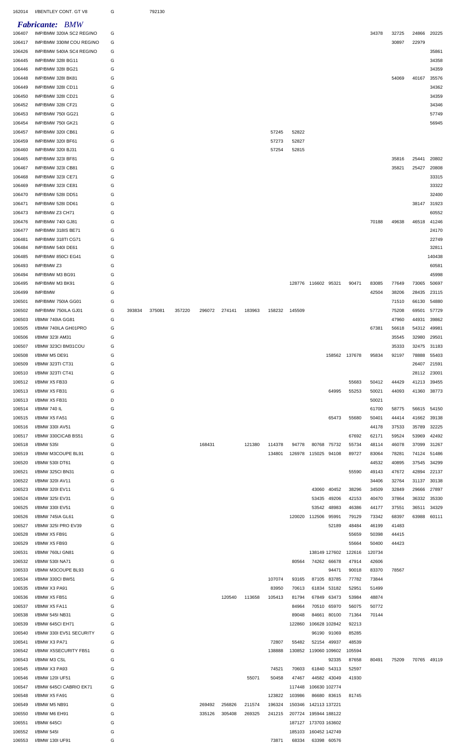| | | | | | | | | | | | | | | | | | |
|---|---|---|---|---|---|---|---|---|---|---|---|---|---|---|---|---|---|
| 162014 | I/BENTLEY CONT. GT V8 | G | | 792130 | | | | | | | | | | | | | |

### *Fabricante: BMW*

| | | | | | | | | | | | | | | | | | |
|---|---|---|---|---|---|---|---|---|---|---|---|---|---|---|---|---|---|
| 106407 | IMP/BMW 320IA SC2 REGINO | G | | | | | | | | | | | | 34378 | 32725 | 24866 | 20225 |
| 106417 | IMP/BMW 330IM COU REGINO | G | | | | | | | | | | | | | 30897 | 22979 | |
| 106426 | IMP/BMW 540IA SC4 REGINO | G | | | | | | | | | | | | | | | 35861 |
| 106445 | IMP/BMW 328I BG11 | G | | | | | | | | | | | | | | | 34358 |
| 106446 | IMP/BMW 328I BG21 | G | | | | | | | | | | | | | | | 34359 |
| 106448 | IMP/BMW 328I BK81 | G | | | | | | | | | | | | | 54069 | 40167 | 35576 |
| 106449 | IMP/BMW 328I CD11 | G | | | | | | | | | | | | | | | 34362 |
| 106450 | IMP/BMW 328I CD21 | G | | | | | | | | | | | | | | | 34359 |
| 106452 | IMP/BMW 328I CF21 | G | | | | | | | | | | | | | | | 34346 |
| 106453 | IMP/BMW 750I GG21 | G | | | | | | | | | | | | | | | 57749 |
| 106454 | IMP/BMW 750I GK21 | G | | | | | | | | | | | | | | | 56945 |
| 106457 | IMP/BMW 320I CB61 | G | | | | | | | 57245 | 52822 | | | | | | | |
| 106459 | IMP/BMW 320I BF61 | G | | | | | | | 57273 | 52827 | | | | | | | |
| 106460 | IMP/BMW 320I BJ31 | G | | | | | | | 57254 | 52815 | | | | | | | |
| 106465 | IMP/BMW 323I BF81 | G | | | | | | | | | | | | | 35816 | 25441 | 20802 |
| 106467 | IMP/BMW 323I CB81 | G | | | | | | | | | | | | | 35821 | 25427 | 20808 |
| 106468 | IMP/BMW 323I CE71 | G | | | | | | | | | | | | | | | 33315 |
| 106469 | IMP/BMW 323I CE81 | G | | | | | | | | | | | | | | | 33322 |
| 106470 | IMP/BMW 528I DD51 | G | | | | | | | | | | | | | | | 32400 |
| 106471 | IMP/BMW 528I DD61 | G | | | | | | | | | | | | | | 38147 | 31923 |
| 106473 | IMP/BMW Z3 CH71 | G | | | | | | | | | | | | | | | 60552 |
| 106476 | IMP/BMW 740I GJ81 | G | | | | | | | | | | | | 70188 | 49638 | 46518 | 41246 |
| 106477 | IMP/BMW 318IS BE71 | G | | | | | | | | | | | | | | | 24170 |
| 106481 | IMP/BMW 318TI CG71 | G | | | | | | | | | | | | | | | 22749 |
| 106484 | IMP/BMW 540I DE61 | G | | | | | | | | | | | | | | | 32811 |
| 106485 | IMP/BMW 850CI EG41 | G | | | | | | | | | | | | | | | 140438 |
| 106493 | IMP/BMW Z3 | G | | | | | | | | | | | | | | | 60581 |
| 106494 | IMP/BMW M3 BG91 | G | | | | | | | | | | | | | | | 45998 |
| 106495 | IMP/BMW M3 BK91 | G | | | | | | | | 128776 | 116602 | 95321 | 90471 | 83085 | 77649 | 73065 | 50697 |
| 106499 | IMP/BMW | G | | | | | | | | | | | | 42504 | 38206 | 28435 | 23115 |
| 106501 | IMP/BMW 750IA GG01 | G | | | | | | | | | | | | | 71510 | 66130 | 54880 |
| 106502 | IMP/BMW 750ILA GJ01 | G | 393834 | 375081 | 357220 | 296072 | 274141 | 183963 | 158232 | 145509 | | | | | 75208 | 69501 | 57729 |
| 106503 | I/BMW 740IA GG81 | G | | | | | | | | | | | | | 47960 | 44931 | 39862 |
| 106505 | I/BMW 740ILA GH01PRO | G | | | | | | | | | | | | 67381 | 56618 | 54312 | 49981 |
| 106506 | I/BMW 323I AM31 | G | | | | | | | | | | | | | 35545 | 32980 | 29501 |
| 106507 | I/BMW 323CI BM31COU | G | | | | | | | | | | | | | 35333 | 32475 | 31183 |
| 106508 | I/BMW M5 DE91 | G | | | | | | | | | | 158562 | 137678 | 95834 | 92197 | 78888 | 55403 |
| 106509 | I/BMW 323TI CT31 | G | | | | | | | | | | | | | | 26407 | 21591 |
| 106510 | I/BMW 323TI CT41 | G | | | | | | | | | | | | | | 28112 | 23001 |
| 106512 | I/BMW X5 FB33 | G | | | | | | | | | | | 55683 | 50412 | 44429 | 41213 | 39455 |
| 106513 | I/BMW X5 FB31 | G | | | | | | | | | | 64995 | 55253 | 50021 | 44093 | 41360 | 38773 |
| 106513 | I/BMW X5 FB31 | D | | | | | | | | | | | | 50021 | | | |
| 106514 | I/BMW 740 IL | G | | | | | | | | | | | | 61700 | 58775 | 56615 | 54150 |
| 106515 | I/BMW X5 FA51 | G | | | | | | | | | | 65473 | 55680 | 50401 | 44414 | 41662 | 39138 |
| 106516 | I/BMW 330I AV51 | G | | | | | | | | | | | | 44178 | 37533 | 35789 | 32225 |
| 106517 | I/BMW 330CICAB BS51 | G | | | | | | | | | | | 67692 | 62171 | 59524 | 53969 | 42492 |
| 106518 | I/BMW 535I | G | | | | 168431 | | 121380 | 114378 | 94778 | 80768 | 75732 | 55734 | 48114 | 46078 | 37099 | 31267 |
| 106519 | I/BMW M3COUPE BL91 | G | | | | | | | 134801 | 126978 | 115025 | 94108 | 89727 | 83064 | 78281 | 74124 | 51486 |
| 106520 | I/BMW 530I DT61 | G | | | | | | | | | | | | 44532 | 40895 | 37545 | 34299 |
| 106521 | I/BMW 325CI BN31 | G | | | | | | | | | | | 55590 | 49143 | 47672 | 42894 | 22137 |
| 106522 | I/BMW 320I AV11 | G | | | | | | | | | | | | 34406 | 32764 | 31137 | 30138 |
| 106523 | I/BMW 320I EV11 | G | | | | | | | | | 43060 | 40452 | 38296 | 34509 | 32849 | 29666 | 27897 |
| 106524 | I/BMW 325I EV31 | G | | | | | | | | | 53435 | 49206 | 42153 | 40470 | 37864 | 36332 | 35330 |
| 106525 | I/BMW 330I EV51 | G | | | | | | | | | 53542 | 48983 | 46386 | 44177 | 37551 | 36511 | 34329 |
| 106526 | I/BMW 745IA GL61 | G | | | | | | | | 120020 | 112506 | 95991 | 79129 | 73342 | 68397 | 63988 | 60111 |
| 106527 | I/BMW 325I PRO EV39 | G | | | | | | | | | | 52189 | 48484 | 46199 | 41483 | | |
| 106528 | I/BMW X5 FB91 | G | | | | | | | | | | | 55659 | 50398 | 44415 | | |
| 106529 | I/BMW X5 FB93 | G | | | | | | | | | | | 55664 | 50400 | 44423 | | |
| 106531 | I/BMW 760LI GN81 | G | | | | | | | | | 138149 | 127602 | 122616 | 120734 | | | |
| 106532 | I/BMW 530I NA71 | G | | | | | | | | 80564 | 74262 | 66678 | 47914 | 42606 | | | |
| 106533 | I/BMW M3COUPE BL93 | G | | | | | | | | | | 94471 | 90018 | 83370 | 78567 | | |
| 106534 | I/BMW 330CI BW51 | G | | | | | | | 107074 | 93165 | 87105 | 83785 | 77782 | 73844 | | | |
| 106535 | I/BMW X3 PA91 | G | | | | | | | 83950 | 70613 | 61834 | 53182 | 52951 | 51499 | | | |
| 106536 | I/BMW X5 FB51 | G | | | | | 120540 | 113658 | 105413 | 81794 | 67849 | 63473 | 53984 | 48874 | | | |
| 106537 | I/BMW X5 FA11 | G | | | | | | | | 84964 | 70510 | 65970 | 56075 | 50772 | | | |
| 106538 | I/BMW 545I NB31 | G | | | | | | | | 89048 | 84661 | 80100 | 71364 | 70144 | | | |
| 106539 | I/BMW 645CI EH71 | G | | | | | | | | 122860 | 106628 | 102842 | 92213 | | | | |
| 106540 | I/BMW 330I EV51 SECURITY | G | | | | | | | | | 96190 | 91069 | 85285 | | | | |
| 106541 | I/BMW X3 PA71 | G | | | | | | | 72807 | 55482 | 52154 | 49937 | 48539 | | | | |
| 106542 | I/BMW X5SECURITY FB51 | G | | | | | | | 138888 | 130852 | 119060 | 109602 | 105594 | | | | |
| 106543 | I/BMW M3 CSL | G | | | | | | | | | | 92335 | 87658 | 80491 | 75209 | 70765 | 49119 |
| 106545 | I/BMW X3 PA93 | G | | | | | | | 74521 | 70603 | 61840 | 54313 | 52597 | | | | |
| 106546 | I/BMW 120I UF51 | G | | | | | | 55071 | 50458 | 47467 | 44582 | 43049 | 41930 | | | | |
| 106547 | I/BMW 645CI CABRIO EK71 | G | | | | | | | | 117448 | 106630 | 102774 | | | | | |
| 106548 | I/BMW X5 FA91 | G | | | | | | | 123822 | 103986 | 86680 | 83615 | 81745 | | | | |
| 106549 | I/BMW M5 NB91 | G | | | | 269492 | 256826 | 211574 | 196324 | 150346 | 142113 | 137221 | | | | | |
| 106550 | I/BMW M6 EH91 | G | | | | 335126 | 305408 | 269325 | 241215 | 207724 | 195944 | 188122 | | | | | |
| 106551 | I/BMW 645CI | G | | | | | | | | 187127 | 173703 | 163602 | | | | | |
| 106552 | I/BMW 545I | G | | | | | | | | 185103 | 160452 | 142749 | | | | | |
| 106553 | I/BMW 130I UF91 | G | | | | | | | 73871 | 68334 | 63398 | 60576 | | | | | |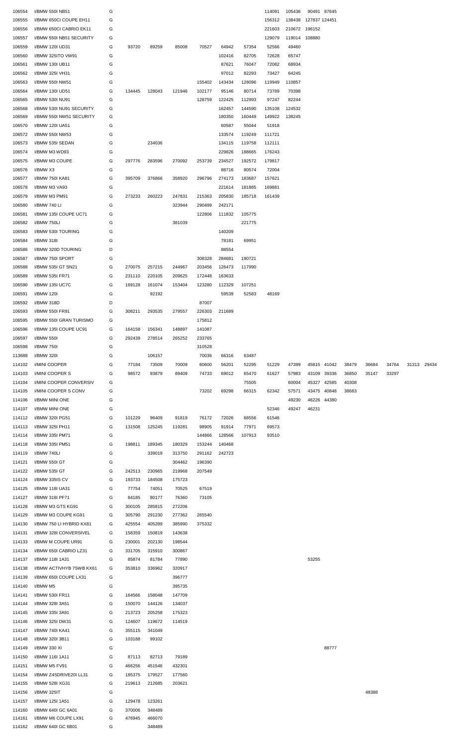| | | | | | | | | | | | | | | | | | |
|---|---|---|---|---|---|---|---|---|---|---|---|---|---|---|---|---|---|
| 106554 | I/BMW 550I NB51 | G | | | | | | | 114091 | 105436 | 90491 | 87645 | | | | | |
| 106555 | I/BMW 650CI COUPE EH11 | G | | | | | | | 156312 | 138438 | 127837 | 124451 | | | | | |
| 106556 | I/BMW 650CI CABRIO EK11 | G | | | | | | | 221603 | 210672 | 196152 | | | | | | |
| 106557 | I/BMW 550I NB51 SECURITY | G | | | | | | | 129079 | 119014 | 108880 | | | | | | |
| 106559 | I/BMW 120I UD31 | G | 93720 | 89259 | 85008 | 70527 | 64942 | 57354 | 52566 | 49460 | | | | | | | |
| 106560 | I/BMW 325ITO VW91 | G | | | | | 102416 | 82705 | 72628 | 65747 | | | | | | | |
| 106561 | I/BMW 130I UB11 | G | | | | | 87621 | 76047 | 72082 | 68934 | | | | | | | |
| 106562 | I/BMW 325I VH31 | G | | | | | 97012 | 82293 | 73427 | 64245 | | | | | | | |
| 106563 | I/BMW 550I NW51 | G | | | | 155402 | 143434 | 128096 | 119949 | 110857 | | | | | | | |
| 106564 | I/BMW 130I UD51 | G | 134445 | 128043 | 121946 | 102177 | 95146 | 80714 | 73789 | 70398 | | | | | | | |
| 106565 | I/BMW 530I NU91 | G | | | | 128759 | 122425 | 112993 | 97247 | 82244 | | | | | | | |
| 106568 | I/BMW 530I NU91 SECURITY | G | | | | | 162457 | 144590 | 135108 | 124532 | | | | | | | |
| 106569 | I/BMW 550I NW51 SECURITY | G | | | | | 180350 | 160449 | 149922 | 138245 | | | | | | | |
| 106570 | I/BMW 120I UA51 | G | | | | | 60587 | 55044 | 51918 | | | | | | | | |
| 106572 | I/BMW 550I NW53 | G | | | | | 133574 | 119249 | 111721 | | | | | | | | |
| 106573 | I/BMW 535I SEDAN | G | | 234036 | | | 134115 | 119758 | 112111 | | | | | | | | |
| 106574 | I/BMW M3 WD93 | G | | | | | 229826 | 188665 | 176243 | | | | | | | | |
| 106575 | I/BMW M3 COUPE | G | 297776 | 283596 | 270092 | 253739 | 234527 | 192572 | 179817 | | | | | | | | |
| 106576 | I/BMW X3 | G | | | | | 88716 | 80574 | 72004 | | | | | | | | |
| 106577 | I/BMW 750I KA81 | G | 395709 | 376866 | 358920 | 296796 | 274173 | 183687 | 157621 | | | | | | | | |
| 106578 | I/BMW M3 VA93 | G | | | | | 221614 | 181885 | 169881 | | | | | | | | |
| 106579 | I/BMW M3 PM91 | G | 273233 | 260223 | 247831 | 215363 | 205830 | 185718 | 161439 | | | | | | | | |
| 106580 | I/BMW 740 LI | G | | | 323944 | 290499 | 242171 | | | | | | | | | | |
| 106581 | I/BMW 135I COUPE UC71 | G | | | | 122806 | 111832 | 105775 | | | | | | | | | |
| 106582 | I/BMW 750LI | G | | | 381039 | | | 221775 | | | | | | | | | |
| 106583 | I/BMW 530I TOURING | G | | | | | 140209 | | | | | | | | | | |
| 106584 | I/BMW 318I | G | | | | | 78181 | 69951 | | | | | | | | | |
| 106586 | I/BMW 320D TOURING | D | | | | | 88554 | | | | | | | | | | |
| 106587 | I/BMW 750I SPORT | G | | | | 308328 | 284681 | 190721 | | | | | | | | | |
| 106588 | I/BMW 535I GT SN21 | G | 270075 | 257215 | 244967 | 203456 | 126473 | 117990 | | | | | | | | | |
| 106589 | I/BMW 535I FR71 | G | 231110 | 220105 | 209625 | 172448 | 163633 | | | | | | | | | | |
| 106590 | I/BMW 135I UC7C | G | 169128 | 161074 | 153404 | 123280 | 112329 | 107251 | | | | | | | | | |
| 106591 | I/BMW 120I | G | | 92192 | | | 59539 | 52583 | 48169 | | | | | | | | |
| 106592 | I/BMW 318D | D | | | | 87007 | | | | | | | | | | | |
| 106593 | I/BMW 550I FR91 | G | 308211 | 293535 | 279557 | 226303 | 211689 | | | | | | | | | | |
| 106595 | I/BMW 550I GRAN TURISMO | G | | | | 175812 | | | | | | | | | | | |
| 106596 | I/BMW 135I COUPE UC91 | G | 164158 | 156341 | 148897 | 141087 | | | | | | | | | | | |
| 106597 | I/BMW 550I | G | 292439 | 278514 | 265252 | 233765 | | | | | | | | | | | |
| 106598 | I/BMW 750I | G | | | | 310528 | | | | | | | | | | | |
| 113688 | I/BMW 320I | G | | 106157 | | 70036 | 66316 | 63487 | | | | | | | | | |
| 114102 | I/MINI COOPER | G | 77184 | 73509 | 70009 | 60600 | 56201 | 52295 | 51229 | 47399 | 45815 | 41042 | 38479 | 36684 | 34764 | 31313 | 29434 |
| 114103 | I/MINI COOPER S | G | 98572 | 93879 | 89409 | 74733 | 69012 | 65470 | 61627 | 57983 | 43109 | 39336 | 36850 | 35147 | 33297 | | |
| 114104 | I/MINI COOPER CONVERSIV | G | | | | | | 75505 | | 60004 | 45327 | 42585 | 40308 | | | | |
| 114105 | I/MINI COOPER S CONV | G | | | | 73202 | 69298 | 66315 | 62342 | 57571 | 43475 | 40848 | 38683 | | | | |
| 114106 | I/BMW MINI ONE | G | | | | | | | | 49230 | 46226 | 44380 | | | | | |
| 114107 | I/BMW MINI ONE | G | | | | | | | 52346 | 49247 | 46231 | | | | | | |
| 114112 | I/BMW 320I PG51 | G | 101229 | 96409 | 91819 | 76172 | 72026 | 68556 | 61546 | | | | | | | | |
| 114113 | I/BMW 325I PH11 | G | 131508 | 125245 | 119281 | 98905 | 91914 | 77971 | 69573 | | | | | | | | |
| 114114 | I/BMW 335I PM71 | G | | | | 144866 | 128566 | 107913 | 93510 | | | | | | | | |
| 114118 | I/BMW 335I PM51 | G | 198811 | 189345 | 180329 | 153244 | 140468 | | | | | | | | | | |
| 114119 | I/BMW 740LI | G | | 339019 | 313750 | 291162 | 242723 | | | | | | | | | | |
| 114121 | I/BMW 550I GT | G | | | 304462 | 196390 | | | | | | | | | | | |
| 114122 | I/BMW 535I GT | G | 242513 | 230965 | 219968 | 207549 | | | | | | | | | | | |
| 114124 | I/BMW 335IS CV | G | 193733 | 184508 | 175723 | | | | | | | | | | | | |
| 114125 | I/BMW 118I UA31 | G | 77754 | 74051 | 70525 | 67519 | | | | | | | | | | | |
| 114127 | I/BMW 318I PF71 | G | 84185 | 80177 | 76360 | 73105 | | | | | | | | | | | |
| 114128 | I/BMW M3 GTS KG91 | G | 300105 | 285815 | 272206 | | | | | | | | | | | | |
| 114129 | I/BMW M3 COUPE KG91 | G | 305790 | 291230 | 277362 | 265540 | | | | | | | | | | | |
| 114130 | I/BMW 750 LI HYBRID KX81 | G | 425554 | 405289 | 385990 | 375332 | | | | | | | | | | | |
| 114131 | I/BMW 328I CONVERSIVEL | G | 158359 | 150819 | 143638 | | | | | | | | | | | | |
| 114133 | I/BMW M COUPE UR91 | G | 230001 | 202130 | 198544 | | | | | | | | | | | | |
| 114134 | I/BMW 650I CABRIO LZ31 | G | 331705 | 315910 | 300867 | | | | | | | | | | | | |
| 114137 | I/BMW 118I 1A31 | G | 85874 | 81784 | 77890 | | | | | | 53255 | | | | | | |
| 114138 | I/BMW ACTIVHYB 7SWB KX61 | G | 353810 | 336962 | 320917 | | | | | | | | | | | | |
| 114139 | I/BMW 650I COUPE LX31 | G | | | 396777 | | | | | | | | | | | | |
| 114140 | I/BMW M5 | G | | | 395735 | | | | | | | | | | | | |
| 114141 | I/BMW 530I FR11 | G | 164566 | 158048 | 147709 | | | | | | | | | | | | |
| 114144 | I/BMW 328I 3A51 | G | 150070 | 144126 | 134037 | | | | | | | | | | | | |
| 114145 | I/BMW 335I 3A91 | G | 213723 | 205258 | 175323 | | | | | | | | | | | | |
| 114146 | I/BMW 325I DW31 | G | 124607 | 119672 | 114519 | | | | | | | | | | | | |
| 114147 | I/BMW 740I KA41 | G | 355115 | 341049 | | | | | | | | | | | | | |
| 114148 | I/BMW 320I 3B11 | G | 103188 | 99102 | | | | | | | | | | | | | |
| 114149 | I/BMW 330 XI | G | | | | | | | | | | 88777 | | | | | |
| 114150 | I/BMW 116I 1A11 | G | 87113 | 82713 | 79189 | | | | | | | | | | | | |
| 114151 | I/BMW M5 FV91 | G | 466256 | 451546 | 432301 | | | | | | | | | | | | |
| 114154 | I/BMW Z4SDRIVE20I LL31 | G | 185375 | 179527 | 177560 | | | | | | | | | | | | |
| 114155 | I/BMW 528I XG31 | G | 219613 | 212685 | 203621 | | | | | | | | | | | | |
| 114156 | I/BMW 325IT | G | | | | | | | | | | | | 48388 | | | |
| 114157 | I/BMW 125I 1A51 | G | 129478 | 123261 | | | | | | | | | | | | | |
| 114160 | I/BMW 640I GC 6A01 | G | 370006 | 348489 | | | | | | | | | | | | | |
| 114161 | I/BMW M6 COUPE LX91 | G | 476945 | 466070 | | | | | | | | | | | | | |
| 114162 | I/BMW 640I GC 6B01 | G | | 348489 | | | | | | | | | | | | | |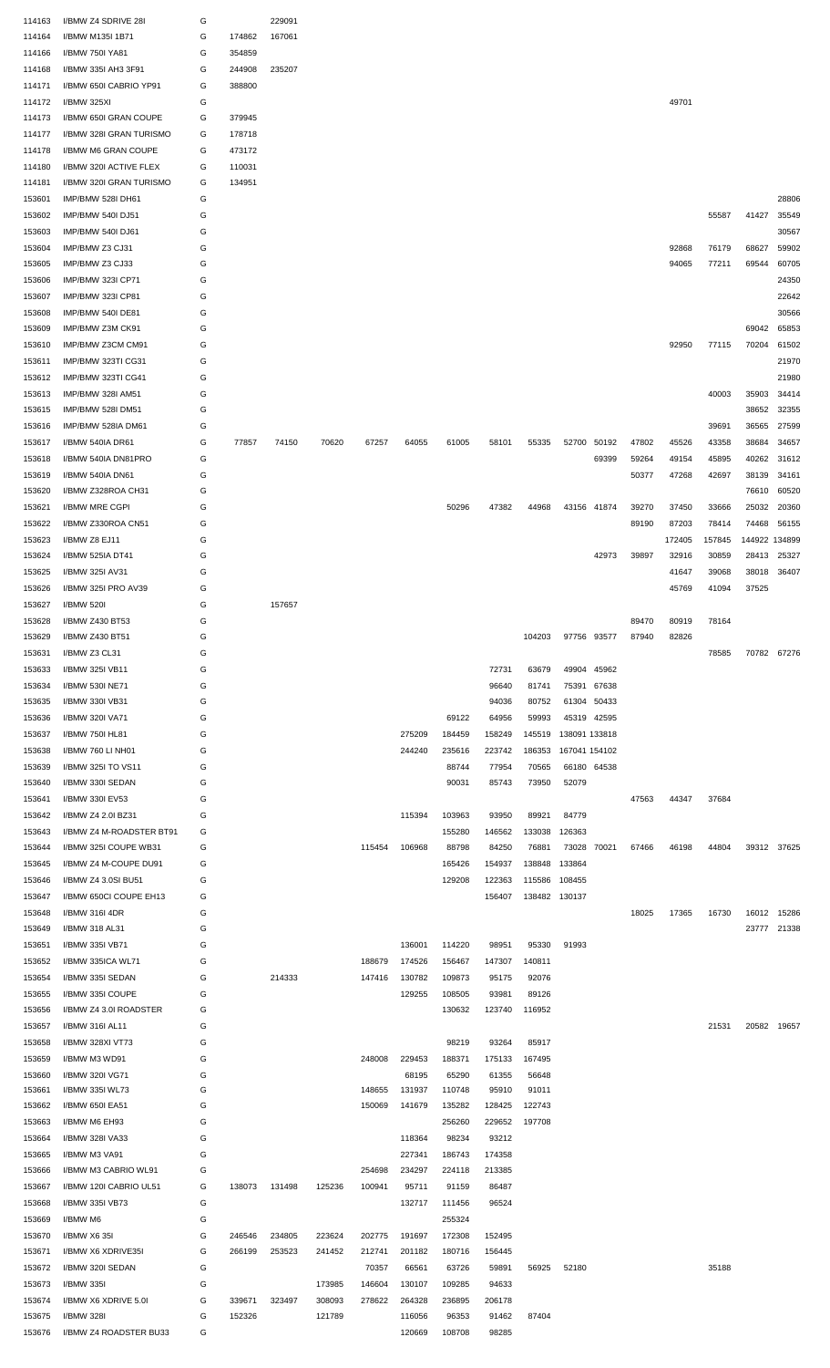| | | | | | | | | | | | | | | | | | |
|---|---|---|---|---|---|---|---|---|---|---|---|---|---|---|---|---|---|
| 114163 | I/BMW Z4 SDRIVE 28I | G | | 229091 | | | | | | | | | | | | | |
| 114164 | I/BMW M135I 1B71 | G | 174862 | 167061 | | | | | | | | | | | | | |
| 114166 | I/BMW 750I YA81 | G | 354859 | | | | | | | | | | | | | | |
| 114168 | I/BMW 335I AH3 3F91 | G | 244908 | 235207 | | | | | | | | | | | | | |
| 114171 | I/BMW 650I CABRIO YP91 | G | 388800 | | | | | | | | | | | | | | |
| 114172 | I/BMW 325XI | G | | | | | | | | | | | | 49701 | | | |
| 114173 | I/BMW 650I GRAN COUPE | G | 379945 | | | | | | | | | | | | | | |
| 114177 | I/BMW 328I GRAN TURISMO | G | 178718 | | | | | | | | | | | | | | |
| 114178 | I/BMW M6 GRAN COUPE | G | 473172 | | | | | | | | | | | | | | |
| 114180 | I/BMW 320I ACTIVE FLEX | G | 110031 | | | | | | | | | | | | | | |
| 114181 | I/BMW 320I GRAN TURISMO | G | 134951 | | | | | | | | | | | | | | |
| 153601 | IMP/BMW 528I DH61 | G | | | | | | | | | | | | | | | 28806 |
| 153602 | IMP/BMW 540I DJ51 | G | | | | | | | | | | | | | 55587 | 41427 | 35549 |
| 153603 | IMP/BMW 540I DJ61 | G | | | | | | | | | | | | | | | 30567 |
| 153604 | IMP/BMW Z3 CJ31 | G | | | | | | | | | | | | 92868 | 76179 | 68627 | 59902 |
| 153605 | IMP/BMW Z3 CJ33 | G | | | | | | | | | | | | 94065 | 77211 | 69544 | 60705 |
| 153606 | IMP/BMW 323I CP71 | G | | | | | | | | | | | | | | | 24350 |
| 153607 | IMP/BMW 323I CP81 | G | | | | | | | | | | | | | | | 22642 |
| 153608 | IMP/BMW 540I DE81 | G | | | | | | | | | | | | | | | 30566 |
| 153609 | IMP/BMW Z3M CK91 | G | | | | | | | | | | | | | | 69042 | 65853 |
| 153610 | IMP/BMW Z3CM CM91 | G | | | | | | | | | | | | 92950 | 77115 | 70204 | 61502 |
| 153611 | IMP/BMW 323TI CG31 | G | | | | | | | | | | | | | | | 21970 |
| 153612 | IMP/BMW 323TI CG41 | G | | | | | | | | | | | | | | | 21980 |
| 153613 | IMP/BMW 328I AM51 | G | | | | | | | | | | | | | 40003 | 35903 | 34414 |
| 153615 | IMP/BMW 528I DM51 | G | | | | | | | | | | | | | | 38652 | 32355 |
| 153616 | IMP/BMW 528IA DM61 | G | | | | | | | | | | | | | 39691 | 36565 | 27599 |
| 153617 | I/BMW 540IA DR61 | G | 77857 | 74150 | 70620 | 67257 | 64055 | 61005 | 58101 | 55335 | 52700 | 50192 | 47802 | 45526 | 43358 | 38684 | 34657 |
| 153618 | I/BMW 540IA DN81PRO | G | | | | | | | | | | 69399 | 59264 | 49154 | 45895 | 40262 | 31612 |
| 153619 | I/BMW 540IA DN61 | G | | | | | | | | | | | 50377 | 47268 | 42697 | 38139 | 34161 |
| 153620 | I/BMW Z328ROA CH31 | G | | | | | | | | | | | | | | 76610 | 60520 |
| 153621 | I/BMW MRE CGPI | G | | | | | | 50296 | 47382 | 44968 | 43156 | 41874 | 39270 | 37450 | 33666 | 25032 | 20360 |
| 153622 | I/BMW Z330ROA CN51 | G | | | | | | | | | | | 89190 | 87203 | 78414 | 74468 | 56155 |
| 153623 | I/BMW Z8 EJ11 | G | | | | | | | | | | | | 172405 | 157845 | 144922 | 134899 |
| 153624 | I/BMW 525IA DT41 | G | | | | | | | | | | 42973 | 39897 | 32916 | 30859 | 28413 | 25327 |
| 153625 | I/BMW 325I AV31 | G | | | | | | | | | | | | 41647 | 39068 | 38018 | 36407 |
| 153626 | I/BMW 325I PRO AV39 | G | | | | | | | | | | | | 45769 | 41094 | 37525 | |
| 153627 | I/BMW 520I | G | | 157657 | | | | | | | | | | | | | |
| 153628 | I/BMW Z430 BT53 | G | | | | | | | | | | | 89470 | 80919 | 78164 | | |
| 153629 | I/BMW Z430 BT51 | G | | | | | | | | 104203 | 97756 | 93577 | 87940 | 82826 | | | |
| 153631 | I/BMW Z3 CL31 | G | | | | | | | | | | | | | 78585 | 70782 | 67276 |
| 153633 | I/BMW 325I VB11 | G | | | | | | | 72731 | 63679 | 49904 | 45962 | | | | | |
| 153634 | I/BMW 530I NE71 | G | | | | | | | 96640 | 81741 | 75391 | 67638 | | | | | |
| 153635 | I/BMW 330I VB31 | G | | | | | | | 94036 | 80752 | 61304 | 50433 | | | | | |
| 153636 | I/BMW 320I VA71 | G | | | | | | 69122 | 64956 | 59993 | 45319 | 42595 | | | | | |
| 153637 | I/BMW 750I HL81 | G | | | | | 275209 | 184459 | 158249 | 145519 | 138091 | 133818 | | | | | |
| 153638 | I/BMW 760 LI NH01 | G | | | | | 244240 | 235616 | 223742 | 186353 | 167041 | 154102 | | | | | |
| 153639 | I/BMW 325I TO VS11 | G | | | | | | 88744 | 77954 | 70565 | 66180 | 64538 | | | | | |
| 153640 | I/BMW 330I SEDAN | G | | | | | | 90031 | 85743 | 73950 | 52079 | | | | | | |
| 153641 | I/BMW 330I EV53 | G | | | | | | | | | | | 47563 | 44347 | 37684 | | |
| 153642 | I/BMW Z4 2.0I BZ31 | G | | | | | 115394 | 103963 | 93950 | 89921 | 84779 | | | | | | |
| 153643 | I/BMW Z4 M-ROADSTER BT91 | G | | | | | | 155280 | 146562 | 133038 | 126363 | | | | | | |
| 153644 | I/BMW 325I COUPE WB31 | G | | | | 115454 | 106968 | 88798 | 84250 | 76881 | 73028 | 70021 | 67466 | 46198 | 44804 | 39312 | 37625 |
| 153645 | I/BMW Z4 M-COUPE DU91 | G | | | | | | 165426 | 154937 | 138848 | 133864 | | | | | | |
| 153646 | I/BMW Z4 3.0SI BU51 | G | | | | | | 129208 | 122363 | 115586 | 108455 | | | | | | |
| 153647 | I/BMW 650CI COUPE EH13 | G | | | | | | | 156407 | 138482 | 130137 | | | | | | |
| 153648 | I/BMW 316I 4DR | G | | | | | | | | | | | 18025 | 17365 | 16730 | 16012 | 15286 |
| 153649 | I/BMW 318 AL31 | G | | | | | | | | | | | | | | 23777 | 21338 |
| 153651 | I/BMW 335I VB71 | G | | | | | 136001 | 114220 | 98951 | 95330 | 91993 | | | | | | |
| 153652 | I/BMW 335ICA WL71 | G | | | | 188679 | 174526 | 156467 | 147307 | 140811 | | | | | | | |
| 153654 | I/BMW 335I SEDAN | G | | 214333 | | 147416 | 130782 | 109873 | 95175 | 92076 | | | | | | | |
| 153655 | I/BMW 335I COUPE | G | | | | | 129255 | 108505 | 93981 | 89126 | | | | | | | |
| 153656 | I/BMW Z4 3.0I ROADSTER | G | | | | | | 130632 | 123740 | 116952 | | | | | | | |
| 153657 | I/BMW 316I AL11 | G | | | | | | | | | | | | | 21531 | 20582 | 19657 |
| 153658 | I/BMW 328XI VT73 | G | | | | | | 98219 | 93264 | 85917 | | | | | | | |
| 153659 | I/BMW M3 WD91 | G | | | | 248008 | 229453 | 188371 | 175133 | 167495 | | | | | | | |
| 153660 | I/BMW 320I VG71 | G | | | | | 68195 | 65290 | 61355 | 56648 | | | | | | | |
| 153661 | I/BMW 335I WL73 | G | | | | 148655 | 131937 | 110748 | 95910 | 91011 | | | | | | | |
| 153662 | I/BMW 650I EA51 | G | | | | 150069 | 141679 | 135282 | 128425 | 122743 | | | | | | | |
| 153663 | I/BMW M6 EH93 | G | | | | | | 256260 | 229652 | 197708 | | | | | | | |
| 153664 | I/BMW 328I VA33 | G | | | | | 118364 | 98234 | 93212 | | | | | | | | |
| 153665 | I/BMW M3 VA91 | G | | | | | 227341 | 186743 | 174358 | | | | | | | | |
| 153666 | I/BMW M3 CABRIO WL91 | G | | | | 254698 | 234297 | 224118 | 213385 | | | | | | | | |
| 153667 | I/BMW 120I CABRIO UL51 | G | 138073 | 131498 | 125236 | 100941 | 95711 | 91159 | 86487 | | | | | | | | |
| 153668 | I/BMW 335I VB73 | G | | | | | 132717 | 111456 | 96524 | | | | | | | | |
| 153669 | I/BMW M6 | G | | | | | | 255324 | | | | | | | | | |
| 153670 | I/BMW X6 35I | G | 246546 | 234805 | 223624 | 202775 | 191697 | 172308 | 152495 | | | | | | | | |
| 153671 | I/BMW X6 XDRIVE35I | G | 266199 | 253523 | 241452 | 212741 | 201182 | 180716 | 156445 | | | | | | | | |
| 153672 | I/BMW 320I SEDAN | G | | | | 70357 | 66561 | 63726 | 59891 | 56925 | 52180 | | | | 35188 | | |
| 153673 | I/BMW 335I | G | | | 173985 | 146604 | 130107 | 109285 | 94633 | | | | | | | | |
| 153674 | I/BMW X6 XDRIVE 5.0I | G | 339671 | 323497 | 308093 | 278622 | 264328 | 236895 | 206178 | | | | | | | | |
| 153675 | I/BMW 328I | G | 152326 | | 121789 | | 116056 | 96353 | 91462 | 87404 | | | | | | | |
| 153676 | I/BMW Z4 ROADSTER BU33 | G | | | | | 120669 | 108708 | 98285 | | | | | | | | |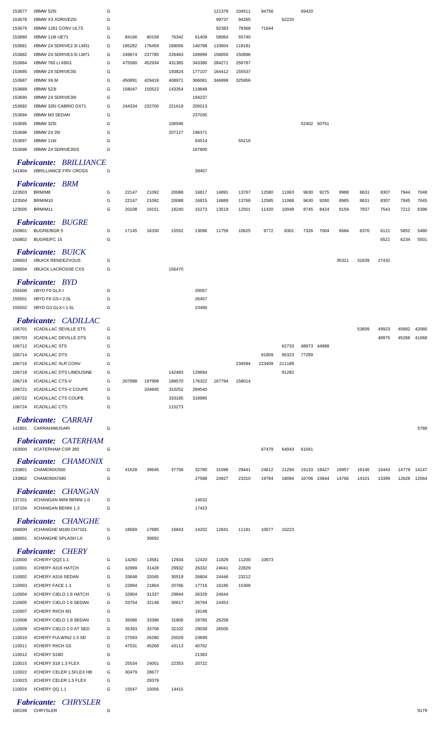| | | | | | | | | | | | | | | | | | |
|---|---|---|---|---|---|---|---|---|---|---|---|---|---|---|---|---|---|
| 153677 | I/BMW 525I | G | | | | | 121378 | 104511 | 94756 | | 69420 | | | | | | |
| 153678 | I/BMW X3 XDRIVE25I | G | | | | | 99737 | 94265 | | 62220 | | | | | | | |
| 153679 | I/BMW 1281 CONV UL73 | G | | | | | 92383 | 78368 | 71644 | | | | | | | | |
| 153680 | I/BMW 118I UE71 | G | 84166 | 80158 | 76342 | 61409 | 58064 | 55740 | | | | | | | | | |
| 153681 | I/BMW Z4 SDRIVE2.3I LM31 | G | 185282 | 176459 | 168056 | 140798 | 133604 | 118181 | | | | | | | | | |
| 153682 | I/BMW Z4 SDRIVE3.5I LM71 | G | 249674 | 237785 | 226463 | 169999 | 158050 | 150896 | | | | | | | | | |
| 153684 | I/BMW 760 LI KB01 | G | 475580 | 452934 | 431365 | 343386 | 284271 | 256787 | | | | | | | | | |
| 153685 | I/BMW Z4 SDRIVE35I | G | | | 193824 | 177107 | 164412 | 155537 | | | | | | | | | |
| 153687 | I/BMW X6 M | G | 450891 | 429419 | 408971 | 366081 | 346999 | 325956 | | | | | | | | | |
| 153689 | I/BMW 523I | G | 158047 | 150522 | 143354 | 119848 | | | | | | | | | | | |
| 153690 | I/BMW Z4 SDRIVE30I | G | | | | 194237 | | | | | | | | | | | |
| 153692 | I/BMW 335I CABRIO DX71 | G | 244334 | 232700 | 221618 | 205013 | | | | | | | | | | | |
| 153694 | I/BMW M3 SEDAN | G | | | | 237035 | | | | | | | | | | | |
| 153695 | I/BMW 325I | G | | | 106596 | | | | | | 52402 | 50751 | | | | | |
| 153696 | I/BMW Z4 35I | G | | | 207127 | 196371 | | | | | | | | | | | |
| 153697 | I/BMW 116I | G | | | | 64514 | | 55216 | | | | | | | | | |
| 153698 | I/BMW Z4 SDRIVE35IS | G | | | | 187800 | | | | | | | | | | | |

## *Fabricante: BRILLIANCE*

| | | | | | | | | | | | | | | | | | |
|---|---|---|---|---|---|---|---|---|---|---|---|---|---|---|---|---|---|
| 141904 | I/BRILLIANCE FRV CROSS | G | | | | 28457 | | | | | | | | | | | |

## *Fabricante: BRM*

| | | | | | | | | | | | | | | | | | |
|---|---|---|---|---|---|---|---|---|---|---|---|---|---|---|---|---|---|
| 123503 | BRM/M8 | G | 22147 | 21092 | 20088 | 16817 | 14891 | 13767 | 12580 | 11063 | 9630 | 9275 | 8988 | 8631 | 8307 | 7944 | 7048 |
| 123504 | BRM/M10 | G | 22147 | 21092 | 20088 | 16815 | 14889 | 13768 | 12585 | 11068 | 9630 | 9280 | 8985 | 8631 | 8307 | 7945 | 7045 |
| 123505 | BRM/M11 | G | 20108 | 19151 | 18240 | 15273 | 13519 | 12501 | 11420 | 10049 | 8745 | 8424 | 8159 | 7837 | 7543 | 7212 | 6396 |

## *Fabricante: BUGRE*

| | | | | | | | | | | | | | | | | | |
|---|---|---|---|---|---|---|---|---|---|---|---|---|---|---|---|---|---|
| 150801 | BUGRE/BGR 5 | G | 17145 | 16330 | 15552 | 13096 | 11759 | 10625 | 9772 | 8301 | 7326 | 7004 | 6684 | 6370 | 6121 | 5852 | 5480 |
| 150802 | BUGRE/FC 15 | G | | | | | | | | | | | | | 6521 | 6234 | 5501 |

## *Fabricante: BUICK*

| | | | | | | | | | | | | | | | | | |
|---|---|---|---|---|---|---|---|---|---|---|---|---|---|---|---|---|---|
| 106603 | I/BUICK RENDEZVOUS | G | | | | | | | | | | | 35321 | 31639 | 27432 | | |
| 106604 | I/BUICK LACROSSE CXS | G | | | 156470 | | | | | | | | | | | | |

## *Fabricante: BYD*

| | | | | | | | | | | | | | | | | | |
|---|---|---|---|---|---|---|---|---|---|---|---|---|---|---|---|---|---|
| 155500 | I/BYD F0 GLX-I | G | | | | 20057 | | | | | | | | | | | |
| 155501 | I/BYD F6 GS-I 2.0L | G | | | | 26457 | | | | | | | | | | | |
| 155502 | I/BYD G3 GLX-I 1.5L | G | | | | 23490 | | | | | | | | | | | |

## *Fabricante: CADILLAC*

| | | | | | | | | | | | | | | | | | |
|---|---|---|---|---|---|---|---|---|---|---|---|---|---|---|---|---|---|
| 106701 | I/CADILLAC SEVILLE STS | G | | | | | | | | | | | | 53609 | 49923 | 45892 | 42080 |
| 106703 | I/CADILLAC DEVILLE DTS | G | | | | | | | | | | | | | 48975 | 45268 | 41068 |
| 106712 | I/CADILLAC STS | G | | | | | | | | 62733 | 48973 | 44888 | | | | | |
| 106714 | I/CADILLAC DTS | G | | | | | | | 91809 | 85323 | 77289 | | | | | | |
| 106716 | I/CADILLAC XLR CONV | G | | | | | | 234594 | 223409 | 211189 | | | | | | | |
| 106718 | I/CADILLAC DTS LIMOUSINE | G | | | 142483 | 129694 | | | | 91282 | | | | | | | |
| 106719 | I/CADILLAC CTS-V | G | 207898 | 197999 | 188570 | 176322 | 167794 | 158014 | | | | | | | | | |
| 106721 | I/CADILLAC CTS-V COUPE | G | | 334845 | 310251 | 294540 | | | | | | | | | | | |
| 106722 | I/CADILLAC CTS COUPE | G | | | 333185 | 318985 | | | | | | | | | | | |
| 106724 | I/CADILLAC CTS | G | | | 115273 | | | | | | | | | | | | |

## *Fabricante: CARRAH*

| | | | | | | | | | | | | | | | | | |
|---|---|---|---|---|---|---|---|---|---|---|---|---|---|---|---|---|---|
| 142801 | CARRAH/MUSARI | G | | | | | | | | | | | | | | | 5788 |

## *Fabricante: CATERHAM*

| | | | | | | | | | | | | | | | | | |
|---|---|---|---|---|---|---|---|---|---|---|---|---|---|---|---|---|---|
| 163000 | I/CATERHAM CSR 260 | G | | | | | | | 67479 | 64043 | 61041 | | | | | | |

## *Fabricante: CHAMONIX*

| | | | | | | | | | | | | | | | | | |
|---|---|---|---|---|---|---|---|---|---|---|---|---|---|---|---|---|---|
| 133801 | CHAMONIX/550 | G | 41628 | 39645 | 37758 | 32780 | 31096 | 29441 | 24612 | 21294 | 19133 | 18427 | 16957 | 16146 | 15443 | 14779 | 14147 |
| 133802 | CHAMONIX/S90 | G | | | | 27588 | 24927 | 23310 | 19784 | 18094 | 16706 | 15844 | 14766 | 14101 | 13399 | 12628 | 12064 |

## *Fabricante: CHANGAN*

| | | | | | | | | | | | | | | | | | |
|---|---|---|---|---|---|---|---|---|---|---|---|---|---|---|---|---|---|
| 137101 | I/CHANGAN MINI BENNI 1.0 | G | | | | 14532 | | | | | | | | | | | |
| 137104 | I/CHANGAN BENNI 1.3 | G | | | | 17423 | | | | | | | | | | | |

## *Fabricante: CHANGHE*

| | | | | | | | | | | | | | | | | | |
|---|---|---|---|---|---|---|---|---|---|---|---|---|---|---|---|---|---|
| 168000 | I/CHANGHE M100 CH7101 | G | 18569 | 17685 | 16843 | 14202 | 12841 | 11191 | 10677 | 10223 | | | | | | | |
| 168001 | I/CHANGHE SPLASH LX | G | | 30692 | | | | | | | | | | | | | |

## *Fabricante: CHERY*

| | | | | | | | | | | | | | | | | | |
|---|---|---|---|---|---|---|---|---|---|---|---|---|---|---|---|---|---|
| 110000 | I/CHERY QQ3 1.1 | G | 14260 | 13581 | 12934 | 12420 | 11829 | 11200 | 10673 | | | | | | | | |
| 110001 | I/CHERY A316 HATCH | G | 32999 | 31428 | 29932 | 26332 | 24041 | 22829 | | | | | | | | | |
| 110002 | I/CHERY A316 SEDAN | G | 33648 | 32045 | 30519 | 26804 | 24446 | 23212 | | | | | | | | | |
| 110003 | I/CHERY FACE 1.3 | G | 22894 | 21804 | 20766 | 17716 | 16185 | 15368 | | | | | | | | | |
| 110004 | I/CHERY CIELO 1.6 HATCH | G | 32904 | 31337 | 29844 | 26329 | 24044 | | | | | | | | | | |
| 110005 | I/CHERY CIELO 1.6 SEDAN | G | 33754 | 32148 | 30617 | 26794 | 24453 | | | | | | | | | | |
| 110007 | I/CHERY RIICH M1 | G | | | | 18148 | | | | | | | | | | | |
| 110008 | I/CHERY CIELO 1.8 SEDAN | G | 35066 | 33396 | 31806 | 28785 | 26258 | | | | | | | | | | |
| 110009 | I/CHERY CIELO 2.0 AT SED | G | 35393 | 33708 | 32102 | 29039 | 26505 | | | | | | | | | | |
| 110010 | I/CHERY FULWIN2 1.5 SD | G | 27593 | 26280 | 25029 | 23699 | | | | | | | | | | | |
| 110011 | I/CHERY RIICH G5 | G | 47531 | 45268 | 43113 | 40762 | | | | | | | | | | | |
| 110012 | I/CHERY S18D | G | | | | 21383 | | | | | | | | | | | |
| 110015 | I/CHERY S18 1.3 FLEX | G | 25534 | 24001 | 22353 | 20722 | | | | | | | | | | | |
| 110022 | I/CHERY CELER 1.5FLEX HB | G | 30479 | 28677 | | | | | | | | | | | | | |
| 110023 | I/CHERY CELER 1.5 FLEX | G | | 29379 | | | | | | | | | | | | | |
| 110024 | I/CHERY QQ 1.1 | G | 15547 | 15056 | 14415 | | | | | | | | | | | | |

## *Fabricante: CHRYSLER*

| | | | | | | | | | | | | | | | | | |
|---|---|---|---|---|---|---|---|---|---|---|---|---|---|---|---|---|---|
| 100199 | CHRYSLER | G | | | | | | | | | | | | | | | 9179 |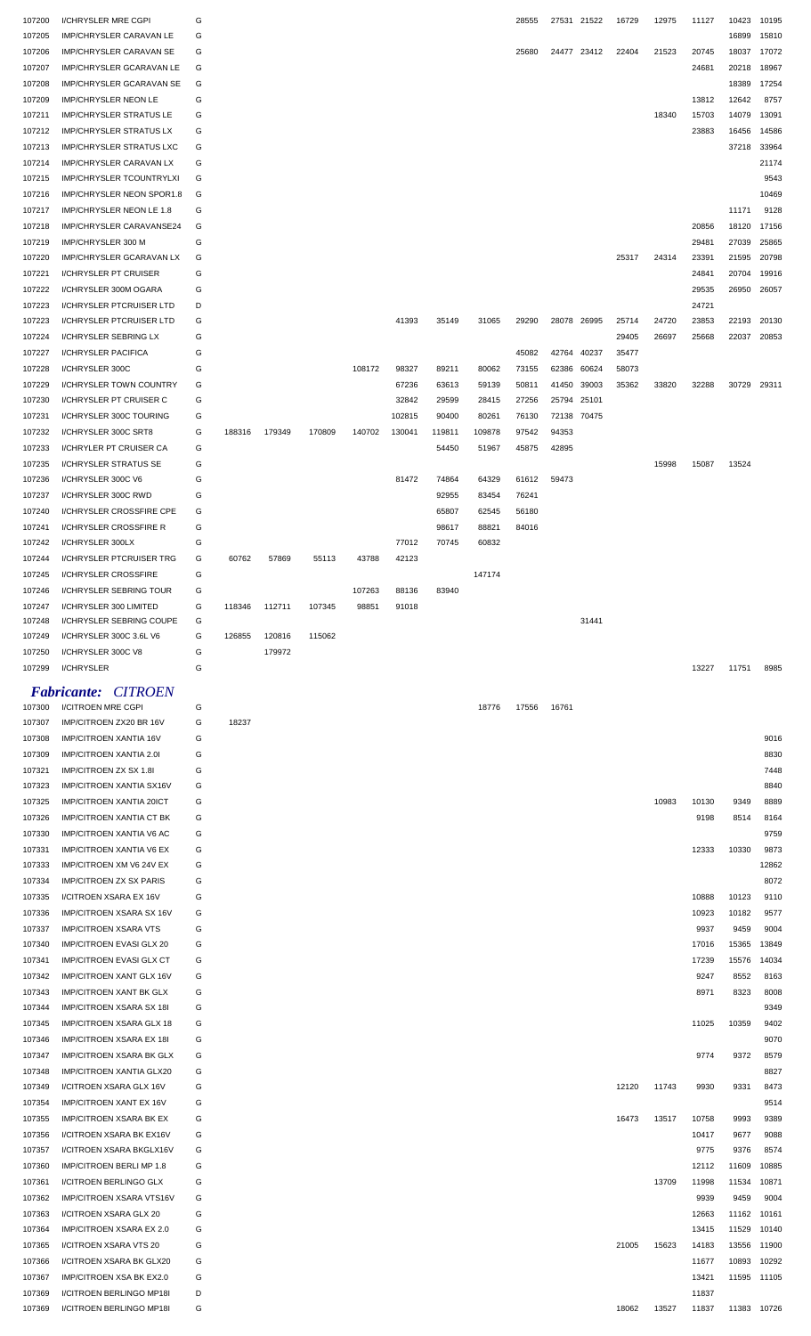| | | | | | | | | | | | | | | | | | |
|---|---|---|---|---|---|---|---|---|---|---|---|---|---|---|---|---|---|
| 107200 | I/CHRYSLER MRE CGPI | G | | | | | | | | 28555 | 27531 | 21522 | 16729 | 12975 | 11127 | 10423 | 10195 |
| 107205 | IMP/CHRYSLER CARAVAN LE | G | | | | | | | | | | | | | | 16899 | 15810 |
| 107206 | IMP/CHRYSLER CARAVAN SE | G | | | | | | | | 25680 | 24477 | 23412 | 22404 | 21523 | 20745 | 18037 | 17072 |
| 107207 | IMP/CHRYSLER GCARAVAN LE | G | | | | | | | | | | | | | 24681 | 20218 | 18967 |
| 107208 | IMP/CHRYSLER GCARAVAN SE | G | | | | | | | | | | | | | | 18389 | 17254 |
| 107209 | IMP/CHRYSLER NEON LE | G | | | | | | | | | | | | | 13812 | 12642 | 8757 |
| 107211 | IMP/CHRYSLER STRATUS LE | G | | | | | | | | | | | | 18340 | 15703 | 14079 | 13091 |
| 107212 | IMP/CHRYSLER STRATUS LX | G | | | | | | | | | | | | | 23883 | 16456 | 14586 |
| 107213 | IMP/CHRYSLER STRATUS LXC | G | | | | | | | | | | | | | | 37218 | 33964 |
| 107214 | IMP/CHRYSLER CARAVAN LX | G | | | | | | | | | | | | | | | 21174 |
| 107215 | IMP/CHRYSLER TCOUNTRYLXI | G | | | | | | | | | | | | | | | 9543 |
| 107216 | IMP/CHRYSLER NEON SPOR1.8 | G | | | | | | | | | | | | | | | 10469 |
| 107217 | IMP/CHRYSLER NEON LE 1.8 | G | | | | | | | | | | | | | | 11171 | 9128 |
| 107218 | IMP/CHRYSLER CARAVANSE24 | G | | | | | | | | | | | | | 20856 | 18120 | 17156 |
| 107219 | IMP/CHRYSLER 300 M | G | | | | | | | | | | | | | 29481 | 27039 | 25865 |
| 107220 | IMP/CHRYSLER GCARAVAN LX | G | | | | | | | | | | | 25317 | 24314 | 23391 | 21595 | 20798 |
| 107221 | I/CHRYSLER PT CRUISER | G | | | | | | | | | | | | | 24841 | 20704 | 19916 |
| 107222 | I/CHRYSLER 300M OGARA | G | | | | | | | | | | | | | 29535 | 26950 | 26057 |
| 107223 | I/CHRYSLER PTCRUISER LTD | D | | | | | | | | | | | | | 24721 | | |
| 107223 | I/CHRYSLER PTCRUISER LTD | G | | | | | 41393 | 35149 | 31065 | 29290 | 28078 | 26995 | 25714 | 24720 | 23853 | 22193 | 20130 |
| 107224 | I/CHRYSLER SEBRING LX | G | | | | | | | | | | | 29405 | 26697 | 25668 | 22037 | 20853 |
| 107227 | I/CHRYSLER PACIFICA | G | | | | | | | | 45082 | 42764 | 40237 | 35477 | | | | |
| 107228 | I/CHRYSLER 300C | G | | | | 108172 | 98327 | 89211 | 80062 | 73155 | 62386 | 60624 | 58073 | | | | |
| 107229 | I/CHRYSLER TOWN COUNTRY | G | | | | | 67236 | 63613 | 59139 | 50811 | 41450 | 39003 | 35362 | 33820 | 32288 | 30729 | 29311 |
| 107230 | I/CHRYSLER PT CRUISER C | G | | | | | 32842 | 29599 | 28415 | 27256 | 25794 | 25101 | | | | | |
| 107231 | I/CHRYSLER 300C TOURING | G | | | | | 102815 | 90400 | 80261 | 76130 | 72138 | 70475 | | | | | |
| 107232 | I/CHRYSLER 300C SRT8 | G | 188316 | 179349 | 170809 | 140702 | 130041 | 119811 | 109878 | 97542 | 94353 | | | | | | |
| 107233 | I/CHRYLER PT CRUISER CA | G | | | | | | 54450 | 51967 | 45875 | 42895 | | | | | | |
| 107235 | I/CHRYSLER STRATUS SE | G | | | | | | | | | | | | 15998 | 15087 | 13524 | |
| 107236 | I/CHRYSLER 300C V6 | G | | | | | 81472 | 74864 | 64329 | 61612 | 59473 | | | | | | |
| 107237 | I/CHRYSLER 300C RWD | G | | | | | | 92955 | 83454 | 76241 | | | | | | | |
| 107240 | I/CHRYSLER CROSSFIRE CPE | G | | | | | | 65807 | 62545 | 56180 | | | | | | | |
| 107241 | I/CHRYSLER CROSSFIRE R | G | | | | | | 98617 | 88821 | 84016 | | | | | | | |
| 107242 | I/CHRYSLER 300LX | G | | | | | 77012 | 70745 | 60832 | | | | | | | | |
| 107244 | I/CHRYSLER PTCRUISER TRG | G | 60762 | 57869 | 55113 | 43788 | 42123 | | | | | | | | | | |
| 107245 | I/CHRYSLER CROSSFIRE | G | | | | | | | 147174 | | | | | | | | |
| 107246 | I/CHRYSLER SEBRING TOUR | G | | | | 107263 | 88136 | 83940 | | | | | | | | | |
| 107247 | I/CHRYSLER 300 LIMITED | G | 118346 | 112711 | 107345 | 98851 | 91018 | | | | | | | | | | |
| 107248 | I/CHRYSLER SEBRING COUPE | G | | | | | | | | | | 31441 | | | | | |
| 107249 | I/CHRYSLER 300C 3.6L V6 | G | 126855 | 120816 | 115062 | | | | | | | | | | | | |
| 107250 | I/CHRYSLER 300C V8 | G | | 179972 | | | | | | | | | | | | | |
| 107299 | I/CHRYSLER | G | | | | | | | | | | | | | 13227 | 11751 | 8985 |

## *Fabricante: CITROEN*

| | | | | | | | | | | | | | | | | | |
|---|---|---|---|---|---|---|---|---|---|---|---|---|---|---|---|---|---|
| 107300 | I/CITROEN MRE CGPI | G | | | | | | | 18776 | 17556 | 16761 | | | | | | |
| 107307 | IMP/CITROEN ZX20 BR 16V | G | 18237 | | | | | | | | | | | | | | |
| 107308 | IMP/CITROEN XANTIA 16V | G | | | | | | | | | | | | | | | 9016 |
| 107309 | IMP/CITROEN XANTIA 2.0I | G | | | | | | | | | | | | | | | 8830 |
| 107321 | IMP/CITROEN ZX SX 1.8I | G | | | | | | | | | | | | | | | 7448 |
| 107323 | IMP/CITROEN XANTIA SX16V | G | | | | | | | | | | | | | | | 8840 |
| 107325 | IMP/CITROEN XANTIA 20ICT | G | | | | | | | | | | | | 10983 | 10130 | 9349 | 8889 |
| 107326 | IMP/CITROEN XANTIA CT BK | G | | | | | | | | | | | | | 9198 | 8514 | 8164 |
| 107330 | IMP/CITROEN XANTIA V6 AC | G | | | | | | | | | | | | | | | 9759 |
| 107331 | IMP/CITROEN XANTIA V6 EX | G | | | | | | | | | | | | | 12333 | 10330 | 9873 |
| 107333 | IMP/CITROEN XM V6 24V EX | G | | | | | | | | | | | | | | | 12862 |
| 107334 | IMP/CITROEN ZX SX PARIS | G | | | | | | | | | | | | | | | 8072 |
| 107335 | I/CITROEN XSARA EX 16V | G | | | | | | | | | | | | | 10888 | 10123 | 9110 |
| 107336 | IMP/CITROEN XSARA SX 16V | G | | | | | | | | | | | | | 10923 | 10182 | 9577 |
| 107337 | IMP/CITROEN XSARA VTS | G | | | | | | | | | | | | | 9937 | 9459 | 9004 |
| 107340 | IMP/CITROEN EVASI GLX 20 | G | | | | | | | | | | | | | 17016 | 15365 | 13849 |
| 107341 | IMP/CITROEN EVASI GLX CT | G | | | | | | | | | | | | | 17239 | 15576 | 14034 |
| 107342 | IMP/CITROEN XANT GLX 16V | G | | | | | | | | | | | | | 9247 | 8552 | 8163 |
| 107343 | IMP/CITROEN XANT BK GLX | G | | | | | | | | | | | | | 8971 | 8323 | 8008 |
| 107344 | IMP/CITROEN XSARA SX 18I | G | | | | | | | | | | | | | | | 9349 |
| 107345 | IMP/CITROEN XSARA GLX 18 | G | | | | | | | | | | | | | 11025 | 10359 | 9402 |
| 107346 | IMP/CITROEN XSARA EX 18I | G | | | | | | | | | | | | | | | 9070 |
| 107347 | IMP/CITROEN XSARA BK GLX | G | | | | | | | | | | | | | 9774 | 9372 | 8579 |
| 107348 | IMP/CITROEN XANTIA GLX20 | G | | | | | | | | | | | | | | | 8827 |
| 107349 | I/CITROEN XSARA GLX 16V | G | | | | | | | | | | | 12120 | 11743 | 9930 | 9331 | 8473 |
| 107354 | IMP/CITROEN XANT EX 16V | G | | | | | | | | | | | | | | | 9514 |
| 107355 | IMP/CITROEN XSARA BK EX | G | | | | | | | | | | | 16473 | 13517 | 10758 | 9993 | 9389 |
| 107356 | I/CITROEN XSARA BK EX16V | G | | | | | | | | | | | | | 10417 | 9677 | 9088 |
| 107357 | I/CITROEN XSARA BKGLX16V | G | | | | | | | | | | | | | 9775 | 9376 | 8574 |
| 107360 | IMP/CITROEN BERLI MP 1.8 | G | | | | | | | | | | | | | 12112 | 11609 | 10885 |
| 107361 | I/CITROEN BERLINGO GLX | G | | | | | | | | | | | | 13709 | 11998 | 11534 | 10871 |
| 107362 | IMP/CITROEN XSARA VTS16V | G | | | | | | | | | | | | | 9939 | 9459 | 9004 |
| 107363 | I/CITROEN XSARA GLX 20 | G | | | | | | | | | | | | | 12663 | 11162 | 10161 |
| 107364 | IMP/CITROEN XSARA EX 2.0 | G | | | | | | | | | | | | | 13415 | 11529 | 10140 |
| 107365 | I/CITROEN XSARA VTS 20 | G | | | | | | | | | | | 21005 | 15623 | 14183 | 13556 | 11900 |
| 107366 | I/CITROEN XSARA BK GLX20 | G | | | | | | | | | | | | | 11677 | 10893 | 10292 |
| 107367 | IMP/CITROEN XSA BK EX2.0 | G | | | | | | | | | | | | | 13421 | 11595 | 11105 |
| 107369 | I/CITROEN BERLINGO MP18I | D | | | | | | | | | | | | | 11837 | | |
| 107369 | I/CITROEN BERLINGO MP18I | G | | | | | | | | | | | 18062 | 13527 | 11837 | 11383 | 10726 |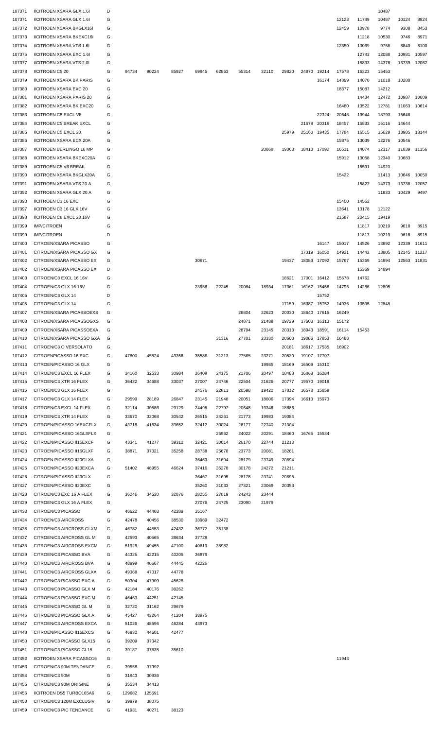| | | | | | | | | | | | | | | | | | |
|---|---|---|---|---|---|---|---|---|---|---|---|---|---|---|---|---|---|
| 107371 | I/CITROEN XSARA GLX 1.6I | D | | | | | | | | | | | | | 10487 | | |
| 107371 | I/CITROEN XSARA GLX 1.6I | G | | | | | | | | | | | 12123 | 11749 | 10487 | 10124 | 8924 |
| 107372 | I/CITROEN XSARA BKGLX16I | G | | | | | | | | | | | 12459 | 10978 | 9774 | 9308 | 8453 |
| 107373 | I/CITROEN XSARA BKEXC16I | G | | | | | | | | | | | | 11218 | 10530 | 9746 | 8971 |
| 107374 | I/CITROEN XSARA VTS 1.6I | G | | | | | | | | | | | 12350 | 10069 | 9758 | 8840 | 8100 |
| 107375 | I/CITROEN XSARA EXC 1.6I | G | | | | | | | | | | | | 12743 | 12088 | 10981 | 10597 |
| 107377 | I/CITROEN XSARA VTS 2.0I | G | | | | | | | | | | | | 15833 | 14376 | 13739 | 12062 |
| 107378 | I/CITROEN C5 20 | G | 94734 | 90224 | 85927 | 69845 | 62863 | 55314 | 32110 | 29820 | 24870 | 19214 | 17578 | 16323 | 15453 | | |
| 107379 | I/CITROEN XSARA BK PARIS | G | | | | | | | | | | 16174 | 14899 | 14070 | 11018 | 10280 | |
| 107380 | I/CITROEN XSARA EXC 20 | G | | | | | | | | | | | 18377 | 15087 | 14212 | | |
| 107381 | I/CITROEN XSARA PARIS 20 | G | | | | | | | | | | | | 14434 | 12472 | 10987 | 10009 |
| 107382 | I/CITROEN XSARA BK EXC20 | G | | | | | | | | | | | 16480 | 13522 | 12781 | 11063 | 10614 |
| 107383 | I/CITROEN C5 EXCL V6 | G | | | | | | | | | | 22324 | 20648 | 19944 | 18793 | 15648 | |
| 107384 | I/CITROEN C5 BREAK EXCL | G | | | | | | | | | 21678 | 20316 | 18457 | 16833 | 16116 | 14644 | |
| 107385 | I/CITROEN C5 EXCL 20 | G | | | | | | | | 25979 | 25160 | 19435 | 17784 | 16515 | 15629 | 13985 | 13144 |
| 107386 | I/CITROEN XSARA ECX 20A | G | | | | | | | | | | | 15875 | 13039 | 12276 | 10546 | |
| 107387 | I/CITROEN BERLINGO 16 MP | G | | | | | | | 20868 | 19363 | 18410 | 17092 | 16511 | 14074 | 12317 | 11839 | 11156 |
| 107388 | I/CITROEN XSARA BKEXC20A | G | | | | | | | | | | | 15912 | 13058 | 12340 | 10683 | |
| 107389 | I/CITROEN C5 V6 BREAK | G | | | | | | | | | | | | 15591 | 14923 | | |
| 107390 | I/CITROEN XSARA BKGLX20A | G | | | | | | | | | | | 15422 | | 11413 | 10646 | 10050 |
| 107391 | I/CITROEN XSARA VTS 20 A | G | | | | | | | | | | | | 15827 | 14373 | 13738 | 12057 |
| 107392 | I/CITROEN XSARA GLX 20 A | G | | | | | | | | | | | | | 11833 | 10429 | 9497 |
| 107393 | I/CITROEN C3 16 EXC | G | | | | | | | | | | | 15400 | 14562 | | | |
| 107397 | I/CITROEN C3 16 GLX 16V | G | | | | | | | | | | | 13641 | 13178 | 12122 | | |
| 107398 | I/CITROEN C8 EXCL 20 16V | G | | | | | | | | | | | 21587 | 20415 | 19419 | | |
| 107399 | IMP/CITROEN | G | | | | | | | | | | | | 11817 | 10219 | 9618 | 8915 |
| 107399 | IMP/CITROEN | D | | | | | | | | | | | | 11817 | 10219 | 9618 | 8915 |
| 107400 | CITROEN/XSARA PICASSO | G | | | | | | | | | | 16147 | 15017 | 14526 | 13892 | 12339 | 11611 |
| 107401 | CITROEN/XSARA PICASSO GX | G | | | | | | | | | 17319 | 16050 | 14921 | 14442 | 13805 | 12145 | 11217 |
| 107402 | CITROEN/XSARA PICASSO EX | G | | | | 30671 | | | | 19437 | 18083 | 17092 | 15767 | 15369 | 14894 | 12563 | 11831 |
| 107402 | CITROEN/XSARA PICASSO EX | D | | | | | | | | | | | | 15369 | 14894 | | |
| 107403 | CITROEN/C3 EXCL 16 16V | G | | | | | | | | 18621 | 17001 | 16412 | 15678 | 14762 | | | |
| 107404 | CITROEN/C3 GLX 16 16V | G | | | | 23956 | 22245 | 20084 | 18934 | 17361 | 16162 | 15456 | 14796 | 14286 | 12805 | | |
| 107405 | CITROEN/C3 GLX 14 | D | | | | | | | | | | 15752 | | | | | |
| 107405 | CITROEN/C3 GLX 14 | G | | | | | | | | 17159 | 16387 | 15752 | 14936 | 13595 | 12848 | | |
| 107407 | CITROEN/XSARA PICASSOEXS | G | | | | | | 26804 | 22623 | 20030 | 18640 | 17615 | 16249 | | | | |
| 107408 | CITROEN/XSARA PICASSOGXS | G | | | | | | 24871 | 21488 | 19729 | 17603 | 16313 | 15172 | | | | |
| 107409 | CITROEN/XSARA PICASSOEXA | G | | | | | | 28794 | 23145 | 20313 | 18943 | 18591 | 16114 | 15453 | | | |
| 107410 | CITROEN/XSARA PICASSO GXA | G | | | | | 31316 | 27701 | 23330 | 20600 | 19086 | 17853 | 16488 | | | | |
| 107411 | CITROEN/C3 O VERSOLATO | G | | | | | | | | 20181 | 18617 | 17535 | 16902 | | | | |
| 107412 | CITROENPICASSO 16 EXC | G | 47800 | 45524 | 43356 | 35586 | 31313 | 27565 | 23271 | 20530 | 19107 | 17707 | | | | | |
| 107413 | CITROEN/PICASSO 16 GLX | G | | | | | | | 19985 | 18169 | 16509 | 15310 | | | | | |
| 107414 | CITROEN/C3 EXCL 16 FLEX | G | 34160 | 32533 | 30984 | 26409 | 24175 | 21706 | 20497 | 18488 | 16868 | 16284 | | | | | |
| 107415 | CITROEN/C3 XTR 16 FLEX | G | 36422 | 34688 | 33037 | 27007 | 24746 | 22504 | 21626 | 20777 | 19570 | 19018 | | | | | |
| 107416 | CITROEN/C3 GLX 16 FLEX | G | | | | 24576 | 22811 | 20598 | 19422 | 17812 | 16578 | 15859 | | | | | |
| 107417 | CITROEN/C3 GLX 14 FLEX | G | 29599 | 28189 | 26847 | 23145 | 21948 | 20051 | 18606 | 17394 | 16613 | 15973 | | | | | |
| 107418 | CITROEN/C3 EXCL 14 FLEX | G | 32114 | 30586 | 29129 | 24498 | 22797 | 20648 | 19346 | 18686 | | | | | | | |
| 107419 | CITROEN/C3 XTR 14 FLEX | G | 33670 | 32068 | 30542 | 26515 | 24261 | 21773 | 19983 | 19084 | | | | | | | |
| 107420 | CITROEN/PICASSO 16EXCFLX | G | 43716 | 41634 | 39652 | 32412 | 30024 | 26177 | 22740 | 21304 | | | | | | | |
| 107421 | CITROEN/PICASSO 16GLXFLX | G | | | | | 25962 | 24022 | 20291 | 18460 | 16765 | 15534 | | | | | |
| 107422 | CITROEN/PICASSO II16EXCF | G | 43341 | 41277 | 39312 | 32421 | 30014 | 26170 | 22744 | 21213 | | | | | | | |
| 107423 | CITROEN/PICASSO II16GLXF | G | 38871 | 37021 | 35258 | 28738 | 25678 | 23773 | 20081 | 18261 | | | | | | | |
| 107424 | CITROEN PICASSO II20GLXA | G | | | | 36463 | 31694 | 28179 | 23749 | 20894 | | | | | | | |
| 107425 | CITROEN/PICASSO II20EXCA | G | 51402 | 48955 | 46624 | 37416 | 35278 | 30178 | 24272 | 21211 | | | | | | | |
| 107426 | CITROEN/PICASSO II20GLX | G | | | | 36467 | 31695 | 28178 | 23741 | 20895 | | | | | | | |
| 107427 | CITROEN/PICASSO II20EXC | G | | | | 35260 | 31033 | 27321 | 23069 | 20353 | | | | | | | |
| 107428 | CITROEN/C3 EXC 16 A FLEX | G | 36246 | 34520 | 32876 | 28255 | 27019 | 24243 | 23444 | | | | | | | | |
| 107429 | CITROEN/C3 GLX 16 A FLEX | G | | | | 27076 | 24725 | 23090 | 21979 | | | | | | | | |
| 107433 | CITROEN/C3 PICASSO | G | 46622 | 44403 | 42289 | 35167 | | | | | | | | | | | |
| 107434 | CITROEN/C3 AIRCROSS | G | 42478 | 40456 | 38530 | 33989 | 32472 | | | | | | | | | | |
| 107436 | CITROEN/C3 AIRCROSS GLXM | G | 46782 | 44553 | 42432 | 36772 | 35138 | | | | | | | | | | |
| 107437 | CITROEN/C3 AIRCROSS GL M | G | 42593 | 40565 | 38634 | 37728 | | | | | | | | | | | |
| 107438 | CITROEN/C3 AIRCROSS EXCM | G | 51928 | 49455 | 47100 | 40819 | 38982 | | | | | | | | | | |
| 107439 | CITROEN/C3 PICASSO BVA | G | 44325 | 42215 | 40205 | 36879 | | | | | | | | | | | |
| 107440 | CITROEN/C3 AIRCROSS BVA | G | 48999 | 46667 | 44445 | 42226 | | | | | | | | | | | |
| 107441 | CITROEN/C3 AIRCROSS GLXA | G | 49368 | 47017 | 44778 | | | | | | | | | | | | |
| 107442 | CITROEN/C3 PICASSO EXC A | G | 50304 | 47909 | 45628 | | | | | | | | | | | | |
| 107443 | CITROEN/C3 PICASSO GLX M | G | 42184 | 40176 | 38262 | | | | | | | | | | | | |
| 107444 | CITROEN/C3 PICASSO EXC M | G | 46463 | 44251 | 42145 | | | | | | | | | | | | |
| 107445 | CITROEN/C3 PICASSO GL M | G | 32720 | 31162 | 29679 | | | | | | | | | | | | |
| 107446 | CITROEN/C3 PICASSO GLX A | G | 45427 | 43264 | 41204 | 38975 | | | | | | | | | | | |
| 107447 | CITROEN/C3 AIRCROSS EXCA | G | 51026 | 48596 | 46284 | 43973 | | | | | | | | | | | |
| 107448 | CITROEN/PICASSO II16EXCS | G | 46830 | 44601 | 42477 | | | | | | | | | | | | |
| 107450 | CITROEN/C3 PICASSO GLX15 | G | 39209 | 37342 | | | | | | | | | | | | | |
| 107451 | CITROEN/C3 PICASSO GL15 | G | 39187 | 37635 | 35610 | | | | | | | | | | | | |
| 107452 | I/CITROEN XSARA PICASSO16 | G | | | | | | | | | | | 11943 | | | | |
| 107453 | CITROEN/C3 90M TENDANCE | G | 39558 | 37992 | | | | | | | | | | | | | |
| 107454 | CITROEN/C3 90M | G | 31943 | 30936 | | | | | | | | | | | | | |
| 107455 | CITROEN/C3 90M ORIGINE | G | 35534 | 34413 | | | | | | | | | | | | | |
| 107456 | I/CITROEN DS5 TURBO165A6 | G | 129682 | 125591 | | | | | | | | | | | | | |
| 107458 | CITROEN/C3 120M EXCLUSIV | G | 39979 | 38075 | | | | | | | | | | | | | |
| 107459 | CITROEN/C3 PIC TENDANCE | G | 41931 | 40271 | 38123 | | | | | | | | | | | | |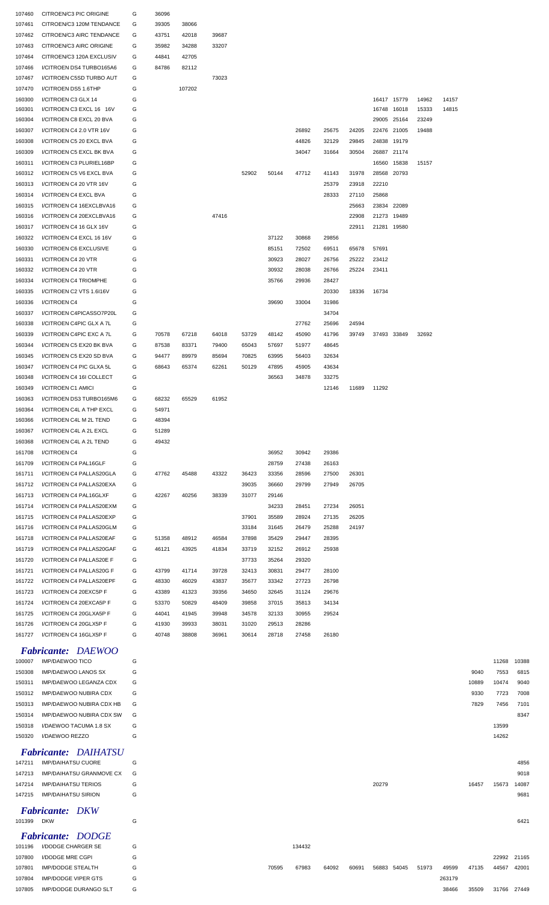| | | | | | | | | | | | | | | | | | |
|---|---|---|---|---|---|---|---|---|---|---|---|---|---|---|---|---|---|
| 107460 | CITROEN/C3 PIC ORIGINE | G | 36096 | | | | | | | | | | | | | | |
| 107461 | CITROEN/C3 120M TENDANCE | G | 39305 | 38066 | | | | | | | | | | | | | |
| 107462 | CITROEN/C3 AIRC TENDANCE | G | 43751 | 42018 | 39687 | | | | | | | | | | | | |
| 107463 | CITROEN/C3 AIRC ORIGINE | G | 35982 | 34288 | 33207 | | | | | | | | | | | | |
| 107464 | CITROEN/C3 120A EXCLUSIV | G | 44841 | 42705 | | | | | | | | | | | | | |
| 107466 | I/CITROEN DS4 TURBO165A6 | G | 84786 | 82112 | | | | | | | | | | | | | |
| 107467 | I/CITROEN C5SD TURBO AUT | G | | | 73023 | | | | | | | | | | | | |
| 107470 | I/CITROEN DS5 1.6THP | G | | 107202 | | | | | | | | | | | | | |
| 160300 | I/CITROEN C3 GLX 14 | G | | | | | | | | | 16417 | 15779 | 14962 | 14157 | | | |
| 160301 | I/CITROEN C3 EXCL 16 16V | G | | | | | | | | | 16748 | 16018 | 15333 | 14815 | | | |
| 160304 | I/CITROEN C8 EXCL 20 BVA | G | | | | | | | | | 29005 | 25164 | 23249 | | | | |
| 160307 | I/CITROEN C4 2.0 VTR 16V | G | | | | | | 26892 | 25675 | 24205 | 22476 | 21005 | 19488 | | | | |
| 160308 | I/CITROEN C5 20 EXCL BVA | G | | | | | | 44826 | 32129 | 29845 | 24838 | 19179 | | | | | |
| 160309 | I/CITROEN C5 EXCL BK BVA | G | | | | | | 34047 | 31664 | 30504 | 26887 | 21174 | | | | | |
| 160311 | I/CITROEN C3 PLURIEL16BP | G | | | | | | | | | 16560 | 15838 | 15157 | | | | |
| 160312 | I/CITROEN C5 V6 EXCL BVA | G | | | | 52902 | 50144 | 47712 | 41143 | 31978 | 28568 | 20793 | | | | | |
| 160313 | I/CITROEN C4 20 VTR 16V | G | | | | | | | 25379 | 23918 | 22210 | | | | | | |
| 160314 | I/CITROEN C4 EXCL BVA | G | | | | | | | 28333 | 27110 | 25868 | | | | | | |
| 160315 | I/CITROEN C4 16EXCLBVA16 | G | | | | | | | | 25663 | 23834 | 22089 | | | | | |
| 160316 | I/CITROEN C4 20EXCLBVA16 | G | | | 47416 | | | | | 22908 | 21273 | 19489 | | | | | |
| 160317 | I/CITROEN C4 16 GLX 16V | G | | | | | | | | 22911 | 21281 | 19580 | | | | | |
| 160322 | I/CITROEN C4 EXCL 16 16V | G | | | | | 37122 | 30868 | 29856 | | | | | | | | |
| 160330 | I/CITROEN C6 EXCLUSIVE | G | | | | | 85151 | 72502 | 69511 | 65678 | 57691 | | | | | | |
| 160331 | I/CITROEN C4 20 VTR | G | | | | | 30923 | 28027 | 26756 | 25222 | 23412 | | | | | | |
| 160332 | I/CITROEN C4 20 VTR | G | | | | | 30932 | 28038 | 26766 | 25224 | 23411 | | | | | | |
| 160334 | I/CITROEN C4 TRIOMPHE | G | | | | | 35766 | 29936 | 28427 | | | | | | | | |
| 160335 | I/CITROEN C2 VTS 1.6I16V | G | | | | | | | 20330 | 18336 | 16734 | | | | | | |
| 160336 | I/CITROEN C4 | G | | | | | 39690 | 33004 | 31986 | | | | | | | | |
| 160337 | I/CITROEN C4PICASSO7P20L | G | | | | | | | 34704 | | | | | | | | |
| 160338 | I/CITROEN C4PIC GLX A 7L | G | | | | | | 27762 | 25696 | 24594 | | | | | | | |
| 160339 | I/CITROEN C4PIC EXC A 7L | G | 70578 | 67218 | 64018 | 53729 | 48142 | 45090 | 41796 | 39749 | 37493 | 33849 | 32692 | | | | |
| 160344 | I/CITROEN C5 EX20 BK BVA | G | 87538 | 83371 | 79400 | 65043 | 57697 | 51977 | 48645 | | | | | | | | |
| 160345 | I/CITROEN C5 EX20 SD BVA | G | 94477 | 89979 | 85694 | 70825 | 63995 | 56403 | 32634 | | | | | | | | |
| 160347 | I/CITROEN C4 PIC GLXA 5L | G | 68643 | 65374 | 62261 | 50129 | 47895 | 45905 | 43634 | | | | | | | | |
| 160348 | I/CITROEN C4 16I COLLECT | G | | | | | 36563 | 34878 | 33275 | | | | | | | | |
| 160349 | I/CITROEN C1 AMICI | G | | | | | | | 12146 | 11689 | 11292 | | | | | | |
| 160363 | I/CITROEN DS3 TURBO165M6 | G | 68232 | 65529 | 61952 | | | | | | | | | | | | |
| 160364 | I/CITROEN C4L A THP EXCL | G | 54971 | | | | | | | | | | | | | | |
| 160366 | I/CITROEN C4L M 2L TEND | G | 48394 | | | | | | | | | | | | | | |
| 160367 | I/CITROEN C4L A 2L EXCL | G | 51289 | | | | | | | | | | | | | | |
| 160368 | I/CITROEN C4L A 2L TEND | G | 49432 | | | | | | | | | | | | | | |
| 161708 | I/CITROEN C4 | G | | | | | 36952 | 30942 | 29386 | | | | | | | | |
| 161709 | I/CITROEN C4 PAL16GLF | G | | | | | 28759 | 27438 | 26163 | | | | | | | | |
| 161711 | I/CITROEN C4 PALLAS20GLA | G | 47762 | 45488 | 43322 | 36423 | 33356 | 28596 | 27500 | 26301 | | | | | | | |
| 161712 | I/CITROEN C4 PALLAS20EXA | G | | | | 39035 | 36660 | 29799 | 27949 | 26705 | | | | | | | |
| 161713 | I/CITROEN C4 PAL16GLXF | G | 42267 | 40256 | 38339 | 31077 | 29146 | | | | | | | | | | |
| 161714 | I/CITROEN C4 PALLAS20EXM | G | | | | | 34233 | 28451 | 27234 | 26051 | | | | | | | |
| 161715 | I/CITROEN C4 PALLAS20EXP | G | | | | 37901 | 35589 | 28924 | 27135 | 26205 | | | | | | | |
| 161716 | I/CITROEN C4 PALLAS20GLM | G | | | | 33184 | 31645 | 26479 | 25288 | 24197 | | | | | | | |
| 161718 | I/CITROEN C4 PALLAS20EAF | G | 51358 | 48912 | 46584 | 37898 | 35429 | 29447 | 28395 | | | | | | | | |
| 161719 | I/CITROEN C4 PALLAS20GAF | G | 46121 | 43925 | 41834 | 33719 | 32152 | 26912 | 25938 | | | | | | | | |
| 161720 | I/CITROEN C4 PALLAS20E F | G | | | | 37733 | 35264 | 29320 | | | | | | | | | |
| 161721 | I/CITROEN C4 PALLAS20G F | G | 43799 | 41714 | 39728 | 32413 | 30831 | 29477 | 28100 | | | | | | | | |
| 161722 | I/CITROEN C4 PALLAS20EPF | G | 48330 | 46029 | 43837 | 35677 | 33342 | 27723 | 26798 | | | | | | | | |
| 161723 | I/CITROEN C4 20EXC5P F | G | 43389 | 41323 | 39356 | 34650 | 32645 | 31124 | 29676 | | | | | | | | |
| 161724 | I/CITROEN C4 20EXCA5P F | G | 53370 | 50829 | 48409 | 39858 | 37015 | 35813 | 34134 | | | | | | | | |
| 161725 | I/CITROEN C4 20GLXA5P F | G | 44041 | 41945 | 39948 | 34578 | 32133 | 30955 | 29524 | | | | | | | | |
| 161726 | I/CITROEN C4 20GLX5P F | G | 41930 | 39933 | 38031 | 31020 | 29513 | 28286 | | | | | | | | | |
| 161727 | I/CITROEN C4 16GLX5P F | G | 40748 | 38808 | 36961 | 30614 | 28718 | 27458 | 26180 | | | | | | | | |

### *Fabricante: DAEWOO*

| | | | | | | | | | | | | | | | | | |
|---|---|---|---|---|---|---|---|---|---|---|---|---|---|---|---|---|---|
| 100007 | IMP/DAEWOO TICO | G | | | | | | | | | | | | | | 11268 | 10388 |
| 150308 | IMP/DAEWOO LANOS SX | G | | | | | | | | | | | | | 9040 | 7553 | 6815 |
| 150311 | IMP/DAEWOO LEGANZA CDX | G | | | | | | | | | | | | | 10889 | 10474 | 9040 |
| 150312 | IMP/DAEWOO NUBIRA CDX | G | | | | | | | | | | | | | 9330 | 7723 | 7008 |
| 150313 | IMP/DAEWOO NUBIRA CDX HB | G | | | | | | | | | | | | | 7829 | 7456 | 7101 |
| 150314 | IMP/DAEWOO NUBIRA CDX SW | G | | | | | | | | | | | | | | | 8347 |
| 150318 | I/DAEWOO TACUMA 1.8 SX | G | | | | | | | | | | | | | | 13599 | |
| 150320 | I/DAEWOO REZZO | G | | | | | | | | | | | | | | 14262 | |

### *Fabricante: DAIHATSU*

| | | | | | | | | | | | | | | | | | |
|---|---|---|---|---|---|---|---|---|---|---|---|---|---|---|---|---|---|
| 147211 | IMP/DAIHATSU CUORE | G | | | | | | | | | | | | | | | 4856 |
| 147213 | IMP/DAIHATSU GRANMOVE CX | G | | | | | | | | | | | | | | | 9018 |
| 147214 | IMP/DAIHATSU TERIOS | G | | | | | | | | | 20279 | | | | 16457 | 15673 | 14087 |
| 147215 | IMP/DAIHATSU SIRION | G | | | | | | | | | | | | | | | 9681 |

### *Fabricante: DKW*

| | | | | | | | | | | | | | | | | | |
|---|---|---|---|---|---|---|---|---|---|---|---|---|---|---|---|---|---|
| 101399 | DKW | G | | | | | | | | | | | | | | | 6421 |

### *Fabricante: DODGE*

| | | | | | | | | | | | | | | | | | |
|---|---|---|---|---|---|---|---|---|---|---|---|---|---|---|---|---|---|
| 101196 | I/DODGE CHARGER SE | G | | | | | | 134432 | | | | | | | | | |
| 107800 | I/DODGE MRE CGPI | G | | | | | | | | | | | | | | 22992 | 21165 |
| 107801 | IMP/DODGE STEALTH | G | | | | | 70595 | 67983 | 64092 | 60691 | 56883 | 54045 | 51973 | 49599 | 47135 | 44567 | 42001 |
| 107804 | IMP/DODGE VIPER GTS | G | | | | | | | | | | | | 263179 | | | |
| 107805 | IMP/DODGE DURANGO SLT | G | | | | | | | | | | | | 38466 | 35509 | 31766 | 27449 |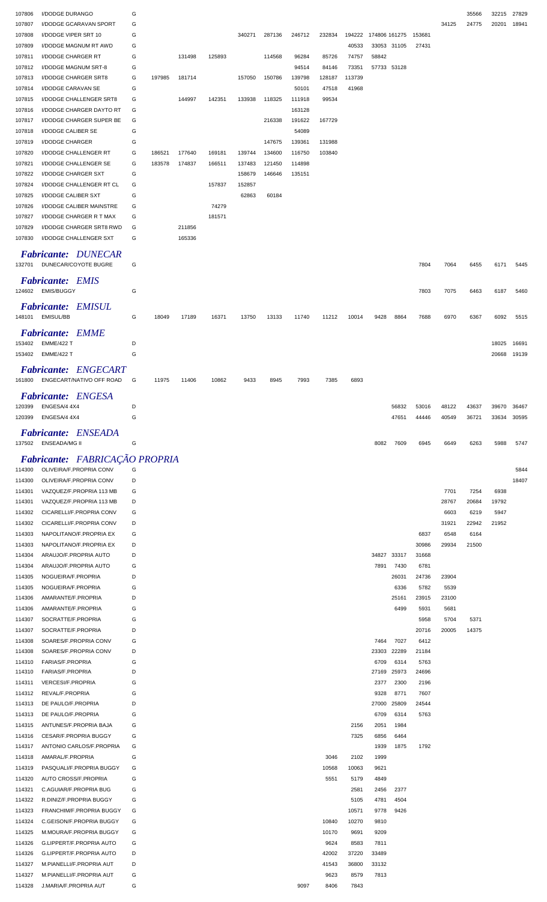| | | | | | | | | | | | | | | | | | |
|---|---|---|---|---|---|---|---|---|---|---|---|---|---|---|---|---|---|
| 107806 | I/DODGE DURANGO | G | | | | | | | | | | | | | 35566 | 32215 | 27829 |
| 107807 | I/DODGE GCARAVAN SPORT | G | | | | | | | | | | | | 34125 | 24775 | 20201 | 18941 |
| 107808 | I/DODGE VIPER SRT 10 | G | | | | 340271 | 287136 | 246712 | 232834 | 194222 | 174806 | 161275 | 153681 | | | | |
| 107809 | I/DODGE MAGNUM RT AWD | G | | | | | | | | 40533 | 33053 | 31105 | 27431 | | | | |
| 107811 | I/DODGE CHARGER RT | G | | 131498 | 125893 | | 114568 | 96284 | 85726 | 74757 | 58842 | | | | | | |
| 107812 | I/DODGE MAGNUM SRT-8 | G | | | | | | 94514 | 84146 | 73351 | 57733 | 53128 | | | | | |
| 107813 | I/DODGE CHARGER SRT8 | G | 197985 | 181714 | | 157050 | 150786 | 139798 | 128187 | 113739 | | | | | | | |
| 107814 | I/DODGE CARAVAN SE | G | | | | | | 50101 | 47518 | 41968 | | | | | | | |
| 107815 | I/DODGE CHALLENGER SRT8 | G | | 144997 | 142351 | 133938 | 118325 | 111918 | 99534 | | | | | | | | |
| 107816 | I/DODGE CHARGER DAYTO RT | G | | | | | | 163128 | | | | | | | | | |
| 107817 | I/DODGE CHARGER SUPER BE | G | | | | | 216338 | 191622 | 167729 | | | | | | | | |
| 107818 | I/DODGE CALIBER SE | G | | | | | | 54089 | | | | | | | | | |
| 107819 | I/DODGE CHARGER | G | | | | | 147675 | 139361 | 131988 | | | | | | | | |
| 107820 | I/DODGE CHALLENGER RT | G | 186521 | 177640 | 169181 | 139744 | 134600 | 116750 | 103840 | | | | | | | | |
| 107821 | I/DODGE CHALLENGER SE | G | 183578 | 174837 | 166511 | 137483 | 121450 | 114898 | | | | | | | | | |
| 107822 | I/DODGE CHARGER SXT | G | | | | 158679 | 146646 | 135151 | | | | | | | | | |
| 107824 | I/DODGE CHALLENGER RT CL | G | | | 157837 | 152857 | | | | | | | | | | | |
| 107825 | I/DODGE CALIBER SXT | G | | | | 62863 | 60184 | | | | | | | | | | |
| 107826 | I/DODGE CALIBER MAINSTRE | G | | | 74279 | | | | | | | | | | | | |
| 107827 | I/DODGE CHARGER R T MAX | G | | | 181571 | | | | | | | | | | | | |
| 107829 | I/DODGE CHARGER SRT8 RWD | G | | 211856 | | | | | | | | | | | | | |
| 107830 | I/DODGE CHALLENGER SXT | G | | 165336 | | | | | | | | | | | | | |

## *Fabricante: DUNECAR*

| | | | | | | | | | | | | | | | | | |
|---|---|---|---|---|---|---|---|---|---|---|---|---|---|---|---|---|---|
| 132701 | DUNECAR/COYOTE BUGRE | G | | | | | | | | | | | 7804 | 7064 | 6455 | 6171 | 5445 |

## *Fabricante: EMIS*

| | | | | | | | | | | | | | | | | | |
|---|---|---|---|---|---|---|---|---|---|---|---|---|---|---|---|---|---|
| 124602 | EMIS/BUGGY | G | | | | | | | | | | | 7803 | 7075 | 6463 | 6187 | 5460 |

## *Fabricante: EMISUL*

| | | | | | | | | | | | | | | | | | |
|---|---|---|---|---|---|---|---|---|---|---|---|---|---|---|---|---|---|
| 148101 | EMISUL/BB | G | 18049 | 17189 | 16371 | 13750 | 13133 | 11740 | 11212 | 10014 | 9428 | 8864 | 7688 | 6970 | 6367 | 6092 | 5515 |

## *Fabricante: EMME*

| | | | | | | | | | | | | | | | | | |
|---|---|---|---|---|---|---|---|---|---|---|---|---|---|---|---|---|---|
| 153402 | EMME/422 T | D | | | | | | | | | | | | | | 18025 | 16691 |
| 153402 | EMME/422 T | G | | | | | | | | | | | | | | 20668 | 19139 |

## *Fabricante: ENGECART*

| | | | | | | | | | | | | | | | | | |
|---|---|---|---|---|---|---|---|---|---|---|---|---|---|---|---|---|---|
| 161800 | ENGECART/NATIVO OFF ROAD | G | 11975 | 11406 | 10862 | 9433 | 8945 | 7993 | 7385 | 6893 | | | | | | | |

## *Fabricante: ENGESA*

| | | | | | | | | | | | | | | | | | |
|---|---|---|---|---|---|---|---|---|---|---|---|---|---|---|---|---|---|
| 120399 | ENGESA/4 4X4 | D | | | | | | | | | | 56832 | 53016 | 48122 | 43637 | 39670 | 36467 |
| 120399 | ENGESA/4 4X4 | G | | | | | | | | | | 47651 | 44446 | 40549 | 36721 | 33634 | 30595 |

## *Fabricante: ENSEADA*

| | | | | | | | | | | | | | | | | | |
|---|---|---|---|---|---|---|---|---|---|---|---|---|---|---|---|---|---|
| 137502 | ENSEADA/MG II | G | | | | | | | | | 8082 | 7609 | 6945 | 6649 | 6263 | 5988 | 5747 |

## *Fabricante: FABRICAÇÃO PROPRIA*

| | | | | | | | | | | | | | | | | | |
|---|---|---|---|---|---|---|---|---|---|---|---|---|---|---|---|---|---|
| 114300 | OLIVEIRA/F.PROPRIA CONV | G | | | | | | | | | | | | | | | 5844 |
| 114300 | OLIVEIRA/F.PROPRIA CONV | D | | | | | | | | | | | | | | | 18407 |
| 114301 | VAZQUEZ/F.PROPRIA 113 MB | G | | | | | | | | | | | | 7701 | 7254 | 6938 | |
| 114301 | VAZQUEZ/F.PROPRIA 113 MB | D | | | | | | | | | | | | 28767 | 20684 | 19792 | |
| 114302 | CICARELLI/F.PROPRIA CONV | G | | | | | | | | | | | | 6603 | 6219 | 5947 | |
| 114302 | CICARELLI/F.PROPRIA CONV | D | | | | | | | | | | | | 31921 | 22942 | 21952 | |
| 114303 | NAPOLITANO/F.PROPRIA EX | G | | | | | | | | | | | 6837 | 6548 | 6164 | | |
| 114303 | NAPOLITANO/F.PROPRIA EX | D | | | | | | | | | | | 30986 | 29934 | 21500 | | |
| 114304 | ARAUJO/F.PROPRIA AUTO | D | | | | | | | | | 34827 | 33317 | 31668 | | | | |
| 114304 | ARAUJO/F.PROPRIA AUTO | G | | | | | | | | | 7891 | 7430 | 6781 | | | | |
| 114305 | NOGUEIRA/F.PROPRIA | D | | | | | | | | | | 26031 | 24736 | 23904 | | | |
| 114305 | NOGUEIRA/F.PROPRIA | G | | | | | | | | | | 6336 | 5782 | 5539 | | | |
| 114306 | AMARANTE/F.PROPRIA | D | | | | | | | | | | 25161 | 23915 | 23100 | | | |
| 114306 | AMARANTE/F.PROPRIA | G | | | | | | | | | | 6499 | 5931 | 5681 | | | |
| 114307 | SOCRATTE/F.PROPRIA | G | | | | | | | | | | | 5958 | 5704 | 5371 | | |
| 114307 | SOCRATTE/F.PROPRIA | D | | | | | | | | | | | 20716 | 20005 | 14375 | | |
| 114308 | SOARES/F.PROPRIA CONV | G | | | | | | | | | 7464 | 7027 | 6412 | | | | |
| 114308 | SOARES/F.PROPRIA CONV | D | | | | | | | | | 23303 | 22289 | 21184 | | | | |
| 114310 | FARIAS/F.PROPRIA | G | | | | | | | | | 6709 | 6314 | 5763 | | | | |
| 114310 | FARIAS/F.PROPRIA | D | | | | | | | | | 27169 | 25973 | 24696 | | | | |
| 114311 | VERCESI/F.PROPRIA | G | | | | | | | | | 2377 | 2300 | 2196 | | | | |
| 114312 | REVAL/F.PROPRIA | G | | | | | | | | | 9328 | 8771 | 7607 | | | | |
| 114313 | DE PAULO/F.PROPRIA | D | | | | | | | | | 27000 | 25809 | 24544 | | | | |
| 114313 | DE PAULO/F.PROPRIA | G | | | | | | | | | 6709 | 6314 | 5763 | | | | |
| 114315 | ANTUNES/F.PROPRIA BAJA | G | | | | | | | | 2156 | 2051 | 1984 | | | | | |
| 114316 | CESAR/F.PROPRIA BUGGY | G | | | | | | | | 7325 | 6856 | 6464 | | | | | |
| 114317 | ANTONIO CARLOS/F.PROPRIA | G | | | | | | | | | 1939 | 1875 | 1792 | | | | |
| 114318 | AMARAL/F.PROPRIA | G | | | | | | | 3046 | 2102 | 1999 | | | | | | |
| 114319 | PASQUALI/F.PROPRIA BUGGY | G | | | | | | | 10568 | 10063 | 9621 | | | | | | |
| 114320 | AUTO CROSS/F.PROPRIA | G | | | | | | | 5551 | 5179 | 4849 | | | | | | |
| 114321 | C.AGUIAR/F.PROPRIA BUG | G | | | | | | | | 2581 | 2456 | 2377 | | | | | |
| 114322 | R.DINIZ/F.PROPRIA BUGGY | G | | | | | | | | 5105 | 4781 | 4504 | | | | | |
| 114323 | FRANCHIM/F.PROPRIA BUGGY | G | | | | | | | | 10571 | 9778 | 9426 | | | | | |
| 114324 | C.GEISON/F.PROPRIA BUGGY | G | | | | | | | 10840 | 10270 | 9810 | | | | | | |
| 114325 | M.MOURA/F.PROPRIA BUGGY | G | | | | | | | 10170 | 9691 | 9209 | | | | | | |
| 114326 | G.LIPPERT/F.PROPRIA AUTO | G | | | | | | | 9624 | 8583 | 7811 | | | | | | |
| 114326 | G.LIPPERT/F.PROPRIA AUTO | D | | | | | | | 42002 | 37220 | 33489 | | | | | | |
| 114327 | M.PIANELLI/F.PROPRIA AUT | D | | | | | | | 41543 | 36800 | 33132 | | | | | | |
| 114327 | M.PIANELLI/F.PROPRIA AUT | G | | | | | | | 9623 | 8579 | 7813 | | | | | | |
| 114328 | J.MARIA/F.PROPRIA AUT | G | | | | | | 9097 | 8406 | 7843 | | | | | | | |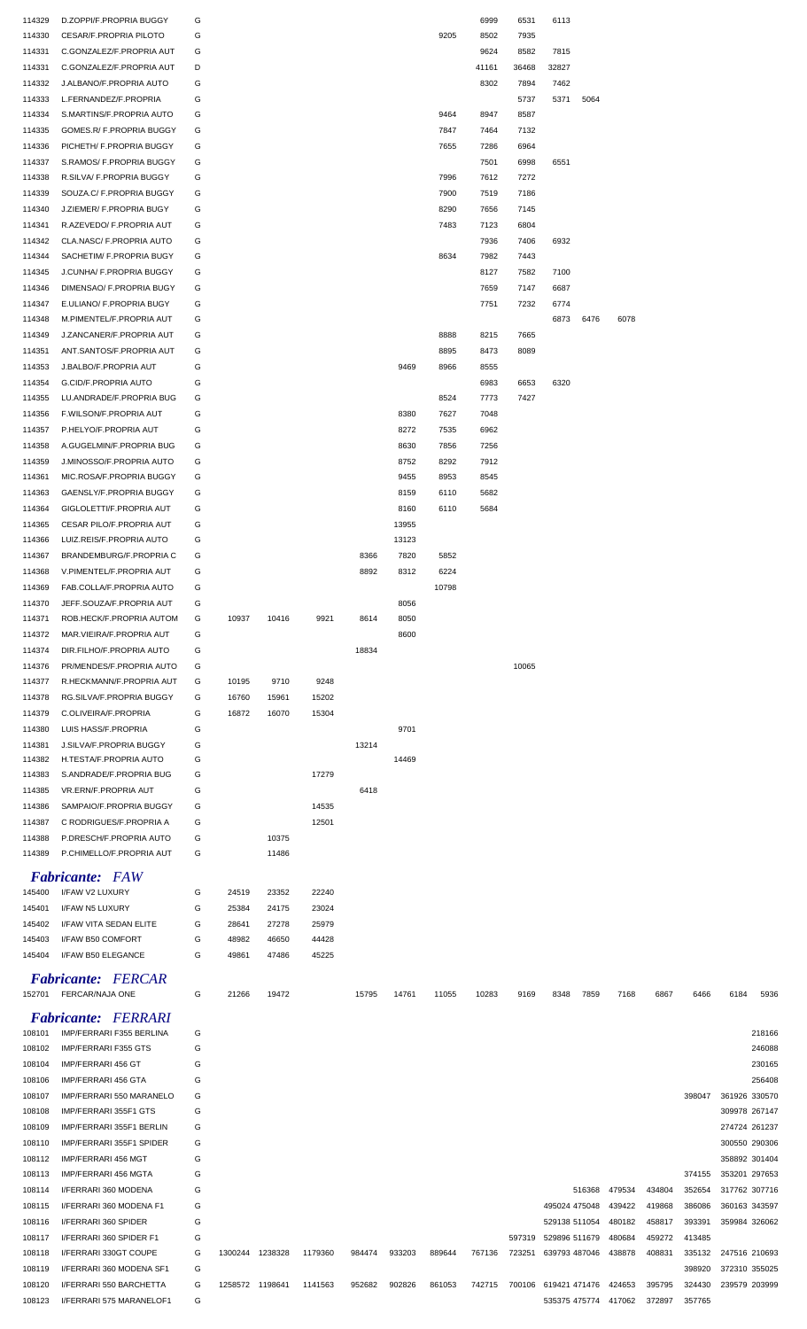| | | | | | | | | | | | | | | | | | |
|---|---|---|---|---|---|---|---|---|---|---|---|---|---|---|---|---|---|
| 114329 | D.ZOPPI/F.PROPRIA BUGGY | G | | | | | | | 6999 | 6531 | 6113 | | | | | | |
| 114330 | CESAR/F.PROPRIA PILOTO | G | | | | | | 9205 | 8502 | 7935 | | | | | | | |
| 114331 | C.GONZALEZ/F.PROPRIA AUT | G | | | | | | | 9624 | 8582 | 7815 | | | | | | |
| 114331 | C.GONZALEZ/F.PROPRIA AUT | D | | | | | | | 41161 | 36468 | 32827 | | | | | | |
| 114332 | J.ALBANO/F.PROPRIA AUTO | G | | | | | | | 8302 | 7894 | 7462 | | | | | | |
| 114333 | L.FERNANDEZ/F.PROPRIA | G | | | | | | | | 5737 | 5371 | 5064 | | | | | |
| 114334 | S.MARTINS/F.PROPRIA AUTO | G | | | | | | 9464 | 8947 | 8587 | | | | | | | |
| 114335 | GOMES.R/ F.PROPRIA BUGGY | G | | | | | | 7847 | 7464 | 7132 | | | | | | | |
| 114336 | PICHETH/ F.PROPRIA BUGGY | G | | | | | | 7655 | 7286 | 6964 | | | | | | | |
| 114337 | S.RAMOS/ F.PROPRIA BUGGY | G | | | | | | | 7501 | 6998 | 6551 | | | | | | |
| 114338 | R.SILVA/ F.PROPRIA BUGGY | G | | | | | | 7996 | 7612 | 7272 | | | | | | | |
| 114339 | SOUZA.C/ F.PROPRIA BUGGY | G | | | | | | 7900 | 7519 | 7186 | | | | | | | |
| 114340 | J.ZIEMER/ F.PROPRIA BUGY | G | | | | | | 8290 | 7656 | 7145 | | | | | | | |
| 114341 | R.AZEVEDO/ F.PROPRIA AUT | G | | | | | | 7483 | 7123 | 6804 | | | | | | | |
| 114342 | CLA.NASC/ F.PROPRIA AUTO | G | | | | | | | 7936 | 7406 | 6932 | | | | | | |
| 114344 | SACHETIM/ F.PROPRIA BUGY | G | | | | | | 8634 | 7982 | 7443 | | | | | | | |
| 114345 | J.CUNHA/ F.PROPRIA BUGGY | G | | | | | | | 8127 | 7582 | 7100 | | | | | | |
| 114346 | DIMENSAO/ F.PROPRIA BUGY | G | | | | | | | 7659 | 7147 | 6687 | | | | | | |
| 114347 | E.ULIANO/ F.PROPRIA BUGY | G | | | | | | | 7751 | 7232 | 6774 | | | | | | |
| 114348 | M.PIMENTEL/F.PROPRIA AUT | G | | | | | | | | | 6873 | 6476 | 6078 | | | | |
| 114349 | J.ZANCANER/F.PROPRIA AUT | G | | | | | | 8888 | 8215 | 7665 | | | | | | | |
| 114351 | ANT.SANTOS/F.PROPRIA AUT | G | | | | | | 8895 | 8473 | 8089 | | | | | | | |
| 114353 | J.BALBO/F.PROPRIA AUT | G | | | | | 9469 | 8966 | 8555 | | | | | | | | |
| 114354 | G.CID/F.PROPRIA AUTO | G | | | | | | | 6983 | 6653 | 6320 | | | | | | |
| 114355 | LU.ANDRADE/F.PROPRIA BUG | G | | | | | | 8524 | 7773 | 7427 | | | | | | | |
| 114356 | F.WILSON/F.PROPRIA AUT | G | | | | | 8380 | 7627 | 7048 | | | | | | | | |
| 114357 | P.HELYO/F.PROPRIA AUT | G | | | | | 8272 | 7535 | 6962 | | | | | | | | |
| 114358 | A.GUGELMIN/F.PROPRIA BUG | G | | | | | 8630 | 7856 | 7256 | | | | | | | | |
| 114359 | J.MINOSSO/F.PROPRIA AUTO | G | | | | | 8752 | 8292 | 7912 | | | | | | | | |
| 114361 | MIC.ROSA/F.PROPRIA BUGGY | G | | | | | 9455 | 8953 | 8545 | | | | | | | | |
| 114363 | GAENSLY/F.PROPRIA BUGGY | G | | | | | 8159 | 6110 | 5682 | | | | | | | | |
| 114364 | GIGLOLETTI/F.PROPRIA AUT | G | | | | | 8160 | 6110 | 5684 | | | | | | | | |
| 114365 | CESAR PILO/F.PROPRIA AUT | G | | | | | 13955 | | | | | | | | | | |
| 114366 | LUIZ.REIS/F.PROPRIA AUTO | G | | | | | 13123 | | | | | | | | | | |
| 114367 | BRANDEMBURG/F.PROPRIA C | G | | | | 8366 | 7820 | 5852 | | | | | | | | | |
| 114368 | V.PIMENTEL/F.PROPRIA AUT | G | | | | 8892 | 8312 | 6224 | | | | | | | | | |
| 114369 | FAB.COLLA/F.PROPRIA AUTO | G | | | | | | 10798 | | | | | | | | | |
| 114370 | JEFF.SOUZA/F.PROPRIA AUT | G | | | | | 8056 | | | | | | | | | | |
| 114371 | ROB.HECK/F.PROPRIA AUTOM | G | 10937 | 10416 | 9921 | 8614 | 8050 | | | | | | | | | | |
| 114372 | MAR.VIEIRA/F.PROPRIA AUT | G | | | | | 8600 | | | | | | | | | | |
| 114374 | DIR.FILHO/F.PROPRIA AUTO | G | | | | 18834 | | | | | | | | | | | |
| 114376 | PR/MENDES/F.PROPRIA AUTO | G | | | | | | | 10065 | | | | | | | | |
| 114377 | R.HECKMANN/F.PROPRIA AUT | G | 10195 | 9710 | 9248 | | | | | | | | | | | | |
| 114378 | RG.SILVA/F.PROPRIA BUGGY | G | 16760 | 15961 | 15202 | | | | | | | | | | | | |
| 114379 | C.OLIVEIRA/F.PROPRIA | G | 16872 | 16070 | 15304 | | | | | | | | | | | | |
| 114380 | LUIS HASS/F.PROPRIA | G | | | | | 9701 | | | | | | | | | | |
| 114381 | J.SILVA/F.PROPRIA BUGGY | G | | | | 13214 | | | | | | | | | | | |
| 114382 | H.TESTA/F.PROPRIA AUTO | G | | | | | 14469 | | | | | | | | | | |
| 114383 | S.ANDRADE/F.PROPRIA BUG | G | | | 17279 | | | | | | | | | | | | |
| 114385 | VR.ERN/F.PROPRIA AUT | G | | | | 6418 | | | | | | | | | | | |
| 114386 | SAMPAIO/F.PROPRIA BUGGY | G | | | 14535 | | | | | | | | | | | | |
| 114387 | C RODRIGUES/F.PROPRIA A | G | | | 12501 | | | | | | | | | | | | |
| 114388 | P.DRESCH/F.PROPRIA AUTO | G | | 10375 | | | | | | | | | | | | | |
| 114389 | P.CHIMELLO/F.PROPRIA AUT | G | | 11486 | | | | | | | | | | | | | |

### *Fabricante: FAW*

| | | | | | |
|---|---|---|---|---|---|
| 145400 | I/FAW V2 LUXURY | G | 24519 | 23352 | 22240 |
| 145401 | I/FAW N5 LUXURY | G | 25384 | 24175 | 23024 |
| 145402 | I/FAW VITA SEDAN ELITE | G | 28641 | 27278 | 25979 |
| 145403 | I/FAW B50 COMFORT | G | 48982 | 46650 | 44428 |
| 145404 | I/FAW B50 ELEGANCE | G | 49861 | 47486 | 45225 |

### *Fabricante: FERCAR*

| | | | | | | | | | | | | | | | | | |
|---|---|---|---|---|---|---|---|---|---|---|---|---|---|---|---|---|---|
| 152701 | FERCAR/NAJA ONE | G | 21266 | 19472 | | 15795 | 14761 | 11055 | 10283 | 9169 | 8348 | 7859 | 7168 | 6867 | 6466 | 6184 | 5936 |

### *Fabricante: FERRARI*

| | | | | | | | | | | | | | | | | | |
|---|---|---|---|---|---|---|---|---|---|---|---|---|---|---|---|---|---|
| 108101 | IMP/FERRARI F355 BERLINA | G | | | | | | | | | | | | | | | 218166 |
| 108102 | IMP/FERRARI F355 GTS | G | | | | | | | | | | | | | | | 246088 |
| 108104 | IMP/FERRARI 456 GT | G | | | | | | | | | | | | | | | 230165 |
| 108106 | IMP/FERRARI 456 GTA | G | | | | | | | | | | | | | | | 256408 |
| 108107 | IMP/FERRARI 550 MARANELO | G | | | | | | | | | | | | | 398047 | 361926 | 330570 |
| 108108 | IMP/FERRARI 355F1 GTS | G | | | | | | | | | | | | | | 309978 | 267147 |
| 108109 | IMP/FERRARI 355F1 BERLIN | G | | | | | | | | | | | | | | 274724 | 261237 |
| 108110 | IMP/FERRARI 355F1 SPIDER | G | | | | | | | | | | | | | | 300550 | 290306 |
| 108112 | IMP/FERRARI 456 MGT | G | | | | | | | | | | | | | | 358892 | 301404 |
| 108113 | IMP/FERRARI 456 MGTA | G | | | | | | | | | | | | | 374155 | 353201 | 297653 |
| 108114 | I/FERRARI 360 MODENA | G | | | | | | | | | | 516368 | 479534 | 434804 | 352654 | 317762 | 307716 |
| 108115 | I/FERRARI 360 MODENA F1 | G | | | | | | | | | 495024 | 475048 | 439422 | 419868 | 386086 | 360163 | 343597 |
| 108116 | I/FERRARI 360 SPIDER | G | | | | | | | | | 529138 | 511054 | 480182 | 458817 | 393391 | 359984 | 326062 |
| 108117 | I/FERRARI 360 SPIDER F1 | G | | | | | | | | 597319 | 529896 | 511679 | 480684 | 459272 | 413485 | | |
| 108118 | I/FERRARI 330GT COUPE | G | 1300244 | 1238328 | 1179360 | 984474 | 933203 | 889644 | 767136 | 723251 | 639793 | 487046 | 438878 | 408831 | 335132 | 247516 | 210693 |
| 108119 | I/FERRARI 360 MODENA SF1 | G | | | | | | | | | | | | | 398920 | 372310 | 355025 |
| 108120 | I/FERRARI 550 BARCHETTA | G | 1258572 | 1198641 | 1141563 | 952682 | 902826 | 861053 | 742715 | 700106 | 619421 | 471476 | 424653 | 395795 | 324430 | 239579 | 203999 |
| 108123 | I/FERRARI 575 MARANELOF1 | G | | | | | | | | | 535375 | 475774 | 417062 | 372897 | 357765 | | |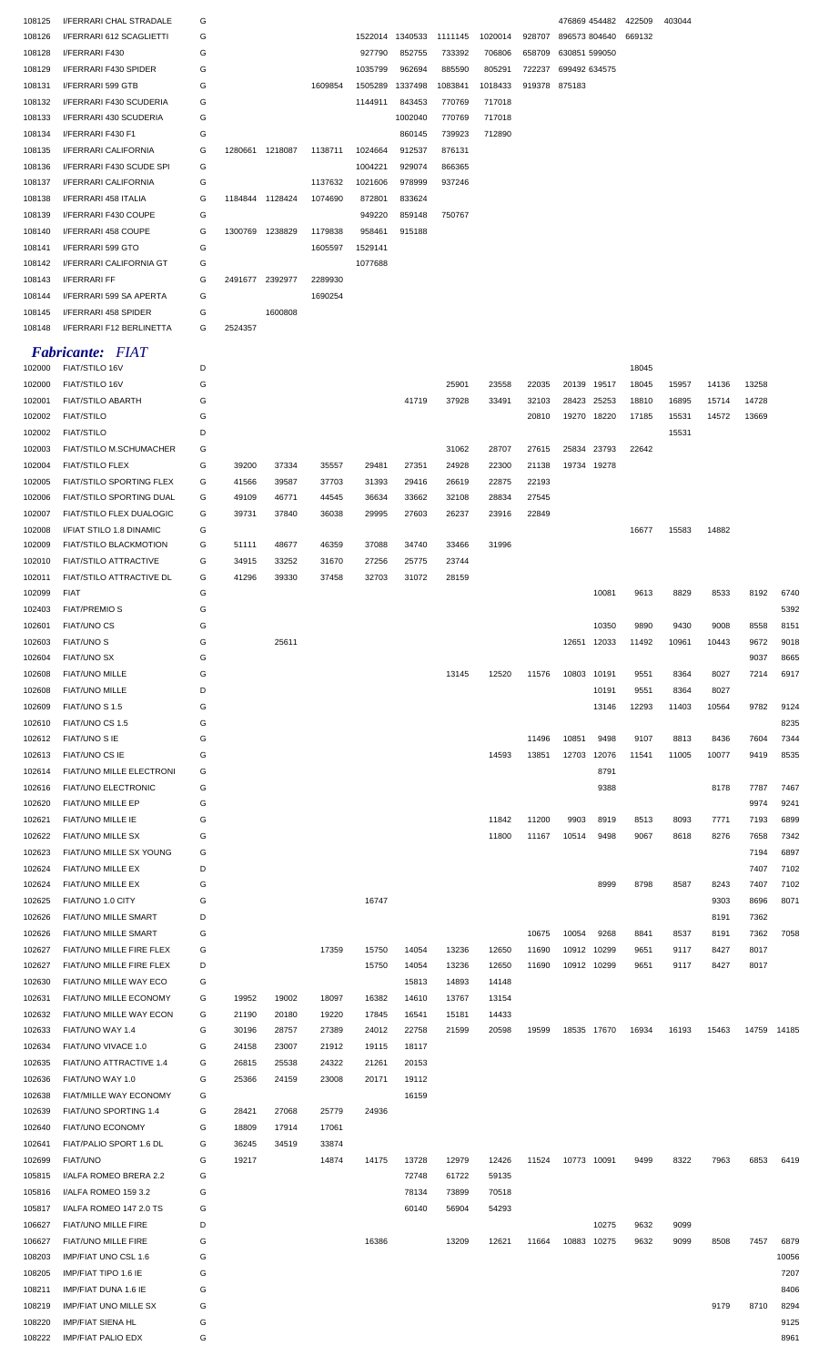| | | | | | | | | | | | | | | | | | |
|---|---|---|---|---|---|---|---|---|---|---|---|---|---|---|---|---|---|
| 108125 | I/FERRARI CHAL STRADALE | G | | | | | | | | | 476869 | 454482 | 422509 | 403044 | | | |
| 108126 | I/FERRARI 612 SCAGLIETTI | G | | | | 1522014 | 1340533 | 1111145 | 1020014 | 928707 | 896573 | 804640 | 669132 | | | | |
| 108128 | I/FERRARI F430 | G | | | | 927790 | 852755 | 733392 | 706806 | 658709 | 630851 | 599050 | | | | | |
| 108129 | I/FERRARI F430 SPIDER | G | | | | 1035799 | 962694 | 885590 | 805291 | 722237 | 699492 | 634575 | | | | | |
| 108131 | I/FERRARI 599 GTB | G | | | 1609854 | 1505289 | 1337498 | 1083841 | 1018433 | 919378 | 875183 | | | | | | |
| 108132 | I/FERRARI F430 SCUDERIA | G | | | | 1144911 | 843453 | 770769 | 717018 | | | | | | | | |
| 108133 | I/FERRARI 430 SCUDERIA | G | | | | | 1002040 | 770769 | 717018 | | | | | | | | |
| 108134 | I/FERRARI F430 F1 | G | | | | | 860145 | 739923 | 712890 | | | | | | | | |
| 108135 | I/FERRARI CALIFORNIA | G | 1280661 | 1218087 | 1138711 | 1024664 | 912537 | 876131 | | | | | | | | | |
| 108136 | I/FERRARI F430 SCUDE SPI | G | | | | 1004221 | 929074 | 866365 | | | | | | | | | |
| 108137 | I/FERRARI CALIFORNIA | G | | | 1137632 | 1021606 | 978999 | 937246 | | | | | | | | | |
| 108138 | I/FERRARI 458 ITALIA | G | 1184844 | 1128424 | 1074690 | 872801 | 833624 | | | | | | | | | | |
| 108139 | I/FERRARI F430 COUPE | G | | | | 949220 | 859148 | 750767 | | | | | | | | | |
| 108140 | I/FERRARI 458 COUPE | G | 1300769 | 1238829 | 1179838 | 958461 | 915188 | | | | | | | | | | |
| 108141 | I/FERRARI 599 GTO | G | | | 1605597 | 1529141 | | | | | | | | | | | |
| 108142 | I/FERRARI CALIFORNIA GT | G | | | | 1077688 | | | | | | | | | | | |
| 108143 | I/FERRARI FF | G | 2491677 | 2392977 | 2289930 | | | | | | | | | | | | |
| 108144 | I/FERRARI 599 SA APERTA | G | | | 1690254 | | | | | | | | | | | | |
| 108145 | I/FERRARI 458 SPIDER | G | | 1600808 | | | | | | | | | | | | | |
| 108148 | I/FERRARI F12 BERLINETTA | G | 2524357 | | | | | | | | | | | | | | |

## *Fabricante: FIAT*

| | | | | | | | | | | | | | | | | | |
|---|---|---|---|---|---|---|---|---|---|---|---|---|---|---|---|---|---|
| 102000 | FIAT/STILO 16V | D | | | | | | | | | | | 18045 | | | | |
| 102000 | FIAT/STILO 16V | G | | | | | | 25901 | 23558 | 22035 | 20139 | 19517 | 18045 | 15957 | 14136 | 13258 | |
| 102001 | FIAT/STILO ABARTH | G | | | | | 41719 | 37928 | 33491 | 32103 | 28423 | 25253 | 18810 | 16895 | 15714 | 14728 | |
| 102002 | FIAT/STILO | G | | | | | | | | 20810 | 19270 | 18220 | 17185 | 15531 | 14572 | 13669 | |
| 102002 | FIAT/STILO | D | | | | | | | | | | | | 15531 | | | |
| 102003 | FIAT/STILO M.SCHUMACHER | G | | | | | | 31062 | 28707 | 27615 | 25834 | 23793 | 22642 | | | | |
| 102004 | FIAT/STILO FLEX | G | 39200 | 37334 | 35557 | 29481 | 27351 | 24928 | 22300 | 21138 | 19734 | 19278 | | | | | |
| 102005 | FIAT/STILO SPORTING FLEX | G | 41566 | 39587 | 37703 | 31393 | 29416 | 26619 | 22875 | 22193 | | | | | | | |
| 102006 | FIAT/STILO SPORTING DUAL | G | 49109 | 46771 | 44545 | 36634 | 33662 | 32108 | 28834 | 27545 | | | | | | | |
| 102007 | FIAT/STILO FLEX DUALOGIC | G | 39731 | 37840 | 36038 | 29995 | 27603 | 26237 | 23916 | 22849 | | | | | | | |
| 102008 | I/FIAT STILO 1.8 DINAMIC | G | | | | | | | | | | | 16677 | 15583 | 14882 | | |
| 102009 | FIAT/STILO BLACKMOTION | G | 51111 | 48677 | 46359 | 37088 | 34740 | 33466 | 31996 | | | | | | | | |
| 102010 | FIAT/STILO ATTRACTIVE | G | 34915 | 33252 | 31670 | 27256 | 25775 | 23744 | | | | | | | | | |
| 102011 | FIAT/STILO ATTRACTIVE DL | G | 41296 | 39330 | 37458 | 32703 | 31072 | 28159 | | | | | | | | | |
| 102099 | FIAT | G | | | | | | | | | | 10081 | 9613 | 8829 | 8533 | 8192 | 6740 |
| 102403 | FIAT/PREMIO S | G | | | | | | | | | | | | | | | 5392 |
| 102601 | FIAT/UNO CS | G | | | | | | | | | | 10350 | 9890 | 9430 | 9008 | 8558 | 8151 |
| 102603 | FIAT/UNO S | G | | 25611 | | | | | | | 12651 | 12033 | 11492 | 10961 | 10443 | 9672 | 9018 |
| 102604 | FIAT/UNO SX | G | | | | | | | | | | | | | | 9037 | 8665 |
| 102608 | FIAT/UNO MILLE | G | | | | | | 13145 | 12520 | 11576 | 10803 | 10191 | 9551 | 8364 | 8027 | 7214 | 6917 |
| 102608 | FIAT/UNO MILLE | D | | | | | | | | | | 10191 | 9551 | 8364 | 8027 | | |
| 102609 | FIAT/UNO S 1.5 | G | | | | | | | | | | 13146 | 12293 | 11403 | 10564 | 9782 | 9124 |
| 102610 | FIAT/UNO CS 1.5 | G | | | | | | | | | | | | | | | 8235 |
| 102612 | FIAT/UNO S IE | G | | | | | | | | 11496 | 10851 | 9498 | 9107 | 8813 | 8436 | 7604 | 7344 |
| 102613 | FIAT/UNO CS IE | G | | | | | | | 14593 | 13851 | 12703 | 12076 | 11541 | 11005 | 10077 | 9419 | 8535 |
| 102614 | FIAT/UNO MILLE ELECTRONI | G | | | | | | | | | | 8791 | | | | | |
| 102616 | FIAT/UNO ELECTRONIC | G | | | | | | | | | | 9388 | | | 8178 | 7787 | 7467 |
| 102620 | FIAT/UNO MILLE EP | G | | | | | | | | | | | | | | 9974 | 9241 |
| 102621 | FIAT/UNO MILLE IE | G | | | | | | | 11842 | 11200 | 9903 | 8919 | 8513 | 8093 | 7771 | 7193 | 6899 |
| 102622 | FIAT/UNO MILLE SX | G | | | | | | | 11800 | 11167 | 10514 | 9498 | 9067 | 8618 | 8276 | 7658 | 7342 |
| 102623 | FIAT/UNO MILLE SX YOUNG | G | | | | | | | | | | | | | | 7194 | 6897 |
| 102624 | FIAT/UNO MILLE EX | D | | | | | | | | | | | | | | 7407 | 7102 |
| 102624 | FIAT/UNO MILLE EX | G | | | | | | | | | | 8999 | 8798 | 8587 | 8243 | 7407 | 7102 |
| 102625 | FIAT/UNO 1.0 CITY | G | | | | 16747 | | | | | | | | | 9303 | 8696 | 8071 |
| 102626 | FIAT/UNO MILLE SMART | D | | | | | | | | | | | | | 8191 | 7362 | |
| 102626 | FIAT/UNO MILLE SMART | G | | | | | | | | 10675 | 10054 | 9268 | 8841 | 8537 | 8191 | 7362 | 7058 |
| 102627 | FIAT/UNO MILLE FIRE FLEX | G | | | 17359 | 15750 | 14054 | 13236 | 12650 | 11690 | 10912 | 10299 | 9651 | 9117 | 8427 | 8017 | |
| 102627 | FIAT/UNO MILLE FIRE FLEX | D | | | | 15750 | 14054 | 13236 | 12650 | 11690 | 10912 | 10299 | 9651 | 9117 | 8427 | 8017 | |
| 102630 | FIAT/UNO MILLE WAY ECO | G | | | | | 15813 | 14893 | 14148 | | | | | | | | |
| 102631 | FIAT/UNO MILLE ECONOMY | G | 19952 | 19002 | 18097 | 16382 | 14610 | 13767 | 13154 | | | | | | | | |
| 102632 | FIAT/UNO MILLE WAY ECON | G | 21190 | 20180 | 19220 | 17845 | 16541 | 15181 | 14433 | | | | | | | | |
| 102633 | FIAT/UNO WAY 1.4 | G | 30196 | 28757 | 27389 | 24012 | 22758 | 21599 | 20598 | 19599 | 18535 | 17670 | 16934 | 16193 | 15463 | 14759 | 14185 |
| 102634 | FIAT/UNO VIVACE 1.0 | G | 24158 | 23007 | 21912 | 19115 | 18117 | | | | | | | | | | |
| 102635 | FIAT/UNO ATTRACTIVE 1.4 | G | 26815 | 25538 | 24322 | 21261 | 20153 | | | | | | | | | | |
| 102636 | FIAT/UNO WAY 1.0 | G | 25366 | 24159 | 23008 | 20171 | 19112 | | | | | | | | | | |
| 102638 | FIAT/MILLE WAY ECONOMY | G | | | | | 16159 | | | | | | | | | | |
| 102639 | FIAT/UNO SPORTING 1.4 | G | 28421 | 27068 | 25779 | 24936 | | | | | | | | | | | |
| 102640 | FIAT/UNO ECONOMY | G | 18809 | 17914 | 17061 | | | | | | | | | | | | |
| 102641 | FIAT/PALIO SPORT 1.6 DL | G | 36245 | 34519 | 33874 | | | | | | | | | | | | |
| 102699 | FIAT/UNO | G | 19217 | | 14874 | 14175 | 13728 | 12979 | 12426 | 11524 | 10773 | 10091 | 9499 | 8322 | 7963 | 6853 | 6419 |
| 105815 | I/ALFA ROMEO BRERA 2.2 | G | | | | | 72748 | 61722 | 59135 | | | | | | | | |
| 105816 | I/ALFA ROMEO 159 3.2 | G | | | | | 78134 | 73899 | 70518 | | | | | | | | |
| 105817 | I/ALFA ROMEO 147 2.0 TS | G | | | | | 60140 | 56904 | 54293 | | | | | | | | |
| 106627 | FIAT/UNO MILLE FIRE | D | | | | | | | | | | 10275 | 9632 | 9099 | | | |
| 106627 | FIAT/UNO MILLE FIRE | G | | | | 16386 | | 13209 | 12621 | 11664 | 10883 | 10275 | 9632 | 9099 | 8508 | 7457 | 6879 |
| 108203 | IMP/FIAT UNO CSL 1.6 | G | | | | | | | | | | | | | | | 10056 |
| 108205 | IMP/FIAT TIPO 1.6 IE | G | | | | | | | | | | | | | | | 7207 |
| 108211 | IMP/FIAT DUNA 1.6 IE | G | | | | | | | | | | | | | | | 8406 |
| 108219 | IMP/FIAT UNO MILLE SX | G | | | | | | | | | | | | | 9179 | 8710 | 8294 |
| 108220 | IMP/FIAT SIENA HL | G | | | | | | | | | | | | | | | 9125 |
| 108222 | IMP/FIAT PALIO EDX | G | | | | | | | | | | | | | | | 8961 |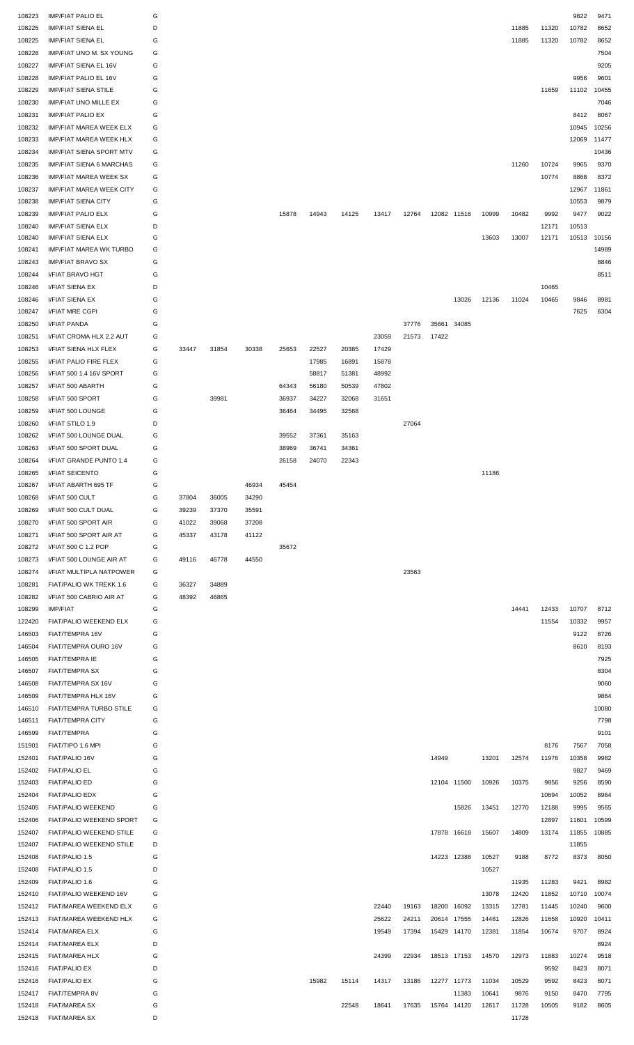| | | | | | | | | | | | | | | | | | |
|---|---|---|---|---|---|---|---|---|---|---|---|---|---|---|---|---|---|
| 108223 | IMP/FIAT PALIO EL | G | | | | | | | | | | | | | | 9822 | 9471 |
| 108225 | IMP/FIAT SIENA EL | D | | | | | | | | | | | 11885 | 11320 | 10782 | 8652 |
| 108225 | IMP/FIAT SIENA EL | G | | | | | | | | | | | | 11885 | 11320 | 10782 | 8652 |
| 108226 | IMP/FIAT UNO M. SX YOUNG | G | | | | | | | | | | | | | | | 7504 |
| 108227 | IMP/FIAT SIENA EL 16V | G | | | | | | | | | | | | | | | 9205 |
| 108228 | IMP/FIAT PALIO EL 16V | G | | | | | | | | | | | | | | 9956 | 9601 |
| 108229 | IMP/FIAT SIENA STILE | G | | | | | | | | | | | | | 11659 | 11102 | 10455 |
| 108230 | IMP/FIAT UNO MILLE EX | G | | | | | | | | | | | | | | | 7046 |
| 108231 | IMP/FIAT PALIO EX | G | | | | | | | | | | | | | | 8412 | 8067 |
| 108232 | IMP/FIAT MAREA WEEK ELX | G | | | | | | | | | | | | | | 10945 | 10256 |
| 108233 | IMP/FIAT MAREA WEEK HLX | G | | | | | | | | | | | | | | 12069 | 11477 |
| 108234 | IMP/FIAT SIENA SPORT MTV | G | | | | | | | | | | | | | | | 10436 |
| 108235 | IMP/FIAT SIENA 6 MARCHAS | G | | | | | | | | | | | | 11260 | 10724 | 9965 | 9370 |
| 108236 | IMP/FIAT MAREA WEEK SX | G | | | | | | | | | | | | | 10774 | 8868 | 8372 |
| 108237 | IMP/FIAT MAREA WEEK CITY | G | | | | | | | | | | | | | | 12967 | 11861 |
| 108238 | IMP/FIAT SIENA CITY | G | | | | | | | | | | | | | | 10553 | 9879 |
| 108239 | IMP/FIAT PALIO ELX | G | | | | 15878 | 14943 | 14125 | 13417 | 12764 | 12082 | 11516 | 10999 | 10482 | 9992 | 9477 | 9022 |
| 108240 | IMP/FIAT SIENA ELX | D | | | | | | | | | | | | | 12171 | 10513 | |
| 108240 | IMP/FIAT SIENA ELX | G | | | | | | | | | | | 13603 | 13007 | 12171 | 10513 | 10156 |
| 108241 | IMP/FIAT MAREA WK TURBO | G | | | | | | | | | | | | | | | 14989 |
| 108243 | IMP/FIAT BRAVO SX | G | | | | | | | | | | | | | | | 8846 |
| 108244 | I/FIAT BRAVO HGT | G | | | | | | | | | | | | | | | 8511 |
| 108246 | I/FIAT SIENA EX | D | | | | | | | | | | | | | 10465 | | |
| 108246 | I/FIAT SIENA EX | G | | | | | | | | | | 13026 | 12136 | 11024 | 10465 | 9846 | 8981 |
| 108247 | I/FIAT MRE CGPI | G | | | | | | | | | | | | | | 7625 | 6304 |
| 108250 | I/FIAT PANDA | G | | | | | | | | 37776 | 35661 | 34085 | | | | | |
| 108251 | I/FIAT CROMA HLX 2.2 AUT | G | | | | | | | 23059 | 21573 | 17422 | | | | | | |
| 108253 | I/FIAT SIENA HLX FLEX | G | 33447 | 31854 | 30338 | 25653 | 22527 | 20385 | 17429 | | | | | | | | |
| 108255 | I/FIAT PALIO FIRE FLEX | G | | | | | 17985 | 16891 | 15878 | | | | | | | | |
| 108256 | I/FIAT 500 1.4 16V SPORT | G | | | | | 58817 | 51381 | 48992 | | | | | | | | |
| 108257 | I/FIAT 500 ABARTH | G | | | | 64343 | 56180 | 50539 | 47802 | | | | | | | | |
| 108258 | I/FIAT 500 SPORT | G | | 39981 | | 36937 | 34227 | 32068 | 31651 | | | | | | | | |
| 108259 | I/FIAT 500 LOUNGE | G | | | | 36464 | 34495 | 32568 | | | | | | | | | |
| 108260 | I/FIAT STILO 1.9 | D | | | | | | | | 27064 | | | | | | | |
| 108262 | I/FIAT 500 LOUNGE DUAL | G | | | | 39552 | 37361 | 35163 | | | | | | | | | |
| 108263 | I/FIAT 500 SPORT DUAL | G | | | | 38969 | 36741 | 34361 | | | | | | | | | |
| 108264 | I/FIAT GRANDE PUNTO 1.4 | G | | | | 26158 | 24070 | 22343 | | | | | | | | | |
| 108265 | I/FIAT SEICENTO | G | | | | | | | | | | | 11186 | | | | |
| 108267 | I/FIAT ABARTH 695 TF | G | | | 46934 | 45454 | | | | | | | | | | | |
| 108268 | I/FIAT 500 CULT | G | 37804 | 36005 | 34290 | | | | | | | | | | | | |
| 108269 | I/FIAT 500 CULT DUAL | G | 39239 | 37370 | 35591 | | | | | | | | | | | | |
| 108270 | I/FIAT 500 SPORT AIR | G | 41022 | 39068 | 37208 | | | | | | | | | | | | |
| 108271 | I/FIAT 500 SPORT AIR AT | G | 45337 | 43178 | 41122 | | | | | | | | | | | | |
| 108272 | I/FIAT 500 C 1.2 POP | G | | | | 35672 | | | | | | | | | | | |
| 108273 | I/FIAT 500 LOUNGE AIR AT | G | 49116 | 46778 | 44550 | | | | | | | | | | | | |
| 108274 | I/FIAT MULTIPLA NATPOWER | G | | | | | | | | 23563 | | | | | | | |
| 108281 | FIAT/PALIO WK TREKK 1.6 | G | 36327 | 34889 | | | | | | | | | | | | | |
| 108282 | I/FIAT 500 CABRIO AIR AT | G | 48392 | 46865 | | | | | | | | | | | | | |
| 108299 | IMP/FIAT | G | | | | | | | | | | | | 14441 | 12433 | 10707 | 8712 |
| 122420 | FIAT/PALIO WEEKEND ELX | G | | | | | | | | | | | | | 11554 | 10332 | 9957 |
| 146503 | FIAT/TEMPRA 16V | G | | | | | | | | | | | | | | 9122 | 8726 |
| 146504 | FIAT/TEMPRA OURO 16V | G | | | | | | | | | | | | | | 8610 | 8193 |
| 146505 | FIAT/TEMPRA IE | G | | | | | | | | | | | | | | | 7925 |
| 146507 | FIAT/TEMPRA SX | G | | | | | | | | | | | | | | | 8304 |
| 146508 | FIAT/TEMPRA SX 16V | G | | | | | | | | | | | | | | | 9060 |
| 146509 | FIAT/TEMPRA HLX 16V | G | | | | | | | | | | | | | | | 9864 |
| 146510 | FIAT/TEMPRA TURBO STILE | G | | | | | | | | | | | | | | | 10080 |
| 146511 | FIAT/TEMPRA CITY | G | | | | | | | | | | | | | | | 7798 |
| 146599 | FIAT/TEMPRA | G | | | | | | | | | | | | | | | 9101 |
| 151901 | FIAT/TIPO 1.6 MPI | G | | | | | | | | | | | | | 8176 | 7567 | 7058 |
| 152401 | FIAT/PALIO 16V | G | | | | | | | | | 14949 | | 13201 | 12574 | 11976 | 10358 | 9982 |
| 152402 | FIAT/PALIO EL | G | | | | | | | | | | | | | | 9827 | 9469 |
| 152403 | FIAT/PALIO ED | G | | | | | | | | | 12104 | 11500 | 10926 | 10375 | 9856 | 9256 | 8590 |
| 152404 | FIAT/PALIO EDX | G | | | | | | | | | | | | | 10694 | 10052 | 8964 |
| 152405 | FIAT/PALIO WEEKEND | G | | | | | | | | | | 15826 | 13451 | 12770 | 12188 | 9995 | 9565 |
| 152406 | FIAT/PALIO WEEKEND SPORT | G | | | | | | | | | | | | | 12897 | 11601 | 10599 |
| 152407 | FIAT/PALIO WEEKEND STILE | G | | | | | | | | | 17878 | 16618 | 15607 | 14809 | 13174 | 11855 | 10885 |
| 152407 | FIAT/PALIO WEEKEND STILE | D | | | | | | | | | | | | | | 11855 | |
| 152408 | FIAT/PALIO 1.5 | G | | | | | | | | | 14223 | 12388 | 10527 | 9188 | 8772 | 8373 | 8050 |
| 152408 | FIAT/PALIO 1.5 | D | | | | | | | | | | | 10527 | | | | |
| 152409 | FIAT/PALIO 1.6 | G | | | | | | | | | | | | 11935 | 11283 | 9421 | 8982 |
| 152410 | FIAT/PALIO WEEKEND 16V | G | | | | | | | | | | | 13078 | 12420 | 11852 | 10710 | 10074 |
| 152412 | FIAT/MAREA WEEKEND ELX | G | | | | | | | 22440 | 19163 | 18200 | 16092 | 13315 | 12781 | 11445 | 10240 | 9600 |
| 152413 | FIAT/MAREA WEEKEND HLX | G | | | | | | | 25622 | 24211 | 20614 | 17555 | 14481 | 12826 | 11658 | 10920 | 10411 |
| 152414 | FIAT/MAREA ELX | G | | | | | | | 19549 | 17394 | 15429 | 14170 | 12381 | 11854 | 10674 | 9707 | 8924 |
| 152414 | FIAT/MAREA ELX | D | | | | | | | | | | | | | | | 8924 |
| 152415 | FIAT/MAREA HLX | G | | | | | | | 24399 | 22934 | 18513 | 17153 | 14570 | 12973 | 11883 | 10274 | 9518 |
| 152416 | FIAT/PALIO EX | D | | | | | | | | | | | | | 9592 | 8423 | 8071 |
| 152416 | FIAT/PALIO EX | G | | | | | 15982 | 15114 | 14317 | 13186 | 12277 | 11773 | 11034 | 10529 | 9592 | 8423 | 8071 |
| 152417 | FIAT/TEMPRA 8V | G | | | | | | | | | | 11383 | 10641 | 9876 | 9150 | 8470 | 7795 |
| 152418 | FIAT/MAREA SX | G | | | | | | 22548 | 18641 | 17635 | 15764 | 14120 | 12617 | 11728 | 10505 | 9182 | 8605 |
| 152418 | FIAT/MAREA SX | D | | | | | | | | | | | | 11728 | | | |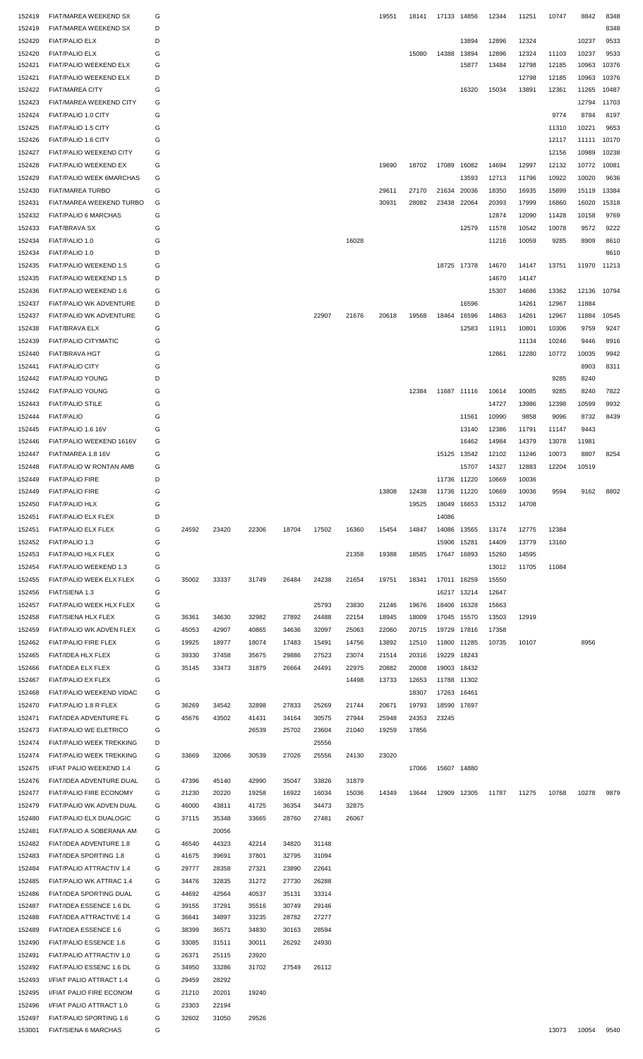| | | | | | | | | | | | | | | | | | |
|---|---|---|---|---|---|---|---|---|---|---|---|---|---|---|---|---|---|
| 152419 | FIAT/MAREA WEEKEND SX | G | | | | | | | 19551 | 18141 | 17133 | 14856 | 12344 | 11251 | 10747 | 8842 | 8348 |
| 152419 | FIAT/MAREA WEEKEND SX | D | | | | | | | | | | | | | | | 8348 |
| 152420 | FIAT/PALIO ELX | D | | | | | | | | | | 13894 | 12896 | 12324 | | 10237 | 9533 |
| 152420 | FIAT/PALIO ELX | G | | | | | | | | 15080 | 14388 | 13894 | 12896 | 12324 | 11103 | 10237 | 9533 |
| 152421 | FIAT/PALIO WEEKEND ELX | G | | | | | | | | | | 15877 | 13484 | 12798 | 12185 | 10963 | 10376 |
| 152421 | FIAT/PALIO WEEKEND ELX | D | | | | | | | | | | | | 12798 | 12185 | 10963 | 10376 |
| 152422 | FIAT/MAREA CITY | G | | | | | | | | | | 16320 | 15034 | 13891 | 12361 | 11265 | 10487 |
| 152423 | FIAT/MAREA WEEKEND CITY | G | | | | | | | | | | | | | | 12794 | 11703 |
| 152424 | FIAT/PALIO 1.0 CITY | G | | | | | | | | | | | | | 9774 | 8784 | 8197 |
| 152425 | FIAT/PALIO 1.5 CITY | G | | | | | | | | | | | | | 11310 | 10221 | 9653 |
| 152426 | FIAT/PALIO 1.6 CITY | G | | | | | | | | | | | | | 12117 | 11111 | 10170 |
| 152427 | FIAT/PALIO WEEKEND CITY | G | | | | | | | | | | | | | 12156 | 10989 | 10238 |
| 152428 | FIAT/PALIO WEEKEND EX | G | | | | | | | 19690 | 18702 | 17089 | 16082 | 14694 | 12997 | 12132 | 10772 | 10081 |
| 152429 | FIAT/PALIO WEEK 6MARCHAS | G | | | | | | | | | | 13593 | 12713 | 11796 | 10922 | 10020 | 9636 |
| 152430 | FIAT/MAREA TURBO | G | | | | | | | 29611 | 27170 | 21634 | 20036 | 18350 | 16935 | 15899 | 15119 | 13384 |
| 152431 | FIAT/MAREA WEEKEND TURBO | G | | | | | | | 30931 | 28082 | 23438 | 22064 | 20393 | 17999 | 16860 | 16020 | 15318 |
| 152432 | FIAT/PALIO 6 MARCHAS | G | | | | | | | | | | | 12874 | 12090 | 11428 | 10158 | 9769 |
| 152433 | FIAT/BRAVA SX | G | | | | | | | | | | 12579 | 11578 | 10542 | 10078 | 9572 | 9222 |
| 152434 | FIAT/PALIO 1.0 | G | | | | | | 16028 | | | | | 11216 | 10059 | 9285 | 8909 | 8610 |
| 152434 | FIAT/PALIO 1.0 | D | | | | | | | | | | | | | | | 8610 |
| 152435 | FIAT/PALIO WEEKEND 1.5 | G | | | | | | | | | 18725 | 17378 | 14670 | 14147 | 13751 | 11970 | 11213 |
| 152435 | FIAT/PALIO WEEKEND 1.5 | D | | | | | | | | | | | 14670 | 14147 | | | |
| 152436 | FIAT/PALIO WEEKEND 1.6 | G | | | | | | | | | | | 15307 | 14686 | 13362 | 12136 | 10794 |
| 152437 | FIAT/PALIO WK ADVENTURE | D | | | | | | | | | | 16596 | | 14261 | 12967 | 11884 | |
| 152437 | FIAT/PALIO WK ADVENTURE | G | | | | | 22907 | 21676 | 20618 | 19568 | 18464 | 16596 | 14863 | 14261 | 12967 | 11884 | 10545 |
| 152438 | FIAT/BRAVA ELX | G | | | | | | | | | | 12583 | 11911 | 10801 | 10306 | 9759 | 9247 |
| 152439 | FIAT/PALIO CITYMATIC | G | | | | | | | | | | | | 11134 | 10246 | 9446 | 8916 |
| 152440 | FIAT/BRAVA HGT | G | | | | | | | | | | | 12861 | 12280 | 10772 | 10035 | 9942 |
| 152441 | FIAT/PALIO CITY | G | | | | | | | | | | | | | | 8903 | 8311 |
| 152442 | FIAT/PALIO YOUNG | D | | | | | | | | | | | | | 9285 | 8240 | |
| 152442 | FIAT/PALIO YOUNG | G | | | | | | | | 12384 | 11687 | 11116 | 10614 | 10085 | 9285 | 8240 | 7822 |
| 152443 | FIAT/PALIO STILE | G | | | | | | | | | | | 14727 | 13986 | 12398 | 10599 | 9932 |
| 152444 | FIAT/PALIO | G | | | | | | | | | | 11561 | 10990 | 9858 | 9096 | 8732 | 8439 |
| 152445 | FIAT/PALIO 1.6 16V | G | | | | | | | | | | 13140 | 12386 | 11791 | 11147 | 9443 | |
| 152446 | FIAT/PALIO WEEKEND 1616V | G | | | | | | | | | | 16462 | 14984 | 14379 | 13078 | 11981 | |
| 152447 | FIAT/MAREA 1.8 16V | G | | | | | | | | | 15125 | 13542 | 12102 | 11246 | 10073 | 8807 | 8254 |
| 152448 | FIAT/PALIO W RONTAN AMB | G | | | | | | | | | | 15707 | 14327 | 12883 | 12204 | 10519 | |
| 152449 | FIAT/PALIO FIRE | D | | | | | | | | | 11736 | 11220 | 10669 | 10036 | | | |
| 152449 | FIAT/PALIO FIRE | G | | | | | | | 13808 | 12438 | 11736 | 11220 | 10669 | 10036 | 9594 | 9162 | 8802 |
| 152450 | FIAT/PALIO HLX | G | | | | | | | | 19525 | 18049 | 16653 | 15312 | 14708 | | | |
| 152451 | FIAT/PALIO ELX FLEX | D | | | | | | | | | 14086 | | | | | | |
| 152451 | FIAT/PALIO ELX FLEX | G | 24592 | 23420 | 22306 | 18704 | 17502 | 16360 | 15454 | 14847 | 14086 | 13565 | 13174 | 12775 | 12384 | | |
| 152452 | FIAT/PALIO 1.3 | G | | | | | | | | | 15906 | 15281 | 14409 | 13779 | 13160 | | |
| 152453 | FIAT/PALIO HLX FLEX | G | | | | | | 21358 | 19388 | 18585 | 17647 | 16893 | 15260 | 14595 | | | |
| 152454 | FIAT/PALIO WEEKEND 1.3 | G | | | | | | | | | | | 13012 | 11705 | 11084 | | |
| 152455 | FIAT/PALIO WEEK ELX FLEX | G | 35002 | 33337 | 31749 | 26484 | 24238 | 21654 | 19751 | 18341 | 17011 | 16259 | 15550 | | | | |
| 152456 | FIAT/SIENA 1.3 | G | | | | | | | | | 16217 | 13214 | 12647 | | | | |
| 152457 | FIAT/PALIO WEEK HLX FLEX | G | | | | | 25793 | 23830 | 21246 | 19676 | 18406 | 16328 | 15663 | | | | |
| 152458 | FIAT/SIENA HLX FLEX | G | 36361 | 34630 | 32982 | 27892 | 24488 | 22154 | 18945 | 18009 | 17045 | 15570 | 13503 | 12919 | | | |
| 152459 | FIAT/PALIO WK ADVEN FLEX | G | 45053 | 42907 | 40865 | 34636 | 32097 | 25063 | 22060 | 20715 | 19729 | 17816 | 17358 | | | | |
| 152462 | FIAT/PALIO FIRE FLEX | G | 19925 | 18977 | 18074 | 17483 | 15491 | 14756 | 13892 | 12510 | 11800 | 11285 | 10735 | 10107 | | 8956 | |
| 152465 | FIAT/IDEA HLX FLEX | G | 39330 | 37458 | 35675 | 29886 | 27523 | 23074 | 21514 | 20316 | 19229 | 18243 | | | | | |
| 152466 | FIAT/IDEA ELX FLEX | G | 35145 | 33473 | 31879 | 26664 | 24491 | 22975 | 20882 | 20008 | 19003 | 18432 | | | | | |
| 152467 | FIAT/PALIO EX FLEX | G | | | | | | 14498 | 13733 | 12653 | 11788 | 11302 | | | | | |
| 152468 | FIAT/PALIO WEEKEND VIDAC | G | | | | | | | | 18307 | 17263 | 16461 | | | | | |
| 152470 | FIAT/PALIO 1.8 R FLEX | G | 36269 | 34542 | 32898 | 27833 | 25269 | 21744 | 20671 | 19793 | 18590 | 17697 | | | | | |
| 152471 | FIAT/IDEA ADVENTURE FL | G | 45676 | 43502 | 41431 | 34164 | 30575 | 27944 | 25948 | 24353 | 23245 | | | | | | |
| 152473 | FIAT/PALIO WE ELETRICO | G | | | 26539 | 25702 | 23604 | 21040 | 19259 | 17856 | | | | | | | |
| 152474 | FIAT/PALIO WEEK TREKKING | D | | | | | 25556 | | | | | | | | | | |
| 152474 | FIAT/PALIO WEEK TREKKING | G | 33669 | 32066 | 30539 | 27026 | 25556 | 24130 | 23020 | | | | | | | | |
| 152475 | I/FIAT PALIO WEEKEND 1.4 | G | | | | | | | | 17066 | 15607 | 14880 | | | | | |
| 152476 | FIAT/IDEA ADVENTURE DUAL | G | 47396 | 45140 | 42990 | 35047 | 33826 | 31879 | | | | | | | | | |
| 152477 | FIAT/PALIO FIRE ECONOMY | G | 21230 | 20220 | 19258 | 16922 | 16034 | 15036 | 14349 | 13644 | 12909 | 12305 | 11787 | 11275 | 10768 | 10278 | 9879 |
| 152479 | FIAT/PALIO WK ADVEN DUAL | G | 46000 | 43811 | 41725 | 36354 | 34473 | 32875 | | | | | | | | | |
| 152480 | FIAT/PALIO ELX DUALOGIC | G | 37115 | 35348 | 33665 | 28760 | 27481 | 26067 | | | | | | | | | |
| 152481 | FIAT/PALIO A SOBERANA AM | G | | 20056 | | | | | | | | | | | | | |
| 152482 | FIAT/IDEA ADVENTURE 1.8 | G | 46540 | 44323 | 42214 | 34820 | 31148 | | | | | | | | | | |
| 152483 | FIAT/IDEA SPORTING 1.8 | G | 41675 | 39691 | 37801 | 32795 | 31094 | | | | | | | | | | |
| 152484 | FIAT/PALIO ATTRACTIV 1.4 | G | 29777 | 28358 | 27321 | 23890 | 22641 | | | | | | | | | | |
| 152485 | FIAT/PALIO WK ATTRAC 1.4 | G | 34476 | 32835 | 31272 | 27730 | 26288 | | | | | | | | | | |
| 152486 | FIAT/IDEA SPORTING DUAL | G | 44692 | 42564 | 40537 | 35131 | 33314 | | | | | | | | | | |
| 152487 | FIAT/IDEA ESSENCE 1.6 DL | G | 39155 | 37291 | 35516 | 30749 | 29146 | | | | | | | | | | |
| 152488 | FIAT/IDEA ATTRACTIVE 1.4 | G | 36641 | 34897 | 33235 | 28782 | 27277 | | | | | | | | | | |
| 152489 | FIAT/IDEA ESSENCE 1.6 | G | 38399 | 36571 | 34830 | 30163 | 28594 | | | | | | | | | | |
| 152490 | FIAT/PALIO ESSENCE 1.6 | G | 33085 | 31511 | 30011 | 26292 | 24930 | | | | | | | | | | |
| 152491 | FIAT/PALIO ATTRACTIV 1.0 | G | 26371 | 25115 | 23920 | | | | | | | | | | | | |
| 152492 | FIAT/PALIO ESSENC 1.6 DL | G | 34950 | 33286 | 31702 | 27549 | 26112 | | | | | | | | | | |
| 152493 | I/FIAT PALIO ATTRACT 1.4 | G | 29459 | 28292 | | | | | | | | | | | | | |
| 152495 | I/FIAT PALIO FIRE ECONOM | G | 21210 | 20201 | 19240 | | | | | | | | | | | | |
| 152496 | I/FIAT PALIO ATTRACT 1.0 | G | 23303 | 22194 | | | | | | | | | | | | | |
| 152497 | FIAT/PALIO SPORTING 1.6 | G | 32602 | 31050 | 29526 | | | | | | | | | | | | |
| 153001 | FIAT/SIENA 6 MARCHAS | G | | | | | | | | | | | | | 13073 | 10054 | 9540 |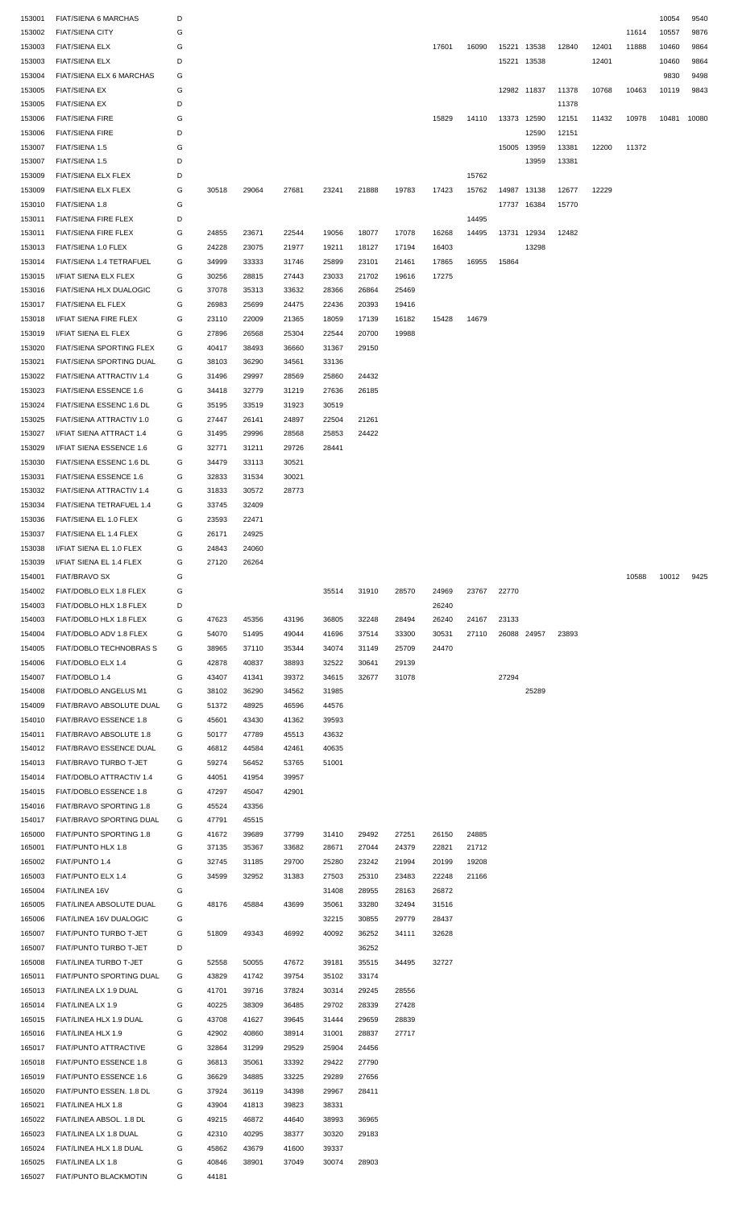| | | | | | | | | | | | | | | | | | |
|---|---|---|---|---|---|---|---|---|---|---|---|---|---|---|---|---|---|
| 153001 | FIAT/SIENA 6 MARCHAS | D | | | | | | | | | | | | | | 10054 | 9540 |
| 153002 | FIAT/SIENA CITY | G | | | | | | | | | | | | | 11614 | 10557 | 9876 |
| 153003 | FIAT/SIENA ELX | G | | | | | | | 17601 | 16090 | 15221 | 13538 | 12840 | 12401 | 11888 | 10460 | 9864 |
| 153003 | FIAT/SIENA ELX | D | | | | | | | | | 15221 | 13538 | | 12401 | | 10460 | 9864 |
| 153004 | FIAT/SIENA ELX 6 MARCHAS | G | | | | | | | | | | | | | | 9830 | 9498 |
| 153005 | FIAT/SIENA EX | G | | | | | | | | | 12982 | 11837 | 11378 | 10768 | 10463 | 10119 | 9843 |
| 153005 | FIAT/SIENA EX | D | | | | | | | | | | | 11378 | | | | |
| 153006 | FIAT/SIENA FIRE | G | | | | | | | 15829 | 14110 | 13373 | 12590 | 12151 | 11432 | 10978 | 10481 | 10080 |
| 153006 | FIAT/SIENA FIRE | D | | | | | | | | | | 12590 | 12151 | | | | |
| 153007 | FIAT/SIENA 1.5 | G | | | | | | | | | 15005 | 13959 | 13381 | 12200 | 11372 | | |
| 153007 | FIAT/SIENA 1.5 | D | | | | | | | | | | 13959 | 13381 | | | | |
| 153009 | FIAT/SIENA ELX FLEX | D | | | | | | | | 15762 | | | | | | | |
| 153009 | FIAT/SIENA ELX FLEX | G | 30518 | 29064 | 27681 | 23241 | 21888 | 19783 | 17423 | 15762 | 14987 | 13138 | 12677 | 12229 | | | |
| 153010 | FIAT/SIENA 1.8 | G | | | | | | | | | 17737 | 16384 | 15770 | | | | |
| 153011 | FIAT/SIENA FIRE FLEX | D | | | | | | | | 14495 | | | | | | | |
| 153011 | FIAT/SIENA FIRE FLEX | G | 24855 | 23671 | 22544 | 19056 | 18077 | 17078 | 16268 | 14495 | 13731 | 12934 | 12482 | | | | |
| 153013 | FIAT/SIENA 1.0 FLEX | G | 24228 | 23075 | 21977 | 19211 | 18127 | 17194 | 16403 | | | 13298 | | | | | |
| 153014 | FIAT/SIENA 1.4 TETRAFUEL | G | 34999 | 33333 | 31746 | 25899 | 23101 | 21461 | 17865 | 16955 | 15864 | | | | | | |
| 153015 | I/FIAT SIENA ELX FLEX | G | 30256 | 28815 | 27443 | 23033 | 21702 | 19616 | 17275 | | | | | | | | |
| 153016 | FIAT/SIENA HLX DUALOGIC | G | 37078 | 35313 | 33632 | 28366 | 26864 | 25469 | | | | | | | | | |
| 153017 | FIAT/SIENA EL FLEX | G | 26983 | 25699 | 24475 | 22436 | 20393 | 19416 | | | | | | | | | |
| 153018 | I/FIAT SIENA FIRE FLEX | G | 23110 | 22009 | 21365 | 18059 | 17139 | 16182 | 15428 | 14679 | | | | | | | |
| 153019 | I/FIAT SIENA EL FLEX | G | 27896 | 26568 | 25304 | 22544 | 20700 | 19988 | | | | | | | | | |
| 153020 | FIAT/SIENA SPORTING FLEX | G | 40417 | 38493 | 36660 | 31367 | 29150 | | | | | | | | | | |
| 153021 | FIAT/SIENA SPORTING DUAL | G | 38103 | 36290 | 34561 | 33136 | | | | | | | | | | | |
| 153022 | FIAT/SIENA ATTRACTIV 1.4 | G | 31496 | 29997 | 28569 | 25860 | 24432 | | | | | | | | | | |
| 153023 | FIAT/SIENA ESSENCE 1.6 | G | 34418 | 32779 | 31219 | 27636 | 26185 | | | | | | | | | | |
| 153024 | FIAT/SIENA ESSENC 1.6 DL | G | 35195 | 33519 | 31923 | 30519 | | | | | | | | | | | |
| 153025 | FIAT/SIENA ATTRACTIV 1.0 | G | 27447 | 26141 | 24897 | 22504 | 21261 | | | | | | | | | | |
| 153027 | I/FIAT SIENA ATTRACT 1.4 | G | 31495 | 29996 | 28568 | 25853 | 24422 | | | | | | | | | | |
| 153029 | I/FIAT SIENA ESSENCE 1.6 | G | 32771 | 31211 | 29726 | 28441 | | | | | | | | | | | |
| 153030 | FIAT/SIENA ESSENC 1.6 DL | G | 34479 | 33113 | 30521 | | | | | | | | | | | | |
| 153031 | FIAT/SIENA ESSENCE 1.6 | G | 32833 | 31534 | 30021 | | | | | | | | | | | | |
| 153032 | FIAT/SIENA ATTRACTIV 1.4 | G | 31833 | 30572 | 28773 | | | | | | | | | | | | |
| 153034 | FIAT/SIENA TETRAFUEL 1.4 | G | 33745 | 32409 | | | | | | | | | | | | | |
| 153036 | FIAT/SIENA EL 1.0 FLEX | G | 23593 | 22471 | | | | | | | | | | | | | |
| 153037 | FIAT/SIENA EL 1.4 FLEX | G | 26171 | 24925 | | | | | | | | | | | | | |
| 153038 | I/FIAT SIENA EL 1.0 FLEX | G | 24843 | 24060 | | | | | | | | | | | | | |
| 153039 | I/FIAT SIENA EL 1.4 FLEX | G | 27120 | 26264 | | | | | | | | | | | | | |
| 154001 | FIAT/BRAVO SX | G | | | | | | | | | | | | | 10588 | 10012 | 9425 |
| 154002 | FIAT/DOBLO ELX 1.8 FLEX | G | | | | 35514 | 31910 | 28570 | 24969 | 23767 | 22770 | | | | | | |
| 154003 | FIAT/DOBLO HLX 1.8 FLEX | D | | | | | | | 26240 | | | | | | | | |
| 154003 | FIAT/DOBLO HLX 1.8 FLEX | G | 47623 | 45356 | 43196 | 36805 | 32248 | 28494 | 26240 | 24167 | 23133 | | | | | | |
| 154004 | FIAT/DOBLO ADV 1.8 FLEX | G | 54070 | 51495 | 49044 | 41696 | 37514 | 33300 | 30531 | 27110 | 26088 | 24957 | 23893 | | | | |
| 154005 | FIAT/DOBLO TECHNOBRAS S | G | 38965 | 37110 | 35344 | 34074 | 31149 | 25709 | 24470 | | | | | | | | |
| 154006 | FIAT/DOBLO ELX 1.4 | G | 42878 | 40837 | 38893 | 32522 | 30641 | 29139 | | | | | | | | | |
| 154007 | FIAT/DOBLO 1.4 | G | 43407 | 41341 | 39372 | 34615 | 32677 | 31078 | | | 27294 | | | | | | |
| 154008 | FIAT/DOBLO ANGELUS M1 | G | 38102 | 36290 | 34562 | 31985 | | | | | | 25289 | | | | | |
| 154009 | FIAT/BRAVO ABSOLUTE DUAL | G | 51372 | 48925 | 46596 | 44576 | | | | | | | | | | | |
| 154010 | FIAT/BRAVO ESSENCE 1.8 | G | 45601 | 43430 | 41362 | 39593 | | | | | | | | | | | |
| 154011 | FIAT/BRAVO ABSOLUTE 1.8 | G | 50177 | 47789 | 45513 | 43632 | | | | | | | | | | | |
| 154012 | FIAT/BRAVO ESSENCE DUAL | G | 46812 | 44584 | 42461 | 40635 | | | | | | | | | | | |
| 154013 | FIAT/BRAVO TURBO T-JET | G | 59274 | 56452 | 53765 | 51001 | | | | | | | | | | | |
| 154014 | FIAT/DOBLO ATTRACTIV 1.4 | G | 44051 | 41954 | 39957 | | | | | | | | | | | | |
| 154015 | FIAT/DOBLO ESSENCE 1.8 | G | 47297 | 45047 | 42901 | | | | | | | | | | | | |
| 154016 | FIAT/BRAVO SPORTING 1.8 | G | 45524 | 43356 | | | | | | | | | | | | | |
| 154017 | FIAT/BRAVO SPORTING DUAL | G | 47791 | 45515 | | | | | | | | | | | | | |
| 165000 | FIAT/PUNTO SPORTING 1.8 | G | 41672 | 39689 | 37799 | 31410 | 29492 | 27251 | 26150 | 24885 | | | | | | | |
| 165001 | FIAT/PUNTO HLX 1.8 | G | 37135 | 35367 | 33682 | 28671 | 27044 | 24379 | 22821 | 21712 | | | | | | | |
| 165002 | FIAT/PUNTO 1.4 | G | 32745 | 31185 | 29700 | 25280 | 23242 | 21994 | 20199 | 19208 | | | | | | | |
| 165003 | FIAT/PUNTO ELX 1.4 | G | 34599 | 32952 | 31383 | 27503 | 25310 | 23483 | 22248 | 21166 | | | | | | | |
| 165004 | FIAT/LINEA 16V | G | | | | 31408 | 28955 | 28163 | 26872 | | | | | | | | |
| 165005 | FIAT/LINEA ABSOLUTE DUAL | G | 48176 | 45884 | 43699 | 35061 | 33280 | 32494 | 31516 | | | | | | | | |
| 165006 | FIAT/LINEA 16V DUALOGIC | G | | | | 32215 | 30855 | 29779 | 28437 | | | | | | | | |
| 165007 | FIAT/PUNTO TURBO T-JET | G | 51809 | 49343 | 46992 | 40092 | 36252 | 34111 | 32628 | | | | | | | | |
| 165007 | FIAT/PUNTO TURBO T-JET | D | | | | | 36252 | | | | | | | | | | |
| 165008 | FIAT/LINEA TURBO T-JET | G | 52558 | 50055 | 47672 | 39181 | 35515 | 34495 | 32727 | | | | | | | | |
| 165011 | FIAT/PUNTO SPORTING DUAL | G | 43829 | 41742 | 39754 | 35102 | 33174 | | | | | | | | | | |
| 165013 | FIAT/LINEA LX 1.9 DUAL | G | 41701 | 39716 | 37824 | 30314 | 29245 | 28556 | | | | | | | | | |
| 165014 | FIAT/LINEA LX 1.9 | G | 40225 | 38309 | 36485 | 29702 | 28339 | 27428 | | | | | | | | | |
| 165015 | FIAT/LINEA HLX 1.9 DUAL | G | 43708 | 41627 | 39645 | 31444 | 29659 | 28839 | | | | | | | | | |
| 165016 | FIAT/LINEA HLX 1.9 | G | 42902 | 40860 | 38914 | 31001 | 28837 | 27717 | | | | | | | | | |
| 165017 | FIAT/PUNTO ATTRACTIVE | G | 32864 | 31299 | 29529 | 25904 | 24456 | | | | | | | | | | |
| 165018 | FIAT/PUNTO ESSENCE 1.8 | G | 36813 | 35061 | 33392 | 29422 | 27790 | | | | | | | | | | |
| 165019 | FIAT/PUNTO ESSENCE 1.6 | G | 36629 | 34885 | 33225 | 29289 | 27656 | | | | | | | | | | |
| 165020 | FIAT/PUNTO ESSEN. 1.8 DL | G | 37924 | 36119 | 34398 | 29967 | 28411 | | | | | | | | | | |
| 165021 | FIAT/LINEA HLX 1.8 | G | 43904 | 41813 | 39823 | 38331 | | | | | | | | | | | |
| 165022 | FIAT/LINEA ABSOL. 1.8 DL | G | 49215 | 46872 | 44640 | 38993 | 36965 | | | | | | | | | | |
| 165023 | FIAT/LINEA LX 1.8 DUAL | G | 42310 | 40295 | 38377 | 30320 | 29183 | | | | | | | | | | |
| 165024 | FIAT/LINEA HLX 1.8 DUAL | G | 45862 | 43679 | 41600 | 39337 | | | | | | | | | | | |
| 165025 | FIAT/LINEA LX 1.8 | G | 40846 | 38901 | 37049 | 30074 | 28903 | | | | | | | | | | |
| 165027 | FIAT/PUNTO BLACKMOTIN | G | 44181 | | | | | | | | | | | | | | |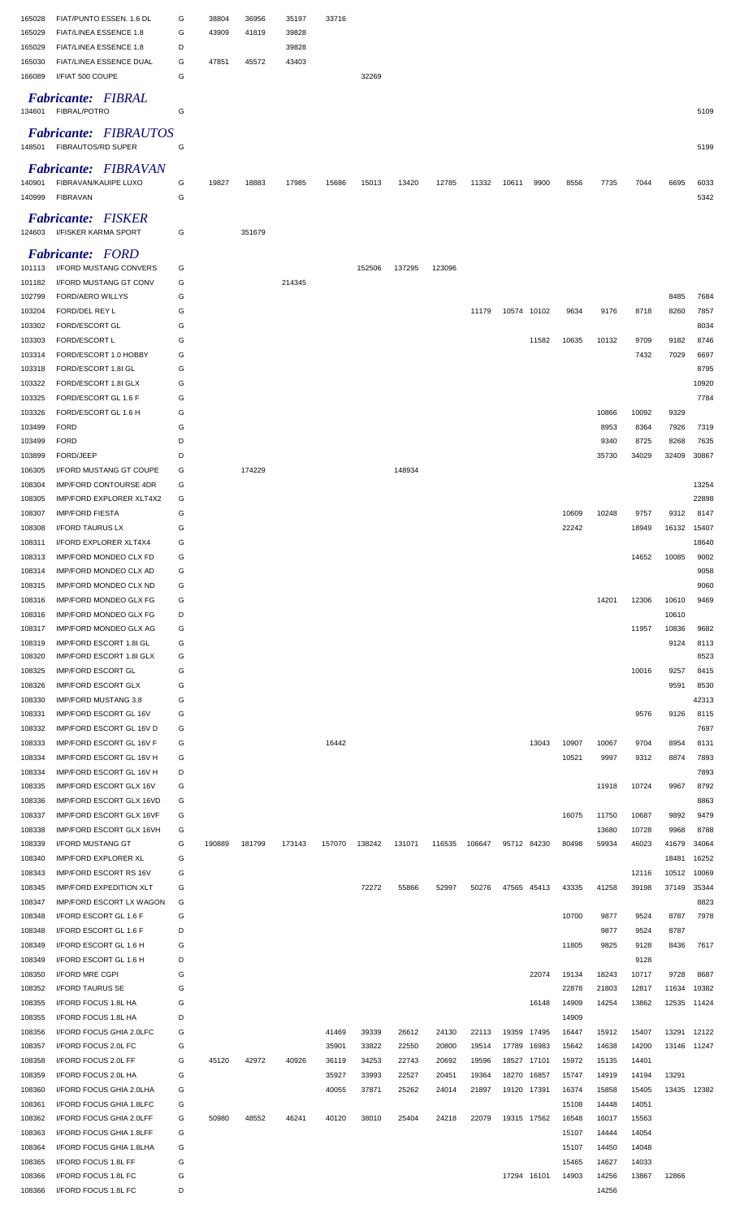| | | | | | | | | | | | | | | | | | |
|---|---|---|---|---|---|---|---|---|---|---|---|---|---|---|---|---|---|
| 165028 | FIAT/PUNTO ESSEN. 1.6 DL | G | 38804 | 36956 | 35197 | 33716 | | | | | | | | | | | |
| 165029 | FIAT/LINEA ESSENCE 1.8 | G | 43909 | 41819 | 39828 | | | | | | | | | | | | |
| 165029 | FIAT/LINEA ESSENCE 1.8 | D | | | 39828 | | | | | | | | | | | | |
| 165030 | FIAT/LINEA ESSENCE DUAL | G | 47851 | 45572 | 43403 | | | | | | | | | | | | |
| 166089 | I/FIAT 500 COUPE | G | | | | | 32269 | | | | | | | | | | |

***Fabricante: FIBRAL***

| | | | | | | | | | | | | | | | | | |
|---|---|---|---|---|---|---|---|---|---|---|---|---|---|---|---|---|---|
| 134601 | FIBRAL/POTRO | G | | | | | | | | | | | | | | | 5109 |

***Fabricante: FIBRAUTOS***

| | | | | | | | | | | | | | | | | | |
|---|---|---|---|---|---|---|---|---|---|---|---|---|---|---|---|---|---|
| 148501 | FIBRAUTOS/RD SUPER | G | | | | | | | | | | | | | | | 5199 |

***Fabricante: FIBRAVAN***

| | | | | | | | | | | | | | | | | | |
|---|---|---|---|---|---|---|---|---|---|---|---|---|---|---|---|---|---|
| 140901 | FIBRAVAN/KAUIPE LUXO | G | 19827 | 18883 | 17985 | 15686 | 15013 | 13420 | 12785 | 11332 | 10611 | 9900 | 8556 | 7735 | 7044 | 6695 | 6033 |
| 140999 | FIBRAVAN | G | | | | | | | | | | | | | | | 5342 |

***Fabricante: FISKER***

| | | | | | | | | | | | | | | | | | |
|---|---|---|---|---|---|---|---|---|---|---|---|---|---|---|---|---|---|
| 124603 | I/FISKER KARMA SPORT | G | | 351679 | | | | | | | | | | | | | |

***Fabricante: FORD***

| | | | | | | | | | | | | | | | | | |
|---|---|---|---|---|---|---|---|---|---|---|---|---|---|---|---|---|---|
| 101113 | I/FORD MUSTANG CONVERS | G | | | | | 152506 | 137295 | 123096 | | | | | | | | |
| 101182 | I/FORD MUSTANG GT CONV | G | | | 214345 | | | | | | | | | | | | |
| 102799 | FORD/AERO WILLYS | G | | | | | | | | | | | | | | 8485 | 7684 |
| 103204 | FORD/DEL REY L | G | | | | | | | | 11179 | 10574 | 10102 | 9634 | 9176 | 8718 | 8260 | 7857 |
| 103302 | FORD/ESCORT GL | G | | | | | | | | | | | | | | | 8034 |
| 103303 | FORD/ESCORT L | G | | | | | | | | | | 11582 | 10635 | 10132 | 9709 | 9182 | 8746 |
| 103314 | FORD/ESCORT 1.0 HOBBY | G | | | | | | | | | | | | | 7432 | 7029 | 6697 |
| 103318 | FORD/ESCORT 1.8I GL | G | | | | | | | | | | | | | | | 8795 |
| 103322 | FORD/ESCORT 1.8I GLX | G | | | | | | | | | | | | | | | 10920 |
| 103325 | FORD/ESCORT GL 1.6 F | G | | | | | | | | | | | | | | | 7784 |
| 103326 | FORD/ESCORT GL 1.6 H | G | | | | | | | | | | | | 10866 | 10092 | 9329 | |
| 103499 | FORD | G | | | | | | | | | | | | 8953 | 8364 | 7926 | 7319 |
| 103499 | FORD | D | | | | | | | | | | | | 9340 | 8725 | 8268 | 7635 |
| 103899 | FORD/JEEP | D | | | | | | | | | | | | 35730 | 34029 | 32409 | 30867 |
| 106305 | I/FORD MUSTANG GT COUPE | G | | 174229 | | | | 148934 | | | | | | | | | |
| 108304 | IMP/FORD CONTOURSE 4DR | G | | | | | | | | | | | | | | | 13254 |
| 108305 | IMP/FORD EXPLORER XLT4X2 | G | | | | | | | | | | | | | | | 22898 |
| 108307 | IMP/FORD FIESTA | G | | | | | | | | | | | 10609 | 10248 | 9757 | 9312 | 8147 |
| 108308 | I/FORD TAURUS LX | G | | | | | | | | | | | 22242 | | 18949 | 16132 | 15407 |
| 108311 | I/FORD EXPLORER XLT4X4 | G | | | | | | | | | | | | | | | 18640 |
| 108313 | IMP/FORD MONDEO CLX FD | G | | | | | | | | | | | | | 14652 | 10085 | 9002 |
| 108314 | IMP/FORD MONDEO CLX AD | G | | | | | | | | | | | | | | | 9058 |
| 108315 | IMP/FORD MONDEO CLX ND | G | | | | | | | | | | | | | | | 9060 |
| 108316 | IMP/FORD MONDEO GLX FG | G | | | | | | | | | | | | 14201 | 12306 | 10610 | 9469 |
| 108316 | IMP/FORD MONDEO GLX FG | D | | | | | | | | | | | | | | 10610 | |
| 108317 | IMP/FORD MONDEO GLX AG | G | | | | | | | | | | | | | 11957 | 10836 | 9682 |
| 108319 | IMP/FORD ESCORT 1.8I GL | G | | | | | | | | | | | | | | 9124 | 8113 |
| 108320 | IMP/FORD ESCORT 1.8I GLX | G | | | | | | | | | | | | | | | 8523 |
| 108325 | IMP/FORD ESCORT GL | G | | | | | | | | | | | | | 10016 | 9257 | 8415 |
| 108326 | IMP/FORD ESCORT GLX | G | | | | | | | | | | | | | | 9591 | 8530 |
| 108330 | IMP/FORD MUSTANG 3.8 | G | | | | | | | | | | | | | | | 42313 |
| 108331 | IMP/FORD ESCORT GL 16V | G | | | | | | | | | | | | | 9576 | 9126 | 8115 |
| 108332 | IMP/FORD ESCORT GL 16V D | G | | | | | | | | | | | | | | | 7697 |
| 108333 | IMP/FORD ESCORT GL 16V F | G | | | | 16442 | | | | | | 13043 | 10907 | 10067 | 9704 | 8954 | 8131 |
| 108334 | IMP/FORD ESCORT GL 16V H | G | | | | | | | | | | | 10521 | 9997 | 9312 | 8874 | 7893 |
| 108334 | IMP/FORD ESCORT GL 16V H | D | | | | | | | | | | | | | | | 7893 |
| 108335 | IMP/FORD ESCORT GLX 16V | G | | | | | | | | | | | | 11918 | 10724 | 9967 | 8792 |
| 108336 | IMP/FORD ESCORT GLX 16VD | G | | | | | | | | | | | | | | | 8863 |
| 108337 | IMP/FORD ESCORT GLX 16VF | G | | | | | | | | | | | 16075 | 11750 | 10687 | 9892 | 9479 |
| 108338 | IMP/FORD ESCORT GLX 16VH | G | | | | | | | | | | | | 13680 | 10728 | 9968 | 8788 |
| 108339 | I/FORD MUSTANG GT | G | 190889 | 181799 | 173143 | 157070 | 138242 | 131071 | 116535 | 106647 | 95712 | 84230 | 80498 | 59934 | 46023 | 41679 | 34064 |
| 108340 | IMP/FORD EXPLORER XL | G | | | | | | | | | | | | | | 18481 | 16252 |
| 108343 | IMP/FORD ESCORT RS 16V | G | | | | | | | | | | | | | 12116 | 10512 | 10069 |
| 108345 | IMP/FORD EXPEDITION XLT | G | | | | | 72272 | 55866 | 52997 | 50276 | 47565 | 45413 | 43335 | 41258 | 39198 | 37149 | 35344 |
| 108347 | IMP/FORD ESCORT LX WAGON | G | | | | | | | | | | | | | | | 8823 |
| 108348 | I/FORD ESCORT GL 1.6 F | G | | | | | | | | | | | 10700 | 9877 | 9524 | 8787 | 7978 |
| 108348 | I/FORD ESCORT GL 1.6 F | D | | | | | | | | | | | | 9877 | 9524 | 8787 | |
| 108349 | I/FORD ESCORT GL 1.6 H | G | | | | | | | | | | | 11805 | 9825 | 9128 | 8436 | 7617 |
| 108349 | I/FORD ESCORT GL 1.6 H | D | | | | | | | | | | | | | 9128 | | |
| 108350 | I/FORD MRE CGPI | G | | | | | | | | | | 22074 | 19134 | 18243 | 10717 | 9728 | 8687 |
| 108352 | I/FORD TAURUS SE | G | | | | | | | | | | | 22878 | 21803 | 12817 | 11634 | 10382 |
| 108355 | I/FORD FOCUS 1.8L HA | G | | | | | | | | | | 16148 | 14909 | 14254 | 13862 | 12535 | 11424 |
| 108355 | I/FORD FOCUS 1.8L HA | D | | | | | | | | | | | 14909 | | | | |
| 108356 | I/FORD FOCUS GHIA 2.0LFC | G | | | | 41469 | 39339 | 26612 | 24130 | 22113 | 19359 | 17495 | 16447 | 15912 | 15407 | 13291 | 12122 |
| 108357 | I/FORD FOCUS 2.0L FC | G | | | | 35901 | 33822 | 22550 | 20800 | 19514 | 17789 | 16983 | 15642 | 14638 | 14200 | 13146 | 11247 |
| 108358 | I/FORD FOCUS 2.0L FF | G | 45120 | 42972 | 40926 | 36119 | 34253 | 22743 | 20692 | 19596 | 18527 | 17101 | 15972 | 15135 | 14401 | | |
| 108359 | I/FORD FOCUS 2.0L HA | G | | | | 35927 | 33993 | 22527 | 20451 | 19364 | 18270 | 16857 | 15747 | 14919 | 14194 | 13291 | |
| 108360 | I/FORD FOCUS GHIA 2.0LHA | G | | | | 40055 | 37871 | 25262 | 24014 | 21897 | 19120 | 17391 | 16374 | 15858 | 15405 | 13435 | 12382 |
| 108361 | I/FORD FOCUS GHIA 1.8LFC | G | | | | | | | | | | | 15108 | 14448 | 14051 | | |
| 108362 | I/FORD FOCUS GHIA 2.0LFF | G | 50980 | 48552 | 46241 | 40120 | 38010 | 25404 | 24218 | 22079 | 19315 | 17562 | 16548 | 16017 | 15563 | | |
| 108363 | I/FORD FOCUS GHIA 1.8LFF | G | | | | | | | | | | | 15107 | 14444 | 14054 | | |
| 108364 | I/FORD FOCUS GHIA 1.8LHA | G | | | | | | | | | | | 15107 | 14450 | 14048 | | |
| 108365 | I/FORD FOCUS 1.8L FF | G | | | | | | | | | | | 15465 | 14627 | 14033 | | |
| 108366 | I/FORD FOCUS 1.8L FC | G | | | | | | | | | 17294 | 16101 | 14903 | 14256 | 13867 | 12866 | |
| 108366 | I/FORD FOCUS 1.8L FC | D | | | | | | | | | | | | 14256 | | | |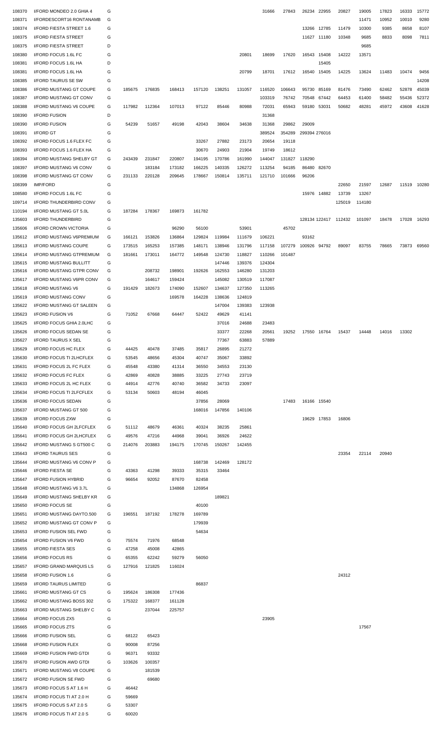| | | | | | | | | | | | | | | | | | |
|---|---|---|---|---|---|---|---|---|---|---|---|---|---|---|---|---|---|
| 108370 | I/FORD MONDEO 2.0 GHIA 4 | G | | | | | | | 31666 | 27843 | 26234 | 22955 | 20827 | 19005 | 17823 | 16333 | 15772 |
| 108371 | I/FORDESCORT16 RONTANAMB | G | | | | | | | | | | | | 11471 | 10952 | 10010 | 9280 |
| 108374 | I/FORD FIESTA STREET 1.6 | G | | | | | | | | | 13266 | 12785 | 11479 | 10300 | 9385 | 8658 | 8107 |
| 108375 | I/FORD FIESTA STREET | G | | | | | | | | | 11627 | 11180 | 10348 | 9685 | 8833 | 8098 | 7811 |
| 108375 | I/FORD FIESTA STREET | D | | | | | | | | | | | | 9685 | | | |
| 108380 | I/FORD FOCUS 1.6L FC | G | | | | | | 20801 | 18699 | 17620 | 16543 | 15408 | 14222 | 13571 | | | |
| 108381 | I/FORD FOCUS 1.6L HA | D | | | | | | | | | | 15405 | | | | | |
| 108381 | I/FORD FOCUS 1.6L HA | G | | | | | | 20799 | 18701 | 17612 | 16540 | 15405 | 14225 | 13624 | 11483 | 10474 | 9456 |
| 108385 | I/FORD TAURUS SE SW | G | | | | | | | | | | | | | | | 14208 |
| 108386 | I/FORD MUSTANG GT COUPE | G | 185675 | 176835 | 168413 | 157120 | 138251 | 131057 | 116520 | 106643 | 95730 | 85169 | 81476 | 73490 | 62462 | 52878 | 45039 |
| 108387 | I/FORD MUSTANG GT CONV | G | | | | | | | 103319 | 76742 | 70548 | 67442 | 64453 | 61400 | 58482 | 55436 | 52372 |
| 108388 | I/FORD MUSTANG V6 COUPE | G | 117982 | 112364 | 107013 | 97122 | 85446 | 80988 | 72031 | 65943 | 59180 | 53031 | 50682 | 48281 | 45972 | 43608 | 41628 |
| 108390 | I/FORD FUSION | D | | | | | | | 31368 | | | | | | | | |
| 108390 | I/FORD FUSION | G | 54239 | 51657 | 49198 | 42043 | 38604 | 34638 | 31368 | 29862 | 29009 | | | | | | |
| 108391 | I/FORD GT | G | | | | | | | 389524 | 354289 | 299394 | 276016 | | | | | |
| 108392 | I/FORD FOCUS 1.6 FLEX FC | G | | | | 33267 | 27882 | 23173 | 20654 | 19118 | | | | | | | |
| 108393 | I/FORD FOCUS 1.6 FLEX HA | G | | | | 30670 | 24903 | 21904 | 19749 | 18612 | | | | | | | |
| 108394 | I/FORD MUSTANG SHELBY GT | G | 243439 | 231847 | 220807 | 194195 | 170786 | 161990 | 144047 | 131827 | 118290 | | | | | | |
| 108397 | I/FORD MUSTANG V6 CONV | G | | 183184 | 173182 | 166225 | 140335 | 126272 | 113254 | 94185 | 86480 | 82670 | | | | | |
| 108398 | I/FORD MUSTANG GT CONV | G | 231133 | 220128 | 209645 | 178667 | 150814 | 135711 | 121710 | 101666 | 96206 | | | | | | |
| 108399 | IMP/FORD | G | | | | | | | | | | | 22650 | 21597 | 12687 | 11519 | 10280 |
| 108580 | I/FORD FOCUS 1.6L FC | G | | | | | | | | | 15976 | 14882 | 13739 | 13267 | | | |
| 109714 | I/FORD THUNDERBIRD CONV | G | | | | | | | | | | | 125019 | 114180 | | | |
| 110194 | I/FORD MUSTANG GT 5.0L | G | 187284 | 178367 | 169873 | 161782 | | | | | | | | | | | |
| 135603 | I/FORD THUNDERBIRD | G | | | | | | | | | 128134 | 122417 | 112432 | 101097 | 18478 | 17028 | 16293 |
| 135606 | I/FORD CROWN VICTORIA | G | | | 96290 | 56100 | | 53901 | | 45702 | | | | | | | |
| 135612 | I/FORD MUSTANG V6PREMIUM | G | 166121 | 153826 | 136864 | 129824 | 119984 | 111679 | 106221 | | 93162 | | | | | | |
| 135613 | I/FORD MUSTANG COUPE | G | 173515 | 165253 | 157385 | 148171 | 138946 | 131796 | 117158 | 107279 | 100926 | 94792 | 89097 | 83755 | 78665 | 73873 | 69560 |
| 135614 | I/FORD MUSTANG GTPREMIUM | G | 181661 | 173011 | 164772 | 149548 | 124730 | 118827 | 110266 | 101487 | | | | | | | |
| 135615 | I/FORD MUSTANG BULLITT | G | | | | | 147446 | 139376 | 124304 | | | | | | | | |
| 135616 | I/FORD MUSTANG GTPR CONV | G | | 208732 | 198901 | 192626 | 162553 | 146280 | 131203 | | | | | | | | |
| 135617 | I/FORD MUSTANG V6PR CONV | G | | 164617 | 159424 | | 145082 | 130519 | 117087 | | | | | | | | |
| 135618 | I/FORD MUSTANG V6 | G | 191429 | 182673 | 174090 | 152607 | 134637 | 127350 | 113265 | | | | | | | | |
| 135619 | I/FORD MUSTANG CONV | G | | | 169578 | 164228 | 138636 | 124819 | | | | | | | | | |
| 135622 | I/FORD MUSTANG GT SALEEN | G | | | | | 147004 | 139383 | 123938 | | | | | | | | |
| 135623 | I/FORD FUSION V6 | G | 71052 | 67668 | 64447 | 52422 | 49629 | 41141 | | | | | | | | | |
| 135625 | I/FORD FOCUS GHIA 2.0LHC | G | | | | | 37016 | 24688 | 23483 | | | | | | | | |
| 135626 | I/FORD FOCUS SEDAN SE | G | | | | | 33377 | 22268 | 20561 | 19252 | 17550 | 16764 | 15437 | 14448 | 14016 | 13302 | |
| 135627 | I/FORD TAURUS X SEL | G | | | | | 77367 | 63883 | 57889 | | | | | | | | |
| 135629 | I/FORD FOCUS HC FLEX | G | 44425 | 40478 | 37485 | 35817 | 26895 | 21272 | | | | | | | | | |
| 135630 | I/FORD FOCUS TI 2LHCFLEX | G | 53545 | 48656 | 45304 | 40747 | 35067 | 33892 | | | | | | | | | |
| 135631 | I/FORD FOCUS 2L FC FLEX | G | 45548 | 43380 | 41314 | 36550 | 34553 | 23130 | | | | | | | | | |
| 135632 | I/FORD FOCUS FC FLEX | G | 42869 | 40828 | 38885 | 33225 | 27743 | 23719 | | | | | | | | | |
| 135633 | I/FORD FOCUS 2L HC FLEX | G | 44914 | 42776 | 40740 | 36582 | 34733 | 23097 | | | | | | | | | |
| 135634 | I/FORD FOCUS TI 2LFCFLEX | G | 53134 | 50603 | 48194 | 46045 | | | | | | | | | | | |
| 135636 | I/FORD FOCUS SEDAN | G | | | | 37856 | 28069 | | | 17483 | 16166 | 15540 | | | | | |
| 135637 | I/FORD MUSTANG GT 500 | G | | | | 168016 | 147856 | 140106 | | | | | | | | | |
| 135639 | I/FORD FOCUS ZXW | G | | | | | | | | | 19629 | 17853 | 16806 | | | | |
| 135640 | I/FORD FOCUS GH 2LFCFLEX | G | 51112 | 48679 | 46361 | 40324 | 38235 | 25861 | | | | | | | | | |
| 135641 | I/FORD FOCUS GH 2LHCFLEX | G | 49576 | 47216 | 44968 | 39041 | 36926 | 24622 | | | | | | | | | |
| 135642 | I/FORD MUSTANG S GT500 C | G | 214076 | 203883 | 194175 | 170745 | 150267 | 142455 | | | | | | | | | |
| 135643 | I/FORD TAURUS SES | G | | | | | | | | | | | 23354 | 22114 | 20940 | | |
| 135644 | I/FORD MUSTANG V6 CONV P | G | | | | 168738 | 142469 | 128172 | | | | | | | | | |
| 135646 | I/FORD FIESTA SE | G | 43363 | 41298 | 39333 | 35315 | 33464 | | | | | | | | | | |
| 135647 | I/FORD FUSION HYBRID | G | 96654 | 92052 | 87670 | 82458 | | | | | | | | | | | |
| 135648 | I/FORD MUSTANG V6 3.7L | G | | | 134868 | 126954 | | | | | | | | | | | |
| 135649 | I/FORD MUSTANG SHELBY KR | G | | | | | 189821 | | | | | | | | | | |
| 135650 | I/FORD FOCUS SE | G | | | | 40100 | | | | | | | | | | | |
| 135651 | I/FORD MUSTANG DAYTO.500 | G | 196551 | 187192 | 178278 | 169789 | | | | | | | | | | | |
| 135652 | I/FORD MUSTANG GT CONV P | G | | | | 179939 | | | | | | | | | | | |
| 135653 | I/FORD FUSION SEL FWD | G | | | | 54634 | | | | | | | | | | | |
| 135654 | I/FORD FUSION V6 FWD | G | 75574 | 71976 | 68548 | | | | | | | | | | | | |
| 135655 | I/FORD FIESTA SES | G | 47258 | 45008 | 42865 | | | | | | | | | | | | |
| 135656 | I/FORD FOCUS RS | G | 65355 | 62242 | 59279 | 56050 | | | | | | | | | | | |
| 135657 | I/FORD GRAND MARQUIS LS | G | 127916 | 121825 | 116024 | | | | | | | | | | | | |
| 135658 | I/FORD FUSION 1.6 | G | | | | | | | | | | | 24312 | | | | |
| 135659 | I/FORD TAURUS LIMITED | G | | | | 86837 | | | | | | | | | | | |
| 135661 | I/FORD MUSTANG GT CS | G | 195624 | 186308 | 177436 | | | | | | | | | | | | |
| 135662 | I/FORD MUSTANG BOSS 302 | G | 175322 | 168377 | 161128 | | | | | | | | | | | | |
| 135663 | I/FORD MUSTANG SHELBY C | G | | 237044 | 225757 | | | | | | | | | | | | |
| 135664 | I/FORD FOCUS ZX5 | G | | | | | | | 23905 | | | | | | | | |
| 135665 | I/FORD FOCUS ZTS | G | | | | | | | | | | | | 17567 | | | |
| 135666 | I/FORD FUSION SEL | G | 68122 | 65423 | | | | | | | | | | | | | |
| 135668 | I/FORD FUSION FLEX | G | 90008 | 87256 | | | | | | | | | | | | | |
| 135669 | I/FORD FUSION FWD GTDI | G | 96371 | 93332 | | | | | | | | | | | | | |
| 135670 | I/FORD FUSION AWD GTDI | G | 103626 | 100357 | | | | | | | | | | | | | |
| 135671 | I/FORD MUSTANG V8 COUPE | G | | 181539 | | | | | | | | | | | | | |
| 135672 | I/FORD FUSION SE FWD | G | | 69680 | | | | | | | | | | | | | |
| 135673 | I/FORD FOCUS S AT 1.6 H | G | 46442 | | | | | | | | | | | | | | |
| 135674 | I/FORD FOCUS TI AT 2.0 H | G | 59669 | | | | | | | | | | | | | | |
| 135675 | I/FORD FOCUS S AT 2.0 S | G | 53307 | | | | | | | | | | | | | | |
| 135676 | I/FORD FOCUS TI AT 2.0 S | G | 60020 | | | | | | | | | | | | | | |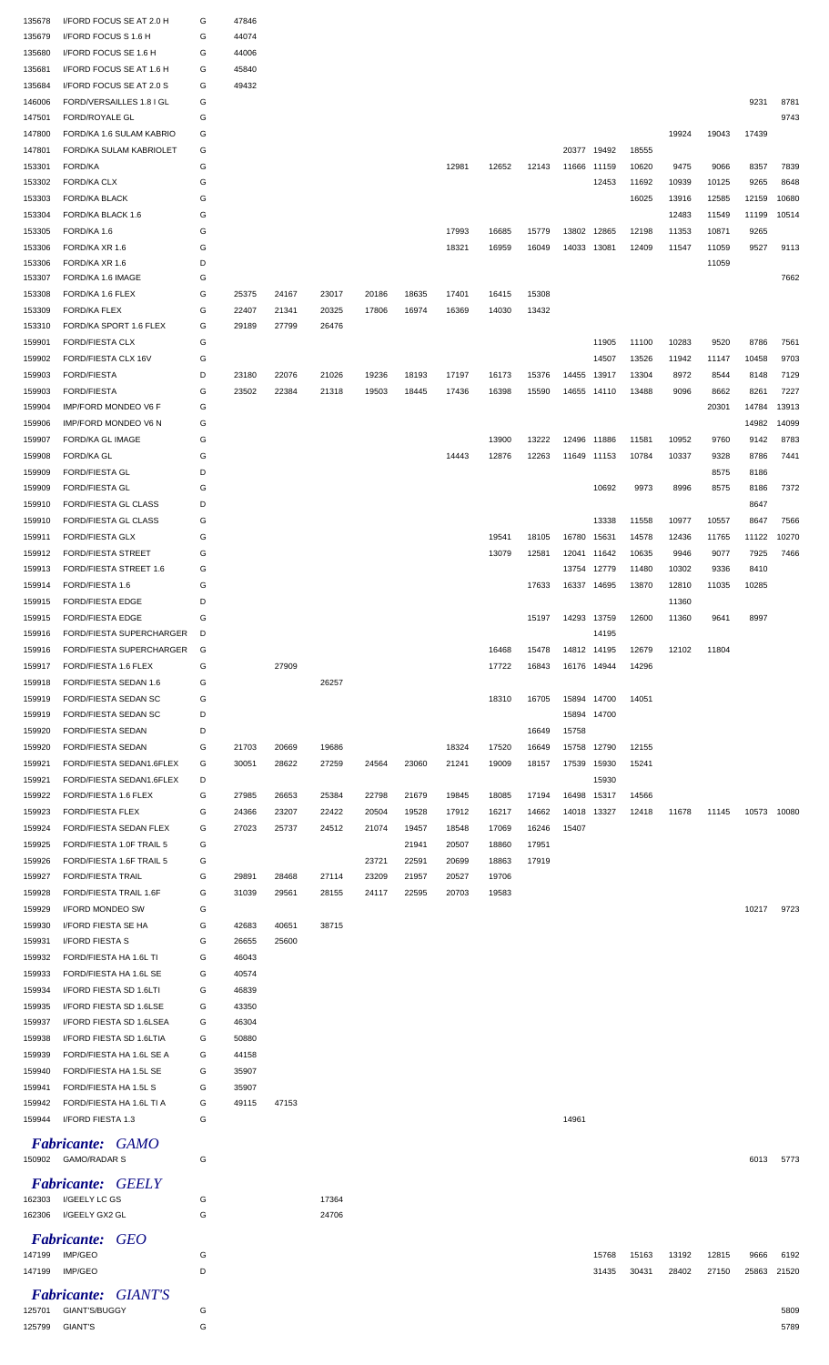| | | | | | | | | | | | | | | | | | |
|---|---|---|---|---|---|---|---|---|---|---|---|---|---|---|---|---|---|
| 135678 | I/FORD FOCUS SE AT 2.0 H | G | 47846 | | | | | | | | | | | | | | |
| 135679 | I/FORD FOCUS S 1.6 H | G | 44074 | | | | | | | | | | | | | | |
| 135680 | I/FORD FOCUS SE 1.6 H | G | 44006 | | | | | | | | | | | | | | |
| 135681 | I/FORD FOCUS SE AT 1.6 H | G | 45840 | | | | | | | | | | | | | | |
| 135684 | I/FORD FOCUS SE AT 2.0 S | G | 49432 | | | | | | | | | | | | | | |
| 146006 | FORD/VERSAILLES 1.8 I GL | G | | | | | | | | | | | | | | 9231 | 8781 |
| 147501 | FORD/ROYALE GL | G | | | | | | | | | | | | | | | 9743 |
| 147800 | FORD/KA 1.6 SULAM KABRIO | G | | | | | | | | | | | | 19924 | 19043 | 17439 | |
| 147801 | FORD/KA SULAM KABRIOLET | G | | | | | | | | | 20377 | 19492 | 18555 | | | | |
| 153301 | FORD/KA | G | | | | | | 12981 | 12652 | 12143 | 11666 | 11159 | 10620 | 9475 | 9066 | 8357 | 7839 |
| 153302 | FORD/KA CLX | G | | | | | | | | | | 12453 | 11692 | 10939 | 10125 | 9265 | 8648 |
| 153303 | FORD/KA BLACK | G | | | | | | | | | | | 16025 | 13916 | 12585 | 12159 | 10680 |
| 153304 | FORD/KA BLACK 1.6 | G | | | | | | | | | | | | 12483 | 11549 | 11199 | 10514 |
| 153305 | FORD/KA 1.6 | G | | | | | | 17993 | 16685 | 15779 | 13802 | 12865 | 12198 | 11353 | 10871 | 9265 | |
| 153306 | FORD/KA XR 1.6 | G | | | | | | 18321 | 16959 | 16049 | 14033 | 13081 | 12409 | 11547 | 11059 | 9527 | 9113 |
| 153306 | FORD/KA XR 1.6 | D | | | | | | | | | | | | | 11059 | | |
| 153307 | FORD/KA 1.6 IMAGE | G | | | | | | | | | | | | | | | 7662 |
| 153308 | FORD/KA 1.6 FLEX | G | 25375 | 24167 | 23017 | 20186 | 18635 | 17401 | 16415 | 15308 | | | | | | | |
| 153309 | FORD/KA FLEX | G | 22407 | 21341 | 20325 | 17806 | 16974 | 16369 | 14030 | 13432 | | | | | | | |
| 153310 | FORD/KA SPORT 1.6 FLEX | G | 29189 | 27799 | 26476 | | | | | | | | | | | | |
| 159901 | FORD/FIESTA CLX | G | | | | | | | | | | 11905 | 11100 | 10283 | 9520 | 8786 | 7561 |
| 159902 | FORD/FIESTA CLX 16V | G | | | | | | | | | | 14507 | 13526 | 11942 | 11147 | 10458 | 9703 |
| 159903 | FORD/FIESTA | D | 23180 | 22076 | 21026 | 19236 | 18193 | 17197 | 16173 | 15376 | 14455 | 13917 | 13304 | 8972 | 8544 | 8148 | 7129 |
| 159903 | FORD/FIESTA | G | 23502 | 22384 | 21318 | 19503 | 18445 | 17436 | 16398 | 15590 | 14655 | 14110 | 13488 | 9096 | 8662 | 8261 | 7227 |
| 159904 | IMP/FORD MONDEO V6 F | G | | | | | | | | | | | | | 20301 | 14784 | 13913 |
| 159906 | IMP/FORD MONDEO V6 N | G | | | | | | | | | | | | | | 14982 | 14099 |
| 159907 | FORD/KA GL IMAGE | G | | | | | | | 13900 | 13222 | 12496 | 11886 | 11581 | 10952 | 9760 | 9142 | 8783 |
| 159908 | FORD/KA GL | G | | | | | | 14443 | 12876 | 12263 | 11649 | 11153 | 10784 | 10337 | 9328 | 8786 | 7441 |
| 159909 | FORD/FIESTA GL | D | | | | | | | | | | | | | 8575 | 8186 | |
| 159909 | FORD/FIESTA GL | G | | | | | | | | | | 10692 | 9973 | 8996 | 8575 | 8186 | 7372 |
| 159910 | FORD/FIESTA GL CLASS | D | | | | | | | | | | | | | | 8647 | |
| 159910 | FORD/FIESTA GL CLASS | G | | | | | | | | | | 13338 | 11558 | 10977 | 10557 | 8647 | 7566 |
| 159911 | FORD/FIESTA GLX | G | | | | | | | 19541 | 18105 | 16780 | 15631 | 14578 | 12436 | 11765 | 11122 | 10270 |
| 159912 | FORD/FIESTA STREET | G | | | | | | | 13079 | 12581 | 12041 | 11642 | 10635 | 9946 | 9077 | 7925 | 7466 |
| 159913 | FORD/FIESTA STREET 1.6 | G | | | | | | | | | 13754 | 12779 | 11480 | 10302 | 9336 | 8410 | |
| 159914 | FORD/FIESTA 1.6 | G | | | | | | | | 17633 | 16337 | 14695 | 13870 | 12810 | 11035 | 10285 | |
| 159915 | FORD/FIESTA EDGE | D | | | | | | | | | | | | 11360 | | | |
| 159915 | FORD/FIESTA EDGE | G | | | | | | | | 15197 | 14293 | 13759 | 12600 | 11360 | 9641 | 8997 | |
| 159916 | FORD/FIESTA SUPERCHARGER | D | | | | | | | | | | 14195 | | | | | |
| 159916 | FORD/FIESTA SUPERCHARGER | G | | | | | | | 16468 | 15478 | 14812 | 14195 | 12679 | 12102 | 11804 | | |
| 159917 | FORD/FIESTA 1.6 FLEX | G | | 27909 | | | | | 17722 | 16843 | 16176 | 14944 | 14296 | | | | |
| 159918 | FORD/FIESTA SEDAN 1.6 | G | | | 26257 | | | | | | | | | | | | |
| 159919 | FORD/FIESTA SEDAN SC | G | | | | | | | 18310 | 16705 | 15894 | 14700 | 14051 | | | | |
| 159919 | FORD/FIESTA SEDAN SC | D | | | | | | | | | 15894 | 14700 | | | | | |
| 159920 | FORD/FIESTA SEDAN | D | | | | | | | | 16649 | 15758 | | | | | | |
| 159920 | FORD/FIESTA SEDAN | G | 21703 | 20669 | 19686 | | | 18324 | 17520 | 16649 | 15758 | 12790 | 12155 | | | | |
| 159921 | FORD/FIESTA SEDAN1.6FLEX | G | 30051 | 28622 | 27259 | 24564 | 23060 | 21241 | 19009 | 18157 | 17539 | 15930 | 15241 | | | | |
| 159921 | FORD/FIESTA SEDAN1.6FLEX | D | | | | | | | | | | 15930 | | | | | |
| 159922 | FORD/FIESTA 1.6 FLEX | G | 27985 | 26653 | 25384 | 22798 | 21679 | 19845 | 18085 | 17194 | 16498 | 15317 | 14566 | | | | |
| 159923 | FORD/FIESTA FLEX | G | 24366 | 23207 | 22422 | 20504 | 19528 | 17912 | 16217 | 14662 | 14018 | 13327 | 12418 | 11678 | 11145 | 10573 | 10080 |
| 159924 | FORD/FIESTA SEDAN FLEX | G | 27023 | 25737 | 24512 | 21074 | 19457 | 18548 | 17069 | 16246 | 15407 | | | | | | |
| 159925 | FORD/FIESTA 1.0F TRAIL 5 | G | | | | | 21941 | 20507 | 18860 | 17951 | | | | | | | |
| 159926 | FORD/FIESTA 1.6F TRAIL 5 | G | | | | 23721 | 22591 | 20699 | 18863 | 17919 | | | | | | | |
| 159927 | FORD/FIESTA TRAIL | G | 29891 | 28468 | 27114 | 23209 | 21957 | 20527 | 19706 | | | | | | | | |
| 159928 | FORD/FIESTA TRAIL 1.6F | G | 31039 | 29561 | 28155 | 24117 | 22595 | 20703 | 19583 | | | | | | | | |
| 159929 | I/FORD MONDEO SW | G | | | | | | | | | | | | | | 10217 | 9723 |
| 159930 | I/FORD FIESTA SE HA | G | 42683 | 40651 | 38715 | | | | | | | | | | | | |
| 159931 | I/FORD FIESTA S | G | 26655 | 25600 | | | | | | | | | | | | | |
| 159932 | FORD/FIESTA HA 1.6L TI | G | 46043 | | | | | | | | | | | | | | |
| 159933 | FORD/FIESTA HA 1.6L SE | G | 40574 | | | | | | | | | | | | | | |
| 159934 | I/FORD FIESTA SD 1.6LTI | G | 46839 | | | | | | | | | | | | | | |
| 159935 | I/FORD FIESTA SD 1.6LSE | G | 43350 | | | | | | | | | | | | | | |
| 159937 | I/FORD FIESTA SD 1.6LSEA | G | 46304 | | | | | | | | | | | | | | |
| 159938 | I/FORD FIESTA SD 1.6LTIA | G | 50880 | | | | | | | | | | | | | | |
| 159939 | FORD/FIESTA HA 1.6L SE A | G | 44158 | | | | | | | | | | | | | | |
| 159940 | FORD/FIESTA HA 1.5L SE | G | 35907 | | | | | | | | | | | | | | |
| 159941 | FORD/FIESTA HA 1.5L S | G | 35907 | | | | | | | | | | | | | | |
| 159942 | FORD/FIESTA HA 1.6L TI A | G | 49115 | 47153 | | | | | | | | | | | | | |
| 159944 | I/FORD FIESTA 1.3 | G | | | | | | | | | 14961 | | | | | | |

## *Fabricante: GAMO*

| | | | | | | | | | | | | | | | | | |
|---|---|---|---|---|---|---|---|---|---|---|---|---|---|---|---|---|---|
| 150902 | GAMO/RADAR S | G | | | | | | | | | | | | | | 6013 | 5773 |

## *Fabricante: GEELY*

| | | | | | | | | | | | | | | | | | |
|---|---|---|---|---|---|---|---|---|---|---|---|---|---|---|---|---|---|
| 162303 | I/GEELY LC GS | G | | | 17364 | | | | | | | | | | | | |
| 162306 | I/GEELY GX2 GL | G | | | 24706 | | | | | | | | | | | | |

## *Fabricante: GEO*

| | | | | | | | | | | | | | | | | | |
|---|---|---|---|---|---|---|---|---|---|---|---|---|---|---|---|---|---|
| 147199 | IMP/GEO | G | | | | | | | | | | 15768 | 15163 | 13192 | 12815 | 9666 | 6192 |
| 147199 | IMP/GEO | D | | | | | | | | | | 31435 | 30431 | 28402 | 27150 | 25863 | 21520 |

## *Fabricante: GIANT'S*

| | | | | | | | | | | | | | | | | | |
|---|---|---|---|---|---|---|---|---|---|---|---|---|---|---|---|---|---|
| 125701 | GIANT'S/BUGGY | G | | | | | | | | | | | | | | | 5809 |
| 125799 | GIANT'S | G | | | | | | | | | | | | | | | 5789 |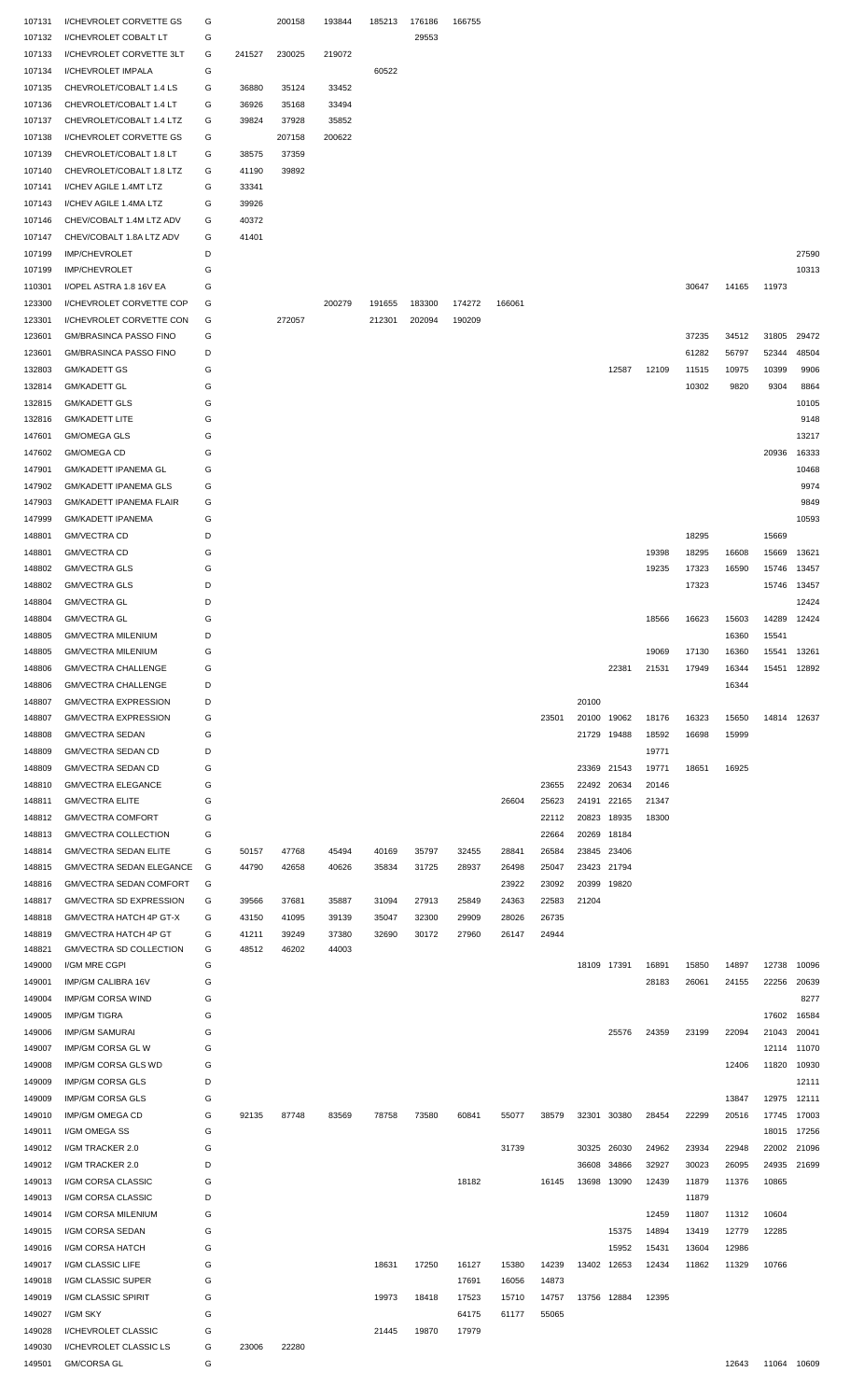| | | | | | | | | | | | | | | | | | |
|---|---|---|---|---|---|---|---|---|---|---|---|---|---|---|---|---|---|
| 107131 | I/CHEVROLET CORVETTE GS | G | | 200158 | 193844 | 185213 | 176186 | 166755 | | | | | | | | | |
| 107132 | I/CHEVROLET COBALT LT | G | | | | | 29553 | | | | | | | | | | |
| 107133 | I/CHEVROLET CORVETTE 3LT | G | 241527 | 230025 | 219072 | | | | | | | | | | | | |
| 107134 | I/CHEVROLET IMPALA | G | | | | 60522 | | | | | | | | | | | |
| 107135 | CHEVROLET/COBALT 1.4 LS | G | 36880 | 35124 | 33452 | | | | | | | | | | | | |
| 107136 | CHEVROLET/COBALT 1.4 LT | G | 36926 | 35168 | 33494 | | | | | | | | | | | | |
| 107137 | CHEVROLET/COBALT 1.4 LTZ | G | 39824 | 37928 | 35852 | | | | | | | | | | | | |
| 107138 | I/CHEVROLET CORVETTE GS | G | | 207158 | 200622 | | | | | | | | | | | | |
| 107139 | CHEVROLET/COBALT 1.8 LT | G | 38575 | 37359 | | | | | | | | | | | | | |
| 107140 | CHEVROLET/COBALT 1.8 LTZ | G | 41190 | 39892 | | | | | | | | | | | | | |
| 107141 | I/CHEV AGILE 1.4MT LTZ | G | 33341 | | | | | | | | | | | | | | |
| 107143 | I/CHEV AGILE 1.4MA LTZ | G | 39926 | | | | | | | | | | | | | | |
| 107146 | CHEV/COBALT 1.4M LTZ ADV | G | 40372 | | | | | | | | | | | | | | |
| 107147 | CHEV/COBALT 1.8A LTZ ADV | G | 41401 | | | | | | | | | | | | | | |
| 107199 | IMP/CHEVROLET | D | | | | | | | | | | | | | | | 27590 |
| 107199 | IMP/CHEVROLET | G | | | | | | | | | | | | | | | 10313 |
| 110301 | I/OPEL ASTRA 1.8 16V EA | G | | | | | | | | | | | | 30647 | 14165 | 11973 | |
| 123300 | I/CHEVROLET CORVETTE COP | G | | | 200279 | 191655 | 183300 | 174272 | 166061 | | | | | | | | |
| 123301 | I/CHEVROLET CORVETTE CON | G | | 272057 | | 212301 | 202094 | 190209 | | | | | | | | | |
| 123601 | GM/BRASINCA PASSO FINO | G | | | | | | | | | | | | 37235 | 34512 | 31805 | 29472 |
| 123601 | GM/BRASINCA PASSO FINO | D | | | | | | | | | | | | 61282 | 56797 | 52344 | 48504 |
| 132803 | GM/KADETT GS | G | | | | | | | | | | 12587 | 12109 | 11515 | 10975 | 10399 | 9906 |
| 132814 | GM/KADETT GL | G | | | | | | | | | | | | 10302 | 9820 | 9304 | 8864 |
| 132815 | GM/KADETT GLS | G | | | | | | | | | | | | | | | 10105 |
| 132816 | GM/KADETT LITE | G | | | | | | | | | | | | | | | 9148 |
| 147601 | GM/OMEGA GLS | G | | | | | | | | | | | | | | | 13217 |
| 147602 | GM/OMEGA CD | G | | | | | | | | | | | | | | 20936 | 16333 |
| 147901 | GM/KADETT IPANEMA GL | G | | | | | | | | | | | | | | | 10468 |
| 147902 | GM/KADETT IPANEMA GLS | G | | | | | | | | | | | | | | | 9974 |
| 147903 | GM/KADETT IPANEMA FLAIR | G | | | | | | | | | | | | | | | 9849 |
| 147999 | GM/KADETT IPANEMA | G | | | | | | | | | | | | | | | 10593 |
| 148801 | GM/VECTRA CD | D | | | | | | | | | | | | 18295 | | 15669 | |
| 148801 | GM/VECTRA CD | G | | | | | | | | | | | 19398 | 18295 | 16608 | 15669 | 13621 |
| 148802 | GM/VECTRA GLS | G | | | | | | | | | | | 19235 | 17323 | 16590 | 15746 | 13457 |
| 148802 | GM/VECTRA GLS | D | | | | | | | | | | | | 17323 | | 15746 | 13457 |
| 148804 | GM/VECTRA GL | D | | | | | | | | | | | | | | | 12424 |
| 148804 | GM/VECTRA GL | G | | | | | | | | | | | 18566 | 16623 | 15603 | 14289 | 12424 |
| 148805 | GM/VECTRA MILENIUM | D | | | | | | | | | | | | | 16360 | 15541 | |
| 148805 | GM/VECTRA MILENIUM | G | | | | | | | | | | | 19069 | 17130 | 16360 | 15541 | 13261 |
| 148806 | GM/VECTRA CHALLENGE | G | | | | | | | | | | 22381 | 21531 | 17949 | 16344 | 15451 | 12892 |
| 148806 | GM/VECTRA CHALLENGE | D | | | | | | | | | | | | | 16344 | | |
| 148807 | GM/VECTRA EXPRESSION | D | | | | | | | | | 20100 | | | | | | |
| 148807 | GM/VECTRA EXPRESSION | G | | | | | | | | 23501 | 20100 | 19062 | 18176 | 16323 | 15650 | 14814 | 12637 |
| 148808 | GM/VECTRA SEDAN | G | | | | | | | | | 21729 | 19488 | 18592 | 16698 | 15999 | | |
| 148809 | GM/VECTRA SEDAN CD | D | | | | | | | | | | | 19771 | | | | |
| 148809 | GM/VECTRA SEDAN CD | G | | | | | | | | | 23369 | 21543 | 19771 | 18651 | 16925 | | |
| 148810 | GM/VECTRA ELEGANCE | G | | | | | | | | 23655 | 22492 | 20634 | 20146 | | | | |
| 148811 | GM/VECTRA ELITE | G | | | | | | | 26604 | 25623 | 24191 | 22165 | 21347 | | | | |
| 148812 | GM/VECTRA COMFORT | G | | | | | | | | 22112 | 20823 | 18935 | 18300 | | | | |
| 148813 | GM/VECTRA COLLECTION | G | | | | | | | | 22664 | 20269 | 18184 | | | | | |
| 148814 | GM/VECTRA SEDAN ELITE | G | 50157 | 47768 | 45494 | 40169 | 35797 | 32455 | 28841 | 26584 | 23845 | 23406 | | | | | |
| 148815 | GM/VECTRA SEDAN ELEGANCE | G | 44790 | 42658 | 40626 | 35834 | 31725 | 28937 | 26498 | 25047 | 23423 | 21794 | | | | | |
| 148816 | GM/VECTRA SEDAN COMFORT | G | | | | | | | 23922 | 23092 | 20399 | 19820 | | | | | |
| 148817 | GM/VECTRA SD EXPRESSION | G | 39566 | 37681 | 35887 | 31094 | 27913 | 25849 | 24363 | 22583 | 21204 | | | | | | |
| 148818 | GM/VECTRA HATCH 4P GT-X | G | 43150 | 41095 | 39139 | 35047 | 32300 | 29909 | 28026 | 26735 | | | | | | | |
| 148819 | GM/VECTRA HATCH 4P GT | G | 41211 | 39249 | 37380 | 32690 | 30172 | 27960 | 26147 | 24944 | | | | | | | |
| 148821 | GM/VECTRA SD COLLECTION | G | 48512 | 46202 | 44003 | | | | | | | | | | | | |
| 149000 | I/GM MRE CGPI | G | | | | | | | | | 18109 | 17391 | 16891 | 15850 | 14897 | 12738 | 10096 |
| 149001 | IMP/GM CALIBRA 16V | G | | | | | | | | | | | 28183 | 26061 | 24155 | 22256 | 20639 |
| 149004 | IMP/GM CORSA WIND | G | | | | | | | | | | | | | | | 8277 |
| 149005 | IMP/GM TIGRA | G | | | | | | | | | | | | | | 17602 | 16584 |
| 149006 | IMP/GM SAMURAI | G | | | | | | | | | | 25576 | 24359 | 23199 | 22094 | 21043 | 20041 |
| 149007 | IMP/GM CORSA GL W | G | | | | | | | | | | | | | | 12114 | 11070 |
| 149008 | IMP/GM CORSA GLS WD | G | | | | | | | | | | | | | 12406 | 11820 | 10930 |
| 149009 | IMP/GM CORSA GLS | D | | | | | | | | | | | | | | | 12111 |
| 149009 | IMP/GM CORSA GLS | G | | | | | | | | | | | | | 13847 | 12975 | 12111 |
| 149010 | IMP/GM OMEGA CD | G | 92135 | 87748 | 83569 | 78758 | 73580 | 60841 | 55077 | 38579 | 32301 | 30380 | 28454 | 22299 | 20516 | 17745 | 17003 |
| 149011 | I/GM OMEGA SS | G | | | | | | | | | | | | | | 18015 | 17256 |
| 149012 | I/GM TRACKER 2.0 | G | | | | | | | 31739 | | 30325 | 26030 | 24962 | 23934 | 22948 | 22002 | 21096 |
| 149012 | I/GM TRACKER 2.0 | D | | | | | | | | | 36608 | 34866 | 32927 | 30023 | 26095 | 24935 | 21699 |
| 149013 | I/GM CORSA CLASSIC | G | | | | | | 18182 | | 16145 | 13698 | 13090 | 12439 | 11879 | 11376 | 10865 | |
| 149013 | I/GM CORSA CLASSIC | D | | | | | | | | | | | | 11879 | | | |
| 149014 | I/GM CORSA MILENIUM | G | | | | | | | | | | | 12459 | 11807 | 11312 | 10604 | |
| 149015 | I/GM CORSA SEDAN | G | | | | | | | | | | 15375 | 14894 | 13419 | 12779 | 12285 | |
| 149016 | I/GM CORSA HATCH | G | | | | | | | | | | 15952 | 15431 | 13604 | 12986 | | |
| 149017 | I/GM CLASSIC LIFE | G | | | | 18631 | 17250 | 16127 | 15380 | 14239 | 13402 | 12653 | 12434 | 11862 | 11329 | 10766 | |
| 149018 | I/GM CLASSIC SUPER | G | | | | | | 17691 | 16056 | 14873 | | | | | | | |
| 149019 | I/GM CLASSIC SPIRIT | G | | | | 19973 | 18418 | 17523 | 15710 | 14757 | 13756 | 12884 | 12395 | | | | |
| 149027 | I/GM SKY | G | | | | | | 64175 | 61177 | 55065 | | | | | | | |
| 149028 | I/CHEVROLET CLASSIC | G | | | | 21445 | 19870 | 17979 | | | | | | | | | |
| 149030 | I/CHEVROLET CLASSIC LS | G | 23006 | 22280 | | | | | | | | | | | | | |
| 149501 | GM/CORSA GL | G | | | | | | | | | | | | | 12643 | 11064 | 10609 |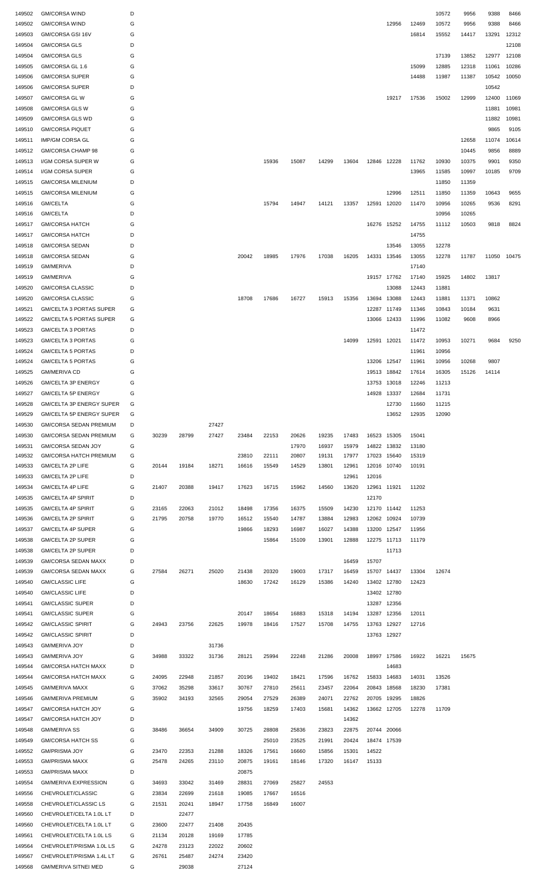| | | | | | | | | | | | | | | | | | |
|---|---|---|---|---|---|---|---|---|---|---|---|---|---|---|---|---|---|
| 149502 | GM/CORSA WIND | D | | | | | | | | | | | 10572 | 9956 | 9388 | 8466 |
| 149502 | GM/CORSA WIND | G | | | | | | | | | | 12956 | 12469 | 10572 | 9956 | 9388 | 8466 |
| 149503 | GM/CORSA GSI 16V | G | | | | | | | | | | | 16814 | 15552 | 14417 | 13291 | 12312 |
| 149504 | GM/CORSA GLS | D | | | | | | | | | | | | | | | 12108 |
| 149504 | GM/CORSA GLS | G | | | | | | | | | | | | 17139 | 13852 | 12977 | 12108 |
| 149505 | GM/CORSA GL 1.6 | G | | | | | | | | | | | 15099 | 12885 | 12318 | 11061 | 10286 |
| 149506 | GM/CORSA SUPER | G | | | | | | | | | | | 14488 | 11987 | 11387 | 10542 | 10050 |
| 149506 | GM/CORSA SUPER | D | | | | | | | | | | | | | | 10542 | |
| 149507 | GM/CORSA GL W | G | | | | | | | | | | 19217 | 17536 | 15002 | 12999 | 12400 | 11069 |
| 149508 | GM/CORSA GLS W | G | | | | | | | | | | | | | | 11881 | 10981 |
| 149509 | GM/CORSA GLS WD | G | | | | | | | | | | | | | | 11882 | 10981 |
| 149510 | GM/CORSA PIQUET | G | | | | | | | | | | | | | | 9865 | 9105 |
| 149511 | IMP/GM CORSA GL | G | | | | | | | | | | | | | 12658 | 11074 | 10614 |
| 149512 | GM/CORSA CHAMP 98 | G | | | | | | | | | | | | | 10445 | 9856 | 8889 |
| 149513 | I/GM CORSA SUPER W | G | | | | | 15936 | 15087 | 14299 | 13604 | 12846 | 12228 | 11762 | 10930 | 10375 | 9901 | 9350 |
| 149514 | I/GM CORSA SUPER | G | | | | | | | | | | | 13965 | 11585 | 10997 | 10185 | 9709 |
| 149515 | GM/CORSA MILENIUM | D | | | | | | | | | | | | 11850 | 11359 | | |
| 149515 | GM/CORSA MILENIUM | G | | | | | | | | | | 12996 | 12511 | 11850 | 11359 | 10643 | 9655 |
| 149516 | GM/CELTA | G | | | | | 15794 | 14947 | 14121 | 13357 | 12591 | 12020 | 11470 | 10956 | 10265 | 9536 | 8291 |
| 149516 | GM/CELTA | D | | | | | | | | | | | | 10956 | 10265 | | |
| 149517 | GM/CORSA HATCH | G | | | | | | | | | 16276 | 15252 | 14755 | 11112 | 10503 | 9818 | 8824 |
| 149517 | GM/CORSA HATCH | D | | | | | | | | | | | 14755 | | | | |
| 149518 | GM/CORSA SEDAN | D | | | | | | | | | | 13546 | 13055 | 12278 | | | |
| 149518 | GM/CORSA SEDAN | G | | | | 20042 | 18985 | 17976 | 17038 | 16205 | 14331 | 13546 | 13055 | 12278 | 11787 | 11050 | 10475 |
| 149519 | GM/MERIVA | D | | | | | | | | | | | 17140 | | | | |
| 149519 | GM/MERIVA | G | | | | | | | | | 19157 | 17762 | 17140 | 15925 | 14802 | 13817 | |
| 149520 | GM/CORSA CLASSIC | D | | | | | | | | | | 13088 | 12443 | 11881 | | | |
| 149520 | GM/CORSA CLASSIC | G | | | | 18708 | 17686 | 16727 | 15913 | 15356 | 13694 | 13088 | 12443 | 11881 | 11371 | 10862 | |
| 149521 | GM/CELTA 3 PORTAS SUPER | G | | | | | | | | | 12287 | 11749 | 11346 | 10843 | 10184 | 9631 | |
| 149522 | GM/CELTA 5 PORTAS SUPER | G | | | | | | | | | 13066 | 12433 | 11996 | 11082 | 9608 | 8966 | |
| 149523 | GM/CELTA 3 PORTAS | D | | | | | | | | | | | 11472 | | | | |
| 149523 | GM/CELTA 3 PORTAS | G | | | | | | | | 14099 | 12591 | 12021 | 11472 | 10953 | 10271 | 9684 | 9250 |
| 149524 | GM/CELTA 5 PORTAS | D | | | | | | | | | | | 11961 | 10956 | | | |
| 149524 | GM/CELTA 5 PORTAS | G | | | | | | | | | 13206 | 12547 | 11961 | 10956 | 10268 | 9807 | |
| 149525 | GM/MERIVA CD | G | | | | | | | | | 19513 | 18842 | 17614 | 16305 | 15126 | 14114 | |
| 149526 | GM/CELTA 3P ENERGY | G | | | | | | | | | 13753 | 13018 | 12246 | 11213 | | | |
| 149527 | GM/CELTA 5P ENERGY | G | | | | | | | | | 14928 | 13337 | 12684 | 11731 | | | |
| 149528 | GM/CELTA 3P ENERGY SUPER | G | | | | | | | | | | 12730 | 11660 | 11215 | | | |
| 149529 | GM/CELTA 5P ENERGY SUPER | G | | | | | | | | | | 13652 | 12935 | 12090 | | | |
| 149530 | GM/CORSA SEDAN PREMIUM | D | | | 27427 | | | | | | | | | | | | |
| 149530 | GM/CORSA SEDAN PREMIUM | G | 30239 | 28799 | 27427 | 23484 | 22153 | 20626 | 19235 | 17483 | 16523 | 15305 | 15041 | | | | |
| 149531 | GM/CORSA SEDAN JOY | G | | | | | | 17970 | 16937 | 15979 | 14822 | 13832 | 13180 | | | | |
| 149532 | GM/CORSA HATCH PREMIUM | G | | | | 23810 | 22111 | 20807 | 19131 | 17977 | 17023 | 15640 | 15319 | | | | |
| 149533 | GM/CELTA 2P LIFE | G | 20144 | 19184 | 18271 | 16616 | 15549 | 14529 | 13801 | 12961 | 12016 | 10740 | 10191 | | | | |
| 149533 | GM/CELTA 2P LIFE | D | | | | | | | | 12961 | 12016 | | | | | | |
| 149534 | GM/CELTA 4P LIFE | G | 21407 | 20388 | 19417 | 17623 | 16715 | 15962 | 14560 | 13620 | 12961 | 11921 | 11202 | | | | |
| 149535 | GM/CELTA 4P SPIRIT | D | | | | | | | | | 12170 | | | | | | |
| 149535 | GM/CELTA 4P SPIRIT | G | 23165 | 22063 | 21012 | 18498 | 17356 | 16375 | 15509 | 14230 | 12170 | 11442 | 11253 | | | | |
| 149536 | GM/CELTA 2P SPIRIT | G | 21795 | 20758 | 19770 | 16512 | 15540 | 14787 | 13884 | 12983 | 12062 | 10924 | 10739 | | | | |
| 149537 | GM/CELTA 4P SUPER | G | | | | 19866 | 18293 | 16987 | 16027 | 14388 | 13200 | 12547 | 11956 | | | | |
| 149538 | GM/CELTA 2P SUPER | G | | | | | 15864 | 15109 | 13901 | 12888 | 12275 | 11713 | 11179 | | | | |
| 149538 | GM/CELTA 2P SUPER | D | | | | | | | | | | 11713 | | | | | |
| 149539 | GM/CORSA SEDAN MAXX | D | | | | | | | | 16459 | 15707 | | | | | | |
| 149539 | GM/CORSA SEDAN MAXX | G | 27584 | 26271 | 25020 | 21438 | 20320 | 19003 | 17317 | 16459 | 15707 | 14437 | 13304 | 12674 | | | |
| 149540 | GM/CLASSIC LIFE | G | | | | 18630 | 17242 | 16129 | 15386 | 14240 | 13402 | 12780 | 12423 | | | | |
| 149540 | GM/CLASSIC LIFE | D | | | | | | | | | 13402 | 12780 | | | | | |
| 149541 | GM/CLASSIC SUPER | D | | | | | | | | | 13287 | 12356 | | | | | |
| 149541 | GM/CLASSIC SUPER | G | | | | 20147 | 18654 | 16883 | 15318 | 14194 | 13287 | 12356 | 12011 | | | | |
| 149542 | GM/CLASSIC SPIRIT | G | 24943 | 23756 | 22625 | 19978 | 18416 | 17527 | 15708 | 14755 | 13763 | 12927 | 12716 | | | | |
| 149542 | GM/CLASSIC SPIRIT | D | | | | | | | | | 13763 | 12927 | | | | | |
| 149543 | GM/MERIVA JOY | D | | | 31736 | | | | | | | | | | | | |
| 149543 | GM/MERIVA JOY | G | 34988 | 33322 | 31736 | 28121 | 25994 | 22248 | 21286 | 20008 | 18997 | 17586 | 16922 | 16221 | 15675 | | |
| 149544 | GM/CORSA HATCH MAXX | D | | | | | | | | | | 14683 | | | | | |
| 149544 | GM/CORSA HATCH MAXX | G | 24095 | 22948 | 21857 | 20196 | 19402 | 18421 | 17596 | 16762 | 15833 | 14683 | 14031 | 13526 | | | |
| 149545 | GM/MERIVA MAXX | G | 37062 | 35298 | 33617 | 30767 | 27810 | 25611 | 23457 | 22064 | 20843 | 18568 | 18230 | 17381 | | | |
| 149546 | GM/MERIVA PREMIUM | G | 35902 | 34193 | 32565 | 29054 | 27529 | 26389 | 24071 | 22762 | 20705 | 19295 | 18826 | | | | |
| 149547 | GM/CORSA HATCH JOY | G | | | | 19756 | 18259 | 17403 | 15681 | 14362 | 13662 | 12705 | 12278 | 11709 | | | |
| 149547 | GM/CORSA HATCH JOY | D | | | | | | | | 14362 | | | | | | | |
| 149548 | GM/MERIVA SS | G | 38486 | 36654 | 34909 | 30725 | 28808 | 25836 | 23823 | 22875 | 20744 | 20066 | | | | | |
| 149549 | GM/CORSA HATCH SS | G | | | | | 25010 | 23525 | 21991 | 20424 | 18474 | 17539 | | | | | |
| 149552 | GM/PRISMA JOY | G | 23470 | 22353 | 21288 | 18326 | 17561 | 16660 | 15856 | 15301 | 14522 | | | | | | |
| 149553 | GM/PRISMA MAXX | G | 25478 | 24265 | 23110 | 20875 | 19161 | 18146 | 17320 | 16147 | 15133 | | | | | | |
| 149553 | GM/PRISMA MAXX | D | | | | 20875 | | | | | | | | | | | |
| 149554 | GM/MERIVA EXPRESSION | G | 34693 | 33042 | 31469 | 28831 | 27069 | 25827 | 24553 | | | | | | | | |
| 149556 | CHEVROLET/CLASSIC | G | 23834 | 22699 | 21618 | 19085 | 17667 | 16516 | | | | | | | | | |
| 149558 | CHEVROLET/CLASSIC LS | G | 21531 | 20241 | 18947 | 17758 | 16849 | 16007 | | | | | | | | | |
| 149560 | CHEVROLET/CELTA 1.0L LT | D | | 22477 | | | | | | | | | | | | | |
| 149560 | CHEVROLET/CELTA 1.0L LT | G | 23600 | 22477 | 21408 | 20435 | | | | | | | | | | | |
| 149561 | CHEVROLET/CELTA 1.0L LS | G | 21134 | 20128 | 19169 | 17785 | | | | | | | | | | | |
| 149564 | CHEVROLET/PRISMA 1.0L LS | G | 24278 | 23123 | 22022 | 20602 | | | | | | | | | | | |
| 149567 | CHEVROLET/PRISMA 1.4L LT | G | 26761 | 25487 | 24274 | 23420 | | | | | | | | | | | |
| 149568 | GM/MERIVA SITNEI MED | G | | 29038 | | 27124 | | | | | | | | | | | |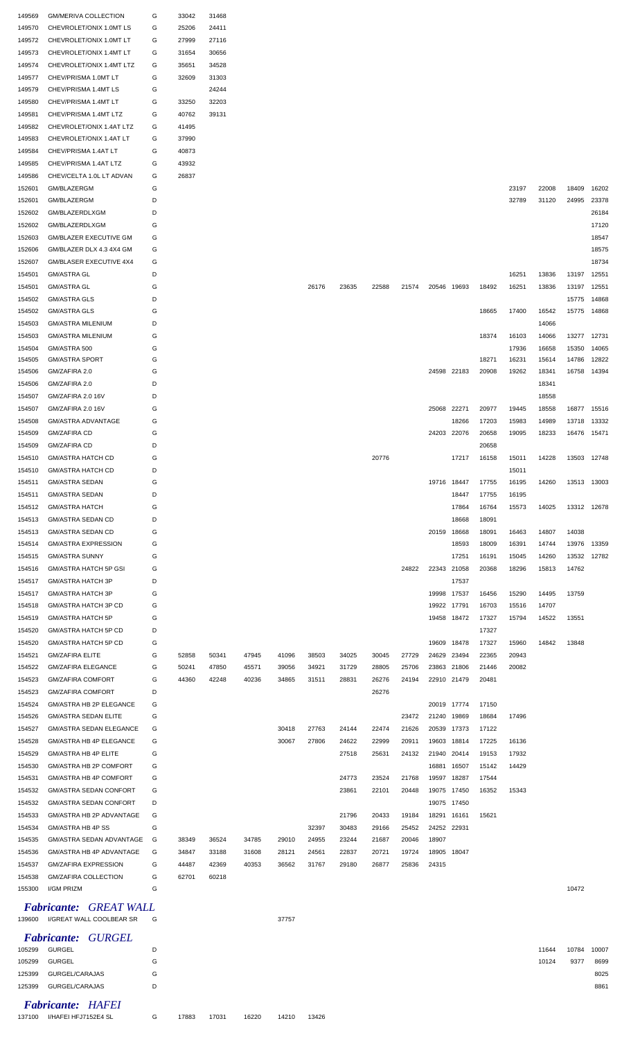| | | | | | | | | | | | | | | | | | |
|---|---|---|---|---|---|---|---|---|---|---|---|---|---|---|---|---|---|
| 149569 | GM/MERIVA COLLECTION | G | 33042 | 31468 | | | | | | | | | | | | | |
| 149570 | CHEVROLET/ONIX 1.0MT LS | G | 25206 | 24411 | | | | | | | | | | | | | |
| 149572 | CHEVROLET/ONIX 1.0MT LT | G | 27999 | 27116 | | | | | | | | | | | | | |
| 149573 | CHEVROLET/ONIX 1.4MT LT | G | 31654 | 30656 | | | | | | | | | | | | | |
| 149574 | CHEVROLET/ONIX 1.4MT LTZ | G | 35651 | 34528 | | | | | | | | | | | | | |
| 149577 | CHEV/PRISMA 1.0MT LT | G | 32609 | 31303 | | | | | | | | | | | | | |
| 149579 | CHEV/PRISMA 1.4MT LS | G | | 24244 | | | | | | | | | | | | | |
| 149580 | CHEV/PRISMA 1.4MT LT | G | 33250 | 32203 | | | | | | | | | | | | | |
| 149581 | CHEV/PRISMA 1.4MT LTZ | G | 40762 | 39131 | | | | | | | | | | | | | |
| 149582 | CHEVROLET/ONIX 1.4AT LTZ | G | 41495 | | | | | | | | | | | | | | |
| 149583 | CHEVROLET/ONIX 1.4AT LT | G | 37990 | | | | | | | | | | | | | | |
| 149584 | CHEV/PRISMA 1.4AT LT | G | 40873 | | | | | | | | | | | | | | |
| 149585 | CHEV/PRISMA 1.4AT LTZ | G | 43932 | | | | | | | | | | | | | | |
| 149586 | CHEV/CELTA 1.0L LT ADVAN | G | 26837 | | | | | | | | | | | | | | |
| 152601 | GM/BLAZERGM | G | | | | | | | | | | | | | 23197 | 22008 | 18409 | 16202 |
| 152601 | GM/BLAZERGM | D | | | | | | | | | | | | | 32789 | 31120 | 24995 | 23378 |
| 152602 | GM/BLAZERDLXGM | D | | | | | | | | | | | | | | | | 26184 |
| 152602 | GM/BLAZERDLXGM | G | | | | | | | | | | | | | | | | 17120 |
| 152603 | GM/BLAZER EXECUTIVE GM | G | | | | | | | | | | | | | | | | 18547 |
| 152606 | GM/BLAZER DLX 4.3 4X4 GM | G | | | | | | | | | | | | | | | | 18575 |
| 152607 | GM/BLASER EXECUTIVE 4X4 | G | | | | | | | | | | | | | | | | 18734 |
| 154501 | GM/ASTRA GL | D | | | | | | | | | | | | | 16251 | 13836 | 13197 | 12551 |
| 154501 | GM/ASTRA GL | G | | | | | 26176 | 23635 | 22588 | 21574 | 20546 | 19693 | 18492 | | 16251 | 13836 | 13197 | 12551 |
| 154502 | GM/ASTRA GLS | D | | | | | | | | | | | | | | | 15775 | 14868 |
| 154502 | GM/ASTRA GLS | G | | | | | | | | | | | 18665 | | 17400 | 16542 | 15775 | 14868 |
| 154503 | GM/ASTRA MILENIUM | D | | | | | | | | | | | | | | 14066 | | |
| 154503 | GM/ASTRA MILENIUM | G | | | | | | | | | | | 18374 | | 16103 | 14066 | 13277 | 12731 |
| 154504 | GM/ASTRA 500 | G | | | | | | | | | | | | | 17936 | 16658 | 15350 | 14065 |
| 154505 | GM/ASTRA SPORT | G | | | | | | | | | | | 18271 | | 16231 | 15614 | 14786 | 12822 |
| 154506 | GM/ZAFIRA 2.0 | G | | | | | | | | | 24598 | 22183 | 20908 | | 19262 | 18341 | 16758 | 14394 |
| 154506 | GM/ZAFIRA 2.0 | D | | | | | | | | | | | | | | 18341 | | |
| 154507 | GM/ZAFIRA 2.0 16V | D | | | | | | | | | | | | | | 18558 | | |
| 154507 | GM/ZAFIRA 2.0 16V | G | | | | | | | | | 25068 | 22271 | 20977 | | 19445 | 18558 | 16877 | 15516 |
| 154508 | GM/ASTRA ADVANTAGE | G | | | | | | | | | | 18266 | 17203 | | 15983 | 14989 | 13718 | 13332 |
| 154509 | GM/ZAFIRA CD | G | | | | | | | | | 24203 | 22076 | 20658 | | 19095 | 18233 | 16476 | 15471 |
| 154509 | GM/ZAFIRA CD | D | | | | | | | | | | | 20658 | | | | | |
| 154510 | GM/ASTRA HATCH CD | G | | | | | | | 20776 | | | 17217 | 16158 | | 15011 | 14228 | 13503 | 12748 |
| 154510 | GM/ASTRA HATCH CD | D | | | | | | | | | | | | | 15011 | | | |
| 154511 | GM/ASTRA SEDAN | G | | | | | | | | | 19716 | 18447 | 17755 | | 16195 | 14260 | 13513 | 13003 |
| 154511 | GM/ASTRA SEDAN | D | | | | | | | | | | 18447 | 17755 | | 16195 | | | |
| 154512 | GM/ASTRA HATCH | G | | | | | | | | | | 17864 | 16764 | | 15573 | 14025 | 13312 | 12678 |
| 154513 | GM/ASTRA SEDAN CD | D | | | | | | | | | | 18668 | 18091 | | | | | |
| 154513 | GM/ASTRA SEDAN CD | G | | | | | | | | | 20159 | 18668 | 18091 | | 16463 | 14807 | 14038 | |
| 154514 | GM/ASTRA EXPRESSION | G | | | | | | | | | | 18593 | 18009 | | 16391 | 14744 | 13976 | 13359 |
| 154515 | GM/ASTRA SUNNY | G | | | | | | | | | | 17251 | 16191 | | 15045 | 14260 | 13532 | 12782 |
| 154516 | GM/ASTRA HATCH 5P GSI | G | | | | | | | | 24822 | 22343 | 21058 | 20368 | | 18296 | 15813 | 14762 | |
| 154517 | GM/ASTRA HATCH 3P | D | | | | | | | | | | 17537 | | | | | | |
| 154517 | GM/ASTRA HATCH 3P | G | | | | | | | | | 19998 | 17537 | 16456 | | 15290 | 14495 | 13759 | |
| 154518 | GM/ASTRA HATCH 3P CD | G | | | | | | | | | 19922 | 17791 | 16703 | | 15516 | 14707 | | |
| 154519 | GM/ASTRA HATCH 5P | G | | | | | | | | | 19458 | 18472 | 17327 | | 15794 | 14522 | 13551 | |
| 154520 | GM/ASTRA HATCH 5P CD | D | | | | | | | | | | | 17327 | | | | | |
| 154520 | GM/ASTRA HATCH 5P CD | G | | | | | | | | | 19609 | 18478 | 17327 | | 15960 | 14842 | 13848 | |
| 154521 | GM/ZAFIRA ELITE | G | 52858 | 50341 | 47945 | 41096 | 38503 | 34025 | 30045 | 27729 | 24629 | 23494 | 22365 | | 20943 | | | |
| 154522 | GM/ZAFIRA ELEGANCE | G | 50241 | 47850 | 45571 | 39056 | 34921 | 31729 | 28805 | 25706 | 23863 | 21806 | 21446 | | 20082 | | | |
| 154523 | GM/ZAFIRA COMFORT | G | 44360 | 42248 | 40236 | 34865 | 31511 | 28831 | 26276 | 24194 | 22910 | 21479 | 20481 | | | | | |
| 154523 | GM/ZAFIRA COMFORT | D | | | | | | | 26276 | | | | | | | | | |
| 154524 | GM/ASTRA HB 2P ELEGANCE | G | | | | | | | | | 20019 | 17774 | 17150 | | | | | |
| 154526 | GM/ASTRA SEDAN ELITE | G | | | | | | | | 23472 | 21240 | 19869 | 18684 | | 17496 | | | |
| 154527 | GM/ASTRA SEDAN ELEGANCE | G | | | | 30418 | 27763 | 24144 | 22474 | 21626 | 20539 | 17373 | 17122 | | | | | |
| 154528 | GM/ASTRA HB 4P ELEGANCE | G | | | | 30067 | 27806 | 24622 | 22999 | 20911 | 19603 | 18814 | 17225 | | 16136 | | | |
| 154529 | GM/ASTRA HB 4P ELITE | G | | | | | | 27518 | 25631 | 24132 | 21940 | 20414 | 19153 | | 17932 | | | |
| 154530 | GM/ASTRA HB 2P COMFORT | G | | | | | | | | | 16881 | 16507 | 15142 | | 14429 | | | |
| 154531 | GM/ASTRA HB 4P COMFORT | G | | | | | | 24773 | 23524 | 21768 | 19597 | 18287 | 17544 | | | | | |
| 154532 | GM/ASTRA SEDAN CONFORT | G | | | | | | 23861 | 22101 | 20448 | 19075 | 17450 | 16352 | | 15343 | | | |
| 154532 | GM/ASTRA SEDAN CONFORT | D | | | | | | | | | 19075 | 17450 | | | | | | |
| 154533 | GM/ASTRA HB 2P ADVANTAGE | G | | | | | | 21796 | 20433 | 19184 | 18291 | 16161 | 15621 | | | | | |
| 154534 | GM/ASTRA HB 4P SS | G | | | | | 32397 | 30483 | 29166 | 25452 | 24252 | 22931 | | | | | | |
| 154535 | GM/ASTRA SEDAN ADVANTAGE | G | 38349 | 36524 | 34785 | 29010 | 24955 | 23244 | 21687 | 20046 | 18907 | | | | | | | |
| 154536 | GM/ASTRA HB 4P ADVANTAGE | G | 34847 | 33188 | 31608 | 28121 | 24561 | 22837 | 20721 | 19724 | 18905 | 18047 | | | | | | |
| 154537 | GM/ZAFIRA EXPRESSION | G | 44487 | 42369 | 40353 | 36562 | 31767 | 29180 | 26877 | 25836 | 24315 | | | | | | | |
| 154538 | GM/ZAFIRA COLLECTION | G | 62701 | 60218 | | | | | | | | | | | | | | |
| 155300 | I/GM PRIZM | G | | | | | | | | | | | | | | | 10472 | |

## *Fabricante: GREAT WALL*

| | | | | | | | | | | | | | | | | | |
|---|---|---|---|---|---|---|---|---|---|---|---|---|---|---|---|---|---|
| 139600 | I/GREAT WALL COOLBEAR SR | G | | | | 37757 | | | | | | | | | | | |

## *Fabricante: GURGEL*

| | | | | | | | | | | | | | | | | | |
|---|---|---|---|---|---|---|---|---|---|---|---|---|---|---|---|---|---|
| 105299 | GURGEL | D | | | | | | | | | | | | | | 11644 | 10784 | 10007 |
| 105299 | GURGEL | G | | | | | | | | | | | | | | 10124 | 9377 | 8699 |
| 125399 | GURGEL/CARAJAS | G | | | | | | | | | | | | | | | | 8025 |
| 125399 | GURGEL/CARAJAS | D | | | | | | | | | | | | | | | | 8861 |

## *Fabricante: HAFEI*

| | | | | | | | | | | | | | | | | | |
|---|---|---|---|---|---|---|---|---|---|---|---|---|---|---|---|---|---|
| 137100 | I/HAFEI HFJ7152E4 SL | G | 17883 | 17031 | 16220 | 14210 | 13426 | | | | | | | | | | | |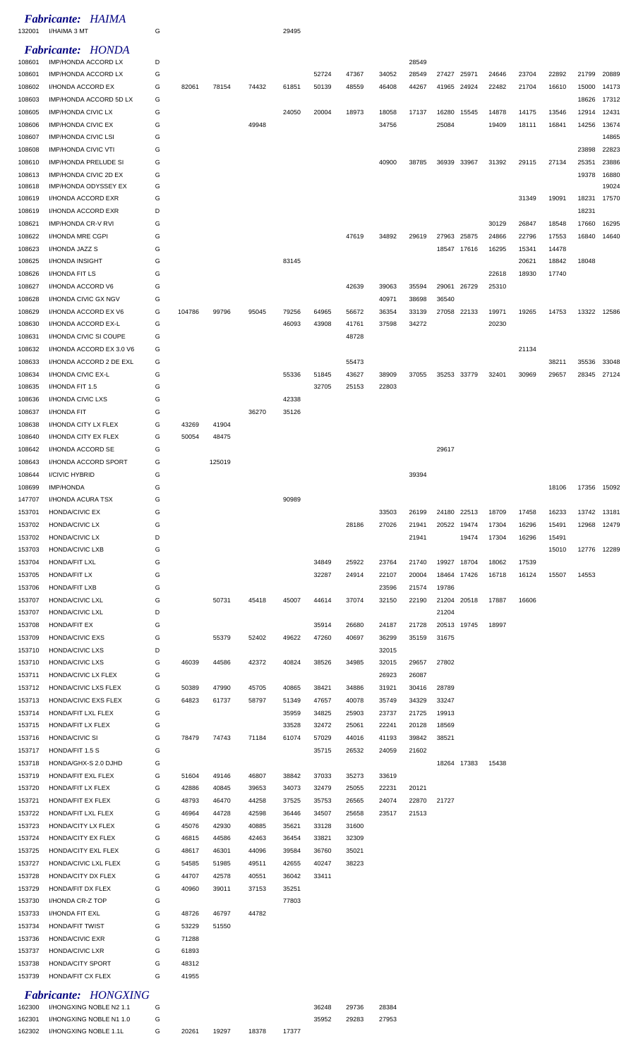***Fabricante: HAIMA***

| | | | | | | | | | | | | | | | | | |
|---|---|---|---|---|---|---|---|---|---|---|---|---|---|---|---|---|---|
| 132001 | I/HAIMA 3 MT | G | | | | 29495 | | | | | | | | | | | |

***Fabricante: HONDA***

| | | | | | | | | | | | | | | | | | |
|---|---|---|---|---|---|---|---|---|---|---|---|---|---|---|---|---|---|
| 108601 | IMP/HONDA ACCORD LX | D | | | | | | | | 28549 | | | | | | | |
| 108601 | IMP/HONDA ACCORD LX | G | | | | | 52724 | 47367 | 34052 | 28549 | 27427 | 25971 | 24646 | 23704 | 22892 | 21799 | 20889 |
| 108602 | I/HONDA ACCORD EX | G | 82061 | 78154 | 74432 | 61851 | 50139 | 48559 | 46408 | 44267 | 41965 | 24924 | 22482 | 21704 | 16610 | 15000 | 14173 |
| 108603 | IMP/HONDA ACCORD 5D LX | G | | | | | | | | | | | | | | 18626 | 17312 |
| 108605 | IMP/HONDA CIVIC LX | G | | | | 24050 | 20004 | 18973 | 18058 | 17137 | 16280 | 15545 | 14878 | 14175 | 13546 | 12914 | 12431 |
| 108606 | IMP/HONDA CIVIC EX | G | | | 49948 | | | | 34756 | | 25084 | | 19409 | 18111 | 16841 | 14256 | 13674 |
| 108607 | IMP/HONDA CIVIC LSI | G | | | | | | | | | | | | | | | 14865 |
| 108608 | IMP/HONDA CIVIC VTI | G | | | | | | | | | | | | | | 23898 | 22823 |
| 108610 | IMP/HONDA PRELUDE SI | G | | | | | | | 40900 | 38785 | 36939 | 33967 | 31392 | 29115 | 27134 | 25351 | 23886 |
| 108613 | IMP/HONDA CIVIC 2D EX | G | | | | | | | | | | | | | | 19378 | 16880 |
| 108618 | IMP/HONDA ODYSSEY EX | G | | | | | | | | | | | | | | | 19024 |
| 108619 | I/HONDA ACCORD EXR | G | | | | | | | | | | | | 31349 | 19091 | 18231 | 17570 |
| 108619 | I/HONDA ACCORD EXR | D | | | | | | | | | | | | | | 18231 | |
| 108621 | IMP/HONDA CR-V RVI | G | | | | | | | | | | | 30129 | 26847 | 18548 | 17660 | 16295 |
| 108622 | I/HONDA MRE CGPI | G | | | | | | 47619 | 34892 | 29619 | 27963 | 25875 | 24866 | 22796 | 17553 | 16840 | 14640 |
| 108623 | I/HONDA JAZZ S | G | | | | | | | | | 18547 | 17616 | 16295 | 15341 | 14478 | | |
| 108625 | I/HONDA INSIGHT | G | | | | 83145 | | | | | | | | 20621 | 18842 | 18048 | |
| 108626 | I/HONDA FIT LS | G | | | | | | | | | | | 22618 | 18930 | 17740 | | |
| 108627 | I/HONDA ACCORD V6 | G | | | | | | 42639 | 39063 | 35594 | 29061 | 26729 | 25310 | | | | |
| 108628 | I/HONDA CIVIC GX NGV | G | | | | | | | 40971 | 38698 | 36540 | | | | | | |
| 108629 | I/HONDA ACCORD EX V6 | G | 104786 | 99796 | 95045 | 79256 | 64965 | 56672 | 36354 | 33139 | 27058 | 22133 | 19971 | 19265 | 14753 | 13322 | 12586 |
| 108630 | I/HONDA ACCORD EX-L | G | | | | 46093 | 43908 | 41761 | 37598 | 34272 | | | 20230 | | | | |
| 108631 | I/HONDA CIVIC SI COUPE | G | | | | | | 48728 | | | | | | | | | |
| 108632 | I/HONDA ACCORD EX 3.0 V6 | G | | | | | | | | | | | | 21134 | | | |
| 108633 | I/HONDA ACCORD 2 DE EXL | G | | | | | | 55473 | | | | | | | 38211 | 35536 | 33048 |
| 108634 | I/HONDA CIVIC EX-L | G | | | | 55336 | 51845 | 43627 | 38909 | 37055 | 35253 | 33779 | 32401 | 30969 | 29657 | 28345 | 27124 |
| 108635 | I/HONDA FIT 1.5 | G | | | | | 32705 | 25153 | 22803 | | | | | | | | |
| 108636 | I/HONDA CIVIC LXS | G | | | | 42338 | | | | | | | | | | | |
| 108637 | I/HONDA FIT | G | | | 36270 | 35126 | | | | | | | | | | | |
| 108638 | I/HONDA CITY LX FLEX | G | 43269 | 41904 | | | | | | | | | | | | | |
| 108640 | I/HONDA CITY EX FLEX | G | 50054 | 48475 | | | | | | | | | | | | | |
| 108642 | I/HONDA ACCORD SE | G | | | | | | | | | 29617 | | | | | | |
| 108643 | I/HONDA ACCORD SPORT | G | | 125019 | | | | | | | | | | | | | |
| 108644 | I/CIVIC HYBRID | G | | | | | | | | 39394 | | | | | | | |
| 108699 | IMP/HONDA | G | | | | | | | | | | | | | 18106 | 17356 | 15092 |
| 147707 | I/HONDA ACURA TSX | G | | | | 90989 | | | | | | | | | | | |
| 153701 | HONDA/CIVIC EX | G | | | | | | | 33503 | 26199 | 24180 | 22513 | 18709 | 17458 | 16233 | 13742 | 13181 |
| 153702 | HONDA/CIVIC LX | G | | | | | | 28186 | 27026 | 21941 | 20522 | 19474 | 17304 | 16296 | 15491 | 12968 | 12479 |
| 153702 | HONDA/CIVIC LX | D | | | | | | | | 21941 | | 19474 | 17304 | 16296 | 15491 | | |
| 153703 | HONDA/CIVIC LXB | G | | | | | | | | | | | | | 15010 | 12776 | 12289 |
| 153704 | HONDA/FIT LXL | G | | | | | 34849 | 25922 | 23764 | 21740 | 19927 | 18704 | 18062 | 17539 | | | |
| 153705 | HONDA/FIT LX | G | | | | | 32287 | 24914 | 22107 | 20004 | 18464 | 17426 | 16718 | 16124 | 15507 | 14553 | |
| 153706 | HONDA/FIT LXB | G | | | | | | | 23596 | 21574 | 19786 | | | | | | |
| 153707 | HONDA/CIVIC LXL | G | | 50731 | 45418 | 45007 | 44614 | 37074 | 32150 | 22190 | 21204 | 20518 | 17887 | 16606 | | | |
| 153707 | HONDA/CIVIC LXL | D | | | | | | | | | 21204 | | | | | | |
| 153708 | HONDA/FIT EX | G | | | | | 35914 | 26680 | 24187 | 21728 | 20513 | 19745 | 18997 | | | | |
| 153709 | HONDA/CIVIC EXS | G | | 55379 | 52402 | 49622 | 47260 | 40697 | 36299 | 35159 | 31675 | | | | | | |
| 153710 | HONDA/CIVIC LXS | D | | | | | | | 32015 | | | | | | | | |
| 153710 | HONDA/CIVIC LXS | G | 46039 | 44586 | 42372 | 40824 | 38526 | 34985 | 32015 | 29657 | 27802 | | | | | | |
| 153711 | HONDA/CIVIC LX FLEX | G | | | | | | | 26923 | 26087 | | | | | | | |
| 153712 | HONDA/CIVIC LXS FLEX | G | 50389 | 47990 | 45705 | 40865 | 38421 | 34886 | 31921 | 30416 | 28789 | | | | | | |
| 153713 | HONDA/CIVIC EXS FLEX | G | 64823 | 61737 | 58797 | 51349 | 47657 | 40078 | 35749 | 34329 | 33247 | | | | | | |
| 153714 | HONDA/FIT LXL FLEX | G | | | | 35959 | 34825 | 25903 | 23737 | 21725 | 19913 | | | | | | |
| 153715 | HONDA/FIT LX FLEX | G | | | | 33528 | 32472 | 25061 | 22241 | 20128 | 18569 | | | | | | |
| 153716 | HONDA/CIVIC SI | G | 78479 | 74743 | 71184 | 61074 | 57029 | 44016 | 41193 | 39842 | 38521 | | | | | | |
| 153717 | HONDA/FIT 1.5 S | G | | | | | 35715 | 26532 | 24059 | 21602 | | | | | | | |
| 153718 | HONDA/GHX-S 2.0 DJHD | G | | | | | | | | | 18264 | 17383 | 15438 | | | | |
| 153719 | HONDA/FIT EXL FLEX | G | 51604 | 49146 | 46807 | 38842 | 37033 | 35273 | 33619 | | | | | | | | |
| 153720 | HONDA/FIT LX FLEX | G | 42886 | 40845 | 39653 | 34073 | 32479 | 25055 | 22231 | 20121 | | | | | | | |
| 153721 | HONDA/FIT EX FLEX | G | 48793 | 46470 | 44258 | 37525 | 35753 | 26565 | 24074 | 22870 | 21727 | | | | | | |
| 153722 | HONDA/FIT LXL FLEX | G | 46964 | 44728 | 42598 | 36446 | 34507 | 25658 | 23517 | 21513 | | | | | | | |
| 153723 | HONDA/CITY LX FLEX | G | 45076 | 42930 | 40885 | 35621 | 33128 | 31600 | | | | | | | | | |
| 153724 | HONDA/CITY EX FLEX | G | 46815 | 44586 | 42463 | 36454 | 33821 | 32309 | | | | | | | | | |
| 153725 | HONDA/CITY EXL FLEX | G | 48617 | 46301 | 44096 | 39584 | 36760 | 35021 | | | | | | | | | |
| 153727 | HONDA/CIVIC LXL FLEX | G | 54585 | 51985 | 49511 | 42655 | 40247 | 38223 | | | | | | | | | |
| 153728 | HONDA/CITY DX FLEX | G | 44707 | 42578 | 40551 | 36042 | 33411 | | | | | | | | | | |
| 153729 | HONDA/FIT DX FLEX | G | 40960 | 39011 | 37153 | 35251 | | | | | | | | | | | |
| 153730 | I/HONDA CR-Z TOP | G | | | | 77803 | | | | | | | | | | | |
| 153733 | I/HONDA FIT EXL | G | 48726 | 46797 | 44782 | | | | | | | | | | | | |
| 153734 | HONDA/FIT TWIST | G | 53229 | 51550 | | | | | | | | | | | | | |
| 153736 | HONDA/CIVIC EXR | G | 71288 | | | | | | | | | | | | | | |
| 153737 | HONDA/CIVIC LXR | G | 61893 | | | | | | | | | | | | | | |
| 153738 | HONDA/CITY SPORT | G | 48312 | | | | | | | | | | | | | | |
| 153739 | HONDA/FIT CX FLEX | G | 41955 | | | | | | | | | | | | | | |

***Fabricante: HONGXING***

| | | | | | | | | | | | | | | | | | |
|---|---|---|---|---|---|---|---|---|---|---|---|---|---|---|---|---|---|
| 162300 | I/HONGXING NOBLE N2 1.1 | G | | | | | 36248 | 29736 | 28384 | | | | | | | | |
| 162301 | I/HONGXING NOBLE N1 1.0 | G | | | | | 35952 | 29283 | 27953 | | | | | | | | |
| 162302 | I/HONGXING NOBLE 1.1L | G | 20261 | 19297 | 18378 | 17377 | | | | | | | | | | | |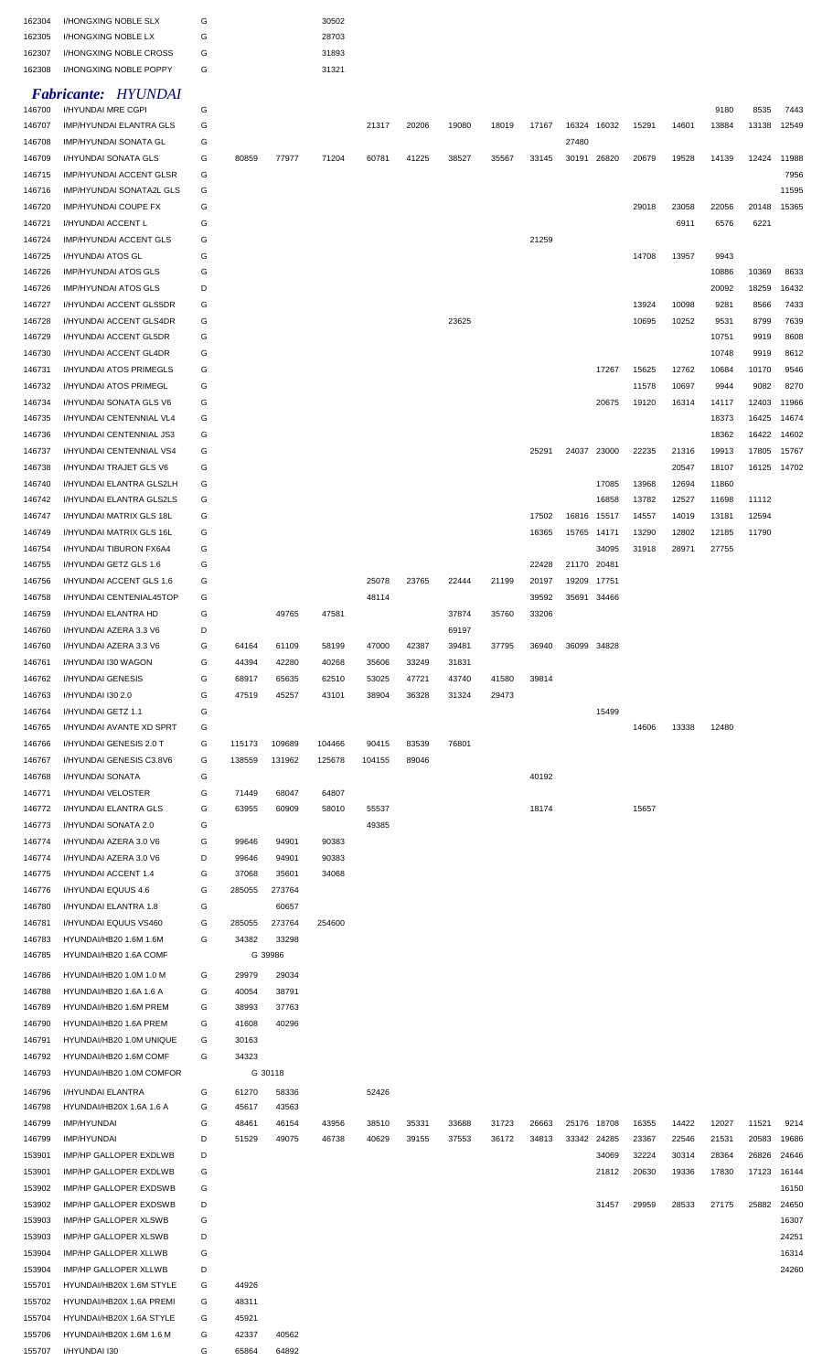| | | | | | | | | | | | | | | | | | |
|---|---|---|---|---|---|---|---|---|---|---|---|---|---|---|---|---|---|
| 162304 | I/HONGXING NOBLE SLX | G | | | 30502 | | | | | | | | | | | | |
| 162305 | I/HONGXING NOBLE LX | G | | | 28703 | | | | | | | | | | | | |
| 162307 | I/HONGXING NOBLE CROSS | G | | | 31893 | | | | | | | | | | | | |
| 162308 | I/HONGXING NOBLE POPPY | G | | | 31321 | | | | | | | | | | | | |

## *Fabricante: HYUNDAI*

| | | | | | | | | | | | | | | | | | |
|---|---|---|---|---|---|---|---|---|---|---|---|---|---|---|---|---|---|
| 146700 | I/HYUNDAI MRE CGPI | G | | | | | | | | | | | | | 9180 | 8535 | 7443 |
| 146707 | IMP/HYUNDAI ELANTRA GLS | G | | | | 21317 | 20206 | 19080 | 18019 | 17167 | 16324 | 16032 | 15291 | 14601 | 13884 | 13138 | 12549 |
| 146708 | IMP/HYUNDAI SONATA GL | G | | | | | | | | | 27480 | | | | | | |
| 146709 | I/HYUNDAI SONATA GLS | G | 80859 | 77977 | 71204 | 60781 | 41225 | 38527 | 35567 | 33145 | 30191 | 26820 | 20679 | 19528 | 14139 | 12424 | 11988 |
| 146715 | IMP/HYUNDAI ACCENT GLSR | G | | | | | | | | | | | | | | | 7956 |
| 146716 | IMP/HYUNDAI SONATA2L GLS | G | | | | | | | | | | | | | | | 11595 |
| 146720 | IMP/HYUNDAI COUPE FX | G | | | | | | | | | | | 29018 | 23058 | 22056 | 20148 | 15365 |
| 146721 | I/HYUNDAI ACCENT L | G | | | | | | | | | | | | 6911 | 6576 | 6221 | |
| 146724 | IMP/HYUNDAI ACCENT GLS | G | | | | | | | | 21259 | | | | | | | |
| 146725 | I/HYUNDAI ATOS GL | G | | | | | | | | | | | 14708 | 13957 | 9943 | | |
| 146726 | IMP/HYUNDAI ATOS GLS | G | | | | | | | | | | | | | 10886 | 10369 | 8633 |
| 146726 | IMP/HYUNDAI ATOS GLS | D | | | | | | | | | | | | | 20092 | 18259 | 16432 |
| 146727 | I/HYUNDAI ACCENT GLS5DR | G | | | | | | | | | | | 13924 | 10098 | 9281 | 8566 | 7433 |
| 146728 | I/HYUNDAI ACCENT GLS4DR | G | | | | | | 23625 | | | | | 10695 | 10252 | 9531 | 8799 | 7639 |
| 146729 | I/HYUNDAI ACCENT GL5DR | G | | | | | | | | | | | | | 10751 | 9919 | 8608 |
| 146730 | I/HYUNDAI ACCENT GL4DR | G | | | | | | | | | | | | | 10748 | 9919 | 8612 |
| 146731 | I/HYUNDAI ATOS PRIMEGLS | G | | | | | | | | | | 17267 | 15625 | 12762 | 10684 | 10170 | 9546 |
| 146732 | I/HYUNDAI ATOS PRIMEGL | G | | | | | | | | | | | 11578 | 10697 | 9944 | 9082 | 8270 |
| 146734 | I/HYUNDAI SONATA GLS V6 | G | | | | | | | | | | 20675 | 19120 | 16314 | 14117 | 12403 | 11966 |
| 146735 | I/HYUNDAI CENTENNIAL VL4 | G | | | | | | | | | | | | | 18373 | 16425 | 14674 |
| 146736 | I/HYUNDAI CENTENNIAL JS3 | G | | | | | | | | | | | | | 18362 | 16422 | 14602 |
| 146737 | I/HYUNDAI CENTENNIAL VS4 | G | | | | | | | | 25291 | 24037 | 23000 | 22235 | 21316 | 19913 | 17805 | 15767 |
| 146738 | I/HYUNDAI TRAJET GLS V6 | G | | | | | | | | | | | | 20547 | 18107 | 16125 | 14702 |
| 146740 | I/HYUNDAI ELANTRA GLS2LH | G | | | | | | | | | | 17085 | 13968 | 12694 | 11860 | | |
| 146742 | I/HYUNDAI ELANTRA GLS2LS | G | | | | | | | | | | 16858 | 13782 | 12527 | 11698 | 11112 | |
| 146747 | I/HYUNDAI MATRIX GLS 18L | G | | | | | | | | 17502 | 16816 | 15517 | 14557 | 14019 | 13181 | 12594 | |
| 146749 | I/HYUNDAI MATRIX GLS 16L | G | | | | | | | | 16365 | 15765 | 14171 | 13290 | 12802 | 12185 | 11790 | |
| 146754 | I/HYUNDAI TIBURON FX6A4 | G | | | | | | | | | | 34095 | 31918 | 28971 | 27755 | | |
| 146755 | I/HYUNDAI GETZ GLS 1.6 | G | | | | | | | | 22428 | 21170 | 20481 | | | | | |
| 146756 | I/HYUNDAI ACCENT GLS 1.6 | G | | | | 25078 | 23765 | 22444 | 21199 | 20197 | 19209 | 17751 | | | | | |
| 146758 | I/HYUNDAI CENTENIAL45TOP | G | | | | 48114 | | | | 39592 | 35691 | 34466 | | | | | |
| 146759 | I/HYUNDAI ELANTRA HD | G | | 49765 | 47581 | | | 37874 | 35760 | 33206 | | | | | | | |
| 146760 | I/HYUNDAI AZERA 3.3 V6 | D | | | | | | 69197 | | | | | | | | | |
| 146760 | I/HYUNDAI AZERA 3.3 V6 | G | 64164 | 61109 | 58199 | 47000 | 42387 | 39481 | 37795 | 36940 | 36099 | 34828 | | | | | |
| 146761 | I/HYUNDAI I30 WAGON | G | 44394 | 42280 | 40268 | 35606 | 33249 | 31831 | | | | | | | | | |
| 146762 | I/HYUNDAI GENESIS | G | 68917 | 65635 | 62510 | 53025 | 47721 | 43740 | 41580 | 39814 | | | | | | | |
| 146763 | I/HYUNDAI I30 2.0 | G | 47519 | 45257 | 43101 | 38904 | 36328 | 31324 | 29473 | | | | | | | | |
| 146764 | I/HYUNDAI GETZ 1.1 | G | | | | | | | | | | 15499 | | | | | |
| 146765 | I/HYUNDAI AVANTE XD SPRT | G | | | | | | | | | | | 14606 | 13338 | 12480 | | |
| 146766 | I/HYUNDAI GENESIS 2.0 T | G | 115173 | 109689 | 104466 | 90415 | 83539 | 76801 | | | | | | | | | |
| 146767 | I/HYUNDAI GENESIS C3.8V6 | G | 138559 | 131962 | 125678 | 104155 | 89046 | | | | | | | | | | |
| 146768 | I/HYUNDAI SONATA | G | | | | | | | | 40192 | | | | | | | |
| 146771 | I/HYUNDAI VELOSTER | G | 71449 | 68047 | 64807 | | | | | | | | | | | | |
| 146772 | I/HYUNDAI ELANTRA GLS | G | 63955 | 60909 | 58010 | 55537 | | | | 18174 | | | 15657 | | | | |
| 146773 | I/HYUNDAI SONATA 2.0 | G | | | | 49385 | | | | | | | | | | | |
| 146774 | I/HYUNDAI AZERA 3.0 V6 | G | 99646 | 94901 | 90383 | | | | | | | | | | | | |
| 146774 | I/HYUNDAI AZERA 3.0 V6 | D | 99646 | 94901 | 90383 | | | | | | | | | | | | |
| 146775 | I/HYUNDAI ACCENT 1.4 | G | 37068 | 35601 | 34068 | | | | | | | | | | | | |
| 146776 | I/HYUNDAI EQUUS 4.6 | G | 285055 | 273764 | | | | | | | | | | | | | |
| 146780 | I/HYUNDAI ELANTRA 1.8 | G | | 60657 | | | | | | | | | | | | | |
| 146781 | I/HYUNDAI EQUUS VS460 | G | 285055 | 273764 | 254600 | | | | | | | | | | | | |
| 146783 | HYUNDAI/HB20 1.6M 1.6M | G | 34382 | 33298 | | | | | | | | | | | | | |
| 146785 | HYUNDAI/HB20 1.6A COMF | | G 39986 | | | | | | | | | | | | | | |
| 146786 | HYUNDAI/HB20 1.0M 1.0 M | G | 29979 | 29034 | | | | | | | | | | | | | |
| 146788 | HYUNDAI/HB20 1.6A 1.6 A | G | 40054 | 38791 | | | | | | | | | | | | | |
| 146789 | HYUNDAI/HB20 1.6M PREM | G | 38993 | 37763 | | | | | | | | | | | | | |
| 146790 | HYUNDAI/HB20 1.6A PREM | G | 41608 | 40296 | | | | | | | | | | | | | |
| 146791 | HYUNDAI/HB20 1.0M UNIQUE | G | 30163 | | | | | | | | | | | | | | |
| 146792 | HYUNDAI/HB20 1.6M COMF | G | 34323 | | | | | | | | | | | | | | |
| 146793 | HYUNDAI/HB20 1.0M COMFOR | | G 30118 | | | | | | | | | | | | | | |
| 146796 | I/HYUNDAI ELANTRA | G | 61270 | 58336 | | 52426 | | | | | | | | | | | |
| 146798 | HYUNDAI/HB20X 1.6A 1.6 A | G | 45617 | 43563 | | | | | | | | | | | | | |
| 146799 | IMP/HYUNDAI | G | 48461 | 46154 | 43956 | 38510 | 35331 | 33688 | 31723 | 26663 | 25176 | 18708 | 16355 | 14422 | 12027 | 11521 | 9214 |
| 146799 | IMP/HYUNDAI | D | 51529 | 49075 | 46738 | 40629 | 39155 | 37553 | 36172 | 34813 | 33342 | 24285 | 23367 | 22546 | 21531 | 20583 | 19686 |
| 153901 | IMP/HP GALLOPER EXDLWB | D | | | | | | | | | | 34069 | 32224 | 30314 | 28364 | 26826 | 24646 |
| 153901 | IMP/HP GALLOPER EXDLWB | G | | | | | | | | | | 21812 | 20630 | 19336 | 17830 | 17123 | 16144 |
| 153902 | IMP/HP GALLOPER EXDSWB | G | | | | | | | | | | | | | | | 16150 |
| 153902 | IMP/HP GALLOPER EXDSWB | D | | | | | | | | | | 31457 | 29959 | 28533 | 27175 | 25882 | 24650 |
| 153903 | IMP/HP GALLOPER XLSWB | G | | | | | | | | | | | | | | | 16307 |
| 153903 | IMP/HP GALLOPER XLSWB | D | | | | | | | | | | | | | | | 24251 |
| 153904 | IMP/HP GALLOPER XLLWB | G | | | | | | | | | | | | | | | 16314 |
| 153904 | IMP/HP GALLOPER XLLWB | D | | | | | | | | | | | | | | | 24260 |
| 155701 | HYUNDAI/HB20X 1.6M STYLE | G | 44926 | | | | | | | | | | | | | | |
| 155702 | HYUNDAI/HB20X 1.6A PREMI | G | 48311 | | | | | | | | | | | | | | |
| 155704 | HYUNDAI/HB20X 1.6A STYLE | G | 45921 | | | | | | | | | | | | | | |
| 155706 | HYUNDAI/HB20X 1.6M 1.6 M | G | 42337 | 40562 | | | | | | | | | | | | | |
| 155707 | I/HYUNDAI I30 | G | 65864 | 64892 | | | | | | | | | | | | | |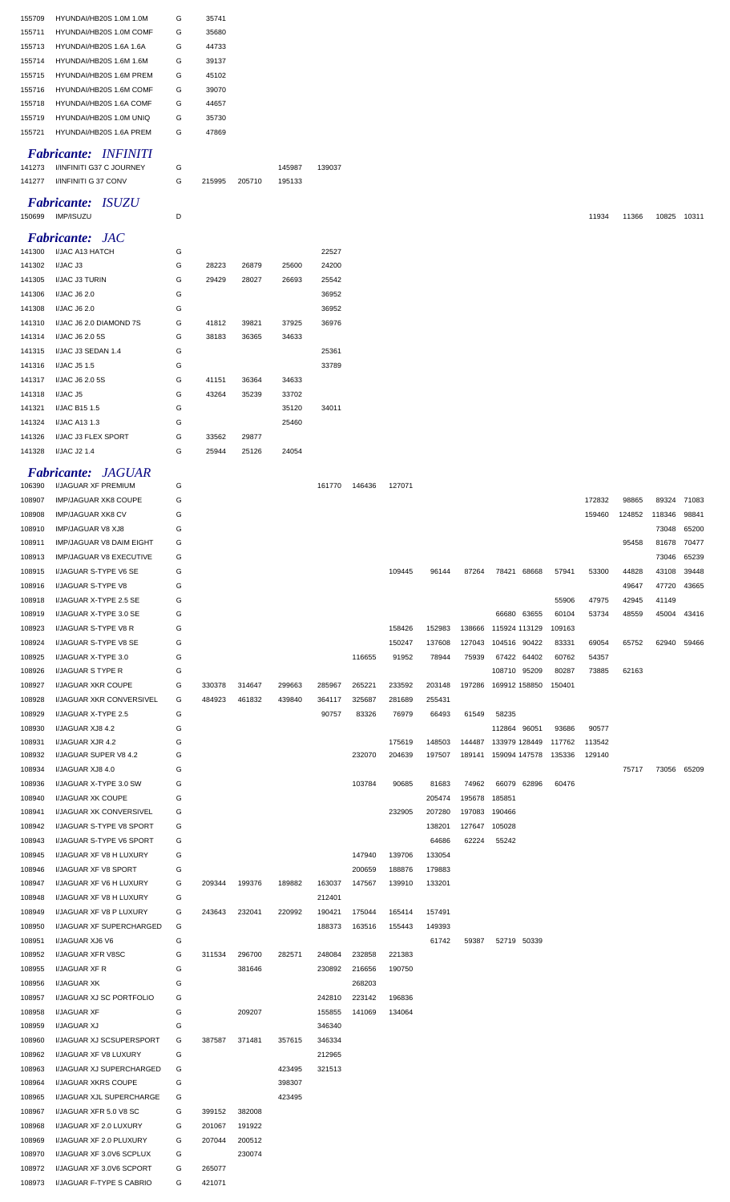| | | | | | | | | | | | | | | | | | |
|---|---|---|---|---|---|---|---|---|---|---|---|---|---|---|---|---|---|
| 155709 | HYUNDAI/HB20S 1.0M 1.0M | G | 35741 | | | | | | | | | | | | | | |
| 155711 | HYUNDAI/HB20S 1.0M COMF | G | 35680 | | | | | | | | | | | | | | |
| 155713 | HYUNDAI/HB20S 1.6A 1.6A | G | 44733 | | | | | | | | | | | | | | |
| 155714 | HYUNDAI/HB20S 1.6M 1.6M | G | 39137 | | | | | | | | | | | | | | |
| 155715 | HYUNDAI/HB20S 1.6M PREM | G | 45102 | | | | | | | | | | | | | | |
| 155716 | HYUNDAI/HB20S 1.6M COMF | G | 39070 | | | | | | | | | | | | | | |
| 155718 | HYUNDAI/HB20S 1.6A COMF | G | 44657 | | | | | | | | | | | | | | |
| 155719 | HYUNDAI/HB20S 1.0M UNIQ | G | 35730 | | | | | | | | | | | | | | |
| 155721 | HYUNDAI/HB20S 1.6A PREM | G | 47869 | | | | | | | | | | | | | | |

### *Fabricante: INFINITI*

| | | | | | | | | | | | | | | | | | |
|---|---|---|---|---|---|---|---|---|---|---|---|---|---|---|---|---|---|
| 141273 | I/INFINITI G37 C JOURNEY | G | | | 145987 | 139037 | | | | | | | | | | | |
| 141277 | I/INFINITI G 37 CONV | G | 215995 | 205710 | 195133 | | | | | | | | | | | | |

### *Fabricante: ISUZU*

| | | | | | | | | | | | | | | | | | |
|---|---|---|---|---|---|---|---|---|---|---|---|---|---|---|---|---|---|
| 150699 | IMP/ISUZU | D | | | | | | | | | | | | 11934 | 11366 | 10825 | 10311 |

### *Fabricante: JAC*

| | | | | | | | | | | | | | | | | | |
|---|---|---|---|---|---|---|---|---|---|---|---|---|---|---|---|---|---|
| 141300 | I/JAC A13 HATCH | G | | | | 22527 | | | | | | | | | | | |
| 141302 | I/JAC J3 | G | 28223 | 26879 | 25600 | 24200 | | | | | | | | | | | |
| 141305 | I/JAC J3 TURIN | G | 29429 | 28027 | 26693 | 25542 | | | | | | | | | | | |
| 141306 | I/JAC J6 2.0 | G | | | | 36952 | | | | | | | | | | | |
| 141308 | I/JAC J6 2.0 | G | | | | 36952 | | | | | | | | | | | |
| 141310 | I/JAC J6 2.0 DIAMOND 7S | G | 41812 | 39821 | 37925 | 36976 | | | | | | | | | | | |
| 141314 | I/JAC J6 2.0 5S | G | 38183 | 36365 | 34633 | | | | | | | | | | | | |
| 141315 | I/JAC J3 SEDAN 1.4 | G | | | | 25361 | | | | | | | | | | | |
| 141316 | I/JAC J5 1.5 | G | | | | 33789 | | | | | | | | | | | |
| 141317 | I/JAC J6 2.0 5S | G | 41151 | 36364 | 34633 | | | | | | | | | | | | |
| 141318 | I/JAC J5 | G | 43264 | 35239 | 33702 | | | | | | | | | | | | |
| 141321 | I/JAC B15 1.5 | G | | | 35120 | 34011 | | | | | | | | | | | |
| 141324 | I/JAC A13 1.3 | G | | | 25460 | | | | | | | | | | | | |
| 141326 | I/JAC J3 FLEX SPORT | G | 33562 | 29877 | | | | | | | | | | | | | |
| 141328 | I/JAC J2 1.4 | G | 25944 | 25126 | 24054 | | | | | | | | | | | | |

### *Fabricante: JAGUAR*

| | | | | | | | | | | | | | | | | | |
|---|---|---|---|---|---|---|---|---|---|---|---|---|---|---|---|---|---|
| 106390 | I/JAGUAR XF PREMIUM | G | | | | 161770 | 146436 | 127071 | | | | | | | | | |
| 108907 | IMP/JAGUAR XK8 COUPE | G | | | | | | | | | | | | 172832 | 98865 | 89324 | 71083 |
| 108908 | IMP/JAGUAR XK8 CV | G | | | | | | | | | | | | 159460 | 124852 | 118346 | 98841 |
| 108910 | IMP/JAGUAR V8 XJ8 | G | | | | | | | | | | | | | | 73048 | 65200 |
| 108911 | IMP/JAGUAR V8 DAIM EIGHT | G | | | | | | | | | | | | | 95458 | 81678 | 70477 |
| 108913 | IMP/JAGUAR V8 EXECUTIVE | G | | | | | | | | | | | | | | 73046 | 65239 |
| 108915 | I/JAGUAR S-TYPE V6 SE | G | | | | | | 109445 | 96144 | 87264 | 78421 | 68668 | 57941 | 53300 | 44828 | 43108 | 39448 |
| 108916 | I/JAGUAR S-TYPE V8 | G | | | | | | | | | | | | | 49647 | 47720 | 43665 |
| 108918 | I/JAGUAR X-TYPE 2.5 SE | G | | | | | | | | | | | 55906 | 47975 | 42945 | 41149 | |
| 108919 | I/JAGUAR X-TYPE 3.0 SE | G | | | | | | | | | 66680 | 63655 | 60104 | 53734 | 48559 | 45004 | 43416 |
| 108923 | I/JAGUAR S-TYPE V8 R | G | | | | | | 158426 | 152983 | 138666 | 115924 | 113129 | 109163 | | | | |
| 108924 | I/JAGUAR S-TYPE V8 SE | G | | | | | | 150247 | 137608 | 127043 | 104516 | 90422 | 83331 | 69054 | 65752 | 62940 | 59466 |
| 108925 | I/JAGUAR X-TYPE 3.0 | G | | | | | 116655 | 91952 | 78944 | 75939 | 67422 | 64402 | 60762 | 54357 | | | |
| 108926 | I/JAGUAR S TYPE R | G | | | | | | | | | 108710 | 95209 | 80287 | 73885 | 62163 | | |
| 108927 | I/JAGUAR XKR COUPE | G | 330378 | 314647 | 299663 | 285967 | 265221 | 233592 | 203148 | 197286 | 169912 | 158850 | 150401 | | | | |
| 108928 | I/JAGUAR XKR CONVERSIVEL | G | 484923 | 461832 | 439840 | 364117 | 325687 | 281689 | 255431 | | | | | | | | |
| 108929 | I/JAGUAR X-TYPE 2.5 | G | | | | 90757 | 83326 | 76979 | 66493 | 61549 | 58235 | | | | | | |
| 108930 | I/JAGUAR XJ8 4.2 | G | | | | | | | | | 112864 | 96051 | 93686 | 90577 | | | |
| 108931 | I/JAGUAR XJR 4.2 | G | | | | | | 175619 | 148503 | 144487 | 133979 | 128449 | 117762 | 113542 | | | |
| 108932 | I/JAGUAR SUPER V8 4.2 | G | | | | | 232070 | 204639 | 197507 | 189141 | 159094 | 147578 | 135336 | 129140 | | | |
| 108934 | I/JAGUAR XJ8 4.0 | G | | | | | | | | | | | | | 75717 | 73056 | 65209 |
| 108936 | I/JAGUAR X-TYPE 3.0 SW | G | | | | | 103784 | 90685 | 81683 | 74962 | 66079 | 62896 | 60476 | | | | |
| 108940 | I/JAGUAR XK COUPE | G | | | | | | | 205474 | 195678 | 185851 | | | | | | |
| 108941 | I/JAGUAR XK CONVERSIVEL | G | | | | | | 232905 | 207280 | 197083 | 190466 | | | | | | |
| 108942 | I/JAGUAR S-TYPE V8 SPORT | G | | | | | | | 138201 | 127647 | 105028 | | | | | | |
| 108943 | I/JAGUAR S-TYPE V6 SPORT | G | | | | | | | 64686 | 62224 | 55242 | | | | | | |
| 108945 | I/JAGUAR XF V8 H LUXURY | G | | | | | 147940 | 139706 | 133054 | | | | | | | | |
| 108946 | I/JAGUAR XF V8 SPORT | G | | | | | 200659 | 188876 | 179883 | | | | | | | | |
| 108947 | I/JAGUAR XF V6 H LUXURY | G | 209344 | 199376 | 189882 | 163037 | 147567 | 139910 | 133201 | | | | | | | | |
| 108948 | I/JAGUAR XF V8 H LUXURY | G | | | | 212401 | | | | | | | | | | | |
| 108949 | I/JAGUAR XF V8 P LUXURY | G | 243643 | 232041 | 220992 | 190421 | 175044 | 165414 | 157491 | | | | | | | | |
| 108950 | I/JAGUAR XF SUPERCHARGED | G | | | | 188373 | 163516 | 155443 | 149393 | | | | | | | | |
| 108951 | I/JAGUAR XJ6 V6 | G | | | | | | | 61742 | 59387 | 52719 | 50339 | | | | | |
| 108952 | I/JAGUAR XFR V8SC | G | 311534 | 296700 | 282571 | 248084 | 232858 | 221383 | | | | | | | | | |
| 108955 | I/JAGUAR XF R | G | | 381646 | | 230892 | 216656 | 190750 | | | | | | | | | |
| 108956 | I/JAGUAR XK | G | | | | | 268203 | | | | | | | | | | |
| 108957 | I/JAGUAR XJ SC PORTFOLIO | G | | | | 242810 | 223142 | 196836 | | | | | | | | | |
| 108958 | I/JAGUAR XF | G | | 209207 | | 155855 | 141069 | 134064 | | | | | | | | | |
| 108959 | I/JAGUAR XJ | G | | | | 346340 | | | | | | | | | | | |
| 108960 | I/JAGUAR XJ SCSUPERSPORT | G | 387587 | 371481 | 357615 | 346334 | | | | | | | | | | | |
| 108962 | I/JAGUAR XF V8 LUXURY | G | | | | 212965 | | | | | | | | | | | |
| 108963 | I/JAGUAR XJ SUPERCHARGED | G | | | 423495 | 321513 | | | | | | | | | | | |
| 108964 | I/JAGUAR XKRS COUPE | G | | | | 398307 | | | | | | | | | | | |
| 108965 | I/JAGUAR XJL SUPERCHARGE | G | | | 423495 | | | | | | | | | | | | |
| 108967 | I/JAGUAR XFR 5.0 V8 SC | G | 399152 | 382008 | | | | | | | | | | | | | |
| 108968 | I/JAGUAR XF 2.0 LUXURY | G | 201067 | 191922 | | | | | | | | | | | | | |
| 108969 | I/JAGUAR XF 2.0 PLUXURY | G | 207044 | 200512 | | | | | | | | | | | | | |
| 108970 | I/JAGUAR XF 3.0V6 SCPLUX | G | | 230074 | | | | | | | | | | | | | |
| 108972 | I/JAGUAR XF 3.0V6 SCPORT | G | 265077 | | | | | | | | | | | | | | |
| 108973 | I/JAGUAR F-TYPE S CABRIO | G | 421071 | | | | | | | | | | | | | | |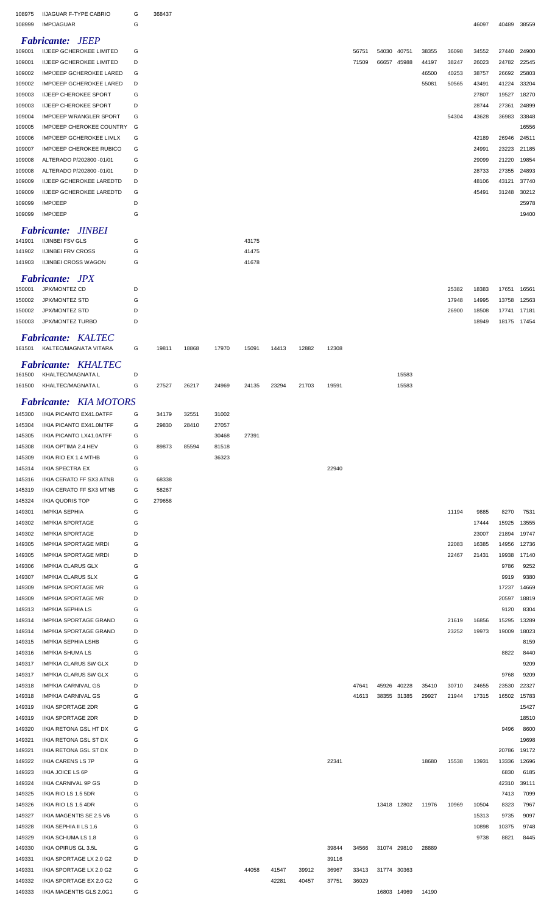| | | | | | | | | | | | | | | | | | |
|---|---|---|---|---|---|---|---|---|---|---|---|---|---|---|---|---|---|
| 108975 | I/JAGUAR F-TYPE CABRIO | G | 368437 | | | | | | | | | | | | | | |
| 108999 | IMP/JAGUAR | G | | | | | | | | | | | | | 46097 | 40489 | 38559 |

***Fabricante: JEEP***

| | | | | | | | | | | | | | | | | | |
|---|---|---|---|---|---|---|---|---|---|---|---|---|---|---|---|---|---|
| 109001 | I/JEEP GCHEROKEE LIMITED | G | | | | | | | | 56751 | 54030 | 40751 | 38355 | 36098 | 34552 | 27440 | 24900 |
| 109001 | I/JEEP GCHEROKEE LIMITED | D | | | | | | | | 71509 | 66657 | 45988 | 44197 | 38247 | 26023 | 24782 | 22545 |
| 109002 | IMP/JEEP GCHEROKEE LARED | G | | | | | | | | | | | 46500 | 40253 | 38757 | 26692 | 25803 |
| 109002 | IMP/JEEP GCHEROKEE LARED | D | | | | | | | | | | | 55081 | 50565 | 43491 | 41224 | 33204 |
| 109003 | I/JEEP CHEROKEE SPORT | G | | | | | | | | | | | | | 27807 | 19527 | 18270 |
| 109003 | I/JEEP CHEROKEE SPORT | D | | | | | | | | | | | | | 28744 | 27361 | 24899 |
| 109004 | IMP/JEEP WRANGLER SPORT | G | | | | | | | | | | | | 54304 | 43628 | 36983 | 33848 |
| 109005 | IMP/JEEP CHEROKEE COUNTRY | G | | | | | | | | | | | | | | | 16556 |
| 109006 | IMP/JEEP GCHEROKEE LIMLX | G | | | | | | | | | | | | | 42189 | 26946 | 24511 |
| 109007 | IMP/JEEP CHEROKEE RUBICO | G | | | | | | | | | | | | | 24991 | 23223 | 21185 |
| 109008 | ALTERADO P/202800 -01/01 | G | | | | | | | | | | | | | 29099 | 21220 | 19854 |
| 109008 | ALTERADO P/202800 -01/01 | D | | | | | | | | | | | | | 28733 | 27355 | 24893 |
| 109009 | I/JEEP GCHEROKEE LAREDTD | D | | | | | | | | | | | | | 48106 | 43121 | 37740 |
| 109009 | I/JEEP GCHEROKEE LAREDTD | G | | | | | | | | | | | | | 45491 | 31248 | 30212 |
| 109099 | IMP/JEEP | D | | | | | | | | | | | | | | | 25978 |
| 109099 | IMP/JEEP | G | | | | | | | | | | | | | | | 19400 |

***Fabricante: JINBEI***

| | | | | | | | |
|---|---|---|---|---|---|---|---|
| 141901 | I/JINBEI FSV GLS | G | | | | 43175 | |
| 141902 | I/JINBEI FRV CROSS | G | | | | 41475 | |
| 141903 | I/JINBEI CROSS WAGON | G | | | | 41678 | |

***Fabricante: JPX***

| | | | | | | |
|---|---|---|---|---|---|---|
| 150001 | JPX/MONTEZ CD | D | 25382 | 18383 | 17651 | 16561 |
| 150002 | JPX/MONTEZ STD | G | 17948 | 14995 | 13758 | 12563 |
| 150002 | JPX/MONTEZ STD | D | 26900 | 18508 | 17741 | 17181 |
| 150003 | JPX/MONTEZ TURBO | D | | 18949 | 18175 | 17454 |

***Fabricante: KALTEC***

| | | | | | | | | | |
|---|---|---|---|---|---|---|---|---|---|
| 161501 | KALTEC/MAGNATA VITARA | G | 19811 | 18868 | 17970 | 15091 | 14413 | 12882 | 12308 |

***Fabricante: KHALTEC***

| | | | | | | | | | | | | |
|---|---|---|---|---|---|---|---|---|---|---|---|---|
| 161500 | KHALTEC/MAGNATA L | D | | | | | | | | | | 15583 |
| 161500 | KHALTEC/MAGNATA L | G | 27527 | 26217 | 24969 | 24135 | 23294 | 21703 | 19591 | | | 15583 |

***Fabricante: KIA MOTORS***

| | | | | | | | | | | | | | | | | | |
|---|---|---|---|---|---|---|---|---|---|---|---|---|---|---|---|---|---|
| 145300 | I/KIA PICANTO EX41.0ATFF | G | 34179 | 32551 | 31002 | | | | | | | | | | | | |
| 145304 | I/KIA PICANTO EX41.0MTFF | G | 29830 | 28410 | 27057 | | | | | | | | | | | | |
| 145305 | I/KIA PICANTO LX41.0ATFF | G | | | 30468 | 27391 | | | | | | | | | | | |
| 145308 | I/KIA OPTIMA 2.4 HEV | G | 89873 | 85594 | 81518 | | | | | | | | | | | | |
| 145309 | I/KIA RIO EX 1.4 MTHB | G | | | 36323 | | | | | | | | | | | | |
| 145314 | I/KIA SPECTRA EX | G | | | | | | | 22940 | | | | | | | | |
| 145316 | I/KIA CERATO FF SX3 ATNB | G | 68338 | | | | | | | | | | | | | | |
| 145319 | I/KIA CERATO FF SX3 MTNB | G | 58267 | | | | | | | | | | | | | | |
| 145324 | I/KIA QUORIS TOP | G | 279658 | | | | | | | | | | | | | | |
| 149301 | IMP/KIA SEPHIA | G | | | | | | | | | | | | 11194 | 9885 | 8270 | 7531 |
| 149302 | IMP/KIA SPORTAGE | G | | | | | | | | | | | | | 17444 | 15925 | 13555 |
| 149302 | IMP/KIA SPORTAGE | D | | | | | | | | | | | | | 23007 | 21894 | 19747 |
| 149305 | IMP/KIA SPORTAGE MRDI | G | | | | | | | | | | | | 22083 | 16385 | 14956 | 12736 |
| 149305 | IMP/KIA SPORTAGE MRDI | D | | | | | | | | | | | | 22467 | 21431 | 19938 | 17140 |
| 149306 | IMP/KIA CLARUS GLX | G | | | | | | | | | | | | | | 9786 | 9252 |
| 149307 | IMP/KIA CLARUS SLX | G | | | | | | | | | | | | | | 9919 | 9380 |
| 149309 | IMP/KIA SPORTAGE MR | G | | | | | | | | | | | | | | 17237 | 14669 |
| 149309 | IMP/KIA SPORTAGE MR | D | | | | | | | | | | | | | | 20597 | 18819 |
| 149313 | IMP/KIA SEPHIA LS | G | | | | | | | | | | | | | | 9120 | 8304 |
| 149314 | IMP/KIA SPORTAGE GRAND | G | | | | | | | | | | | | 21619 | 16856 | 15295 | 13289 |
| 149314 | IMP/KIA SPORTAGE GRAND | D | | | | | | | | | | | | 23252 | 19973 | 19009 | 18023 |
| 149315 | IMP/KIA SEPHIA LSHB | G | | | | | | | | | | | | | | | 8159 |
| 149316 | IMP/KIA SHUMA LS | G | | | | | | | | | | | | | | 8822 | 8440 |
| 149317 | IMP/KIA CLARUS SW GLX | D | | | | | | | | | | | | | | | 9209 |
| 149317 | IMP/KIA CLARUS SW GLX | G | | | | | | | | | | | | | | 9768 | 9209 |
| 149318 | IMP/KIA CARNIVAL GS | D | | | | | | | | 47641 | 45926 | 40228 | 35410 | 30710 | 24655 | 23530 | 22327 |
| 149318 | IMP/KIA CARNIVAL GS | G | | | | | | | | 41613 | 38355 | 31385 | 29927 | 21944 | 17315 | 16502 | 15783 |
| 149319 | I/KIA SPORTAGE 2DR | G | | | | | | | | | | | | | | | 15427 |
| 149319 | I/KIA SPORTAGE 2DR | D | | | | | | | | | | | | | | | 18510 |
| 149320 | I/KIA RETONA GSL HT DX | G | | | | | | | | | | | | | | 9496 | 8600 |
| 149321 | I/KIA RETONA GSL ST DX | G | | | | | | | | | | | | | | | 19698 |
| 149321 | I/KIA RETONA GSL ST DX | D | | | | | | | | | | | | | | 20786 | 19172 |
| 149322 | I/KIA CARENS LS 7P | G | | | | | | | 22341 | | | | 18680 | 15538 | 13931 | 13336 | 12696 |
| 149323 | I/KIA JOICE LS 6P | G | | | | | | | | | | | | | | 6830 | 6185 |
| 149324 | I/KIA CARNIVAL 9P GS | D | | | | | | | | | | | | | | 42310 | 39111 |
| 149325 | I/KIA RIO LS 1.5 5DR | G | | | | | | | | | | | | | | 7413 | 7099 |
| 149326 | I/KIA RIO LS 1.5 4DR | G | | | | | | | | | 13418 | 12802 | 11976 | 10969 | 10504 | 8323 | 7967 |
| 149327 | I/KIA MAGENTIS SE 2.5 V6 | G | | | | | | | | | | | | | 15313 | 9735 | 9097 |
| 149328 | I/KIA SEPHIA II LS 1.6 | G | | | | | | | | | | | | | 10898 | 10375 | 9748 |
| 149329 | I/KIA SCHUMA LS 1.8 | G | | | | | | | | | | | | | 9738 | 8821 | 8445 |
| 149330 | I/KIA OPIRUS GL 3.5L | G | | | | | | | 39844 | 34566 | 31074 | 29810 | 28889 | | | | |
| 149331 | I/KIA SPORTAGE LX 2.0 G2 | D | | | | | | | 39116 | | | | | | | | |
| 149331 | I/KIA SPORTAGE LX 2.0 G2 | G | | | | 44058 | 41547 | 39912 | 36967 | 33413 | 31774 | 30363 | | | | | |
| 149332 | I/KIA SPORTAGE EX 2.0 G2 | G | | | | | 42281 | 40457 | 37751 | 36029 | | | | | | | |
| 149333 | I/KIA MAGENTIS GLS 2.0G1 | G | | | | | | | | | 16803 | 14969 | 14190 | | | | |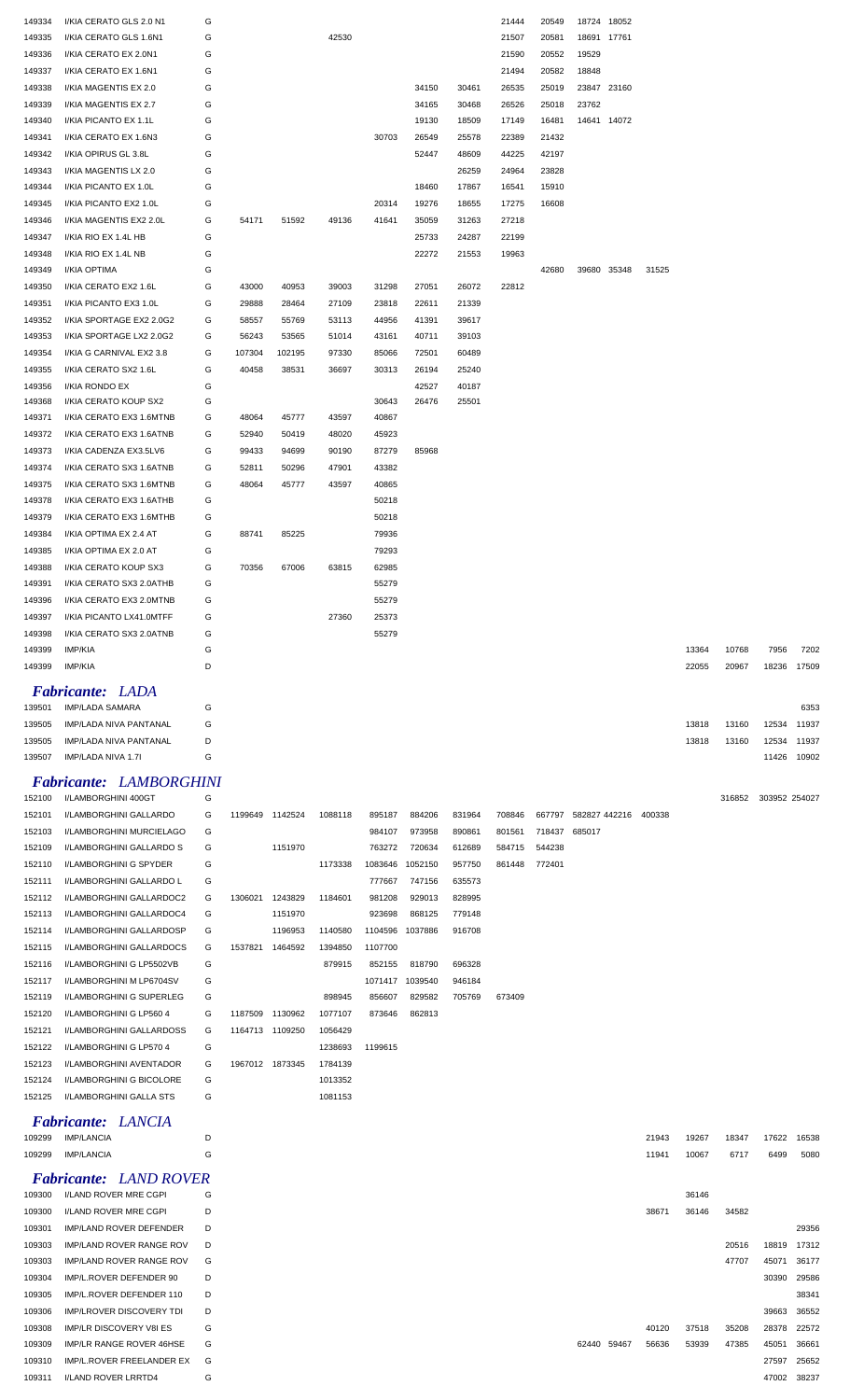| | | | | | | | | | | | | | | | | | |
|---|---|---|---|---|---|---|---|---|---|---|---|---|---|---|---|---|---|
| 149334 | I/KIA CERATO GLS 2.0 N1 | G | | | | | | | 21444 | 20549 | 18724 | 18052 | | | | | |
| 149335 | I/KIA CERATO GLS 1.6N1 | G | | | 42530 | | | | 21507 | 20581 | 18691 | 17761 | | | | | |
| 149336 | I/KIA CERATO EX 2.0N1 | G | | | | | | | 21590 | 20552 | 19529 | | | | | | |
| 149337 | I/KIA CERATO EX 1.6N1 | G | | | | | | | 21494 | 20582 | 18848 | | | | | | |
| 149338 | I/KIA MAGENTIS EX 2.0 | G | | | | | 34150 | 30461 | 26535 | 25019 | 23847 | 23160 | | | | | |
| 149339 | I/KIA MAGENTIS EX 2.7 | G | | | | | 34165 | 30468 | 26526 | 25018 | 23762 | | | | | | |
| 149340 | I/KIA PICANTO EX 1.1L | G | | | | | 19130 | 18509 | 17149 | 16481 | 14641 | 14072 | | | | | |
| 149341 | I/KIA CERATO EX 1.6N3 | G | | | | 30703 | 26549 | 25578 | 22389 | 21432 | | | | | | | |
| 149342 | I/KIA OPIRUS GL 3.8L | G | | | | | 52447 | 48609 | 44225 | 42197 | | | | | | | |
| 149343 | I/KIA MAGENTIS LX 2.0 | G | | | | | | 26259 | 24964 | 23828 | | | | | | | |
| 149344 | I/KIA PICANTO EX 1.0L | G | | | | | 18460 | 17867 | 16541 | 15910 | | | | | | | |
| 149345 | I/KIA PICANTO EX2 1.0L | G | | | | 20314 | 19276 | 18655 | 17275 | 16608 | | | | | | | |
| 149346 | I/KIA MAGENTIS EX2 2.0L | G | 54171 | 51592 | 49136 | 41641 | 35059 | 31263 | 27218 | | | | | | | | |
| 149347 | I/KIA RIO EX 1.4L HB | G | | | | | 25733 | 24287 | 22199 | | | | | | | | |
| 149348 | I/KIA RIO EX 1.4L NB | G | | | | | 22272 | 21553 | 19963 | | | | | | | | |
| 149349 | I/KIA OPTIMA | G | | | | | | | | 42680 | 39680 | 35348 | 31525 | | | | |
| 149350 | I/KIA CERATO EX2 1.6L | G | 43000 | 40953 | 39003 | 31298 | 27051 | 26072 | 22812 | | | | | | | | |
| 149351 | I/KIA PICANTO EX3 1.0L | G | 29888 | 28464 | 27109 | 23818 | 22611 | 21339 | | | | | | | | | |
| 149352 | I/KIA SPORTAGE EX2 2.0G2 | G | 58557 | 55769 | 53113 | 44956 | 41391 | 39617 | | | | | | | | | |
| 149353 | I/KIA SPORTAGE LX2 2.0G2 | G | 56243 | 53565 | 51014 | 43161 | 40711 | 39103 | | | | | | | | | |
| 149354 | I/KIA G CARNIVAL EX2 3.8 | G | 107304 | 102195 | 97330 | 85066 | 72501 | 60489 | | | | | | | | | |
| 149355 | I/KIA CERATO SX2 1.6L | G | 40458 | 38531 | 36697 | 30313 | 26194 | 25240 | | | | | | | | | |
| 149356 | I/KIA RONDO EX | G | | | | | 42527 | 40187 | | | | | | | | | |
| 149368 | I/KIA CERATO KOUP SX2 | G | | | | 30643 | 26476 | 25501 | | | | | | | | | |
| 149371 | I/KIA CERATO EX3 1.6MTNB | G | 48064 | 45777 | 43597 | 40867 | | | | | | | | | | | |
| 149372 | I/KIA CERATO EX3 1.6ATNB | G | 52940 | 50419 | 48020 | 45923 | | | | | | | | | | | |
| 149373 | I/KIA CADENZA EX3.5LV6 | G | 99433 | 94699 | 90190 | 87279 | 85968 | | | | | | | | | | |
| 149374 | I/KIA CERATO SX3 1.6ATNB | G | 52811 | 50296 | 47901 | 43382 | | | | | | | | | | | |
| 149375 | I/KIA CERATO SX3 1.6MTNB | G | 48064 | 45777 | 43597 | 40865 | | | | | | | | | | | |
| 149378 | I/KIA CERATO EX3 1.6ATHB | G | | | | 50218 | | | | | | | | | | | |
| 149379 | I/KIA CERATO EX3 1.6MTHB | G | | | | 50218 | | | | | | | | | | | |
| 149384 | I/KIA OPTIMA EX 2.4 AT | G | 88741 | 85225 | | 79936 | | | | | | | | | | | |
| 149385 | I/KIA OPTIMA EX 2.0 AT | G | | | | 79293 | | | | | | | | | | | |
| 149388 | I/KIA CERATO KOUP SX3 | G | 70356 | 67006 | 63815 | 62985 | | | | | | | | | | | |
| 149391 | I/KIA CERATO SX3 2.0ATHB | G | | | | 55279 | | | | | | | | | | | |
| 149396 | I/KIA CERATO EX3 2.0MTNB | G | | | | 55279 | | | | | | | | | | | |
| 149397 | I/KIA PICANTO LX41.0MTFF | G | | | 27360 | 25373 | | | | | | | | | | | |
| 149398 | I/KIA CERATO SX3 2.0ATNB | G | | | | 55279 | | | | | | | | | | | |
| 149399 | IMP/KIA | G | | | | | | | | | | | | 13364 | 10768 | 7956 | 7202 |
| 149399 | IMP/KIA | D | | | | | | | | | | | | 22055 | 20967 | 18236 | 17509 |

***Fabricante: LADA***

| | | | | | | | | | | | | | | | | | |
|---|---|---|---|---|---|---|---|---|---|---|---|---|---|---|---|---|---|
| 139501 | IMP/LADA SAMARA | G | | | | | | | | | | | | | | | 6353 |
| 139505 | IMP/LADA NIVA PANTANAL | G | | | | | | | | | | | | 13818 | 13160 | 12534 | 11937 |
| 139505 | IMP/LADA NIVA PANTANAL | D | | | | | | | | | | | | 13818 | 13160 | 12534 | 11937 |
| 139507 | IMP/LADA NIVA 1.7I | G | | | | | | | | | | | | | | 11426 | 10902 |

***Fabricante: LAMBORGHINI***

| | | | | | | | | | | | | | | | | | |
|---|---|---|---|---|---|---|---|---|---|---|---|---|---|---|---|---|---|
| 152100 | I/LAMBORGHINI 400GT | G | | | | | | | | | | | | | 316852 | 303952 | 254027 |
| 152101 | I/LAMBORGHINI GALLARDO | G | 1199649 | 1142524 | 1088118 | 895187 | 884206 | 831964 | 708846 | 667797 | 582827 | 442216 | 400338 | | | | |
| 152103 | I/LAMBORGHINI MURCIELAGO | G | | | | 984107 | 973958 | 890861 | 801561 | 718437 | 685017 | | | | | | |
| 152109 | I/LAMBORGHINI GALLARDO S | G | | 1151970 | | 763272 | 720634 | 612689 | 584715 | 544238 | | | | | | | |
| 152110 | I/LAMBORGHINI G SPYDER | G | | | 1173338 | 1083646 | 1052150 | 957750 | 861448 | 772401 | | | | | | | |
| 152111 | I/LAMBORGHINI GALLARDO L | G | | | | 777667 | 747156 | 635573 | | | | | | | | | |
| 152112 | I/LAMBORGHINI GALLARDOC2 | G | 1306021 | 1243829 | 1184601 | 981208 | 929013 | 828995 | | | | | | | | | |
| 152113 | I/LAMBORGHINI GALLARDOC4 | G | | 1151970 | | 923698 | 868125 | 779148 | | | | | | | | | |
| 152114 | I/LAMBORGHINI GALLARDOSP | G | | 1196953 | 1140580 | 1104596 | 1037886 | 916708 | | | | | | | | | |
| 152115 | I/LAMBORGHINI GALLARDOCS | G | 1537821 | 1464592 | 1394850 | 1107700 | | | | | | | | | | | |
| 152116 | I/LAMBORGHINI G LP5502VB | G | | | 879915 | 852155 | 818790 | 696328 | | | | | | | | | |
| 152117 | I/LAMBORGHINI M LP6704SV | G | | | | 1071417 | 1039540 | 946184 | | | | | | | | | |
| 152119 | I/LAMBORGHINI G SUPERLEG | G | | | 898945 | 856607 | 829582 | 705769 | 673409 | | | | | | | | |
| 152120 | I/LAMBORGHINI G LP560 4 | G | 1187509 | 1130962 | 1077107 | 873646 | 862813 | | | | | | | | | | |
| 152121 | I/LAMBORGHINI GALLARDOSS | G | 1164713 | 1109250 | 1056429 | | | | | | | | | | | | |
| 152122 | I/LAMBORGHINI G LP570 4 | G | | | 1238693 | 1199615 | | | | | | | | | | | |
| 152123 | I/LAMBORGHINI AVENTADOR | G | 1967012 | 1873345 | 1784139 | | | | | | | | | | | | |
| 152124 | I/LAMBORGHINI G BICOLORE | G | | | 1013352 | | | | | | | | | | | | |
| 152125 | I/LAMBORGHINI GALLA STS | G | | | 1081153 | | | | | | | | | | | | |

***Fabricante: LANCIA***

| | | | | | | | | | | | | | | | | | |
|---|---|---|---|---|---|---|---|---|---|---|---|---|---|---|---|---|---|
| 109299 | IMP/LANCIA | D | | | | | | | | | | | 21943 | 19267 | 18347 | 17622 | 16538 |
| 109299 | IMP/LANCIA | G | | | | | | | | | | | 11941 | 10067 | 6717 | 6499 | 5080 |

***Fabricante: LAND ROVER***

| | | | | | | | | | | | | | | | | | |
|---|---|---|---|---|---|---|---|---|---|---|---|---|---|---|---|---|---|
| 109300 | I/LAND ROVER MRE CGPI | G | | | | | | | | | | | | 36146 | | | |
| 109300 | I/LAND ROVER MRE CGPI | D | | | | | | | | | | | 38671 | 36146 | 34582 | | |
| 109301 | IMP/LAND ROVER DEFENDER | D | | | | | | | | | | | | | | | 29356 |
| 109303 | IMP/LAND ROVER RANGE ROV | D | | | | | | | | | | | | | 20516 | 18819 | 17312 |
| 109303 | IMP/LAND ROVER RANGE ROV | G | | | | | | | | | | | | | 47707 | 45071 | 36177 |
| 109304 | IMP/L.ROVER DEFENDER 90 | D | | | | | | | | | | | | | | 30390 | 29586 |
| 109305 | IMP/L.ROVER DEFENDER 110 | D | | | | | | | | | | | | | | | 38341 |
| 109306 | IMP/LROVER DISCOVERY TDI | D | | | | | | | | | | | | | | 39663 | 36552 |
| 109308 | IMP/LR DISCOVERY V8I ES | G | | | | | | | | | | | 40120 | 37518 | 35208 | 28378 | 22572 |
| 109309 | IMP/LR RANGE ROVER 46HSE | G | | | | | | | | | 62440 | 59467 | 56636 | 53939 | 47385 | 45051 | 36661 |
| 109310 | IMP/L.ROVER FREELANDER EX | G | | | | | | | | | | | | | | 27597 | 25652 |
| 109311 | I/LAND ROVER LRRTD4 | G | | | | | | | | | | | | | | 47002 | 38237 |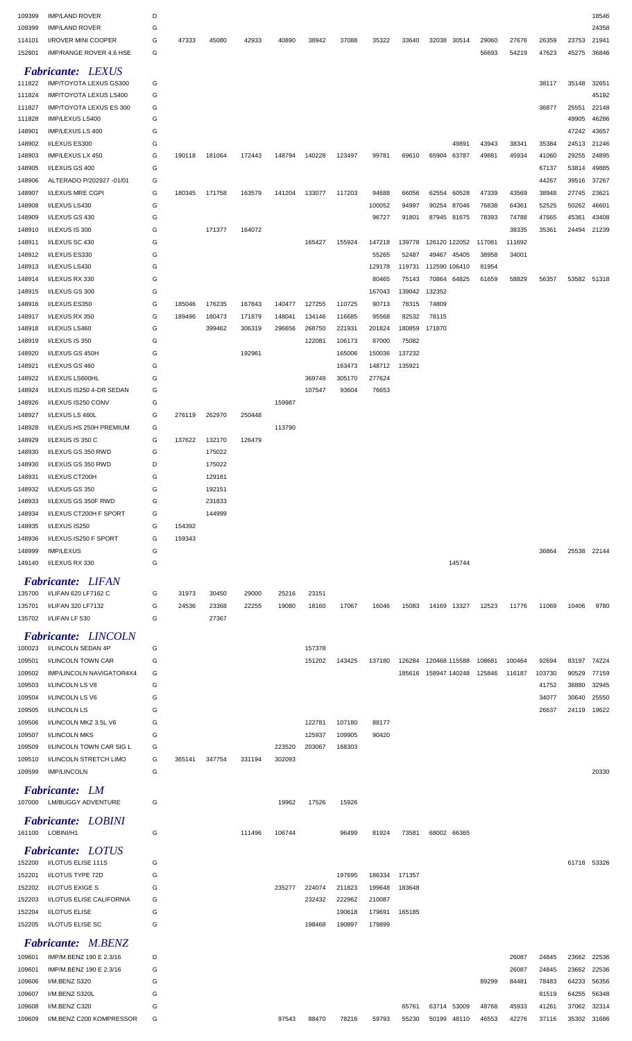| | | | | | | | | | | | | | | | | | |
|---|---|---|---|---|---|---|---|---|---|---|---|---|---|---|---|---|---|
| 109399 | IMP/LAND ROVER | D | | | | | | | | | | | | | | | 18546 |
| 109399 | IMP/LAND ROVER | G | | | | | | | | | | | | | | | 24358 |
| 114101 | I/ROVER MINI COOPER | G | 47333 | 45080 | 42933 | 40890 | 38942 | 37088 | 35322 | 33640 | 32038 | 30514 | 29060 | 27676 | 26359 | 23753 | 21941 |
| 152801 | IMP/RANGE ROVER 4.6 HSE | G | | | | | | | | | | | 56693 | 54219 | 47623 | 45275 | 36846 |

## *Fabricante: LEXUS*

| | | | | | | | | | | | | | | | | | |
|---|---|---|---|---|---|---|---|---|---|---|---|---|---|---|---|---|---|
| 111822 | IMP/TOYOTA LEXUS GS300 | G | | | | | | | | | | | | | 38117 | 35148 | 32651 |
| 111824 | IMP/TOYOTA LEXUS LS400 | G | | | | | | | | | | | | | | | 45192 |
| 111827 | IMP/TOYOTA LEXUS ES 300 | G | | | | | | | | | | | | | 36877 | 25551 | 22148 |
| 111828 | IMP/LEXUS LS400 | G | | | | | | | | | | | | | | 49905 | 46286 |
| 148901 | IMP/LEXUS LS 400 | G | | | | | | | | | | | | | | 47242 | 43657 |
| 148902 | I/LEXUS ES300 | G | | | | | | | | | | 49891 | 43943 | 38341 | 35384 | 24513 | 21246 |
| 148903 | IMP/LEXUS LX 450 | G | 190118 | 181064 | 172443 | 148794 | 140228 | 123497 | 99781 | 69610 | 65904 | 63787 | 49881 | 45934 | 41060 | 29255 | 24895 |
| 148905 | I/LEXUS GS 400 | G | | | | | | | | | | | | | 67137 | 53814 | 49885 |
| 148906 | ALTERADO P/202927 -01/01 | G | | | | | | | | | | | | | 44267 | 39516 | 37267 |
| 148907 | I/LEXUS MRE CGPI | G | 180345 | 171758 | 163579 | 141204 | 133077 | 117203 | 94688 | 66056 | 62554 | 60528 | 47339 | 43569 | 38948 | 27745 | 23621 |
| 148908 | I/LEXUS LS430 | G | | | | | | | 100052 | 94997 | 90254 | 87046 | 76838 | 64361 | 52525 | 50262 | 46601 |
| 148909 | I/LEXUS GS 430 | G | | | | | | | 96727 | 91801 | 87945 | 81675 | 78393 | 74788 | 47665 | 45361 | 43408 |
| 148910 | I/LEXUS IS 300 | G | | 171377 | 164072 | | | | | | | | | 38335 | 35361 | 24494 | 21239 |
| 148911 | I/LEXUS SC 430 | G | | | | | 165427 | 155924 | 147218 | 139778 | 126120 | 122052 | 117081 | 111692 | | | |
| 148912 | I/LEXUS ES330 | G | | | | | | | 55265 | 52487 | 49467 | 45405 | 38958 | 34001 | | | |
| 148913 | I/LEXUS LS430 | G | | | | | | | 129178 | 119731 | 112590 | 106410 | 81954 | | | | |
| 148914 | I/LEXUS RX 330 | G | | | | | | | 80465 | 75143 | 70864 | 64825 | 61659 | 58829 | 56357 | 53582 | 51318 |
| 148915 | I/LEXUS GS 300 | G | | | | | | | 167043 | 139042 | 132352 | | | | | | |
| 148916 | I/LEXUS ES350 | G | 185046 | 176235 | 167843 | 140477 | 127255 | 110725 | 90713 | 78315 | 74809 | | | | | | |
| 148917 | I/LEXUS RX 350 | G | 189496 | 180473 | 171879 | 148041 | 134146 | 116685 | 95568 | 82532 | 78115 | | | | | | |
| 148918 | I/LEXUS LS460 | G | | 399462 | 306319 | 296656 | 268750 | 221931 | 201824 | 180859 | 171870 | | | | | | |
| 148919 | I/LEXUS IS 350 | G | | | | | 122081 | 106173 | 87000 | 75082 | | | | | | | |
| 148920 | I/LEXUS GS 450H | G | | | 192961 | | | 165006 | 150036 | 137232 | | | | | | | |
| 148921 | I/LEXUS GS 460 | G | | | | | | 163473 | 148712 | 135921 | | | | | | | |
| 148922 | I/LEXUS LS600HL | G | | | | | 369749 | 305170 | 277624 | | | | | | | | |
| 148924 | I/LEXUS IS250 4-DR SEDAN | G | | | | | 107547 | 93604 | 76653 | | | | | | | | |
| 148926 | I/LEXUS IS250 CONV | G | | | | 159987 | | | | | | | | | | | |
| 148927 | I/LEXUS LS 460L | G | 276119 | 262970 | 250448 | | | | | | | | | | | | |
| 148928 | I/LEXUS HS 250H PREMIUM | G | | | | 113790 | | | | | | | | | | | |
| 148929 | I/LEXUS IS 350 C | G | 137622 | 132170 | 126479 | | | | | | | | | | | | |
| 148930 | I/LEXUS GS 350 RWD | G | | 175022 | | | | | | | | | | | | | |
| 148930 | I/LEXUS GS 350 RWD | D | | 175022 | | | | | | | | | | | | | |
| 148931 | I/LEXUS CT200H | G | | 129181 | | | | | | | | | | | | | |
| 148932 | I/LEXUS GS 350 | G | | 192151 | | | | | | | | | | | | | |
| 148933 | I/LEXUS GS 350F RWD | G | | 231833 | | | | | | | | | | | | | |
| 148934 | I/LEXUS CT200H F SPORT | G | | 144999 | | | | | | | | | | | | | |
| 148935 | I/LEXUS IS250 | G | 154392 | | | | | | | | | | | | | | |
| 148936 | I/LEXUS IS250 F SPORT | G | 159343 | | | | | | | | | | | | | | |
| 148999 | IMP/LEXUS | G | | | | | | | | | | | | | 36864 | 25538 | 22144 |
| 149140 | I/LEXUS RX 330 | G | | | | | | | | | | 145744 | | | | | |

## *Fabricante: LIFAN*

| | | | | | | | | | | | | | | | | | |
|---|---|---|---|---|---|---|---|---|---|---|---|---|---|---|---|---|---|
| 135700 | I/LIFAN 620 LF7162 C | G | 31973 | 30450 | 29000 | 25216 | 23151 | | | | | | | | | | |
| 135701 | I/LIFAN 320 LF7132 | G | 24536 | 23368 | 22255 | 19080 | 18160 | 17067 | 16046 | 15083 | 14169 | 13327 | 12523 | 11776 | 11069 | 10406 | 9780 |
| 135702 | I/LIFAN LF 530 | G | | 27367 | | | | | | | | | | | | | |

## *Fabricante: LINCOLN*

| | | | | | | | | | | | | | | | | | |
|---|---|---|---|---|---|---|---|---|---|---|---|---|---|---|---|---|---|
| 100023 | I/LINCOLN SEDAN 4P | G | | | | | 157378 | | | | | | | | | | |
| 109501 | I/LINCOLN TOWN CAR | G | | | | | 151202 | 143425 | 137180 | 126284 | 120468 | 115588 | 108681 | 100464 | 92694 | 83197 | 74224 |
| 109502 | IMP/LINCOLN NAVIGATOR4X4 | G | | | | | | | | 185616 | 158947 | 140248 | 125846 | 116187 | 103730 | 90529 | 77159 |
| 109503 | I/LINCOLN LS V8 | G | | | | | | | | | | | | | 41752 | 36880 | 32945 |
| 109504 | I/LINCOLN LS V6 | G | | | | | | | | | | | | | 34077 | 30640 | 25550 |
| 109505 | I/LINCOLN LS | G | | | | | | | | | | | | | 26637 | 24119 | 19622 |
| 109506 | I/LINCOLN MKZ 3.5L V6 | G | | | | | 122781 | 107180 | 88177 | | | | | | | | |
| 109507 | I/LINCOLN MKS | G | | | | | 125937 | 109905 | 90420 | | | | | | | | |
| 109509 | I/LINCOLN TOWN CAR SIG L | G | | | | 223520 | 203067 | 168303 | | | | | | | | | |
| 109510 | I/LINCOLN STRETCH LIMO | G | 365141 | 347754 | 331194 | 302093 | | | | | | | | | | | |
| 109599 | IMP/LINCOLN | G | | | | | | | | | | | | | | | 20330 |

## *Fabricante: LM*

| | | | | | | | | | | | | | | | | | |
|---|---|---|---|---|---|---|---|---|---|---|---|---|---|---|---|---|---|
| 107000 | LM/BUGGY ADVENTURE | G | | | | 19962 | 17526 | 15926 | | | | | | | | | |

## *Fabricante: LOBINI*

| | | | | | | | | | | | | | | | | | |
|---|---|---|---|---|---|---|---|---|---|---|---|---|---|---|---|---|---|
| 161100 | LOBINI/H1 | G | | | 111496 | 106744 | | 96499 | 81924 | 73581 | 68002 | 66365 | | | | | |

## *Fabricante: LOTUS*

| | | | | | | | | | | | | | | | | | |
|---|---|---|---|---|---|---|---|---|---|---|---|---|---|---|---|---|---|
| 152200 | I/LOTUS ELISE 111S | G | | | | | | | | | | | | | | 61718 | 53326 |
| 152201 | I/LOTUS TYPE 72D | G | | | | | | 197695 | 186334 | 171357 | | | | | | | |
| 152202 | I/LOTUS EXIGE S | G | | | | 235277 | 224074 | 211823 | 199648 | 183648 | | | | | | | |
| 152203 | I/LOTUS ELISE CALIFORNIA | G | | | | | 232432 | 222962 | 210087 | | | | | | | | |
| 152204 | I/LOTUS ELISE | G | | | | | | 190618 | 179691 | 165185 | | | | | | | |
| 152205 | I/LOTUS ELISE SC | G | | | | | 198468 | 190897 | 179899 | | | | | | | | |

## *Fabricante: M.BENZ*

| | | | | | | | | | | | | | | | | | |
|---|---|---|---|---|---|---|---|---|---|---|---|---|---|---|---|---|---|
| 109601 | IMP/M.BENZ 190 E 2.3/16 | D | | | | | | | | | | | | 26087 | 24845 | 23662 | 22536 |
| 109601 | IMP/M.BENZ 190 E 2.3/16 | G | | | | | | | | | | | | 26087 | 24845 | 23662 | 22536 |
| 109606 | I/M.BENZ S320 | G | | | | | | | | | | | 89299 | 84481 | 78483 | 64233 | 56356 |
| 109607 | I/M.BENZ S320L | G | | | | | | | | | | | | | 81519 | 64255 | 56348 |
| 109608 | I/M.BENZ C320 | G | | | | | | | | 65761 | 63714 | 53009 | 48768 | 45933 | 41261 | 37062 | 32314 |
| 109609 | I/M.BENZ C200 KOMPRESSOR | G | | | | 97543 | 88470 | 78216 | 59793 | 55230 | 50199 | 48110 | 46553 | 42276 | 37116 | 35302 | 31686 |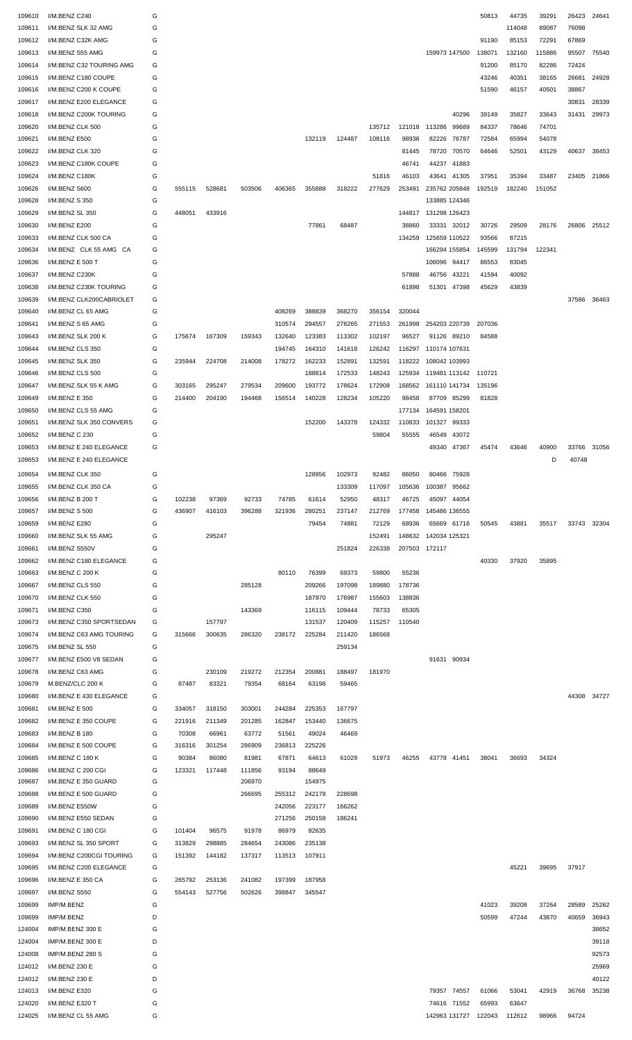| | | | | | | | | | | | | | | | | | |
|---|---|---|---|---|---|---|---|---|---|---|---|---|---|---|---|---|---|
| 109610 | I/M.BENZ C240 | G | | | | | | | | | | | 50813 | 44735 | 39291 | 26423 | 24641 |
| 109611 | I/M.BENZ SLK 32 AMG | G | | | | | | | | | | | | 114048 | 89087 | 76098 | |
| 109612 | I/M.BENZ C32K AMG | G | | | | | | | | | | | 91190 | 85153 | 72291 | 67869 | |
| 109613 | I/M.BENZ S55 AMG | G | | | | | | | | | 159973 | 147500 | 138071 | 132160 | 115886 | 95507 | 75540 |
| 109614 | I/M.BENZ C32 TOURING AMG | G | | | | | | | | | | | 91200 | 85170 | 82286 | 72424 | |
| 109615 | I/M.BENZ C180 COUPE | G | | | | | | | | | | | 43246 | 40351 | 38165 | 26681 | 24928 |
| 109616 | I/M.BENZ C200 K COUPE | G | | | | | | | | | | | 51590 | 46157 | 40501 | 38867 | |
| 109617 | I/M.BENZ E200 ELEGANCE | G | | | | | | | | | | | | | | 30831 | 28339 |
| 109618 | I/M.BENZ C200K TOURING | G | | | | | | | | | | 40296 | 39149 | 35827 | 33643 | 31431 | 29973 |
| 109620 | I/M.BENZ CLK 500 | G | | | | | | | 135712 | 121018 | 113286 | 99689 | 84337 | 78646 | 74701 | | |
| 109621 | I/M.BENZ E500 | G | | | | | 132119 | 124487 | 108116 | 98936 | 82226 | 76787 | 72584 | 65994 | 54078 | | |
| 109622 | I/M.BENZ CLK 320 | G | | | | | | | | 81445 | 78720 | 70570 | 64646 | 52501 | 43129 | 40637 | 38453 |
| 109623 | I/M.BENZ C180K COUPE | G | | | | | | | | 46741 | 44237 | 41883 | | | | | |
| 109624 | I/M.BENZ C180K | G | | | | | | | 51816 | 46103 | 43641 | 41305 | 37951 | 35394 | 33487 | 23405 | 21866 |
| 109626 | I/M.BENZ S600 | G | 555115 | 528681 | 503506 | 406365 | 355888 | 318222 | 277629 | 253491 | 235762 | 205848 | 192519 | 182240 | 151052 | | |
| 109628 | I/M.BENZ S 350 | G | | | | | | | | | 133885 | 124346 | | | | | |
| 109629 | I/M.BENZ SL 350 | G | 448051 | 433916 | | | | | | 144817 | 131298 | 126423 | | | | | |
| 109630 | I/M.BENZ E200 | G | | | | | 77861 | 68487 | | 38860 | 33331 | 32012 | 30726 | 29509 | 28176 | 26806 | 25512 |
| 109633 | I/M.BENZ CLK 500 CA | G | | | | | | | | 134259 | 125659 | 110522 | 93566 | 87215 | | | |
| 109634 | I/M.BENZ CLK 55 AMG CA | G | | | | | | | | | 166294 | 155854 | 145599 | 131794 | 122341 | | |
| 109636 | I/M.BENZ E 500 T | G | | | | | | | | | 106096 | 94417 | 86553 | 83045 | | | |
| 109637 | I/M.BENZ C230K | G | | | | | | | | 57888 | 46756 | 43221 | 41594 | 40092 | | | |
| 109638 | I/M.BENZ C230K TOURING | G | | | | | | | | 61898 | 51301 | 47398 | 45629 | 43839 | | | |
| 109639 | I/M.BENZ CLK200CABRIOLET | G | | | | | | | | | | | | | | 37586 | 36463 |
| 109640 | I/M.BENZ CL 65 AMG | G | | | | 408269 | 388839 | 368270 | 356154 | 320044 | | | | | | | |
| 109641 | I/M.BENZ S 65 AMG | G | | | | 310574 | 294557 | 278265 | 271553 | 261998 | 254203 | 220739 | 207036 | | | | |
| 109643 | I/M.BENZ SLK 200 K | G | 175674 | 167309 | 159343 | 132640 | 123383 | 113302 | 102197 | 96527 | 91126 | 89210 | 84588 | | | | |
| 109644 | I/M.BENZ CLS 350 | G | | | | 194745 | 164310 | 141618 | 126242 | 116297 | 110174 | 107631 | | | | | |
| 109645 | I/M.BENZ SLK 350 | G | 235944 | 224708 | 214008 | 178272 | 162233 | 152891 | 132591 | 118222 | 108042 | 103993 | | | | | |
| 109646 | I/M.BENZ CLS 500 | G | | | | | 188814 | 172533 | 148243 | 125934 | 119481 | 113142 | 110721 | | | | |
| 109647 | I/M.BENZ SLK 55 K AMG | G | 303165 | 295247 | 279534 | 209600 | 193772 | 178624 | 172908 | 168562 | 161110 | 141734 | 135196 | | | | |
| 109649 | I/M.BENZ E 350 | G | 214400 | 204190 | 194468 | 156514 | 140228 | 128234 | 105220 | 98458 | 87709 | 85299 | 81828 | | | | |
| 109650 | I/M.BENZ CLS 55 AMG | G | | | | | | | | 177134 | 164591 | 158201 | | | | | |
| 109651 | I/M.BENZ SLK 350 CONVERS | G | | | | | 152200 | 143378 | 124332 | 110833 | 101327 | 99333 | | | | | |
| 109652 | I/M.BENZ C 230 | G | | | | | | | 59804 | 55555 | 46549 | 43072 | | | | | |
| 109653 | I/M.BENZ E 240 ELEGANCE | G | | | | | | | | | 49340 | 47367 | 45474 | 43646 | 40900 | 33766 | 31056 |
| 109653 | I/M.BENZ E 240 ELEGANCE | | | | | | | | | | | | | | D | 40748 | |
| 109654 | I/M.BENZ CLK 350 | G | | | | | 128956 | 102973 | 92482 | 86050 | 80466 | 75928 | | | | | |
| 109655 | I/M.BENZ CLK 350 CA | G | | | | | | 133309 | 117097 | 105636 | 100387 | 95662 | | | | | |
| 109656 | I/M.BENZ B 200 T | G | 102238 | 97369 | 92733 | 74785 | 61614 | 52950 | 48317 | 46725 | 45097 | 44054 | | | | | |
| 109657 | I/M.BENZ S 500 | G | 436907 | 416103 | 396288 | 321936 | 280251 | 237147 | 212769 | 177458 | 145486 | 136555 | | | | | |
| 109659 | I/M.BENZ E280 | G | | | | | 79454 | 74881 | 72129 | 68936 | 65669 | 61716 | 50545 | 43881 | 35517 | 33743 | 32304 |
| 109660 | I/M.BENZ SLK 55 AMG | G | | 295247 | | | | | 152491 | 148632 | 142034 | 125321 | | | | | |
| 109661 | I/M.BENZ S550V | G | | | | | | 251824 | 226338 | 207503 | 172117 | | | | | | |
| 109662 | I/M.BENZ C180 ELEGANCE | G | | | | | | | | | | | 40330 | 37920 | 35895 | | |
| 109663 | I/M.BENZ C 200 K | G | | | | 80110 | 76399 | 69373 | 59800 | 55236 | | | | | | | |
| 109667 | I/M.BENZ CLS 550 | G | | | 285128 | | 209266 | 197098 | 189880 | 178736 | | | | | | | |
| 109670 | I/M.BENZ CLK 550 | G | | | | | 187970 | 176987 | 155603 | 138836 | | | | | | | |
| 109671 | I/M.BENZ C350 | G | | | 143369 | | 116115 | 109444 | 78733 | 65305 | | | | | | | |
| 109673 | I/M.BENZ C350 SPORTSEDAN | G | | 157797 | | | 131537 | 120409 | 115257 | 110540 | | | | | | | |
| 109674 | I/M.BENZ C63 AMG TOURING | G | 315666 | 300635 | 286320 | 238172 | 225284 | 211420 | 186568 | | | | | | | | |
| 109675 | I/M.BENZ SL 550 | G | | | | | | 259134 | | | | | | | | | |
| 109677 | I/M.BENZ E500 V8 SEDAN | G | | | | | | | | | 91631 | 90934 | | | | | |
| 109678 | I/M.BENZ C63 AMG | G | | 230109 | 219272 | 212354 | 200881 | 188497 | 181970 | | | | | | | | |
| 109679 | M.BENZ/CLC 200 K | G | 87487 | 83321 | 79354 | 68164 | 63198 | 59465 | | | | | | | | | |
| 109680 | I/M.BENZ E 430 ELEGANCE | G | | | | | | | | | | | | | | 44308 | 34727 |
| 109681 | I/M.BENZ E 500 | G | 334057 | 318150 | 303001 | 244284 | 225353 | 167797 | | | | | | | | | |
| 109682 | I/M.BENZ E 350 COUPE | G | 221916 | 211349 | 201285 | 162847 | 153440 | 136675 | | | | | | | | | |
| 109683 | I/M.BENZ B 180 | G | 70308 | 66961 | 63772 | 51561 | 49024 | 46469 | | | | | | | | | |
| 109684 | I/M.BENZ E 500 COUPE | G | 316316 | 301254 | 286909 | 236813 | 225226 | | | | | | | | | | |
| 109685 | I/M.BENZ C 180 K | G | 90384 | 86080 | 81981 | 67871 | 64613 | 61029 | 51973 | 46255 | 43778 | 41451 | 38041 | 36693 | 34324 | | |
| 109686 | I/M.BENZ C 200 CGI | G | 123321 | 117448 | 111856 | 93194 | 88649 | | | | | | | | | | |
| 109687 | I/M.BENZ E 350 GUARD | G | | | 206970 | | 154975 | | | | | | | | | | |
| 109688 | I/M.BENZ E 500 GUARD | G | | | 266695 | 255312 | 242178 | 228698 | | | | | | | | | |
| 109689 | I/M.BENZ E550W | G | | | | 242056 | 223177 | 166262 | | | | | | | | | |
| 109690 | I/M.BENZ E550 SEDAN | G | | | | 271256 | 250158 | 186241 | | | | | | | | | |
| 109691 | I/M.BENZ C 180 CGI | G | 101404 | 96575 | 91978 | 86979 | 82635 | | | | | | | | | | |
| 109693 | I/M.BENZ SL 350 SPORT | G | 313829 | 298885 | 284654 | 243086 | 235138 | | | | | | | | | | |
| 109694 | I/M.BENZ C200CGI TOURING | G | 151392 | 144182 | 137317 | 113513 | 107911 | | | | | | | | | | |
| 109695 | I/M.BENZ C200 ELEGANCE | G | | | | | | | | | | | | 45221 | 39695 | 37917 | |
| 109696 | I/M.BENZ E 350 CA | G | 265792 | 253136 | 241082 | 197399 | 187958 | | | | | | | | | | |
| 109697 | I/M.BENZ S550 | G | 554143 | 527756 | 502626 | 398847 | 345547 | | | | | | | | | | |
| 109699 | IMP/M.BENZ | G | | | | | | | | | | | 41023 | 39208 | 37264 | 28589 | 25262 |
| 109699 | IMP/M.BENZ | D | | | | | | | | | | | 50599 | 47244 | 43870 | 40659 | 36943 |
| 124004 | IMP/M.BENZ 300 E | G | | | | | | | | | | | | | | | 38652 |
| 124004 | IMP/M.BENZ 300 E | D | | | | | | | | | | | | | | | 39118 |
| 124008 | IMP/M.BENZ 280 S | G | | | | | | | | | | | | | | | 92573 |
| 124012 | I/M.BENZ 230 E | G | | | | | | | | | | | | | | | 25969 |
| 124012 | I/M.BENZ 230 E | D | | | | | | | | | | | | | | | 40122 |
| 124013 | I/M.BENZ E320 | G | | | | | | | | | 79357 | 74557 | 61066 | 53041 | 42919 | 36768 | 35238 |
| 124020 | I/M.BENZ E320 T | G | | | | | | | | | 74616 | 71552 | 65993 | 63647 | | | |
| 124025 | I/M.BENZ CL 55 AMG | G | | | | | | | | | 142963 | 131727 | 122043 | 112612 | 98966 | 94724 | |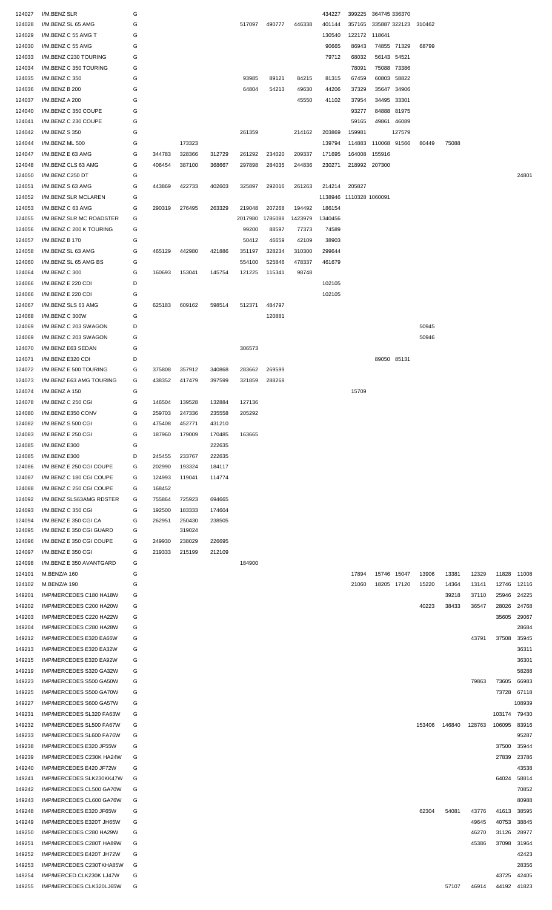| | | | | | | | | | | | | | | | | | |
|---|---|---|---|---|---|---|---|---|---|---|---|---|---|---|---|---|---|
| 124027 | I/M.BENZ SLR | G | | | | | | | 434227 | 399225 | 364745 | 336370 | | | | | |
| 124028 | I/M.BENZ SL 65 AMG | G | | | | 517097 | 490777 | 446338 | 401144 | 357165 | 335887 | 322123 | 310462 | | | | |
| 124029 | I/M.BENZ C 55 AMG T | G | | | | | | | 130540 | 122172 | 118641 | | | | | | |
| 124030 | I/M.BENZ C 55 AMG | G | | | | | | | 90665 | 86943 | 74855 | 71329 | 68799 | | | | |
| 124033 | I/M.BENZ C230 TOURING | G | | | | | | | 79712 | 68032 | 56143 | 54521 | | | | | |
| 124034 | I/M.BENZ C 350 TOURING | G | | | | | | | | 78091 | 75088 | 73386 | | | | | |
| 124035 | I/M.BENZ C 350 | G | | | | 93985 | 89121 | 84215 | 81315 | 67459 | 60803 | 58822 | | | | | |
| 124036 | I/M.BENZ B 200 | G | | | | 64804 | 54213 | 49630 | 44206 | 37329 | 35647 | 34906 | | | | | |
| 124037 | I/M.BENZ A 200 | G | | | | | | 45550 | 41102 | 37954 | 34495 | 33301 | | | | | |
| 124040 | I/M.BENZ C 350 COUPE | G | | | | | | | | 93277 | 84888 | 81975 | | | | | |
| 124041 | I/M.BENZ C 230 COUPE | G | | | | | | | | 59165 | 49861 | 46089 | | | | | |
| 124042 | I/M.BENZ S 350 | G | | | | 261359 | | 214162 | 203869 | 159981 | | 127579 | | | | | |
| 124044 | I/M.BENZ ML 500 | G | | 173323 | | | | | 139794 | 114883 | 110068 | 91566 | 80449 | 75088 | | | |
| 124047 | I/M.BENZ E 63 AMG | G | 344783 | 328366 | 312729 | 261292 | 234020 | 209337 | 171695 | 164008 | 155916 | | | | | | |
| 124048 | I/M.BENZ CLS 63 AMG | G | 406454 | 387100 | 368667 | 297898 | 284035 | 244836 | 230271 | 218992 | 207300 | | | | | | |
| 124050 | I/M.BENZ C250 DT | G | | | | | | | | | | | | | | | 24801 |
| 124051 | I/M.BENZ S 63 AMG | G | 443869 | 422733 | 402603 | 325897 | 292016 | 261263 | 214214 | 205827 | | | | | | | |
| 124052 | I/M.BENZ SLR MCLAREN | G | | | | | | | 1138946 | 1110328 | 1060091 | | | | | | |
| 124053 | I/M.BENZ C 63 AMG | G | 290319 | 276495 | 263329 | 219048 | 207268 | 194492 | 186154 | | | | | | | | |
| 124055 | I/M.BENZ SLR MC ROADSTER | G | | | | 2017980 | 1786088 | 1423979 | 1340456 | | | | | | | | |
| 124056 | I/M.BENZ C 200 K TOURING | G | | | | 99200 | 88597 | 77373 | 74589 | | | | | | | | |
| 124057 | I/M.BENZ B 170 | G | | | | 50412 | 46659 | 42109 | 38903 | | | | | | | | |
| 124058 | I/M.BENZ SL 63 AMG | G | 465129 | 442980 | 421886 | 351197 | 328234 | 310300 | 299644 | | | | | | | | |
| 124060 | I/M.BENZ SL 65 AMG BS | G | | | | 554100 | 525846 | 478337 | 461679 | | | | | | | | |
| 124064 | I/M.BENZ C 300 | G | 160693 | 153041 | 145754 | 121225 | 115341 | 98748 | | | | | | | | | |
| 124066 | I/M.BENZ E 220 CDI | D | | | | | | | 102105 | | | | | | | | |
| 124066 | I/M.BENZ E 220 CDI | G | | | | | | | 102105 | | | | | | | | |
| 124067 | I/M.BENZ SLS 63 AMG | G | 625183 | 609162 | 598514 | 512371 | 484797 | | | | | | | | | | |
| 124068 | I/M.BENZ C 300W | G | | | | | 120881 | | | | | | | | | | |
| 124069 | I/M.BENZ C 203 SWAGON | D | | | | | | | | | | | 50945 | | | | |
| 124069 | I/M.BENZ C 203 SWAGON | G | | | | | | | | | | | 50946 | | | | |
| 124070 | I/M.BENZ E63 SEDAN | G | | | | 306573 | | | | | | | | | | | |
| 124071 | I/M.BENZ E320 CDI | D | | | | | | | | | 89050 | 85131 | | | | | |
| 124072 | I/M.BENZ E 500 TOURING | G | 375808 | 357912 | 340868 | 283662 | 269599 | | | | | | | | | | |
| 124073 | I/M.BENZ E63 AMG TOURING | G | 438352 | 417479 | 397599 | 321859 | 288268 | | | | | | | | | | |
| 124074 | I/M.BENZ A 150 | G | | | | | | | | 15709 | | | | | | | |
| 124078 | I/M.BENZ C 250 CGI | G | 146504 | 139528 | 132884 | 127136 | | | | | | | | | | | |
| 124080 | I/M.BENZ E350 CONV | G | 259703 | 247336 | 235558 | 205292 | | | | | | | | | | | |
| 124082 | I/M.BENZ S 500 CGI | G | 475408 | 452771 | 431210 | | | | | | | | | | | | |
| 124083 | I/M.BENZ E 250 CGI | G | 187960 | 179009 | 170485 | 163665 | | | | | | | | | | | |
| 124085 | I/M.BENZ E300 | G | | | 222635 | | | | | | | | | | | | |
| 124085 | I/M.BENZ E300 | D | 245455 | 233767 | 222635 | | | | | | | | | | | | |
| 124086 | I/M.BENZ E 250 CGI COUPE | G | 202990 | 193324 | 184117 | | | | | | | | | | | | |
| 124087 | I/M.BENZ C 180 CGI COUPE | G | 124993 | 119041 | 114774 | | | | | | | | | | | | |
| 124088 | I/M.BENZ C 250 CGI COUPE | G | 168452 | | | | | | | | | | | | | | |
| 124092 | I/M.BENZ SLS63AMG RDSTER | G | 755864 | 725923 | 694665 | | | | | | | | | | | | |
| 124093 | I/M.BENZ C 350 CGI | G | 192500 | 183333 | 174604 | | | | | | | | | | | | |
| 124094 | I/M.BENZ E 350 CGI CA | G | 262951 | 250430 | 238505 | | | | | | | | | | | | |
| 124095 | I/M.BENZ E 350 CGI GUARD | G | | 319024 | | | | | | | | | | | | | |
| 124096 | I/M.BENZ E 350 CGI COUPE | G | 249930 | 238029 | 226695 | | | | | | | | | | | | |
| 124097 | I/M.BENZ E 350 CGI | G | 219333 | 215199 | 212109 | | | | | | | | | | | | |
| 124098 | I/M.BENZ E 350 AVANTGARD | G | | | | 184900 | | | | | | | | | | | |
| 124101 | M.BENZ/A 160 | G | | | | | | | | 17894 | 15746 | 15047 | 13906 | 13381 | 12329 | 11828 | 11008 |
| 124102 | M.BENZ/A 190 | G | | | | | | | | 21060 | 18205 | 17120 | 15220 | 14364 | 13141 | 12746 | 12116 |
| 149201 | IMP/MERCEDES C180 HA18W | G | | | | | | | | | | | | 39218 | 37110 | 25946 | 24225 |
| 149202 | IMP/MERCEDES C200 HA20W | G | | | | | | | | | | | 40223 | 38433 | 36547 | 28026 | 24768 |
| 149203 | IMP/MERCEDES C220 HA22W | G | | | | | | | | | | | | | | 35605 | 29067 |
| 149204 | IMP/MERCEDES C280 HA28W | G | | | | | | | | | | | | | | | 28684 |
| 149212 | IMP/MERCEDES E320 EA66W | G | | | | | | | | | | | | | 43791 | 37508 | 35945 |
| 149213 | IMP/MERCEDES E320 EA32W | G | | | | | | | | | | | | | | | 36311 |
| 149215 | IMP/MERCEDES E320 EA92W | G | | | | | | | | | | | | | | | 36301 |
| 149219 | IMP/MERCEDES S320 GA32W | G | | | | | | | | | | | | | | | 58288 |
| 149223 | IMP/MERCEDES S500 GA50W | G | | | | | | | | | | | | | 79863 | 73605 | 66983 |
| 149225 | IMP/MERCEDES S500 GA70W | G | | | | | | | | | | | | | | 73728 | 67118 |
| 149227 | IMP/MERCEDES S600 GA57W | G | | | | | | | | | | | | | | | 108939 |
| 149231 | IMP/MERCEDES SL320 FA63W | G | | | | | | | | | | | | | | 103174 | 79430 |
| 149232 | IMP/MERCEDES SL500 FA67W | G | | | | | | | | | | | 153406 | 146840 | 128763 | 106095 | 83916 |
| 149233 | IMP/MERCEDES SL600 FA76W | G | | | | | | | | | | | | | | | 95287 |
| 149238 | IMP/MERCEDES E320 JF55W | G | | | | | | | | | | | | | | 37500 | 35944 |
| 149239 | IMP/MERCEDES C230K HA24W | G | | | | | | | | | | | | | | 27839 | 23786 |
| 149240 | IMP/MERCEDES E420 JF72W | G | | | | | | | | | | | | | | | 43538 |
| 149241 | IMP/MERCEDES SLK230KK47W | G | | | | | | | | | | | | | | 64024 | 58814 |
| 149242 | IMP/MERCEDES CL500 GA70W | G | | | | | | | | | | | | | | | 70852 |
| 149243 | IMP/MERCEDES CL600 GA76W | G | | | | | | | | | | | | | | | 80988 |
| 149248 | IMP/MERCEDES E320 JF65W | G | | | | | | | | | | | 62304 | 54081 | 43776 | 41613 | 38595 |
| 149249 | IMP/MERCEDES E320T JH65W | G | | | | | | | | | | | | | 49645 | 40753 | 38845 |
| 149250 | IMP/MERCEDES C280 HA29W | G | | | | | | | | | | | | | 46270 | 31126 | 28977 |
| 149251 | IMP/MERCEDES C280T HA89W | G | | | | | | | | | | | | | 45386 | 37098 | 31964 |
| 149252 | IMP/MERCEDES E420T JH72W | G | | | | | | | | | | | | | | | 42423 |
| 149253 | IMP/MERCEDES C230TKHA85W | G | | | | | | | | | | | | | | | 28356 |
| 149254 | IMP/MERCED.CLK230K LJ47W | G | | | | | | | | | | | | | | 43725 | 42405 |
| 149255 | IMP/MERCEDES CLK320LJ65W | G | | | | | | | | | | | | 57107 | 46914 | 44192 | 41823 |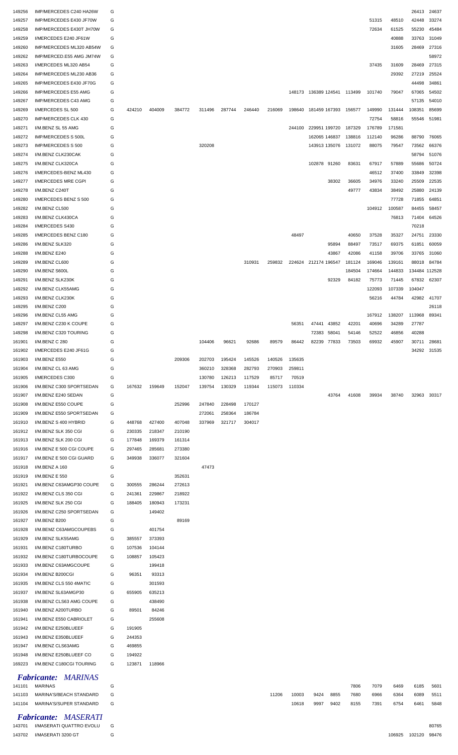| | | | | | | | | | | | | | | | | | |
|---|---|---|---|---|---|---|---|---|---|---|---|---|---|---|---|---|---|
| 149256 | IMP/MERCEDES C240 HA26W | G | | | | | | | | | | | | | | 26413 | 24637 |
| 149257 | IMP/MERCEDES E430 JF70W | G | | | | | | | | | | | | 51315 | 48510 | 42448 | 33274 |
| 149258 | IMP/MERCEDES E430T JH70W | G | | | | | | | | | | | | 72634 | 61525 | 55230 | 45484 |
| 149259 | I/MERCEDES E240 JF61W | G | | | | | | | | | | | | | 40888 | 33763 | 31049 |
| 149260 | IMP/MERCEDES ML320 AB54W | G | | | | | | | | | | | | | 31605 | 28469 | 27316 |
| 149262 | IMP/MERCED.E55 AMG JM74W | G | | | | | | | | | | | | | | | 58972 |
| 149263 | I/MERCEDES ML320 AB54 | G | | | | | | | | | | | | 37435 | 31609 | 28469 | 27315 |
| 149264 | IMP/MERCEDES ML230 AB36 | G | | | | | | | | | | | | | 29392 | 27219 | 25524 |
| 149265 | IMP/MERCEDES E430 JF70G | G | | | | | | | | | | | | | | 44498 | 34861 |
| 149266 | IMP/MERCEDES E55 AMG | G | | | | | | | | 148173 | 136389 | 124541 | 113499 | 101740 | 79047 | 67065 | 54502 |
| 149267 | IMP/MERCEDES C43 AMG | G | | | | | | | | | | | | | | 57135 | 54010 |
| 149269 | I/MERCEDES SL 500 | G | 424210 | 404009 | 384772 | 311496 | 287744 | 246440 | 216069 | 198640 | 181459 | 167393 | 156577 | 149990 | 131444 | 108351 | 85699 |
| 149270 | IMP/MERCEDES CLK 430 | G | | | | | | | | | | | | 72754 | 58816 | 55546 | 51981 |
| 149271 | I/M.BENZ SL 55 AMG | G | | | | | | | | 244100 | 229951 | 199720 | 187329 | 176789 | 171581 | | |
| 149272 | IMP/MERCEDES S 500L | G | | | | | | | | | 162065 | 146837 | 138816 | 112140 | 96286 | 88790 | 76065 |
| 149273 | IMP/MERCEDES S 500 | G | | | | 320208 | | | | | 143913 | 135076 | 131072 | 88075 | 79547 | 73562 | 66376 |
| 149274 | I/M.BENZ CLK230CAK | G | | | | | | | | | | | | | | 58794 | 51076 |
| 149275 | I/M.BENZ CLK320CA | G | | | | | | | | | 102878 | 91260 | 83631 | 67917 | 57889 | 55686 | 50724 |
| 149276 | I/MERCEDES-BENZ ML430 | G | | | | | | | | | | | | 46512 | 37400 | 33849 | 32398 |
| 149277 | I/MERCEDES MRE CGPI | G | | | | | | | | | | 38302 | 36605 | 34976 | 33240 | 25509 | 22535 |
| 149278 | I/M.BENZ C240T | G | | | | | | | | | | | 49777 | 43834 | 38492 | 25880 | 24139 |
| 149280 | I/MERCEDES BENZ S 500 | G | | | | | | | | | | | | | 77728 | 71855 | 64851 |
| 149282 | I/M.BENZ CL500 | G | | | | | | | | | | | | 104912 | 100587 | 84455 | 58457 |
| 149283 | I/M.BENZ CLK430CA | G | | | | | | | | | | | | | 76813 | 71404 | 64526 |
| 149284 | I/MERCEDES S430 | G | | | | | | | | | | | | | | 70218 | |
| 149285 | I/MERCEDES BENZ C180 | G | | | | | | | | 48497 | | | 40650 | 37528 | 35327 | 24751 | 23330 |
| 149286 | I/M.BENZ SLK320 | G | | | | | | | | | | 95894 | 88497 | 73517 | 69375 | 61851 | 60059 |
| 149288 | I/M.BENZ E240 | G | | | | | | | | | | 43867 | 42086 | 41158 | 39706 | 33765 | 31060 |
| 149289 | I/M.BENZ CL600 | G | | | | | | 310931 | 259832 | 224624 | 212174 | 196547 | 181124 | 169046 | 139161 | 88018 | 84784 |
| 149290 | I/M.BENZ S600L | G | | | | | | | | | | | 184504 | 174664 | 144833 | 134484 | 112528 |
| 149291 | I/M.BENZ SLK230K | G | | | | | | | | | | 92329 | 84182 | 75773 | 71445 | 67832 | 62307 |
| 149292 | I/M.BENZ CLK55AMG | G | | | | | | | | | | | | 122093 | 107339 | 104047 | |
| 149293 | I/M.BENZ CLK230K | G | | | | | | | | | | | | 56216 | 44784 | 42982 | 41707 |
| 149295 | I/M.BENZ C200 | G | | | | | | | | | | | | | | | 26118 |
| 149296 | I/M.BENZ CL55 AMG | G | | | | | | | | | | | | 167912 | 138207 | 113968 | 89341 |
| 149297 | I/M.BENZ C230 K COUPE | G | | | | | | | | 56351 | 47441 | 43852 | 42201 | 40696 | 34289 | 27787 | |
| 149298 | I/M.BENZ C320 TOURING | G | | | | | | | | | 72383 | 58041 | 54146 | 52522 | 46856 | 40288 | |
| 161901 | I/M.BENZ C 280 | G | | | | 104406 | 96621 | 92686 | 89579 | 86442 | 82239 | 77833 | 73503 | 69932 | 45907 | 30711 | 28681 |
| 161902 | I/MERCEDES E240 JF61G | G | | | | | | | | | | | | | | 34292 | 31535 |
| 161903 | I/M.BENZ E550 | G | | | 209306 | 202703 | 195424 | 145526 | 140526 | 135635 | | | | | | | |
| 161904 | I/M.BENZ CL 63 AMG | G | | | | 360210 | 328368 | 282793 | 270903 | 259811 | | | | | | | |
| 161905 | I/MERCEDES C300 | G | | | | 130780 | 126213 | 117529 | 85717 | 70519 | | | | | | | |
| 161906 | I/M.BENZ C300 SPORTSEDAN | G | 167632 | 159649 | 152047 | 139754 | 130329 | 119344 | 115073 | 110334 | | | | | | | |
| 161907 | I/M.BENZ E240 SEDAN | G | | | | | | | | | | 43764 | 41608 | 39934 | 38740 | 32963 | 30317 |
| 161908 | I/M.BENZ E550 COUPE | G | | | 252996 | 247840 | 228498 | 170127 | | | | | | | | | |
| 161909 | I/M.BENZ E550 SPORTSEDAN | G | | | | 272061 | 258364 | 186784 | | | | | | | | | |
| 161910 | I/M.BENZ S 400 HYBRID | G | 448768 | 427400 | 407048 | 337969 | 321717 | 304017 | | | | | | | | | |
| 161912 | I/M.BENZ SLK 350 CGI | G | 230335 | 218347 | 210190 | | | | | | | | | | | | |
| 161913 | I/M.BENZ SLK 200 CGI | G | 177848 | 169379 | 161314 | | | | | | | | | | | | |
| 161916 | I/M.BENZ E 500 CGI COUPE | G | 297465 | 285681 | 273380 | | | | | | | | | | | | |
| 161917 | I/M.BENZ E 500 CGI GUARD | G | 349938 | 336077 | 321604 | | | | | | | | | | | | |
| 161918 | I/M.BENZ A 160 | G | | | | 47473 | | | | | | | | | | | |
| 161919 | I/M.BENZ E 550 | G | | | 352631 | | | | | | | | | | | | |
| 161921 | I/M.BENZ C63AMGP30 COUPE | G | 300555 | 286244 | 272613 | | | | | | | | | | | | |
| 161922 | I/M.BENZ CLS 350 CGI | G | 241361 | 229867 | 218922 | | | | | | | | | | | | |
| 161925 | I/M.BENZ SLK 250 CGI | G | 188405 | 180943 | 173231 | | | | | | | | | | | | |
| 161926 | I/M.BENZ C250 SPORTSEDAN | G | | 149402 | | | | | | | | | | | | | |
| 161927 | I/M.BENZ B200 | G | | | 89169 | | | | | | | | | | | | |
| 161928 | I/M.BEMZ C63AMGCOUPEBS | G | | 401754 | | | | | | | | | | | | | |
| 161929 | I/M.BENZ SLK55AMG | G | 385557 | 373393 | | | | | | | | | | | | | |
| 161931 | I/M.BENZ C180TURBO | G | 107536 | 104144 | | | | | | | | | | | | | |
| 161932 | I/M.BENZ C180TURBOCOUPE | G | 108857 | 105423 | | | | | | | | | | | | | |
| 161933 | I/M.BENZ C63AMGCOUPE | G | | 199418 | | | | | | | | | | | | | |
| 161934 | I/M.BENZ B200CGI | G | 96351 | 93313 | | | | | | | | | | | | | |
| 161935 | I/M.BENZ CLS 550 4MATIC | G | | 301593 | | | | | | | | | | | | | |
| 161937 | I/M.BENZ SL63AMGP30 | G | 655905 | 635213 | | | | | | | | | | | | | |
| 161938 | I/M.BENZ CLS63 AMG COUPE | G | | 438490 | | | | | | | | | | | | | |
| 161940 | I/M.BENZ A200TURBO | G | 89501 | 84246 | | | | | | | | | | | | | |
| 161941 | I/M.BENZ E550 CABRIOLET | G | | 255608 | | | | | | | | | | | | | |
| 161942 | I/M.BENZ E250BLUEEF | G | 191905 | | | | | | | | | | | | | | |
| 161943 | I/M.BENZ E350BLUEEF | G | 244353 | | | | | | | | | | | | | | |
| 161947 | I/M.BENZ CLS63AMG | G | 469855 | | | | | | | | | | | | | | |
| 161948 | I/M.BENZ E250BLUEEF CO | G | 194922 | | | | | | | | | | | | | | |
| 169223 | I/M.BENZ C180CGI TOURING | G | 123871 | 118966 | | | | | | | | | | | | | |

### *Fabricante: MARINAS*

| | | | | | | | | | | | | | | | | | |
|---|---|---|---|---|---|---|---|---|---|---|---|---|---|---|---|---|---|
| 141101 | MARINAS | G | | | | | | | | | | | 7806 | 7079 | 6469 | 6185 | 5601 |
| 141103 | MARINA'S/BEACH STANDARD | G | | | | | | | 11206 | 10003 | 9424 | 8855 | 7680 | 6966 | 6364 | 6089 | 5511 |
| 141104 | MARINA'S/SUPER STANDARD | G | | | | | | | | 10618 | 9997 | 9402 | 8155 | 7391 | 6754 | 6461 | 5848 |

### *Fabricante: MASERATI*

| | | | | | | | | | | | | | | | | | |
|---|---|---|---|---|---|---|---|---|---|---|---|---|---|---|---|---|---|
| 143701 | I/MASERATI QUATTRO EVOLU | G | | | | | | | | | | | | | | | 80765 |
| 143702 | I/MASERATI 3200 GT | G | | | | | | | | | | | | | 106925 | 102120 | 98476 |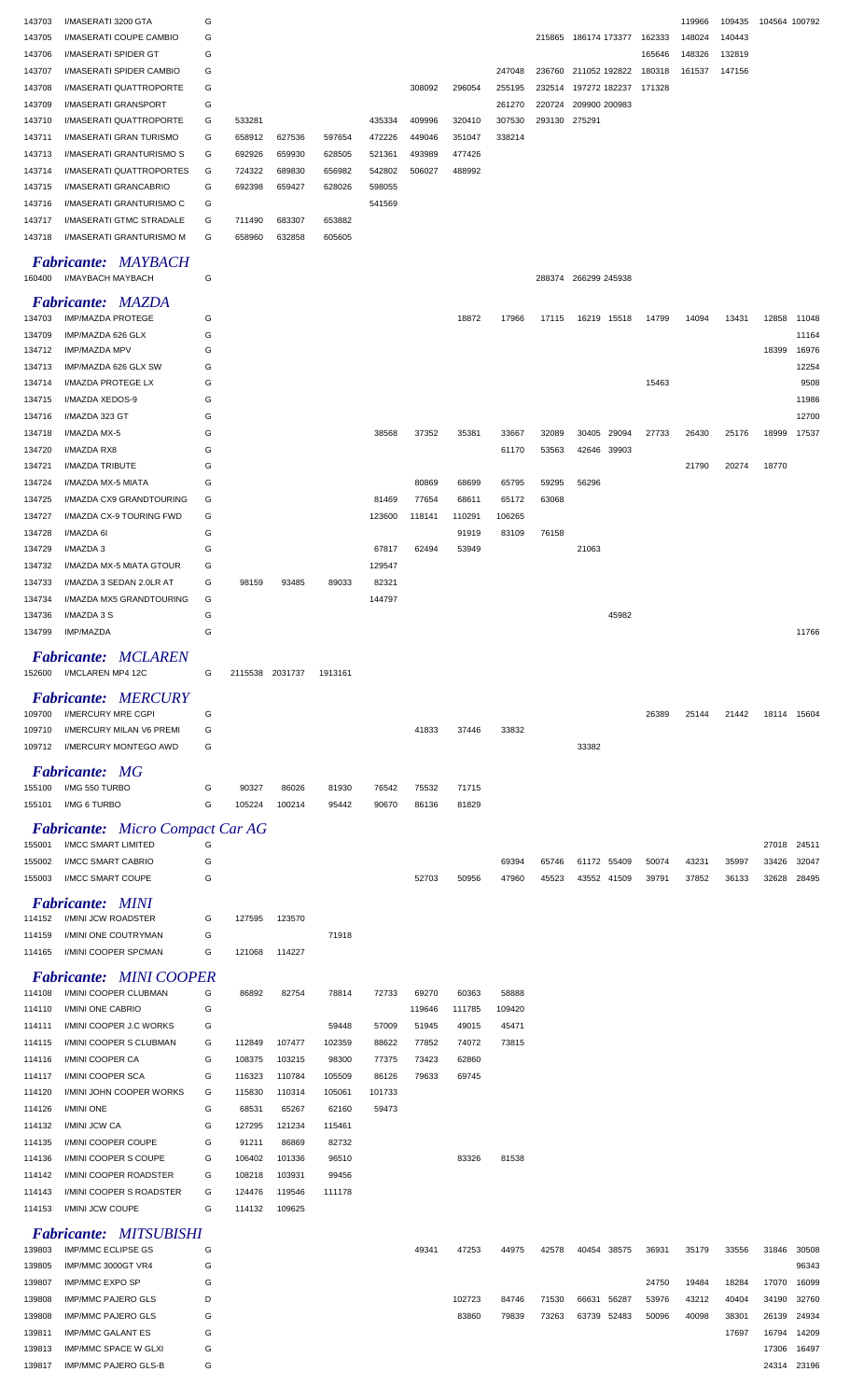| | | | | | | | | | | | | | | | | | |
|---|---|---|---|---|---|---|---|---|---|---|---|---|---|---|---|---|---|
| 143703 | I/MASERATI 3200 GTA | G | | | | | | | | | | | 119966 | 109435 | 104564 | 100792 |
| 143705 | I/MASERATI COUPE CAMBIO | G | | | | | | | | 215865 | 186174 | 173377 | 162333 | 148024 | 140443 | | |
| 143706 | I/MASERATI SPIDER GT | G | | | | | | | | | | | 165646 | 148325 | 132819 | | |
| 143707 | I/MASERATI SPIDER CAMBIO | G | | | | | | | 247048 | 236760 | 211052 | 192822 | 180318 | 161537 | 147156 | | |
| 143708 | I/MASERATI QUATTROPORTE | G | | | | | 308092 | 296054 | 255195 | 232514 | 197272 | 182237 | 171328 | | | | |
| 143709 | I/MASERATI GRANSPORT | G | | | | | | | 261270 | 220724 | 209900 | 200983 | | | | | |
| 143710 | I/MASERATI QUATTROPORTE | G | 533281 | | | 435334 | 409996 | 320410 | 307530 | 293130 | 275291 | | | | | | |
| 143711 | I/MASERATI GRAN TURISMO | G | 658912 | 627536 | 597654 | 472226 | 449046 | 351047 | 338214 | | | | | | | | |
| 143713 | I/MASERATI GRANTURISMO S | G | 692926 | 659930 | 628505 | 521361 | 493989 | 477426 | | | | | | | | | |
| 143714 | I/MASERATI QUATTROPORTES | G | 724322 | 689830 | 656982 | 542802 | 506027 | 488992 | | | | | | | | | |
| 143715 | I/MASERATI GRANCABRIO | G | 692398 | 659427 | 628026 | 598055 | | | | | | | | | | | |
| 143716 | I/MASERATI GRANTURISMO C | G | | | | 541569 | | | | | | | | | | | |
| 143717 | I/MASERATI GTMC STRADALE | G | 711490 | 683307 | 653882 | | | | | | | | | | | | |
| 143718 | I/MASERATI GRANTURISMO M | G | 658960 | 632858 | 605605 | | | | | | | | | | | | |

## *Fabricante: MAYBACH*

| | | | | | | | | | | | | | | | | | |
|---|---|---|---|---|---|---|---|---|---|---|---|---|---|---|---|---|---|
| 160400 | I/MAYBACH MAYBACH | G | | | | | | | | 288374 | 266299 | 245938 | | | | | |

## *Fabricante: MAZDA*

| | | | | | | | | | | | | | | | | | |
|---|---|---|---|---|---|---|---|---|---|---|---|---|---|---|---|---|---|
| 134703 | IMP/MAZDA PROTEGE | G | | | | | | 18872 | 17966 | 17115 | 16219 | 15518 | 14799 | 14094 | 13431 | 12858 | 11048 |
| 134709 | IMP/MAZDA 626 GLX | G | | | | | | | | | | | | | | | 11164 |
| 134712 | IMP/MAZDA MPV | G | | | | | | | | | | | | | | 18399 | 16976 |
| 134713 | IMP/MAZDA 626 GLX SW | G | | | | | | | | | | | | | | | 12254 |
| 134714 | I/MAZDA PROTEGE LX | G | | | | | | | | | | | 15463 | | | | 9508 |
| 134715 | I/MAZDA XEDOS-9 | G | | | | | | | | | | | | | | | 11986 |
| 134716 | I/MAZDA 323 GT | G | | | | | | | | | | | | | | | 12700 |
| 134718 | I/MAZDA MX-5 | G | | | | 38568 | 37352 | 35381 | 33667 | 32089 | 30405 | 29094 | 27733 | 26430 | 25176 | 18999 | 17537 |
| 134720 | I/MAZDA RX8 | G | | | | | | | 61170 | 53563 | 42646 | 39903 | | | | | |
| 134721 | I/MAZDA TRIBUTE | G | | | | | | | | | | | | 21790 | 20274 | 18770 | |
| 134724 | I/MAZDA MX-5 MIATA | G | | | | | 80869 | 68699 | 65795 | 59295 | 56296 | | | | | | |
| 134725 | I/MAZDA CX9 GRANDTOURING | G | | | | 81469 | 77654 | 68611 | 65172 | 63068 | | | | | | | |
| 134727 | I/MAZDA CX-9 TOURING FWD | G | | | | 123600 | 118141 | 110291 | 106265 | | | | | | | | |
| 134728 | I/MAZDA 6I | G | | | | | | 91919 | 83109 | 76158 | | | | | | | |
| 134729 | I/MAZDA 3 | G | | | | 67817 | 62494 | 53949 | | | 21063 | | | | | | |
| 134732 | I/MAZDA MX-5 MIATA GTOUR | G | | | | 129547 | | | | | | | | | | | |
| 134733 | I/MAZDA 3 SEDAN 2.0LR AT | G | 98159 | 93485 | 89033 | | 82321 | | | | | | | | | | |
| 134734 | I/MAZDA MX5 GRANDTOURING | G | | | | 144797 | | | | | | | | | | | |
| 134736 | I/MAZDA 3 S | G | | | | | | | | | | 45982 | | | | | |
| 134799 | IMP/MAZDA | G | | | | | | | | | | | | | | | 11766 |

## *Fabricante: MCLAREN*

| | | | | | | | | | | | | | | | | | |
|---|---|---|---|---|---|---|---|---|---|---|---|---|---|---|---|---|---|
| 152600 | I/MCLAREN MP4 12C | G | 2115538 | 2031737 | 1913161 | | | | | | | | | | | | |

## *Fabricante: MERCURY*

| | | | | | | | | | | | | | | | | | |
|---|---|---|---|---|---|---|---|---|---|---|---|---|---|---|---|---|---|
| 109700 | I/MERCURY MRE CGPI | G | | | | | | | | | | | 26389 | 25144 | 21442 | 18114 | 15604 |
| 109710 | I/MERCURY MILAN V6 PREMI | G | | | | | 41833 | 37446 | 33832 | | | | | | | | |
| 109712 | I/MERCURY MONTEGO AWD | G | | | | | | | | | 33382 | | | | | | |

## *Fabricante: MG*

| | | | | | | | | | | | | | | | | | |
|---|---|---|---|---|---|---|---|---|---|---|---|---|---|---|---|---|---|
| 155100 | I/MG 550 TURBO | G | 90327 | 86026 | 81930 | 76542 | 75532 | 71715 | | | | | | | | | |
| 155101 | I/MG 6 TURBO | G | 105224 | 100214 | 95442 | 90670 | 86136 | 81829 | | | | | | | | | |

## *Fabricante: Micro Compact Car AG*

| | | | | | | | | | | | | | | | | | |
|---|---|---|---|---|---|---|---|---|---|---|---|---|---|---|---|---|---|
| 155001 | I/MCC SMART LIMITED | G | | | | | | | | | | | | | | 27018 | 24511 |
| 155002 | I/MCC SMART CABRIO | G | | | | | | | 69394 | 65746 | 61172 | 55409 | 50074 | 43231 | 35997 | 33426 | 32047 |
| 155003 | I/MCC SMART COUPE | G | | | | | 52703 | 50956 | 47960 | 45523 | 43552 | 41509 | 39791 | 37852 | 36133 | 32628 | 28495 |

## *Fabricante: MINI*

| | | | | | | | | | | | | | | | | | |
|---|---|---|---|---|---|---|---|---|---|---|---|---|---|---|---|---|---|
| 114152 | I/MINI JCW ROADSTER | G | 127595 | 123570 | | | | | | | | | | | | | |
| 114159 | I/MINI ONE COUTRYMAN | G | | | 71918 | | | | | | | | | | | | |
| 114165 | I/MINI COOPER SPCMAN | G | 121068 | 114227 | | | | | | | | | | | | | |

## *Fabricante: MINI COOPER*

| | | | | | | | | | | | | | | | | | |
|---|---|---|---|---|---|---|---|---|---|---|---|---|---|---|---|---|---|
| 114108 | I/MINI COOPER CLUBMAN | G | 86892 | 82754 | 78814 | 72733 | 69270 | 60363 | 58888 | | | | | | | | |
| 114110 | I/MINI ONE CABRIO | G | | | | | 119646 | 111785 | 109420 | | | | | | | | |
| 114111 | I/MINI COOPER J.C WORKS | G | | | 59448 | 57009 | 51945 | 49015 | 45471 | | | | | | | | |
| 114115 | I/MINI COOPER S CLUBMAN | G | 112849 | 107477 | 102359 | 88622 | 77852 | 74072 | 73815 | | | | | | | | |
| 114116 | I/MINI COOPER CA | G | 108375 | 103215 | 98300 | 77375 | 73423 | 62860 | | | | | | | | | |
| 114117 | I/MINI COOPER SCA | G | 116323 | 110784 | 105509 | 86126 | 79633 | 69745 | | | | | | | | | |
| 114120 | I/MINI JOHN COOPER WORKS | G | 115830 | 110314 | 105061 | 101733 | | | | | | | | | | | |
| 114126 | I/MINI ONE | G | 68531 | 65267 | 62160 | 59473 | | | | | | | | | | | |
| 114132 | I/MINI JCW CA | G | 127295 | 121234 | 115461 | | | | | | | | | | | | |
| 114135 | I/MINI COOPER COUPE | G | 91211 | 86869 | 82732 | | | | | | | | | | | | |
| 114136 | I/MINI COOPER S COUPE | G | 106402 | 101336 | 96510 | | | 83326 | 81538 | | | | | | | | |
| 114142 | I/MINI COOPER ROADSTER | G | 108218 | 103931 | 99456 | | | | | | | | | | | | |
| 114143 | I/MINI COOPER S ROADSTER | G | 124476 | 119546 | 111178 | | | | | | | | | | | | |
| 114153 | I/MINI JCW COUPE | G | 114132 | 109625 | | | | | | | | | | | | | |

## *Fabricante: MITSUBISHI*

| | | | | | | | | | | | | | | | | | |
|---|---|---|---|---|---|---|---|---|---|---|---|---|---|---|---|---|---|
| 139803 | IMP/MMC ECLIPSE GS | G | | | | | 49341 | 47253 | 44975 | 42578 | 40454 | 38575 | 36931 | 35179 | 33556 | 31846 | 30508 |
| 139805 | IMP/MMC 3000GT VR4 | G | | | | | | | | | | | | | | | 96343 |
| 139807 | IMP/MMC EXPO SP | G | | | | | | | | | | | 24750 | 19484 | 18284 | 17070 | 16099 |
| 139808 | IMP/MMC PAJERO GLS | D | | | | | | 102723 | 84746 | 71530 | 66631 | 56287 | 53976 | 43212 | 40404 | 34190 | 32760 |
| 139808 | IMP/MMC PAJERO GLS | G | | | | | | 83860 | 79839 | 73263 | 63739 | 52483 | 50096 | 40098 | 38301 | 26139 | 24934 |
| 139811 | IMP/MMC GALANT ES | G | | | | | | | | | | | | | 17697 | 16794 | 14209 |
| 139813 | IMP/MMC SPACE W GLXI | G | | | | | | | | | | | | | | 17306 | 16497 |
| 139817 | IMP/MMC PAJERO GLS-B | G | | | | | | | | | | | | | | 24314 | 23196 |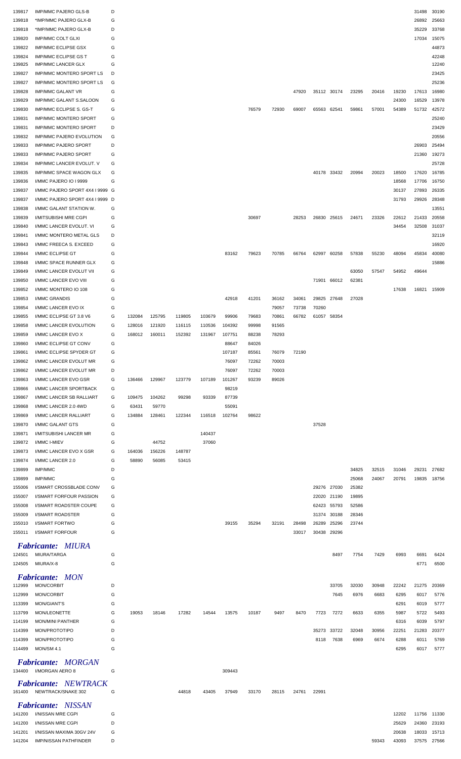| | | | | | | | | | | | | | | | | | |
|---|---|---|---|---|---|---|---|---|---|---|---|---|---|---|---|---|---|
| 139817 | IMP/MMC PAJERO GLS-B | D | | | | | | | | | | | | | | 31498 | 30190 |
| 139818 | *IMP/MMC PAJERO GLX-B | G | | | | | | | | | | | | | | 26892 | 25663 |
| 139818 | *IMP/MMC PAJERO GLX-B | D | | | | | | | | | | | | | | 35229 | 33768 |
| 139820 | IMP/MMC COLT GLXI | G | | | | | | | | | | | | | | 17034 | 15075 |
| 139822 | IMP/MMC ECLIPSE GSX | G | | | | | | | | | | | | | | | 44873 |
| 139824 | IMP/MMC ECLIPSE GS T | G | | | | | | | | | | | | | | | 42248 |
| 139825 | IMP/MMC LANCER GLX | G | | | | | | | | | | | | | | | 12240 |
| 139827 | IMP/MMC MONTERO SPORT LS | D | | | | | | | | | | | | | | | 23425 |
| 139827 | IMP/MMC MONTERO SPORT LS | G | | | | | | | | | | | | | | | 25236 |
| 139828 | IMP/MMC GALANT VR | G | | | | | | | | 47920 | 35112 | 30174 | 23295 | 20416 | 19230 | 17613 | 16980 |
| 139829 | IMP/MMC GALANT S.SALOON | G | | | | | | | | | | | | | 24300 | 16529 | 13978 |
| 139830 | IMP/MMC ECLIPSE S. GS-T | G | | | | | | 76579 | 72930 | 69007 | 65563 | 62541 | 59861 | 57001 | 54389 | 51732 | 42572 |
| 139831 | IMP/MMC MONTERO SPORT | G | | | | | | | | | | | | | | | 25240 |
| 139831 | IMP/MMC MONTERO SPORT | D | | | | | | | | | | | | | | | 23429 |
| 139832 | IMP/MMC PAJERO EVOLUTION | G | | | | | | | | | | | | | | | 20556 |
| 139833 | IMP/MMC PAJERO SPORT | D | | | | | | | | | | | | | | 26903 | 25494 |
| 139833 | IMP/MMC PAJERO SPORT | G | | | | | | | | | | | | | | 21360 | 19273 |
| 139834 | IMP/MMC LANCER EVOLUT. V | G | | | | | | | | | | | | | | | 25728 |
| 139835 | IMP/MMC SPACE WAGON GLX | G | | | | | | | | | 40178 | 33432 | 20994 | 20023 | 18500 | 17620 | 16785 |
| 139836 | I/MMC PAJERO IO I 9999 | G | | | | | | | | | | | | | 18568 | 17706 | 16750 |
| 139837 | I/MMC PAJERO SPORT 4X4 I 9999 | G | | | | | | | | | | | | | 30137 | 27893 | 26335 |
| 139837 | I/MMC PAJERO SPORT 4X4 I 9999 | D | | | | | | | | | | | | | 31793 | 29926 | 28348 |
| 139838 | I/MMC GALANT STATION W. | G | | | | | | | | | | | | | | | 13551 |
| 139839 | I/MITSUBISHI MRE CGPI | G | | | | | | 30697 | | 28253 | 26830 | 25615 | 24671 | 23326 | 22612 | 21433 | 20558 |
| 139840 | I/MMC LANCER EVOLUT. VI | G | | | | | | | | | | | | | 34454 | 32508 | 31037 |
| 139841 | I/MMC MONTERO METAL GLS | D | | | | | | | | | | | | | | | 32119 |
| 139843 | I/MMC FREECA S. EXCEED | G | | | | | | | | | | | | | | | 16920 |
| 139844 | I/MMC ECLIPSE GT | G | | | | | 83162 | 79623 | 70785 | 66764 | 62997 | 60258 | 57838 | 55230 | 48094 | 45834 | 40080 |
| 139848 | I/MMC SPACE RUNNER GLX | G | | | | | | | | | | | | | | | 15886 |
| 139849 | I/MMC LANCER EVOLUT VII | G | | | | | | | | | | | 63050 | 57547 | 54952 | 49644 | |
| 139850 | I/MMC LANCER EVO VIII | G | | | | | | | | | 71901 | 66012 | 62381 | | | | |
| 139852 | I/MMC MONTERO IO 108 | G | | | | | | | | | | | | | 17638 | 16821 | 15909 |
| 139853 | I/MMC GRANDIS | G | | | | | 42918 | 41201 | 36162 | 34061 | 29825 | 27648 | 27028 | | | | |
| 139854 | I/MMC LANCER EVO IX | G | | | | | | | 79057 | 73738 | 70260 | | | | | | |
| 139855 | I/MMC ECLIPSE GT 3.8 V6 | G | 132084 | 125795 | 119805 | 103679 | 99906 | 79683 | 70861 | 66782 | 61057 | 58354 | | | | | |
| 139858 | I/MMC LANCER EVOLUTION | G | 128016 | 121920 | 116115 | 110536 | 104392 | 99998 | 91565 | | | | | | | | |
| 139859 | I/MMC LANCER EVO X | G | 168012 | 160011 | 152392 | 131967 | 107751 | 88238 | 78293 | | | | | | | | |
| 139860 | I/MMC ECLIPSE GT CONV | G | | | | | 88647 | 84026 | | | | | | | | | |
| 139861 | I/MMC ECLIPSE SPYDER GT | G | | | | | 107187 | 85561 | 76079 | 72190 | | | | | | | |
| 139862 | I/MMC LANCER EVOLUT MR | G | | | | | 76097 | 72262 | 70003 | | | | | | | | |
| 139862 | I/MMC LANCER EVOLUT MR | D | | | | | 76097 | 72262 | 70003 | | | | | | | | |
| 139863 | I/MMC LANCER EVO GSR | G | 136466 | 129967 | 123779 | 107189 | 101267 | 93239 | 89026 | | | | | | | | |
| 139866 | I/MMC LANCER SPORTBACK | G | | | | | 98219 | | | | | | | | | | |
| 139867 | I/MMC LANCER SB RALLIART | G | 109475 | 104262 | 99298 | 93339 | 87739 | | | | | | | | | | |
| 139868 | I/MMC LANCER 2.0 4WD | G | 63431 | 59770 | | | 55091 | | | | | | | | | | |
| 139869 | I/MMC LANCER RALLIART | G | 134884 | 128461 | 122344 | 116518 | 102764 | 98622 | | | | | | | | | |
| 139870 | I/MMC GALANT GTS | G | | | | | | | | | 37528 | | | | | | |
| 139871 | I/MITSUBISHI LANCER MR | G | | | | 140437 | | | | | | | | | | | |
| 139872 | I/MMC I-MIEV | G | | 44752 | | 37060 | | | | | | | | | | | |
| 139873 | I/MMC LANCER EVO X GSR | G | 164036 | 156226 | 148787 | | | | | | | | | | | | |
| 139874 | I/MMC LANCER 2.0 | G | 58890 | 56085 | 53415 | | | | | | | | | | | | |
| 139899 | IMP/MMC | D | | | | | | | | | | | 34825 | 32515 | 31046 | 29231 | 27682 |
| 139899 | IMP/MMC | G | | | | | | | | | | | 25068 | 24067 | 20791 | 19835 | 18756 |
| 155006 | I/SMART CROSSBLADE CONV | G | | | | | | | | | 29276 | 27030 | 25382 | | | | |
| 155007 | I/SMART FORFOUR PASSION | G | | | | | | | | | 22020 | 21190 | 19895 | | | | |
| 155008 | I/SMART ROADSTER COUPE | G | | | | | | | | | 62423 | 55793 | 52586 | | | | |
| 155009 | I/SMART ROADSTER | G | | | | | | | | | 31374 | 30188 | 28346 | | | | |
| 155010 | I/SMART FORTWO | G | | | | | 39155 | 35294 | 32191 | 28498 | 26289 | 25296 | 23744 | | | | |
| 155011 | I/SMART FORFOUR | G | | | | | | | | 33017 | 30438 | 29296 | | | | | |

***Fabricante: MIURA***

| | | | | | | | | | | | | | | | | | |
|---|---|---|---|---|---|---|---|---|---|---|---|---|---|---|---|---|---|
| 124501 | MIURA/TARGA | G | | | | | | | | | | 8497 | 7754 | 7429 | 6993 | 6691 | 6424 |
| 124505 | MIURA/X-8 | G | | | | | | | | | | | | | | 6771 | 6500 |

***Fabricante: MON***

| | | | | | | | | | | | | | | | | | |
|---|---|---|---|---|---|---|---|---|---|---|---|---|---|---|---|---|---|
| 112999 | MON/CORBIT | D | | | | | | | | | | 33705 | 32030 | 30948 | 22242 | 21275 | 20369 |
| 112999 | MON/CORBIT | G | | | | | | | | | | 7645 | 6976 | 6683 | 6295 | 6017 | 5776 |
| 113399 | MON/GIANT'S | G | | | | | | | | | | | | | 6291 | 6019 | 5777 |
| 113799 | MON/LEONETTE | G | 19053 | 18146 | 17282 | 14544 | 13575 | 10187 | 9497 | 8470 | 7723 | 7272 | 6633 | 6355 | 5987 | 5722 | 5493 |
| 114199 | MON/MINI PANTHER | G | | | | | | | | | | | | | 6316 | 6039 | 5797 |
| 114399 | MON/PROTOTIPO | D | | | | | | | | | 35273 | 33722 | 32048 | 30956 | 22251 | 21283 | 20377 |
| 114399 | MON/PROTOTIPO | G | | | | | | | | | 8118 | 7638 | 6969 | 6674 | 6288 | 6011 | 5769 |
| 114499 | MON/SM 4.1 | G | | | | | | | | | | | | | 6295 | 6017 | 5777 |

***Fabricante: MORGAN***

| | | | | | | | | | | | | | | | | | |
|---|---|---|---|---|---|---|---|---|---|---|---|---|---|---|---|---|---|
| 134400 | I/MORGAN AERO 8 | G | | | | | 309443 | | | | | | | | | | |

***Fabricante: NEWTRACK***

| | | | | | | | | | | | | | | | | | |
|---|---|---|---|---|---|---|---|---|---|---|---|---|---|---|---|---|---|
| 161400 | NEWTRACK/SNAKE 302 | G | | | 44818 | 43405 | 37949 | 33170 | 28115 | 24761 | 22991 | | | | | | |

***Fabricante: NISSAN***

| | | | | | | | | | | | | | | | | | |
|---|---|---|---|---|---|---|---|---|---|---|---|---|---|---|---|---|---|
| 141200 | I/NISSAN MRE CGPI | G | | | | | | | | | | | | | 12202 | 11756 | 11330 |
| 141200 | I/NISSAN MRE CGPI | D | | | | | | | | | | | | | 25629 | 24360 | 23193 |
| 141201 | I/NISSAN MAXIMA 30GV 24V | G | | | | | | | | | | | | | 20638 | 18033 | 15713 |
| 141204 | IMP/NISSAN PATHFINDER | D | | | | | | | | | | | | 59343 | 43093 | 37575 | 27566 |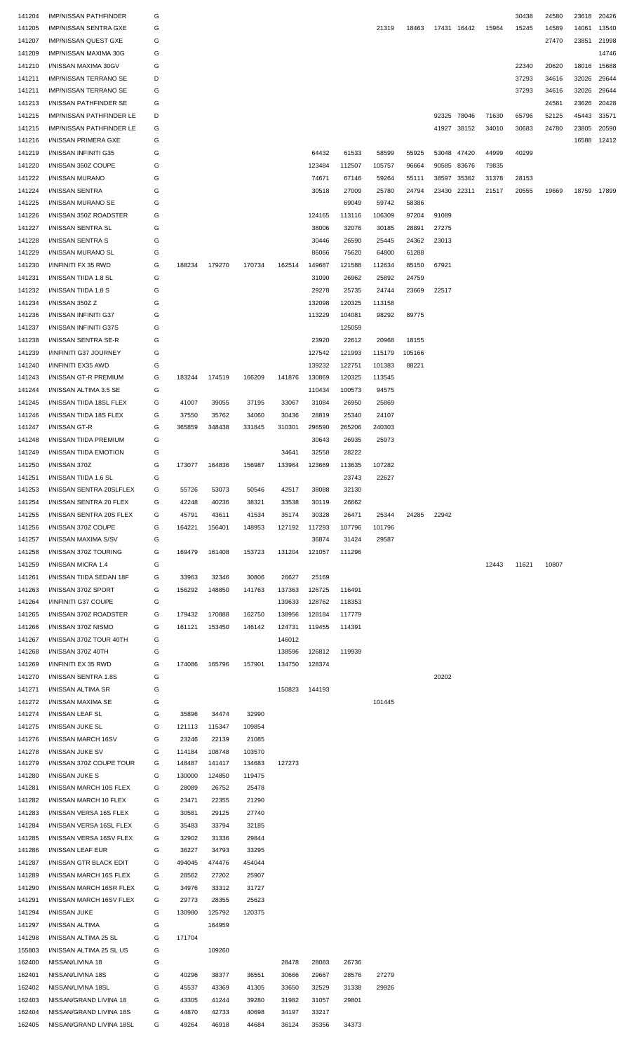| | | | | | | | | | | | | | | | | | |
|---|---|---|---|---|---|---|---|---|---|---|---|---|---|---|---|---|---|
| 141204 | IMP/NISSAN PATHFINDER | G | | | | | | | | | | | | 30438 | 24580 | 23618 | 20426 |
| 141205 | IMP/NISSAN SENTRA GXE | G | | | | | | | 21319 | 18463 | 17431 | 16442 | 15964 | 15245 | 14589 | 14061 | 13540 |
| 141207 | IMP/NISSAN QUEST GXE | G | | | | | | | | | | | | | 27470 | 23851 | 21998 |
| 141209 | IMP/NISSAN MAXIMA 30G | G | | | | | | | | | | | | | | | 14746 |
| 141210 | I/NISSAN MAXIMA 30GV | G | | | | | | | | | | | | 22340 | 20620 | 18016 | 15688 |
| 141211 | IMP/NISSAN TERRANO SE | D | | | | | | | | | | | | 37293 | 34616 | 32026 | 29644 |
| 141211 | IMP/NISSAN TERRANO SE | G | | | | | | | | | | | | 37293 | 34616 | 32026 | 29644 |
| 141213 | I/NISSAN PATHFINDER SE | G | | | | | | | | | | | | | 24581 | 23626 | 20428 |
| 141215 | IMP/NISSAN PATHFINDER LE | D | | | | | | | | | 92325 | 78046 | 71630 | 65796 | 52125 | 45443 | 33571 |
| 141215 | IMP/NISSAN PATHFINDER LE | G | | | | | | | | | 41927 | 38152 | 34010 | 30683 | 24780 | 23805 | 20590 |
| 141216 | I/NISSAN PRIMERA GXE | G | | | | | | | | | | | | | | 16588 | 12412 |
| 141219 | I/NISSAN INFINITI G35 | G | | | | | 64432 | 61533 | 58599 | 55925 | 53048 | 47420 | 44999 | 40299 | | | |
| 141220 | I/NISSAN 350Z COUPE | G | | | | | 123484 | 112507 | 105757 | 96664 | 90585 | 83676 | 79835 | | | | |
| 141222 | I/NISSAN MURANO | G | | | | | 74671 | 67146 | 59264 | 55111 | 38597 | 35362 | 31378 | 28153 | | | |
| 141224 | I/NISSAN SENTRA | G | | | | | 30518 | 27009 | 25780 | 24794 | 23430 | 22311 | 21517 | 20555 | 19669 | 18759 | 17899 |
| 141225 | I/NISSAN MURANO SE | G | | | | | | 69049 | 59742 | 58386 | | | | | | | |
| 141226 | I/NISSAN 350Z ROADSTER | G | | | | | 124165 | 113116 | 106309 | 97204 | 91089 | | | | | | |
| 141227 | I/NISSAN SENTRA SL | G | | | | | 38006 | 32076 | 30185 | 28891 | 27275 | | | | | | |
| 141228 | I/NISSAN SENTRA S | G | | | | | 30446 | 26590 | 25445 | 24362 | 23013 | | | | | | |
| 141229 | I/NISSAN MURANO SL | G | | | | | 86066 | 75620 | 64800 | 61288 | | | | | | | |
| 141230 | I/INFINITI FX 35 RWD | G | 188234 | 179270 | 170734 | 162514 | 149687 | 121588 | 112634 | 85150 | 67921 | | | | | | |
| 141231 | I/NISSAN TIIDA 1.8 SL | G | | | | | 31090 | 26962 | 25892 | 24759 | | | | | | | |
| 141232 | I/NISSAN TIIDA 1.8 S | G | | | | | 29278 | 25735 | 24744 | 23669 | 22517 | | | | | | |
| 141234 | I/NISSAN 350Z Z | G | | | | | 132098 | 120325 | 113158 | | | | | | | | |
| 141236 | I/NISSAN INFINITI G37 | G | | | | | 113229 | 104081 | 98292 | 89775 | | | | | | | |
| 141237 | I/NISSAN INFINITI G37S | G | | | | | | 125059 | | | | | | | | | |
| 141238 | I/NISSAN SENTRA SE-R | G | | | | | 23920 | 22612 | 20968 | 18155 | | | | | | | |
| 141239 | I/INFINITI G37 JOURNEY | G | | | | | 127542 | 121993 | 115179 | 105166 | | | | | | | |
| 141240 | I/INFINITI EX35 AWD | G | | | | | 139232 | 122751 | 101383 | 88221 | | | | | | | |
| 141243 | I/NISSAN GT-R PREMIUM | G | 183244 | 174519 | 166209 | 141876 | 130869 | 120325 | 113545 | | | | | | | | |
| 141244 | I/NISSAN ALTIMA 3.5 SE | G | | | | | 110434 | 100573 | 94575 | | | | | | | | |
| 141245 | I/NISSAN TIIDA 18SL FLEX | G | 41007 | 39055 | 37195 | 33067 | 31084 | 26950 | 25869 | | | | | | | | |
| 141246 | I/NISSAN TIIDA 18S FLEX | G | 37550 | 35762 | 34060 | 30436 | 28819 | 25340 | 24107 | | | | | | | | |
| 141247 | I/NISSAN GT-R | G | 365859 | 348438 | 331845 | 310301 | 296590 | 265206 | 240303 | | | | | | | | |
| 141248 | I/NISSAN TIIDA PREMIUM | G | | | | | 30643 | 26935 | 25973 | | | | | | | | |
| 141249 | I/NISSAN TIIDA EMOTION | G | | | | 34641 | 32558 | 28222 | | | | | | | | | |
| 141250 | I/NISSAN 370Z | G | 173077 | 164836 | 156987 | 133964 | 123669 | 113635 | 107282 | | | | | | | | |
| 141251 | I/NISSAN TIIDA 1.6 SL | G | | | | | | 23743 | 22627 | | | | | | | | |
| 141253 | I/NISSAN SENTRA 20SLFLEX | G | 55726 | 53073 | 50546 | 42517 | 38088 | 32130 | | | | | | | | | |
| 141254 | I/NISSAN SENTRA 20 FLEX | G | 42248 | 40236 | 38321 | 33538 | 30119 | 26662 | | | | | | | | | |
| 141255 | I/NISSAN SENTRA 20S FLEX | G | 45791 | 43611 | 41534 | 35174 | 30328 | 26471 | 25344 | 24285 | 22942 | | | | | | |
| 141256 | I/NISSAN 370Z COUPE | G | 164221 | 156401 | 148953 | 127192 | 117293 | 107796 | 101796 | | | | | | | | |
| 141257 | I/NISSAN MAXIMA S/SV | G | | | | | 36874 | 31424 | 29587 | | | | | | | | |
| 141258 | I/NISSAN 370Z TOURING | G | 169479 | 161408 | 153723 | 131204 | 121057 | 111296 | | | | | | | | | |
| 141259 | I/NISSAN MICRA 1.4 | G | | | | | | | | | | | 12443 | 11621 | 10807 | | |
| 141261 | I/NISSAN TIIDA SEDAN 18F | G | 33963 | 32346 | 30806 | 26627 | 25169 | | | | | | | | | | |
| 141263 | I/NISSAN 370Z SPORT | G | 156292 | 148850 | 141763 | 137363 | 126725 | 116491 | | | | | | | | | |
| 141264 | I/INFINITI G37 COUPE | G | | | | 139633 | 128762 | 118353 | | | | | | | | | |
| 141265 | I/NISSAN 370Z ROADSTER | G | 179432 | 170888 | 162750 | 138956 | 128184 | 117779 | | | | | | | | | |
| 141266 | I/NISSAN 370Z NISMO | G | 161121 | 153450 | 146142 | 124731 | 119455 | 114391 | | | | | | | | | |
| 141267 | I/NISSAN 370Z TOUR 40TH | G | | | | 146012 | | | | | | | | | | | |
| 141268 | I/NISSAN 370Z 40TH | G | | | | 138596 | 126812 | 119939 | | | | | | | | | |
| 141269 | I/INFINITI EX 35 RWD | G | 174086 | 165796 | 157901 | 134750 | 128374 | | | | | | | | | | |
| 141270 | I/NISSAN SENTRA 1.8S | G | | | | | | | | | 20202 | | | | | | |
| 141271 | I/NISSAN ALTIMA SR | G | | | | 150823 | 144193 | | | | | | | | | | |
| 141272 | I/NISSAN MAXIMA SE | G | | | | | | | 101445 | | | | | | | | |
| 141274 | I/NISSAN LEAF SL | G | 35896 | 34474 | 32990 | | | | | | | | | | | | |
| 141275 | I/NISSAN JUKE SL | G | 121113 | 115347 | 109854 | | | | | | | | | | | | |
| 141276 | I/NISSAN MARCH 16SV | G | 23246 | 22139 | 21085 | | | | | | | | | | | | |
| 141278 | I/NISSAN JUKE SV | G | 114184 | 108748 | 103570 | | | | | | | | | | | | |
| 141279 | I/NISSAN 370Z COUPE TOUR | G | 148487 | 141417 | 134683 | 127273 | | | | | | | | | | | |
| 141280 | I/NISSAN JUKE S | G | 130000 | 124850 | 119475 | | | | | | | | | | | | |
| 141281 | I/NISSAN MARCH 10S FLEX | G | 28089 | 26752 | 25478 | | | | | | | | | | | | |
| 141282 | I/NISSAN MARCH 10 FLEX | G | 23471 | 22355 | 21290 | | | | | | | | | | | | |
| 141283 | I/NISSAN VERSA 16S FLEX | G | 30581 | 29125 | 27740 | | | | | | | | | | | | |
| 141284 | I/NISSAN VERSA 16SL FLEX | G | 35483 | 33794 | 32185 | | | | | | | | | | | | |
| 141285 | I/NISSAN VERSA 16SV FLEX | G | 32902 | 31336 | 29844 | | | | | | | | | | | | |
| 141286 | I/NISSAN LEAF EUR | G | 36227 | 34793 | 33295 | | | | | | | | | | | | |
| 141287 | I/NISSAN GTR BLACK EDIT | G | 494045 | 474476 | 454044 | | | | | | | | | | | | |
| 141289 | I/NISSAN MARCH 16S FLEX | G | 28562 | 27202 | 25907 | | | | | | | | | | | | |
| 141290 | I/NISSAN MARCH 16SR FLEX | G | 34976 | 33312 | 31727 | | | | | | | | | | | | |
| 141291 | I/NISSAN MARCH 16SV FLEX | G | 29773 | 28355 | 25623 | | | | | | | | | | | | |
| 141294 | I/NISSAN JUKE | G | 130980 | 125792 | 120375 | | | | | | | | | | | | |
| 141297 | I/NISSAN ALTIMA | G | | 164959 | | | | | | | | | | | | | |
| 141298 | I/NISSAN ALTIMA 25 SL | G | 171704 | | | | | | | | | | | | | | |
| 155803 | I/NISSAN ALTIMA 25 SL US | G | | 109260 | | | | | | | | | | | | | |
| 162400 | NISSAN/LIVINA 18 | G | | | | 28478 | 28083 | 26736 | | | | | | | | | |
| 162401 | NISSAN/LIVINA 18S | G | 40296 | 38377 | 36551 | 30666 | 29667 | 28576 | 27279 | | | | | | | | |
| 162402 | NISSAN/LIVINA 18SL | G | 45537 | 43369 | 41305 | 33650 | 32529 | 31338 | 29926 | | | | | | | | |
| 162403 | NISSAN/GRAND LIVINA 18 | G | 43305 | 41244 | 39280 | 31982 | 31057 | 29801 | | | | | | | | | |
| 162404 | NISSAN/GRAND LIVINA 18S | G | 44870 | 42733 | 40698 | 34197 | 33217 | | | | | | | | | | |
| 162405 | NISSAN/GRAND LIVINA 18SL | G | 49264 | 46918 | 44684 | 36124 | 35356 | 34373 | | | | | | | | | |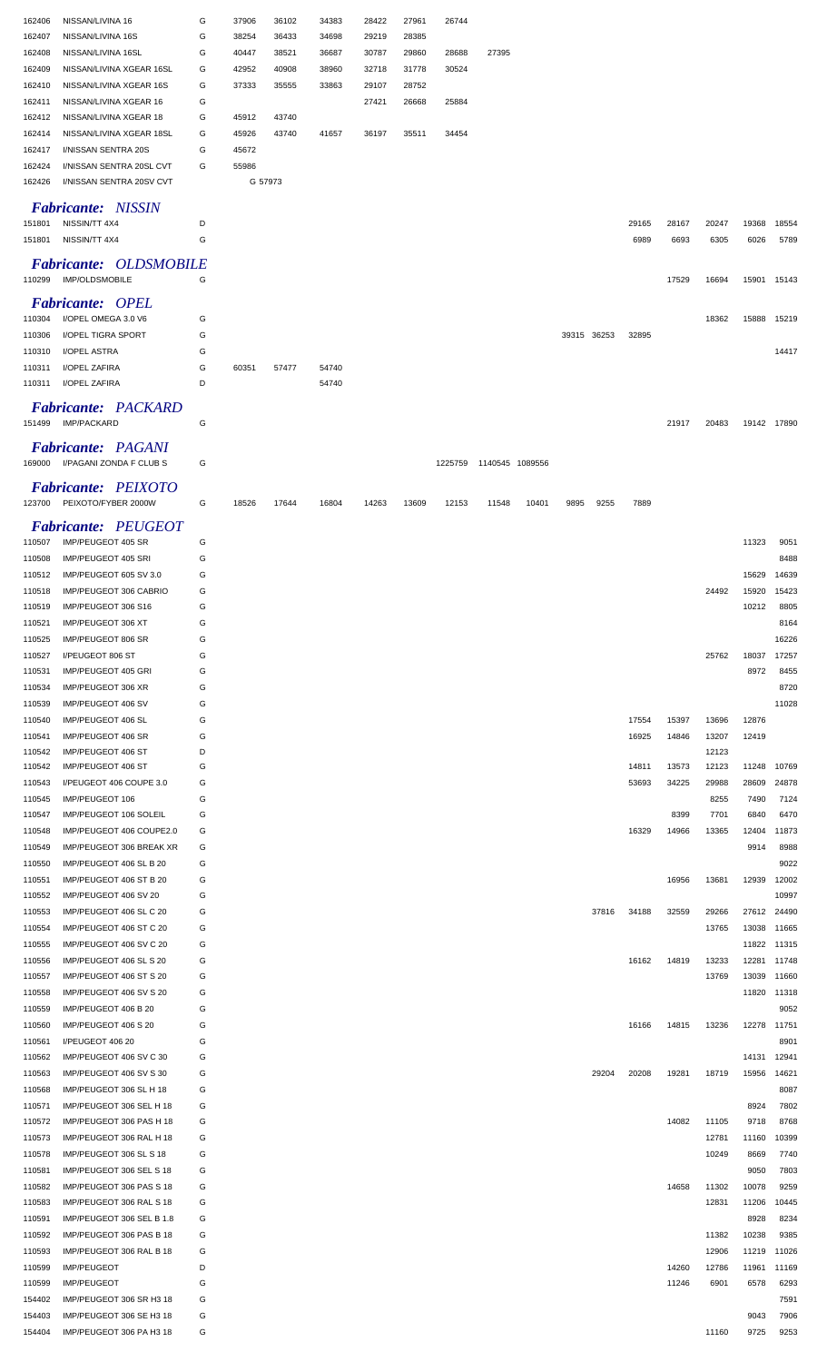| | | | | | | | | | | | | | | | | | |
|---|---|---|---|---|---|---|---|---|---|---|---|---|---|---|---|---|---|
| 162406 | NISSAN/LIVINA 16 | G | 37906 | 36102 | 34383 | 28422 | 27961 | 26744 | | | | | | | | | |
| 162407 | NISSAN/LIVINA 16S | G | 38254 | 36433 | 34698 | 29219 | 28385 | | | | | | | | | | |
| 162408 | NISSAN/LIVINA 16SL | G | 40447 | 38521 | 36687 | 30787 | 29860 | 28688 | 27395 | | | | | | | | |
| 162409 | NISSAN/LIVINA XGEAR 16SL | G | 42952 | 40908 | 38960 | 32718 | 31778 | 30524 | | | | | | | | | |
| 162410 | NISSAN/LIVINA XGEAR 16S | G | 37333 | 35555 | 33863 | 29107 | 28752 | | | | | | | | | | |
| 162411 | NISSAN/LIVINA XGEAR 16 | G | | | | 27421 | 26668 | 25884 | | | | | | | | | |
| 162412 | NISSAN/LIVINA XGEAR 18 | G | 45912 | 43740 | | | | | | | | | | | | | |
| 162414 | NISSAN/LIVINA XGEAR 18SL | G | 45926 | 43740 | 41657 | 36197 | 35511 | 34454 | | | | | | | | | |
| 162417 | I/NISSAN SENTRA 20S | G | 45672 | | | | | | | | | | | | | | |
| 162424 | I/NISSAN SENTRA 20SL CVT | G | 55986 | | | | | | | | | | | | | | |
| 162426 | I/NISSAN SENTRA 20SV CVT | | G 57973 | | | | | | | | | | | | | | |

### *Fabricante: NISSIN*

| | | | | | | | | | | | | | | | | | |
|---|---|---|---|---|---|---|---|---|---|---|---|---|---|---|---|---|---|
| 151801 | NISSIN/TT 4X4 | D | | | | | | | | | | | 29165 | 28167 | 20247 | 19368 | 18554 |
| 151801 | NISSIN/TT 4X4 | G | | | | | | | | | | | 6989 | 6693 | 6305 | 6026 | 5789 |

### *Fabricante: OLDSMOBILE*

| | | | | | | | | | | | | | | | | | |
|---|---|---|---|---|---|---|---|---|---|---|---|---|---|---|---|---|---|
| 110299 | IMP/OLDSMOBILE | G | | | | | | | | | | | | 17529 | 16694 | 15901 | 15143 |

### *Fabricante: OPEL*

| | | | | | | | | | | | | | | | | | |
|---|---|---|---|---|---|---|---|---|---|---|---|---|---|---|---|---|---|
| 110304 | I/OPEL OMEGA 3.0 V6 | G | | | | | | | | | | | | | 18362 | 15888 | 15219 |
| 110306 | I/OPEL TIGRA SPORT | G | | | | | | | | | 39315 | 36253 | 32895 | | | | |
| 110310 | I/OPEL ASTRA | G | | | | | | | | | | | | | | | 14417 |
| 110311 | I/OPEL ZAFIRA | G | 60351 | 57477 | 54740 | | | | | | | | | | | | |
| 110311 | I/OPEL ZAFIRA | D | | | 54740 | | | | | | | | | | | | |

### *Fabricante: PACKARD*

| | | | | | | | | | | | | | | | | | |
|---|---|---|---|---|---|---|---|---|---|---|---|---|---|---|---|---|---|
| 151499 | IMP/PACKARD | G | | | | | | | | | | | | 21917 | 20483 | 19142 | 17890 |

### *Fabricante: PAGANI*

| | | | | | | | | | | | | | | | | | |
|---|---|---|---|---|---|---|---|---|---|---|---|---|---|---|---|---|---|
| 169000 | I/PAGANI ZONDA F CLUB S | G | | | | | | 1225759 | 1140545 | 1089556 | | | | | | | |

### *Fabricante: PEIXOTO*

| | | | | | | | | | | | | | | | | | |
|---|---|---|---|---|---|---|---|---|---|---|---|---|---|---|---|---|---|
| 123700 | PEIXOTO/FYBER 2000W | G | 18526 | 17644 | 16804 | 14263 | 13609 | 12153 | 11548 | 10401 | 9895 | 9255 | 7889 | | | | |

### *Fabricante: PEUGEOT*

| | | | | | | | | | | | | | | | | | |
|---|---|---|---|---|---|---|---|---|---|---|---|---|---|---|---|---|---|
| 110507 | IMP/PEUGEOT 405 SR | G | | | | | | | | | | | | | | 11323 | 9051 |
| 110508 | IMP/PEUGEOT 405 SRI | G | | | | | | | | | | | | | | | 8488 |
| 110512 | IMP/PEUGEOT 605 SV 3.0 | G | | | | | | | | | | | | | | 15629 | 14639 |
| 110518 | IMP/PEUGEOT 306 CABRIO | G | | | | | | | | | | | | | 24492 | 15920 | 15423 |
| 110519 | IMP/PEUGEOT 306 S16 | G | | | | | | | | | | | | | | 10212 | 8805 |
| 110521 | IMP/PEUGEOT 306 XT | G | | | | | | | | | | | | | | | 8164 |
| 110525 | IMP/PEUGEOT 806 SR | G | | | | | | | | | | | | | | | 16226 |
| 110527 | I/PEUGEOT 806 ST | G | | | | | | | | | | | | | 25762 | 18037 | 17257 |
| 110531 | IMP/PEUGEOT 405 GRI | G | | | | | | | | | | | | | | 8972 | 8455 |
| 110534 | IMP/PEUGEOT 306 XR | G | | | | | | | | | | | | | | | 8720 |
| 110539 | IMP/PEUGEOT 406 SV | G | | | | | | | | | | | | | | | 11028 |
| 110540 | IMP/PEUGEOT 406 SL | G | | | | | | | | | | | 17554 | 15397 | 13696 | 12876 | |
| 110541 | IMP/PEUGEOT 406 SR | G | | | | | | | | | | | 16925 | 14846 | 13207 | 12419 | |
| 110542 | IMP/PEUGEOT 406 ST | D | | | | | | | | | | | | | 12123 | | |
| 110542 | IMP/PEUGEOT 406 ST | G | | | | | | | | | | | 14811 | 13573 | 12123 | 11248 | 10769 |
| 110543 | I/PEUGEOT 406 COUPE 3.0 | G | | | | | | | | | | | 53693 | 34225 | 29988 | 28609 | 24878 |
| 110545 | IMP/PEUGEOT 106 | G | | | | | | | | | | | | | 8255 | 7490 | 7124 |
| 110547 | IMP/PEUGEOT 106 SOLEIL | G | | | | | | | | | | | | 8399 | 7701 | 6840 | 6470 |
| 110548 | IMP/PEUGEOT 406 COUPE2.0 | G | | | | | | | | | | | 16329 | 14966 | 13365 | 12404 | 11873 |
| 110549 | IMP/PEUGEOT 306 BREAK XR | G | | | | | | | | | | | | | | 9914 | 8988 |
| 110550 | IMP/PEUGEOT 406 SL B 20 | G | | | | | | | | | | | | | | | 9022 |
| 110551 | IMP/PEUGEOT 406 ST B 20 | G | | | | | | | | | | | | 16956 | 13681 | 12939 | 12002 |
| 110552 | IMP/PEUGEOT 406 SV 20 | G | | | | | | | | | | | | | | | 10997 |
| 110553 | IMP/PEUGEOT 406 SL C 20 | G | | | | | | | | | | 37816 | 34188 | 32559 | 29266 | 27612 | 24490 |
| 110554 | IMP/PEUGEOT 406 ST C 20 | G | | | | | | | | | | | | | 13765 | 13038 | 11665 |
| 110555 | IMP/PEUGEOT 406 SV C 20 | G | | | | | | | | | | | | | | 11822 | 11315 |
| 110556 | IMP/PEUGEOT 406 SL S 20 | G | | | | | | | | | | | 16162 | 14819 | 13233 | 12281 | 11748 |
| 110557 | IMP/PEUGEOT 406 ST S 20 | G | | | | | | | | | | | | | 13769 | 13039 | 11660 |
| 110558 | IMP/PEUGEOT 406 SV S 20 | G | | | | | | | | | | | | | | 11820 | 11318 |
| 110559 | IMP/PEUGEOT 406 B 20 | G | | | | | | | | | | | | | | | 9052 |
| 110560 | IMP/PEUGEOT 406 S 20 | G | | | | | | | | | | | 16166 | 14815 | 13236 | 12278 | 11751 |
| 110561 | I/PEUGEOT 406 20 | G | | | | | | | | | | | | | | | 8901 |
| 110562 | IMP/PEUGEOT 406 SV C 30 | G | | | | | | | | | | | | | | 14131 | 12941 |
| 110563 | IMP/PEUGEOT 406 SV S 30 | G | | | | | | | | | | 29204 | 20208 | 19281 | 18719 | 15956 | 14621 |
| 110568 | IMP/PEUGEOT 306 SL H 18 | G | | | | | | | | | | | | | | | 8087 |
| 110571 | IMP/PEUGEOT 306 SEL H 18 | G | | | | | | | | | | | | | | 8924 | 7802 |
| 110572 | IMP/PEUGEOT 306 PAS H 18 | G | | | | | | | | | | | | 14082 | 11105 | 9718 | 8768 |
| 110573 | IMP/PEUGEOT 306 RAL H 18 | G | | | | | | | | | | | | | 12781 | 11160 | 10399 |
| 110578 | IMP/PEUGEOT 306 SL S 18 | G | | | | | | | | | | | | | 10249 | 8669 | 7740 |
| 110581 | IMP/PEUGEOT 306 SEL S 18 | G | | | | | | | | | | | | | | 9050 | 7803 |
| 110582 | IMP/PEUGEOT 306 PAS S 18 | G | | | | | | | | | | | | 14658 | 11302 | 10078 | 9259 |
| 110583 | IMP/PEUGEOT 306 RAL S 18 | G | | | | | | | | | | | | | 12831 | 11206 | 10445 |
| 110591 | IMP/PEUGEOT 306 SEL B 1.8 | G | | | | | | | | | | | | | | 8928 | 8234 |
| 110592 | IMP/PEUGEOT 306 PAS B 18 | G | | | | | | | | | | | | | 11382 | 10238 | 9385 |
| 110593 | IMP/PEUGEOT 306 RAL B 18 | G | | | | | | | | | | | | | 12906 | 11219 | 11026 |
| 110599 | IMP/PEUGEOT | D | | | | | | | | | | | | 14260 | 12786 | 11961 | 11169 |
| 110599 | IMP/PEUGEOT | G | | | | | | | | | | | | 11246 | 6901 | 6578 | 6293 |
| 154402 | IMP/PEUGEOT 306 SR H3 18 | G | | | | | | | | | | | | | | | 7591 |
| 154403 | IMP/PEUGEOT 306 SE H3 18 | G | | | | | | | | | | | | | | 9043 | 7906 |
| 154404 | IMP/PEUGEOT 306 PA H3 18 | G | | | | | | | | | | | | | 11160 | 9725 | 9253 |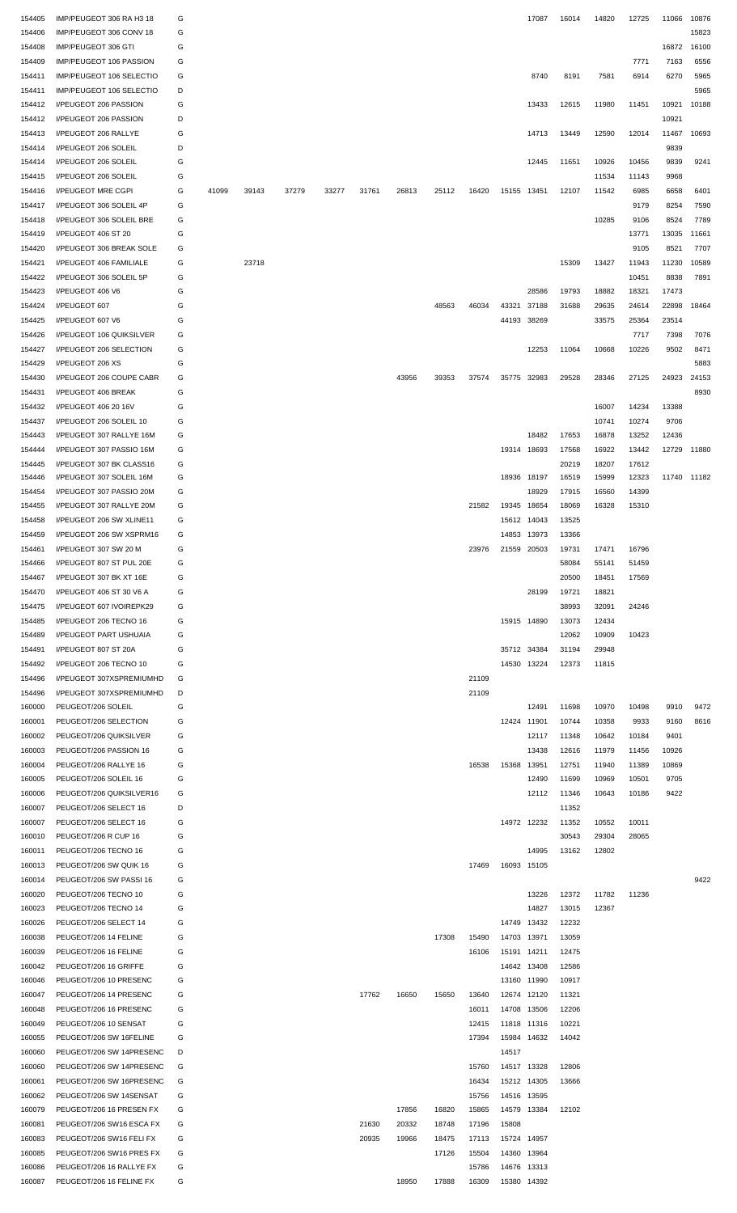| | | | | | | | | | | | | | | | | | |
|---|---|---|---|---|---|---|---|---|---|---|---|---|---|---|---|---|---|
| 154405 | IMP/PEUGEOT 306 RA H3 18 | G | | | | | | | | | | 17087 | 16014 | 14820 | 12725 | 11066 | 10876 |
| 154406 | IMP/PEUGEOT 306 CONV 18 | G | | | | | | | | | | | | | | | 15823 |
| 154408 | IMP/PEUGEOT 306 GTI | G | | | | | | | | | | | | | | 16872 | 16100 |
| 154409 | IMP/PEUGEOT 106 PASSION | G | | | | | | | | | | | | | 7771 | 7163 | 6556 |
| 154411 | IMP/PEUGEOT 106 SELECTIO | G | | | | | | | | | | 8740 | 8191 | 7581 | 6914 | 6270 | 5965 |
| 154411 | IMP/PEUGEOT 106 SELECTIO | D | | | | | | | | | | | | | | | 5965 |
| 154412 | I/PEUGEOT 206 PASSION | G | | | | | | | | | | 13433 | 12615 | 11980 | 11451 | 10921 | 10188 |
| 154412 | I/PEUGEOT 206 PASSION | D | | | | | | | | | | | | | | 10921 | |
| 154413 | I/PEUGEOT 206 RALLYE | G | | | | | | | | | | 14713 | 13449 | 12590 | 12014 | 11467 | 10693 |
| 154414 | I/PEUGEOT 206 SOLEIL | D | | | | | | | | | | | | | | 9839 | |
| 154414 | I/PEUGEOT 206 SOLEIL | G | | | | | | | | | | 12445 | 11651 | 10926 | 10456 | 9839 | 9241 |
| 154415 | I/PEUGEOT 206 SOLEIL | G | | | | | | | | | | | | 11534 | 11143 | 9968 | |
| 154416 | I/PEUGEOT MRE CGPI | G | 41099 | 39143 | 37279 | 33277 | 31761 | 26813 | 25112 | 16420 | 15155 | 13451 | 12107 | 11542 | 6985 | 6658 | 6401 |
| 154417 | I/PEUGEOT 306 SOLEIL 4P | G | | | | | | | | | | | | | 9179 | 8254 | 7590 |
| 154418 | I/PEUGEOT 306 SOLEIL BRE | G | | | | | | | | | | | | 10285 | 9106 | 8524 | 7789 |
| 154419 | I/PEUGEOT 406 ST 20 | G | | | | | | | | | | | | | 13771 | 13035 | 11661 |
| 154420 | I/PEUGEOT 306 BREAK SOLE | G | | | | | | | | | | | | | 9105 | 8521 | 7707 |
| 154421 | I/PEUGEOT 406 FAMILIALE | G | | 23718 | | | | | | | | | 15309 | 13427 | 11943 | 11230 | 10589 |
| 154422 | I/PEUGEOT 306 SOLEIL 5P | G | | | | | | | | | | | | | 10451 | 8838 | 7891 |
| 154423 | I/PEUGEOT 406 V6 | G | | | | | | | | | | 28586 | 19793 | 18882 | 18321 | 17473 | |
| 154424 | I/PEUGEOT 607 | G | | | | | | | 48563 | 46034 | 43321 | 37188 | 31688 | 29635 | 24614 | 22898 | 18464 |
| 154425 | I/PEUGEOT 607 V6 | G | | | | | | | | | 44193 | 38269 | | 33575 | 25364 | 23514 | |
| 154426 | I/PEUGEOT 106 QUIKSILVER | G | | | | | | | | | | | | | 7717 | 7398 | 7076 |
| 154427 | I/PEUGEOT 206 SELECTION | G | | | | | | | | | | 12253 | 11064 | 10668 | 10226 | 9502 | 8471 |
| 154429 | I/PEUGEOT 206 XS | G | | | | | | | | | | | | | | | 5883 |
| 154430 | I/PEUGEOT 206 COUPE CABR | G | | | | | | 43956 | 39353 | 37574 | 35775 | 32983 | 29528 | 28346 | 27125 | 24923 | 24153 |
| 154431 | I/PEUGEOT 406 BREAK | G | | | | | | | | | | | | | | | 8930 |
| 154432 | I/PEUGEOT 406 20 16V | G | | | | | | | | | | | | 16007 | 14234 | 13388 | |
| 154437 | I/PEUGEOT 206 SOLEIL 10 | G | | | | | | | | | | | | 10741 | 10274 | 9706 | |
| 154443 | I/PEUGEOT 307 RALLYE 16M | G | | | | | | | | | | 18482 | 17653 | 16878 | 13252 | 12436 | |
| 154444 | I/PEUGEOT 307 PASSIO 16M | G | | | | | | | | | 19314 | 18693 | 17568 | 16922 | 13442 | 12729 | 11880 |
| 154445 | I/PEUGEOT 307 BK CLASS16 | G | | | | | | | | | | | 20219 | 18207 | 17612 | | |
| 154446 | I/PEUGEOT 307 SOLEIL 16M | G | | | | | | | | | 18936 | 18197 | 16519 | 15999 | 12323 | 11740 | 11182 |
| 154454 | I/PEUGEOT 307 PASSIO 20M | G | | | | | | | | | | 18929 | 17915 | 16560 | 14399 | | |
| 154455 | I/PEUGEOT 307 RALLYE 20M | G | | | | | | | | 21582 | 19345 | 18654 | 18069 | 16328 | 15310 | | |
| 154458 | I/PEUGEOT 206 SW XLINE11 | G | | | | | | | | | 15612 | 14043 | 13525 | | | | |
| 154459 | I/PEUGEOT 206 SW XSPRM16 | G | | | | | | | | | 14853 | 13973 | 13366 | | | | |
| 154461 | I/PEUGEOT 307 SW 20 M | G | | | | | | | | 23976 | 21559 | 20503 | 19731 | 17471 | 16796 | | |
| 154466 | I/PEUGEOT 807 ST PUL 20E | G | | | | | | | | | | | 58084 | 55141 | 51459 | | |
| 154467 | I/PEUGEOT 307 BK XT 16E | G | | | | | | | | | | | 20500 | 18451 | 17569 | | |
| 154470 | I/PEUGEOT 406 ST 30 V6 A | G | | | | | | | | | | 28199 | 19721 | 18821 | | | |
| 154475 | I/PEUGEOT 607 IVOIREPK29 | G | | | | | | | | | | | 38993 | 32091 | 24246 | | |
| 154485 | I/PEUGEOT 206 TECNO 16 | G | | | | | | | | | 15915 | 14890 | 13073 | 12434 | | | |
| 154489 | I/PEUGEOT PART USHUAIA | G | | | | | | | | | | | 12062 | 10909 | 10423 | | |
| 154491 | I/PEUGEOT 807 ST 20A | G | | | | | | | | | 35712 | 34384 | 31194 | 29948 | | | |
| 154492 | I/PEUGEOT 206 TECNO 10 | G | | | | | | | | | 14530 | 13224 | 12373 | 11815 | | | |
| 154496 | I/PEUGEOT 307XSPREMIUMHD | G | | | | | | | | 21109 | | | | | | | |
| 154496 | I/PEUGEOT 307XSPREMIUMHD | D | | | | | | | | 21109 | | | | | | | |
| 160000 | PEUGEOT/206 SOLEIL | G | | | | | | | | | | 12491 | 11698 | 10970 | 10498 | 9910 | 9472 |
| 160001 | PEUGEOT/206 SELECTION | G | | | | | | | | | 12424 | 11901 | 10744 | 10358 | 9933 | 9160 | 8616 |
| 160002 | PEUGEOT/206 QUIKSILVER | G | | | | | | | | | | 12117 | 11348 | 10642 | 10184 | 9401 | |
| 160003 | PEUGEOT/206 PASSION 16 | G | | | | | | | | | | 13438 | 12616 | 11979 | 11456 | 10926 | |
| 160004 | PEUGEOT/206 RALLYE 16 | G | | | | | | | | 16538 | 15368 | 13951 | 12751 | 11940 | 11389 | 10869 | |
| 160005 | PEUGEOT/206 SOLEIL 16 | G | | | | | | | | | | 12490 | 11699 | 10969 | 10501 | 9705 | |
| 160006 | PEUGEOT/206 QUIKSILVER16 | G | | | | | | | | | | 12112 | 11346 | 10643 | 10186 | 9422 | |
| 160007 | PEUGEOT/206 SELECT 16 | D | | | | | | | | | | | 11352 | | | | |
| 160007 | PEUGEOT/206 SELECT 16 | G | | | | | | | | | 14972 | 12232 | 11352 | 10552 | 10011 | | |
| 160010 | PEUGEOT/206 R CUP 16 | G | | | | | | | | | | | 30543 | 29304 | 28065 | | |
| 160011 | PEUGEOT/206 TECNO 16 | G | | | | | | | | | | 14995 | 13162 | 12802 | | | |
| 160013 | PEUGEOT/206 SW QUIK 16 | G | | | | | | | | 17469 | 16093 | 15105 | | | | | |
| 160014 | PEUGEOT/206 SW PASSI 16 | G | | | | | | | | | | | | | | | 9422 |
| 160020 | PEUGEOT/206 TECNO 10 | G | | | | | | | | | | 13226 | 12372 | 11782 | 11236 | | |
| 160023 | PEUGEOT/206 TECNO 14 | G | | | | | | | | | | 14827 | 13015 | 12367 | | | |
| 160026 | PEUGEOT/206 SELECT 14 | G | | | | | | | | | 14749 | 13432 | 12232 | | | | |
| 160038 | PEUGEOT/206 14 FELINE | G | | | | | | | 17308 | 15490 | 14703 | 13971 | 13059 | | | | |
| 160039 | PEUGEOT/206 16 FELINE | G | | | | | | | | 16106 | 15191 | 14211 | 12475 | | | | |
| 160042 | PEUGEOT/206 16 GRIFFE | G | | | | | | | | | 14642 | 13408 | 12586 | | | | |
| 160046 | PEUGEOT/206 10 PRESENC | G | | | | | | | | | 13160 | 11990 | 10917 | | | | |
| 160047 | PEUGEOT/206 14 PRESENC | G | | | | | 17762 | 16650 | 15650 | 13640 | 12674 | 12120 | 11321 | | | | |
| 160048 | PEUGEOT/206 16 PRESENC | G | | | | | | | | 16011 | 14708 | 13506 | 12206 | | | | |
| 160049 | PEUGEOT/206 10 SENSAT | G | | | | | | | | 12415 | 11818 | 11316 | 10221 | | | | |
| 160055 | PEUGEOT/206 SW 16FELINE | G | | | | | | | | 17394 | 15984 | 14632 | 14042 | | | | |
| 160060 | PEUGEOT/206 SW 14PRESENC | D | | | | | | | | | 14517 | | | | | | |
| 160060 | PEUGEOT/206 SW 14PRESENC | G | | | | | | | | 15760 | 14517 | 13328 | 12806 | | | | |
| 160061 | PEUGEOT/206 SW 16PRESENC | G | | | | | | | | 16434 | 15212 | 14305 | 13666 | | | | |
| 160062 | PEUGEOT/206 SW 14SENSAT | G | | | | | | | | 15756 | 14516 | 13595 | | | | | |
| 160079 | PEUGEOT/206 16 PRESEN FX | G | | | | | | 17856 | 16820 | 15865 | 14579 | 13384 | 12102 | | | | |
| 160081 | PEUGEOT/206 SW16 ESCA FX | G | | | | | 21630 | 20332 | 18748 | 17196 | 15808 | | | | | | |
| 160083 | PEUGEOT/206 SW16 FELI FX | G | | | | | 20935 | 19966 | 18475 | 17113 | 15724 | 14957 | | | | | |
| 160085 | PEUGEOT/206 SW16 PRES FX | G | | | | | | | 17126 | 15504 | 14360 | 13964 | | | | | |
| 160086 | PEUGEOT/206 16 RALLYE FX | G | | | | | | | | 15786 | 14676 | 13313 | | | | | |
| 160087 | PEUGEOT/206 16 FELINE FX | G | | | | | | 18950 | 17888 | 16309 | 15380 | 14392 | | | | | |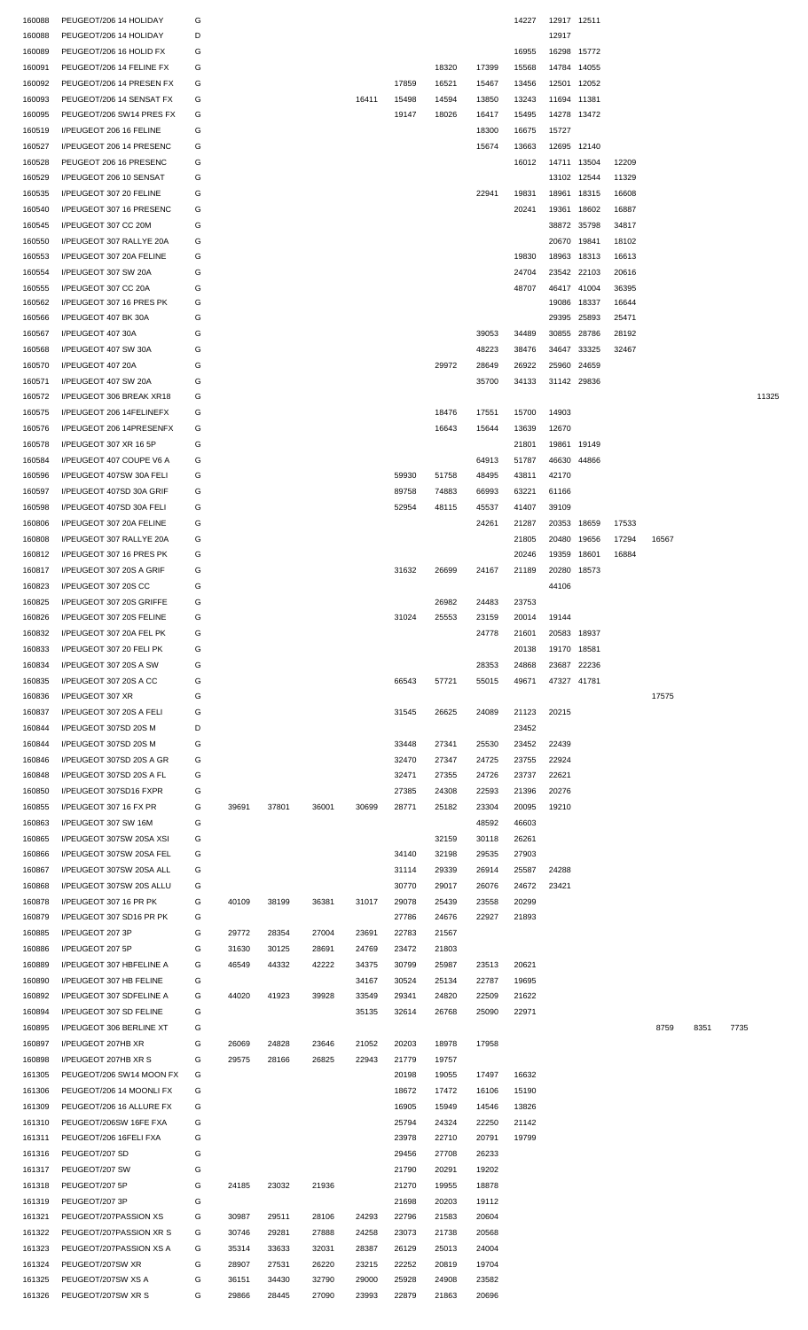| | | | | | | | | | | | | | | | | | |
|---|---|---|---|---|---|---|---|---|---|---|---|---|---|---|---|---|---|
| 160088 | PEUGEOT/206 14 HOLIDAY | G | | | | | | | | 14227 | 12917 | 12511 | | | | | |
| 160088 | PEUGEOT/206 14 HOLIDAY | D | | | | | | | | | 12917 | | | | | | |
| 160089 | PEUGEOT/206 16 HOLID FX | G | | | | | | | | 16955 | 16298 | 15772 | | | | | |
| 160091 | PEUGEOT/206 14 FELINE FX | G | | | | | | 18320 | 17399 | 15568 | 14784 | 14055 | | | | | |
| 160092 | PEUGEOT/206 14 PRESEN FX | G | | | | | 17859 | 16521 | 15467 | 13456 | 12501 | 12052 | | | | | |
| 160093 | PEUGEOT/206 14 SENSAT FX | G | | | | 16411 | 15498 | 14594 | 13850 | 13243 | 11694 | 11381 | | | | | |
| 160095 | PEUGEOT/206 SW14 PRES FX | G | | | | | 19147 | 18026 | 16417 | 15495 | 14278 | 13472 | | | | | |
| 160519 | I/PEUGEOT 206 16 FELINE | G | | | | | | | 18300 | 16675 | 15727 | | | | | | |
| 160527 | I/PEUGEOT 206 14 PRESENC | G | | | | | | | 15674 | 13663 | 12695 | 12140 | | | | | |
| 160528 | PEUGEOT 206 16 PRESENC | G | | | | | | | | 16012 | 14711 | 13504 | 12209 | | | | |
| 160529 | I/PEUGEOT 206 10 SENSAT | G | | | | | | | | | 13102 | 12544 | 11329 | | | | |
| 160535 | I/PEUGEOT 307 20 FELINE | G | | | | | | | 22941 | 19831 | 18961 | 18315 | 16608 | | | | |
| 160540 | I/PEUGEOT 307 16 PRESENC | G | | | | | | | | 20241 | 19361 | 18602 | 16887 | | | | |
| 160545 | I/PEUGEOT 307 CC 20M | G | | | | | | | | | 38872 | 35798 | 34817 | | | | |
| 160550 | I/PEUGEOT 307 RALLYE 20A | G | | | | | | | | | 20670 | 19841 | 18102 | | | | |
| 160553 | I/PEUGEOT 307 20A FELINE | G | | | | | | | | 19830 | 18963 | 18313 | 16613 | | | | |
| 160554 | I/PEUGEOT 307 SW 20A | G | | | | | | | | 24704 | 23542 | 22103 | 20616 | | | | |
| 160555 | I/PEUGEOT 307 CC 20A | G | | | | | | | | 48707 | 46417 | 41004 | 36395 | | | | |
| 160562 | I/PEUGEOT 307 16 PRES PK | G | | | | | | | | | 19086 | 18337 | 16644 | | | | |
| 160566 | I/PEUGEOT 407 BK 30A | G | | | | | | | | | 29395 | 25893 | 25471 | | | | |
| 160567 | I/PEUGEOT 407 30A | G | | | | | | | 39053 | 34489 | 30855 | 28786 | 28192 | | | | |
| 160568 | I/PEUGEOT 407 SW 30A | G | | | | | | | 48223 | 38476 | 34647 | 33325 | 32467 | | | | |
| 160570 | I/PEUGEOT 407 20A | G | | | | | | 29972 | 28649 | 26922 | 25960 | 24659 | | | | | |
| 160571 | I/PEUGEOT 407 SW 20A | G | | | | | | | 35700 | 34133 | 31142 | 29836 | | | | | |
| 160572 | I/PEUGEOT 306 BREAK XR18 | G | | | | | | | | | | | | | | | 11325 |
| 160575 | I/PEUGEOT 206 14FELINEFX | G | | | | | | 18476 | 17551 | 15700 | 14903 | | | | | | |
| 160576 | I/PEUGEOT 206 14PRESENFX | G | | | | | | 16643 | 15644 | 13639 | 12670 | | | | | | |
| 160578 | I/PEUGEOT 307 XR 16 5P | G | | | | | | | | 21801 | 19861 | 19149 | | | | | |
| 160584 | I/PEUGEOT 407 COUPE V6 A | G | | | | | | | 64913 | 51787 | 46630 | 44866 | | | | | |
| 160596 | I/PEUGEOT 407SW 30A FELI | G | | | | | 59930 | 51758 | 48495 | 43811 | 42170 | | | | | | |
| 160597 | I/PEUGEOT 407SD 30A GRIF | G | | | | | 89758 | 74883 | 66993 | 63221 | 61166 | | | | | | |
| 160598 | I/PEUGEOT 407SD 30A FELI | G | | | | | 52954 | 48115 | 45537 | 41407 | 39109 | | | | | | |
| 160806 | I/PEUGEOT 307 20A FELINE | G | | | | | | | 24261 | 21287 | 20353 | 18659 | 17533 | | | | |
| 160808 | I/PEUGEOT 307 RALLYE 20A | G | | | | | | | | 21805 | 20480 | 19656 | 17294 | 16567 | | | |
| 160812 | I/PEUGEOT 307 16 PRES PK | G | | | | | | | | 20246 | 19359 | 18601 | 16884 | | | | |
| 160817 | I/PEUGEOT 307 20S A GRIF | G | | | | | 31632 | 26699 | 24167 | 21189 | 20280 | 18573 | | | | | |
| 160823 | I/PEUGEOT 307 20S CC | G | | | | | | | | | 44106 | | | | | | |
| 160825 | I/PEUGEOT 307 20S GRIFFE | G | | | | | | 26982 | 24483 | 23753 | | | | | | | |
| 160826 | I/PEUGEOT 307 20S FELINE | G | | | | | 31024 | 25553 | 23159 | 20014 | 19144 | | | | | | |
| 160832 | I/PEUGEOT 307 20A FEL PK | G | | | | | | | 24778 | 21601 | 20583 | 18937 | | | | | |
| 160833 | I/PEUGEOT 307 20 FELI PK | G | | | | | | | | 20138 | 19170 | 18581 | | | | | |
| 160834 | I/PEUGEOT 307 20S A SW | G | | | | | | | 28353 | 24868 | 23687 | 22236 | | | | | |
| 160835 | I/PEUGEOT 307 20S A CC | G | | | | | 66543 | 57721 | 55015 | 49671 | 47327 | 41781 | | | | | |
| 160836 | I/PEUGEOT 307 XR | G | | | | | | | | | | | | 17575 | | | |
| 160837 | I/PEUGEOT 307 20S A FELI | G | | | | | 31545 | 26625 | 24089 | 21123 | 20215 | | | | | | |
| 160844 | I/PEUGEOT 307SD 20S M | D | | | | | | | | 23452 | | | | | | | |
| 160844 | I/PEUGEOT 307SD 20S M | G | | | | | 33448 | 27341 | 25530 | 23452 | 22439 | | | | | | |
| 160846 | I/PEUGEOT 307SD 20S A GR | G | | | | | 32470 | 27347 | 24725 | 23755 | 22924 | | | | | | |
| 160848 | I/PEUGEOT 307SD 20S A FL | G | | | | | 32471 | 27355 | 24726 | 23737 | 22621 | | | | | | |
| 160850 | I/PEUGEOT 307SD16 FXPR | G | | | | | 27385 | 24308 | 22593 | 21396 | 20276 | | | | | | |
| 160855 | I/PEUGEOT 307 16 FX PR | G | 39691 | 37801 | 36001 | 30699 | 28771 | 25182 | 23304 | 20095 | 19210 | | | | | | |
| 160863 | I/PEUGEOT 307 SW 16M | G | | | | | | | 48592 | 46603 | | | | | | | |
| 160865 | I/PEUGEOT 307SW 20SA XSI | G | | | | | | 32159 | 30118 | 26261 | | | | | | | |
| 160866 | I/PEUGEOT 307SW 20SA FEL | G | | | | | 34140 | 32198 | 29535 | 27903 | | | | | | | |
| 160867 | I/PEUGEOT 307SW 20SA ALL | G | | | | | 31114 | 29339 | 26914 | 25587 | 24288 | | | | | | |
| 160868 | I/PEUGEOT 307SW 20S ALLU | G | | | | | 30770 | 29017 | 26076 | 24672 | 23421 | | | | | | |
| 160878 | I/PEUGEOT 307 16 PR PK | G | 40109 | 38199 | 36381 | 31017 | 29078 | 25439 | 23558 | 20299 | | | | | | | |
| 160879 | I/PEUGEOT 307 SD16 PR PK | G | | | | | 27786 | 24676 | 22927 | 21893 | | | | | | | |
| 160885 | I/PEUGEOT 207 3P | G | 29772 | 28354 | 27004 | 23691 | 22783 | 21567 | | | | | | | | | |
| 160886 | I/PEUGEOT 207 5P | G | 31630 | 30125 | 28691 | 24769 | 23472 | 21803 | | | | | | | | | |
| 160889 | I/PEUGEOT 307 HBFELINE A | G | 46549 | 44332 | 42222 | 34375 | 30799 | 25987 | 23513 | 20621 | | | | | | | |
| 160890 | I/PEUGEOT 307 HB FELINE | G | | | | 34167 | 30524 | 25134 | 22787 | 19695 | | | | | | | |
| 160892 | I/PEUGEOT 307 SDFELINE A | G | 44020 | 41923 | 39928 | 33549 | 29341 | 24820 | 22509 | 21622 | | | | | | | |
| 160894 | I/PEUGEOT 307 SD FELINE | G | | | | 35135 | 32614 | 26768 | 25090 | 22971 | | | | | | | |
| 160895 | I/PEUGEOT 306 BERLINE XT | G | | | | | | | | | | | | 8759 | 8351 | 7735 | |
| 160897 | I/PEUGEOT 207HB XR | G | 26069 | 24828 | 23646 | 21052 | 20203 | 18978 | 17958 | | | | | | | | |
| 160898 | I/PEUGEOT 207HB XR S | G | 29575 | 28166 | 26825 | 22943 | 21779 | 19757 | | | | | | | | | |
| 161305 | PEUGEOT/206 SW14 MOON FX | G | | | | | 20198 | 19055 | 17497 | 16632 | | | | | | | |
| 161306 | PEUGEOT/206 14 MOONLI FX | G | | | | | 18672 | 17472 | 16106 | 15190 | | | | | | | |
| 161309 | PEUGEOT/206 16 ALLURE FX | G | | | | | 16905 | 15949 | 14546 | 13826 | | | | | | | |
| 161310 | PEUGEOT/206SW 16FE FXA | G | | | | | 25794 | 24324 | 22250 | 21142 | | | | | | | |
| 161311 | PEUGEOT/206 16FELI FXA | G | | | | | 23978 | 22710 | 20791 | 19799 | | | | | | | |
| 161316 | PEUGEOT/207 SD | G | | | | | 29456 | 27708 | 26233 | | | | | | | | |
| 161317 | PEUGEOT/207 SW | G | | | | | 21790 | 20291 | 19202 | | | | | | | | |
| 161318 | PEUGEOT/207 5P | G | 24185 | 23032 | 21936 | | 21270 | 19955 | 18878 | | | | | | | | |
| 161319 | PEUGEOT/207 3P | G | | | | | 21698 | 20203 | 19112 | | | | | | | | |
| 161321 | PEUGEOT/207PASSION XS | G | 30987 | 29511 | 28106 | 24293 | 22796 | 21583 | 20604 | | | | | | | | |
| 161322 | PEUGEOT/207PASSION XR S | G | 30746 | 29281 | 27888 | 24258 | 23073 | 21738 | 20568 | | | | | | | | |
| 161323 | PEUGEOT/207PASSION XS A | G | 35314 | 33633 | 32031 | 28387 | 26129 | 25013 | 24004 | | | | | | | | |
| 161324 | PEUGEOT/207SW XR | G | 28907 | 27531 | 26220 | 23215 | 22252 | 20819 | 19704 | | | | | | | | |
| 161325 | PEUGEOT/207SW XS A | G | 36151 | 34430 | 32790 | 29000 | 25928 | 24908 | 23582 | | | | | | | | |
| 161326 | PEUGEOT/207SW XR S | G | 29866 | 28445 | 27090 | 23993 | 22879 | 21863 | 20696 | | | | | | | | |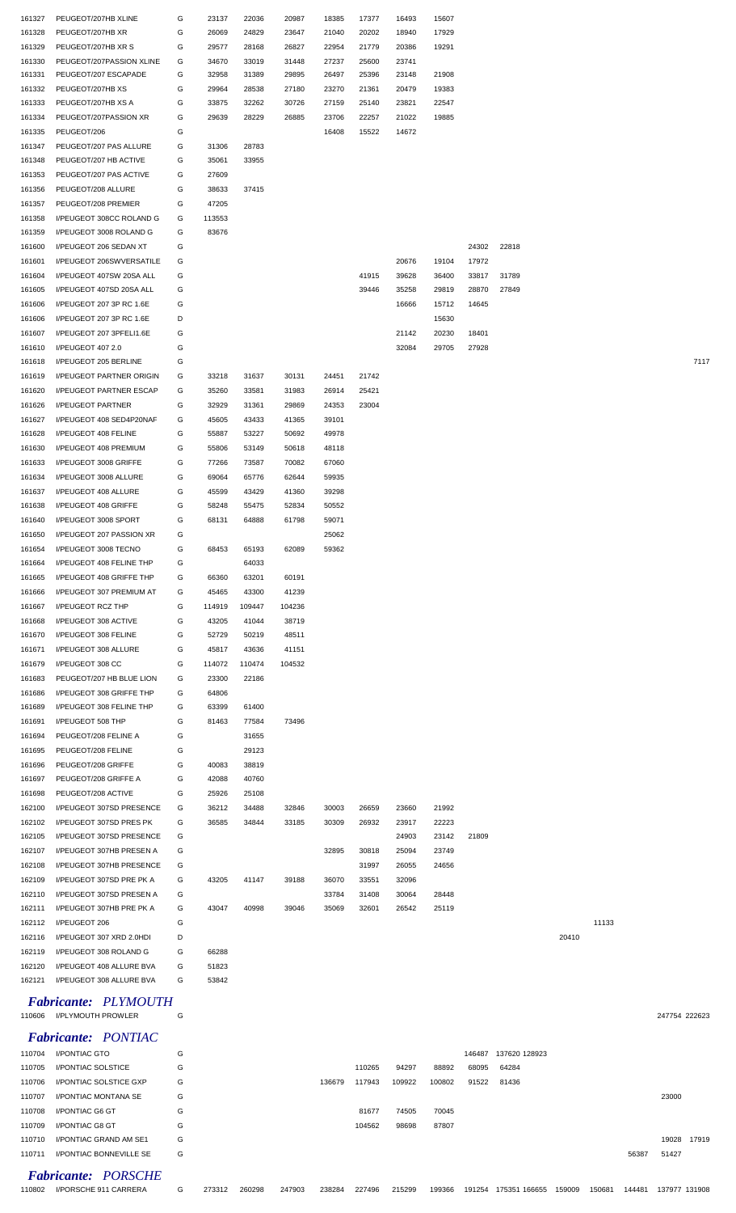| | | | | | | | | | | | | | | | | | |
|---|---|---|---|---|---|---|---|---|---|---|---|---|---|---|---|---|---|
| 161327 | PEUGEOT/207HB XLINE | G | 23137 | 22036 | 20987 | 18385 | 17377 | 16493 | 15607 | | | | | | | | |
| 161328 | PEUGEOT/207HB XR | G | 26069 | 24829 | 23647 | 21040 | 20202 | 18940 | 17929 | | | | | | | | |
| 161329 | PEUGEOT/207HB XR S | G | 29577 | 28168 | 26827 | 22954 | 21779 | 20386 | 19291 | | | | | | | | |
| 161330 | PEUGEOT/207PASSION XLINE | G | 34670 | 33019 | 31448 | 27237 | 25600 | 23741 | | | | | | | | | |
| 161331 | PEUGEOT/207 ESCAPADE | G | 32958 | 31389 | 29895 | 26497 | 25396 | 23148 | 21908 | | | | | | | | |
| 161332 | PEUGEOT/207HB XS | G | 29964 | 28538 | 27180 | 23270 | 21361 | 20479 | 19383 | | | | | | | | |
| 161333 | PEUGEOT/207HB XS A | G | 33875 | 32262 | 30726 | 27159 | 25140 | 23821 | 22547 | | | | | | | | |
| 161334 | PEUGEOT/207PASSION XR | G | 29639 | 28229 | 26885 | 23706 | 22257 | 21022 | 19885 | | | | | | | | |
| 161335 | PEUGEOT/206 | G | | | | 16408 | 15522 | 14672 | | | | | | | | | |
| 161347 | PEUGEOT/207 PAS ALLURE | G | 31306 | 28783 | | | | | | | | | | | | | |
| 161348 | PEUGEOT/207 HB ACTIVE | G | 35061 | 33955 | | | | | | | | | | | | | |
| 161353 | PEUGEOT/207 PAS ACTIVE | G | 27609 | | | | | | | | | | | | | | |
| 161356 | PEUGEOT/208 ALLURE | G | 38633 | 37415 | | | | | | | | | | | | | |
| 161357 | PEUGEOT/208 PREMIER | G | 47205 | | | | | | | | | | | | | | |
| 161358 | I/PEUGEOT 308CC ROLAND G | G | 113553 | | | | | | | | | | | | | | |
| 161359 | I/PEUGEOT 3008 ROLAND G | G | 83676 | | | | | | | | | | | | | | |
| 161600 | I/PEUGEOT 206 SEDAN XT | G | | | | | | | | 24302 | 22818 | | | | | | |
| 161601 | I/PEUGEOT 206SWVERSATILE | G | | | | | | 20676 | 19104 | 17972 | | | | | | | |
| 161604 | I/PEUGEOT 407SW 20SA ALL | G | | | | | 41915 | 39628 | 36400 | 33817 | 31789 | | | | | | |
| 161605 | I/PEUGEOT 407SD 20SA ALL | G | | | | | 39446 | 35258 | 29819 | 28870 | 27849 | | | | | | |
| 161606 | I/PEUGEOT 207 3P RC 1.6E | G | | | | | | 16666 | 15712 | 14645 | | | | | | | |
| 161606 | I/PEUGEOT 207 3P RC 1.6E | D | | | | | | | 15630 | | | | | | | | |
| 161607 | I/PEUGEOT 207 3PFELI1.6E | G | | | | | | 21142 | 20230 | 18401 | | | | | | | |
| 161610 | I/PEUGEOT 407 2.0 | G | | | | | | 32084 | 29705 | 27928 | | | | | | | |
| 161618 | I/PEUGEOT 205 BERLINE | G | | | | | | | | | | | | | | | 7117 |
| 161619 | I/PEUGEOT PARTNER ORIGIN | G | 33218 | 31637 | 30131 | 24451 | 21742 | | | | | | | | | | |
| 161620 | I/PEUGEOT PARTNER ESCAP | G | 35260 | 33581 | 31983 | 26914 | 25421 | | | | | | | | | | |
| 161626 | I/PEUGEOT PARTNER | G | 32929 | 31361 | 29869 | 24353 | 23004 | | | | | | | | | | |
| 161627 | I/PEUGEOT 408 SED4P20NAF | G | 45605 | 43433 | 41365 | 39101 | | | | | | | | | | | |
| 161628 | I/PEUGEOT 408 FELINE | G | 55887 | 53227 | 50692 | 49978 | | | | | | | | | | | |
| 161630 | I/PEUGEOT 408 PREMIUM | G | 55806 | 53149 | 50618 | 48118 | | | | | | | | | | | |
| 161633 | I/PEUGEOT 3008 GRIFFE | G | 77266 | 73587 | 70082 | 67060 | | | | | | | | | | | |
| 161634 | I/PEUGEOT 3008 ALLURE | G | 69064 | 65776 | 62644 | 59935 | | | | | | | | | | | |
| 161637 | I/PEUGEOT 408 ALLURE | G | 45599 | 43429 | 41360 | 39298 | | | | | | | | | | | |
| 161638 | I/PEUGEOT 408 GRIFFE | G | 58248 | 55475 | 52834 | 50552 | | | | | | | | | | | |
| 161640 | I/PEUGEOT 3008 SPORT | G | 68131 | 64888 | 61798 | 59071 | | | | | | | | | | | |
| 161650 | I/PEUGEOT 207 PASSION XR | G | | | | 25062 | | | | | | | | | | | |
| 161654 | I/PEUGEOT 3008 TECNO | G | 68453 | 65193 | 62089 | 59362 | | | | | | | | | | | |
| 161664 | I/PEUGEOT 408 FELINE THP | G | | 64033 | | | | | | | | | | | | | |
| 161665 | I/PEUGEOT 408 GRIFFE THP | G | 66360 | 63201 | 60191 | | | | | | | | | | | | |
| 161666 | I/PEUGEOT 307 PREMIUM AT | G | 45465 | 43300 | 41239 | | | | | | | | | | | | |
| 161667 | I/PEUGEOT RCZ THP | G | 114919 | 109447 | 104236 | | | | | | | | | | | | |
| 161668 | I/PEUGEOT 308 ACTIVE | G | 43205 | 41044 | 38719 | | | | | | | | | | | | |
| 161670 | I/PEUGEOT 308 FELINE | G | 52729 | 50219 | 48511 | | | | | | | | | | | | |
| 161671 | I/PEUGEOT 308 ALLURE | G | 45817 | 43636 | 41151 | | | | | | | | | | | | |
| 161679 | I/PEUGEOT 308 CC | G | 114072 | 110474 | 104532 | | | | | | | | | | | | |
| 161683 | PEUGEOT/207 HB BLUE LION | G | 23300 | 22186 | | | | | | | | | | | | | |
| 161686 | I/PEUGEOT 308 GRIFFE THP | G | 64806 | | | | | | | | | | | | | | |
| 161689 | I/PEUGEOT 308 FELINE THP | G | 63399 | 61400 | | | | | | | | | | | | | |
| 161691 | I/PEUGEOT 508 THP | G | 81463 | 77584 | 73496 | | | | | | | | | | | | |
| 161694 | PEUGEOT/208 FELINE A | G | | 31655 | | | | | | | | | | | | | |
| 161695 | PEUGEOT/208 FELINE | G | | 29123 | | | | | | | | | | | | | |
| 161696 | PEUGEOT/208 GRIFFE | G | 40083 | 38819 | | | | | | | | | | | | | |
| 161697 | PEUGEOT/208 GRIFFE A | G | 42088 | 40760 | | | | | | | | | | | | | |
| 161698 | PEUGEOT/208 ACTIVE | G | 25926 | 25108 | | | | | | | | | | | | | |
| 162100 | I/PEUGEOT 307SD PRESENCE | G | 36212 | 34488 | 32846 | 30003 | 26659 | 23660 | 21992 | | | | | | | | |
| 162102 | I/PEUGEOT 307SD PRES PK | G | 36585 | 34844 | 33185 | 30309 | 26932 | 23917 | 22223 | | | | | | | | |
| 162105 | I/PEUGEOT 307SD PRESENCE | G | | | | | | 24903 | 23142 | 21809 | | | | | | | |
| 162107 | I/PEUGEOT 307HB PRESEN A | G | | | | 32895 | 30818 | 25094 | 23749 | | | | | | | | |
| 162108 | I/PEUGEOT 307HB PRESENCE | G | | | | | 31997 | 26055 | 24656 | | | | | | | | |
| 162109 | I/PEUGEOT 307SD PRE PK A | G | 43205 | 41147 | 39188 | 36070 | 33551 | 32096 | | | | | | | | | |
| 162110 | I/PEUGEOT 307SD PRESEN A | G | | | | 33784 | 31408 | 30064 | 28448 | | | | | | | | |
| 162111 | I/PEUGEOT 307HB PRE PK A | G | 43047 | 40998 | 39046 | 35069 | 32601 | 26542 | 25119 | | | | | | | | |
| 162112 | I/PEUGEOT 206 | G | | | | | | | | | | | | 11133 | | | |
| 162116 | I/PEUGEOT 307 XRD 2.0HDI | D | | | | | | | | | | | 20410 | | | | |
| 162119 | I/PEUGEOT 308 ROLAND G | G | 66288 | | | | | | | | | | | | | | |
| 162120 | I/PEUGEOT 408 ALLURE BVA | G | 51823 | | | | | | | | | | | | | | |
| 162121 | I/PEUGEOT 308 ALLURE BVA | G | 53842 | | | | | | | | | | | | | | |

## *Fabricante: PLYMOUTH*

| | | | | | | | | | | | | | | | | | |
|---|---|---|---|---|---|---|---|---|---|---|---|---|---|---|---|---|---|
| 110606 | I/PLYMOUTH PROWLER | G | | | | | | | | | | | | | | 247754 | 222623 |

## *Fabricante: PONTIAC*

| | | | | | | | | | | | | | | | | | |
|---|---|---|---|---|---|---|---|---|---|---|---|---|---|---|---|---|---|
| 110704 | I/PONTIAC GTO | G | | | | | | | | 146487 | 137620 | 128923 | | | | | |
| 110705 | I/PONTIAC SOLSTICE | G | | | | | 110265 | 94297 | 88892 | 68095 | 64284 | | | | | | |
| 110706 | I/PONTIAC SOLSTICE GXP | G | | | | 136679 | 117943 | 109922 | 100802 | 91522 | 81436 | | | | | | |
| 110707 | I/PONTIAC MONTANA SE | G | | | | | | | | | | | | | | 23000 | |
| 110708 | I/PONTIAC G6 GT | G | | | | | 81677 | 74505 | 70045 | | | | | | | | |
| 110709 | I/PONTIAC G8 GT | G | | | | | 104562 | 98698 | 87807 | | | | | | | | |
| 110710 | I/PONTIAC GRAND AM SE1 | G | | | | | | | | | | | | | | 19028 | 17919 |
| 110711 | I/PONTIAC BONNEVILLE SE | G | | | | | | | | | | | | | 56387 | 51427 | |

## *Fabricante: PORSCHE*

| | | | | | | | | | | | | | | | | | |
|---|---|---|---|---|---|---|---|---|---|---|---|---|---|---|---|---|---|
| 110802 | I/PORSCHE 911 CARRERA | G | 273312 | 260298 | 247903 | 238284 | 227496 | 215299 | 199366 | 191254 | 175351 | 166655 | 159009 | 150681 | 144481 | 137977 | 131908 |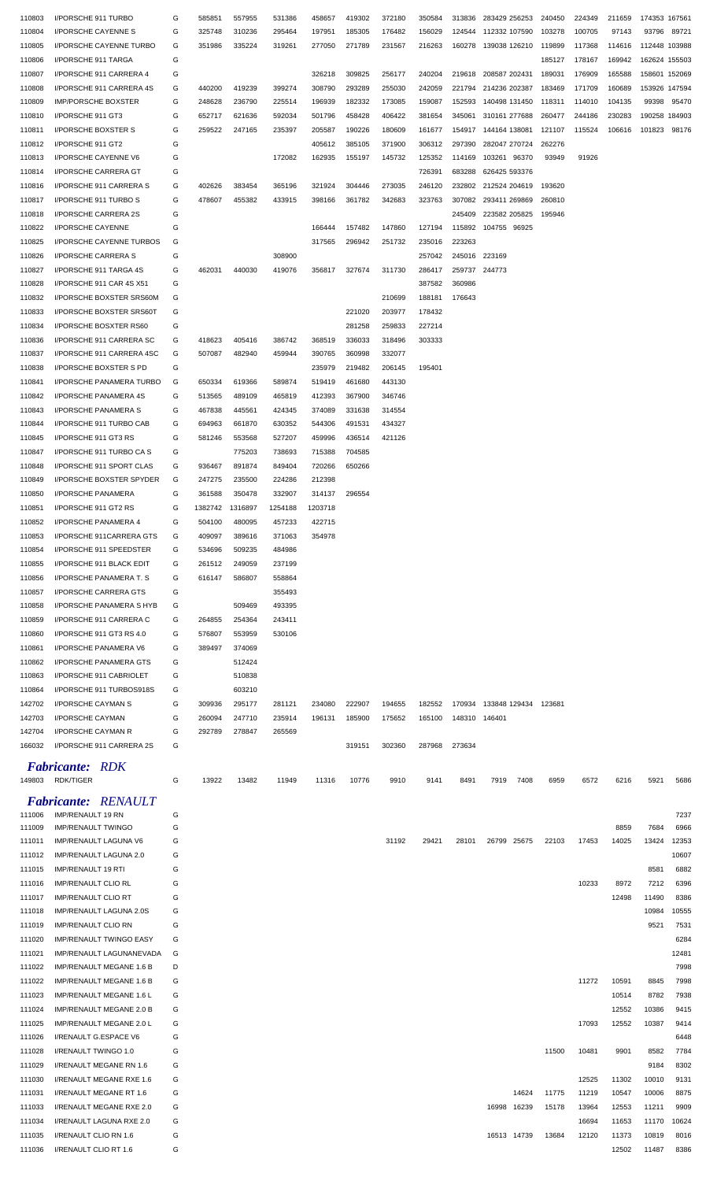| | | | | | | | | | | | | | | | | | |
|---|---|---|---|---|---|---|---|---|---|---|---|---|---|---|---|---|---|
| 110803 | I/PORSCHE 911 TURBO | G | 585851 | 557955 | 531386 | 458657 | 419302 | 372180 | 350584 | 313836 | 283429 | 256253 | 240450 | 224349 | 211659 | 174353 | 167561 |
| 110804 | I/PORSCHE CAYENNE S | G | 325748 | 310236 | 295464 | 197951 | 185305 | 176482 | 156029 | 124544 | 112332 | 107590 | 103278 | 100705 | 97143 | 93796 | 89721 |
| 110805 | I/PORSCHE CAYENNE TURBO | G | 351986 | 335224 | 319261 | 277050 | 271789 | 231567 | 216263 | 160278 | 139038 | 126210 | 119899 | 117368 | 114616 | 112448 | 103988 |
| 110806 | I/PORSCHE 911 TARGA | G | | | | | | | | | | | 185127 | 178167 | 169942 | 162624 | 155503 |
| 110807 | I/PORSCHE 911 CARRERA 4 | G | | | | 326218 | 309825 | 256177 | 240204 | 219618 | 208587 | 202431 | 189031 | 176909 | 165588 | 158601 | 152069 |
| 110808 | I/PORSCHE 911 CARRERA 4S | G | 440200 | 419239 | 399274 | 308790 | 293289 | 255030 | 242059 | 221794 | 214236 | 202387 | 183469 | 171709 | 160689 | 153926 | 147594 |
| 110809 | IMP/PORSCHE BOXSTER | G | 248628 | 236790 | 225514 | 196939 | 182332 | 173085 | 159087 | 152593 | 140498 | 131450 | 118311 | 114010 | 104135 | 99398 | 95470 |
| 110810 | I/PORSCHE 911 GT3 | G | 652717 | 621636 | 592034 | 501796 | 458428 | 406422 | 381654 | 345061 | 310161 | 277688 | 260477 | 244186 | 230283 | 190258 | 184903 |
| 110811 | I/PORSCHE BOXSTER S | G | 259522 | 247165 | 235397 | 205587 | 190226 | 180609 | 161677 | 154917 | 144164 | 138081 | 121107 | 115524 | 106616 | 101823 | 98176 |
| 110812 | I/PORSCHE 911 GT2 | G | | | | 405612 | 385105 | 371900 | 306312 | 297390 | 282047 | 270724 | 262276 | | | | |
| 110813 | I/PORSCHE CAYENNE V6 | G | | | 172082 | 162935 | 155197 | 145732 | 125352 | 114169 | 103261 | 96370 | 93949 | 91926 | | | |
| 110814 | I/PORSCHE CARRERA GT | G | | | | | | | 726391 | 683288 | 626425 | 593376 | | | | | |
| 110816 | I/PORSCHE 911 CARRERA S | G | 402626 | 383454 | 365196 | 321924 | 304446 | 273035 | 246120 | 232802 | 212524 | 204619 | 193620 | | | | |
| 110817 | I/PORSCHE 911 TURBO S | G | 478607 | 455382 | 433915 | 398166 | 361782 | 342683 | 323763 | 307082 | 293411 | 269869 | 260810 | | | | |
| 110818 | I/PORSCHE CARRERA 2S | G | | | | | | | | 245409 | 223582 | 205825 | 195946 | | | | |
| 110822 | I/PORSCHE CAYENNE | G | | | | 166444 | 157482 | 147860 | 127194 | 115892 | 104755 | 96925 | | | | | |
| 110825 | I/PORSCHE CAYENNE TURBOS | G | | | | 317565 | 296942 | 251732 | 235016 | 223263 | | | | | | | |
| 110826 | I/PORSCHE CARRERA S | G | | | 308900 | | | | 257042 | 245016 | 223169 | | | | | | |
| 110827 | I/PORSCHE 911 TARGA 4S | G | 462031 | 440030 | 419076 | 356817 | 327674 | 311730 | 286417 | 259737 | 244773 | | | | | | |
| 110828 | I/PORSCHE 911 CAR 4S X51 | G | | | | | | | 387582 | 360986 | | | | | | | |
| 110832 | I/PORSCHE BOXSTER SRS60M | G | | | | | | 210699 | 188181 | 176643 | | | | | | | |
| 110833 | I/PORSCHE BOXSTER SRS60T | G | | | | | 221020 | 203977 | 178432 | | | | | | | | |
| 110834 | I/PORSCHE BOSXTER RS60 | G | | | | | 281258 | 259833 | 227214 | | | | | | | | |
| 110836 | I/PORSCHE 911 CARRERA SC | G | 418623 | 405416 | 386742 | 368519 | 336033 | 318496 | 303333 | | | | | | | | |
| 110837 | I/PORSCHE 911 CARRERA 4SC | G | 507087 | 482940 | 459944 | 390765 | 360998 | 332077 | | | | | | | | | |
| 110838 | I/PORSCHE BOXSTER S PD | G | | | | 235979 | 219482 | 206145 | 195401 | | | | | | | | |
| 110841 | I/PORSCHE PANAMERA TURBO | G | 650334 | 619366 | 589874 | 519419 | 461680 | 443130 | | | | | | | | | |
| 110842 | I/PORSCHE PANAMERA 4S | G | 513565 | 489109 | 465819 | 412393 | 367900 | 346746 | | | | | | | | | |
| 110843 | I/PORSCHE PANAMERA S | G | 467838 | 445561 | 424345 | 374089 | 331638 | 314554 | | | | | | | | | |
| 110844 | I/PORSCHE 911 TURBO CAB | G | 694963 | 661870 | 630352 | 544306 | 491531 | 434327 | | | | | | | | | |
| 110845 | I/PORSCHE 911 GT3 RS | G | 581246 | 553568 | 527207 | 459996 | 436514 | 421126 | | | | | | | | | |
| 110847 | I/PORSCHE 911 TURBO CA S | G | | 775203 | 738693 | 715388 | 704585 | | | | | | | | | | |
| 110848 | I/PORSCHE 911 SPORT CLAS | G | 936467 | 891874 | 849404 | 720266 | 650266 | | | | | | | | | | |
| 110849 | I/PORSCHE BOXSTER SPYDER | G | 247275 | 235500 | 224286 | 212398 | | | | | | | | | | | |
| 110850 | I/PORSCHE PANAMERA | G | 361588 | 350478 | 332907 | 314137 | 296554 | | | | | | | | | | |
| 110851 | I/PORSCHE 911 GT2 RS | G | 1382742 | 1316897 | 1254188 | 1203718 | | | | | | | | | | | |
| 110852 | I/PORSCHE PANAMERA 4 | G | 504100 | 480095 | 457233 | 422715 | | | | | | | | | | | |
| 110853 | I/PORSCHE 911CARRERA GTS | G | 409097 | 389616 | 371063 | 354978 | | | | | | | | | | | |
| 110854 | I/PORSCHE 911 SPEEDSTER | G | 534696 | 509235 | 484986 | | | | | | | | | | | | |
| 110855 | I/PORSCHE 911 BLACK EDIT | G | 261512 | 249059 | 237199 | | | | | | | | | | | | |
| 110856 | I/PORSCHE PANAMERA T. S | G | 616147 | 586807 | 558864 | | | | | | | | | | | | |
| 110857 | I/PORSCHE CARRERA GTS | G | | | 355493 | | | | | | | | | | | | |
| 110858 | I/PORSCHE PANAMERA S HYB | G | | 509469 | 493395 | | | | | | | | | | | | |
| 110859 | I/PORSCHE 911 CARRERA C | G | 264855 | 254364 | 243411 | | | | | | | | | | | | |
| 110860 | I/PORSCHE 911 GT3 RS 4.0 | G | 576807 | 553959 | 530106 | | | | | | | | | | | | |
| 110861 | I/PORSCHE PANAMERA V6 | G | 389497 | 374069 | | | | | | | | | | | | | |
| 110862 | I/PORSCHE PANAMERA GTS | G | | 512424 | | | | | | | | | | | | | |
| 110863 | I/PORSCHE 911 CABRIOLET | G | | 510838 | | | | | | | | | | | | | |
| 110864 | I/PORSCHE 911 TURBOS918S | G | | 603210 | | | | | | | | | | | | | |
| 142702 | I/PORSCHE CAYMAN S | G | 309936 | 295177 | 281121 | 234080 | 222907 | 194655 | 182552 | 170934 | 133848 | 129434 | 123681 | | | | |
| 142703 | I/PORSCHE CAYMAN | G | 260094 | 247710 | 235914 | 196131 | 185900 | 175652 | 165100 | 148310 | 146401 | | | | | | |
| 142704 | I/PORSCHE CAYMAN R | G | 292789 | 278847 | 265569 | | | | | | | | | | | | |
| 166032 | I/PORSCHE 911 CARRERA 2S | G | | | | | 319151 | 302360 | 287968 | 273634 | | | | | | | |

***Fabricante: RDK***

| | | | | | | | | | | | | | | | | | |
|---|---|---|---|---|---|---|---|---|---|---|---|---|---|---|---|---|---|
| 149803 | RDK/TIGER | G | 13922 | 13482 | 11949 | 11316 | 10776 | 9910 | 9141 | 8491 | 7919 | 7408 | 6959 | 6572 | 6216 | 5921 | 5686 |

***Fabricante: RENAULT***

| | | | | | | | | | | | | | | | | | |
|---|---|---|---|---|---|---|---|---|---|---|---|---|---|---|---|---|---|
| 111006 | IMP/RENAULT 19 RN | G | | | | | | | | | | | | | | | 7237 |
| 111009 | IMP/RENAULT TWINGO | G | | | | | | | | | | | | | 8859 | 7684 | 6966 |
| 111011 | IMP/RENAULT LAGUNA V6 | G | | | | | | 31192 | 29421 | 28101 | 26799 | 25675 | 22103 | 17453 | 14025 | 13424 | 12353 |
| 111012 | IMP/RENAULT LAGUNA 2.0 | G | | | | | | | | | | | | | | | 10607 |
| 111015 | IMP/RENAULT 19 RTI | G | | | | | | | | | | | | | | 8581 | 6882 |
| 111016 | IMP/RENAULT CLIO RL | G | | | | | | | | | | | | 10233 | 8972 | 7212 | 6396 |
| 111017 | IMP/RENAULT CLIO RT | G | | | | | | | | | | | | | 12498 | 11490 | 8386 |
| 111018 | IMP/RENAULT LAGUNA 2.0S | G | | | | | | | | | | | | | | 10984 | 10555 |
| 111019 | IMP/RENAULT CLIO RN | G | | | | | | | | | | | | | | 9521 | 7531 |
| 111020 | IMP/RENAULT TWINGO EASY | G | | | | | | | | | | | | | | | 6284 |
| 111021 | IMP/RENAULT LAGUNANEVADA | G | | | | | | | | | | | | | | | 12481 |
| 111022 | IMP/RENAULT MEGANE 1.6 B | D | | | | | | | | | | | | | | | 7998 |
| 111022 | IMP/RENAULT MEGANE 1.6 B | G | | | | | | | | | | | | 11272 | 10591 | 8845 | 7998 |
| 111023 | IMP/RENAULT MEGANE 1.6 L | G | | | | | | | | | | | | | 10514 | 8782 | 7938 |
| 111024 | IMP/RENAULT MEGANE 2.0 B | G | | | | | | | | | | | | | 12552 | 10386 | 9415 |
| 111025 | IMP/RENAULT MEGANE 2.0 L | G | | | | | | | | | | | | 17093 | 12552 | 10387 | 9414 |
| 111026 | I/RENAULT G.ESPACE V6 | G | | | | | | | | | | | | | | | 6448 |
| 111028 | I/RENAULT TWINGO 1.0 | G | | | | | | | | | | | 11500 | 10481 | 9901 | 8582 | 7784 |
| 111029 | I/RENAULT MEGANE RN 1.6 | G | | | | | | | | | | | | | | 9184 | 8302 |
| 111030 | I/RENAULT MEGANE RXE 1.6 | G | | | | | | | | | | | | 12525 | 11302 | 10010 | 9131 |
| 111031 | I/RENAULT MEGANE RT 1.6 | G | | | | | | | | | | 14624 | 11775 | 11219 | 10547 | 10006 | 8875 |
| 111033 | I/RENAULT MEGANE RXE 2.0 | G | | | | | | | | | 16998 | 16239 | 15178 | 13964 | 12553 | 11211 | 9909 |
| 111034 | I/RENAULT LAGUNA RXE 2.0 | G | | | | | | | | | | | | 16694 | 11653 | 11170 | 10624 |
| 111035 | I/RENAULT CLIO RN 1.6 | G | | | | | | | | | 16513 | 14739 | 13684 | 12120 | 11373 | 10819 | 8016 |
| 111036 | I/RENAULT CLIO RT 1.6 | G | | | | | | | | | | | | | 12502 | 11487 | 8386 |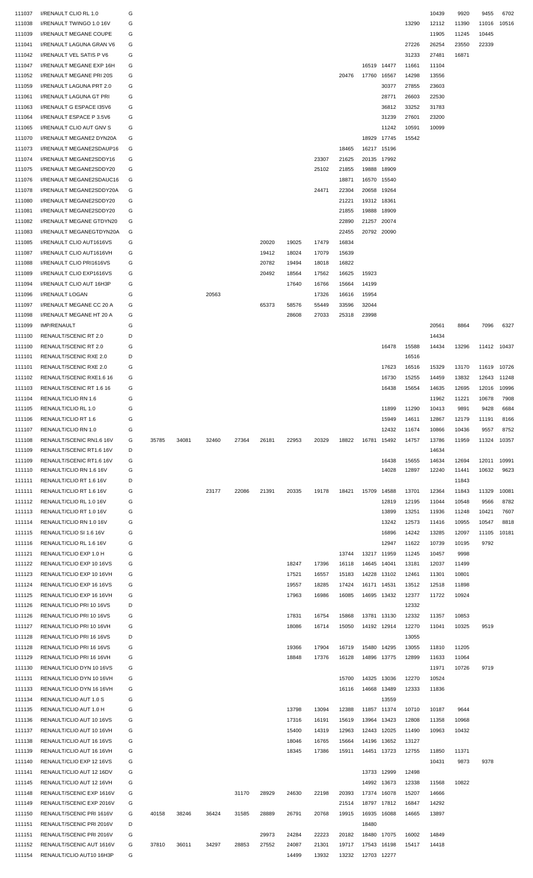| | | | | | | | | | | | | | | | | | |
|---|---|---|---|---|---|---|---|---|---|---|---|---|---|---|---|---|---|
| 111037 | I/RENAULT CLIO RL 1.0 | G | | | | | | | | | | | | 10439 | 9920 | 9455 | 6702 |
| 111038 | I/RENAULT TWINGO 1.0 16V | G | | | | | | | | | | | 13290 | 12112 | 11390 | 11016 | 10516 |
| 111039 | I/RENAULT MEGANE COUPE | G | | | | | | | | | | | | 11905 | 11245 | 10445 | |
| 111041 | I/RENAULT LAGUNA GRAN V6 | G | | | | | | | | | | | 27226 | 26254 | 23550 | 22339 | |
| 111042 | I/RENAULT VEL SATIS P V6 | G | | | | | | | | | | | 31233 | 27481 | 16871 | | |
| 111047 | I/RENAULT MEGANE EXP 16H | G | | | | | | | | | 16519 | 14477 | 11661 | 11104 | | | |
| 111052 | I/RENAULT MEGANE PRI 20S | G | | | | | | | | 20476 | 17760 | 16567 | 14298 | 13556 | | | |
| 111059 | I/RENAULT LAGUNA PRT 2.0 | G | | | | | | | | | | 30377 | 27855 | 23603 | | | |
| 111061 | I/RENAULT LAGUNA GT PRI | G | | | | | | | | | | 28771 | 26603 | 22530 | | | |
| 111063 | I/RENAULT G ESPACE I35V6 | G | | | | | | | | | | 36812 | 33252 | 31783 | | | |
| 111064 | I/RENAULT ESPACE P 3.5V6 | G | | | | | | | | | | 31239 | 27601 | 23200 | | | |
| 111065 | I/RENAULT CLIO AUT GNV S | G | | | | | | | | | | 11242 | 10591 | 10099 | | | |
| 111070 | I/RENAULT MEGANE2 DYN20A | G | | | | | | | | | 18929 | 17745 | 15542 | | | | |
| 111073 | I/RENAULT MEGANE2SDAUP16 | G | | | | | | | | 18465 | 16217 | 15196 | | | | | |
| 111074 | I/RENAULT MEGANE2SDDY16 | G | | | | | | | 23307 | 21625 | 20135 | 17992 | | | | | |
| 111075 | I/RENAULT MEGANE2SDDY20 | G | | | | | | | 25102 | 21855 | 19888 | 18909 | | | | | |
| 111076 | I/RENAULT MEGANE2SDAUC16 | G | | | | | | | | 18871 | 16570 | 15540 | | | | | |
| 111078 | I/RENAULT MEGANE2SDDY20A | G | | | | | | | 24471 | 22304 | 20658 | 19264 | | | | | |
| 111080 | I/RENAULT MEGANE2SDDY20 | G | | | | | | | | 21221 | 19312 | 18361 | | | | | |
| 111081 | I/RENAULT MEGANE2SDDY20 | G | | | | | | | | 21855 | 19888 | 18909 | | | | | |
| 111082 | I/RENAULT MEGANE GTDYN20 | G | | | | | | | | 22890 | 21257 | 20074 | | | | | |
| 111083 | I/RENAULT MEGANEGTDYN20A | G | | | | | | | | 22455 | 20792 | 20090 | | | | | |
| 111085 | I/RENAULT CLIO AUT1616VS | G | | | | | 20020 | 19025 | 17479 | 16834 | | | | | | | |
| 111087 | I/RENAULT CLIO AUT1616VH | G | | | | | 19412 | 18024 | 17079 | 15639 | | | | | | | |
| 111088 | I/RENAULT CLIO PRI1616VS | G | | | | | 20782 | 19494 | 18018 | 16822 | | | | | | | |
| 111089 | I/RENAULT CLIO EXP1616VS | G | | | | | 20492 | 18564 | 17562 | 16625 | 15923 | | | | | | |
| 111094 | I/RENAULT CLIO AUT 16H3P | G | | | | | | 17640 | 16766 | 15664 | 14199 | | | | | | |
| 111096 | I/RENAULT LOGAN | G | | | 20563 | | | | 17326 | 16616 | 15954 | | | | | | |
| 111097 | I/RENAULT MEGANE CC 20 A | G | | | | | 65373 | 58576 | 55449 | 33596 | 32044 | | | | | | |
| 111098 | I/RENAULT MEGANE HT 20 A | G | | | | | | 28608 | 27033 | 25318 | 23998 | | | | | | |
| 111099 | IMP/RENAULT | G | | | | | | | | | | | | 20561 | 8864 | 7096 | 6327 |
| 111100 | RENAULT/SCENIC RT 2.0 | D | | | | | | | | | | | | 14434 | | | |
| 111100 | RENAULT/SCENIC RT 2.0 | G | | | | | | | | | | 16478 | 15588 | 14434 | 13296 | 11412 | 10437 |
| 111101 | RENAULT/SCENIC RXE 2.0 | D | | | | | | | | | | | 16516 | | | | |
| 111101 | RENAULT/SCENIC RXE 2.0 | G | | | | | | | | | | 17623 | 16516 | 15329 | 13170 | 11619 | 10726 |
| 111102 | RENAULT/SCENIC RXE1.6 16 | G | | | | | | | | | | 16730 | 15255 | 14459 | 13832 | 12643 | 11248 |
| 111103 | RENAULT/SCENIC RT 1.6 16 | G | | | | | | | | | | 16438 | 15654 | 14635 | 12695 | 12016 | 10996 |
| 111104 | RENAULT/CLIO RN 1.6 | G | | | | | | | | | | | | 11962 | 11221 | 10678 | 7908 |
| 111105 | RENAULT/CLIO RL 1.0 | G | | | | | | | | | | 11899 | 11290 | 10413 | 9891 | 9428 | 6684 |
| 111106 | RENAULT/CLIO RT 1.6 | G | | | | | | | | | | 15949 | 14611 | 12867 | 12179 | 11191 | 8166 |
| 111107 | RENAULT/CLIO RN 1.0 | G | | | | | | | | | | 12432 | 11674 | 10866 | 10436 | 9557 | 8752 |
| 111108 | RENAULT/SCENIC RN1.6 16V | G | 35785 | 34081 | 32460 | 27364 | 26181 | 22953 | 20329 | 18822 | 16781 | 15492 | 14757 | 13786 | 11959 | 11324 | 10357 |
| 111109 | RENAULT/SCENIC RT1.6 16V | D | | | | | | | | | | | | 14634 | | | |
| 111109 | RENAULT/SCENIC RT1.6 16V | G | | | | | | | | | | 16438 | 15655 | 14634 | 12694 | 12011 | 10991 |
| 111110 | RENAULT/CLIO RN 1.6 16V | G | | | | | | | | | | 14028 | 12897 | 12240 | 11441 | 10632 | 9623 |
| 111111 | RENAULT/CLIO RT 1.6 16V | D | | | | | | | | | | | | | 11843 | | |
| 111111 | RENAULT/CLIO RT 1.6 16V | G | | | 23177 | 22086 | 21391 | 20335 | 19178 | 18421 | 15709 | 14588 | 13701 | 12364 | 11843 | 11329 | 10081 |
| 111112 | RENAULT/CLIO RL 1.0 16V | G | | | | | | | | | | 12819 | 12195 | 11044 | 10548 | 9566 | 8782 |
| 111113 | RENAULT/CLIO RT 1.0 16V | G | | | | | | | | | | 13899 | 13251 | 11936 | 11248 | 10421 | 7607 |
| 111114 | RENAULT/CLIO RN 1.0 16V | G | | | | | | | | | | 13242 | 12573 | 11416 | 10955 | 10547 | 8818 |
| 111115 | RENAULT/CLIO SI 1.6 16V | G | | | | | | | | | | 16896 | 14242 | 13285 | 12097 | 11105 | 10181 |
| 111116 | RENAULT/CLIO RL 1.6 16V | G | | | | | | | | | | 12947 | 11622 | 10739 | 10195 | 9792 | |
| 111121 | RENAULT/CLIO EXP 1.0 H | G | | | | | | | | 13744 | 13217 | 11959 | 11245 | 10457 | 9998 | | |
| 111122 | RENAULT/CLIO EXP 10 16VS | G | | | | | | 18247 | 17396 | 16118 | 14645 | 14041 | 13181 | 12037 | 11499 | | |
| 111123 | RENAULT/CLIO EXP 10 16VH | G | | | | | | 17521 | 16557 | 15183 | 14228 | 13102 | 12461 | 11301 | 10801 | | |
| 111124 | RENAULT/CLIO EXP 16 16VS | G | | | | | | 19557 | 18285 | 17424 | 16171 | 14531 | 13512 | 12518 | 11898 | | |
| 111125 | RENAULT/CLIO EXP 16 16VH | G | | | | | | 17963 | 16986 | 16085 | 14695 | 13432 | 12377 | 11722 | 10924 | | |
| 111126 | RENAULT/CLIO PRI 10 16VS | D | | | | | | | | | | | 12332 | | | | |
| 111126 | RENAULT/CLIO PRI 10 16VS | G | | | | | | 17831 | 16754 | 15868 | 13781 | 13130 | 12332 | 11357 | 10853 | | |
| 111127 | RENAULT/CLIO PRI 10 16VH | G | | | | | | 18086 | 16714 | 15050 | 14192 | 12914 | 12270 | 11041 | 10325 | 9519 | |
| 111128 | RENAULT/CLIO PRI 16 16VS | D | | | | | | | | | | | 13055 | | | | |
| 111128 | RENAULT/CLIO PRI 16 16VS | G | | | | | | 19366 | 17904 | 16719 | 15480 | 14295 | 13055 | 11810 | 11205 | | |
| 111129 | RENAULT/CLIO PRI 16 16VH | G | | | | | | 18848 | 17376 | 16128 | 14896 | 13775 | 12899 | 11633 | 11064 | | |
| 111130 | RENAULT/CLIO DYN 10 16VS | G | | | | | | | | | | | | 11971 | 10726 | 9719 | |
| 111131 | RENAULT/CLIO DYN 10 16VH | G | | | | | | | | 15700 | 14325 | 13036 | 12270 | 10524 | | | |
| 111133 | RENAULT/CLIO DYN 16 16VH | G | | | | | | | | 16116 | 14668 | 13489 | 12333 | 11836 | | | |
| 111134 | RENAULT/CLIO AUT 1.0 S | G | | | | | | | | | | 13559 | | | | | |
| 111135 | RENAULT/CLIO AUT 1.0 H | G | | | | | | 13798 | 13094 | 12388 | 11857 | 11374 | 10710 | 10187 | 9644 | | |
| 111136 | RENAULT/CLIO AUT 10 16VS | G | | | | | | 17316 | 16191 | 15619 | 13964 | 13423 | 12808 | 11358 | 10968 | | |
| 111137 | RENAULT/CLIO AUT 10 16VH | G | | | | | | 15400 | 14319 | 12963 | 12443 | 12025 | 11490 | 10963 | 10432 | | |
| 111138 | RENAULT/CLIO AUT 16 16VS | G | | | | | | 18046 | 16765 | 15664 | 14196 | 13652 | 13127 | | | | |
| 111139 | RENAULT/CLIO AUT 16 16VH | G | | | | | | 18345 | 17386 | 15911 | 14451 | 13723 | 12755 | 11850 | 11371 | | |
| 111140 | RENAULT/CLIO EXP 12 16VS | G | | | | | | | | | | | | 10431 | 9873 | 9378 | |
| 111141 | RENAULT/CLIO AUT 12 16DV | G | | | | | | | | | 13733 | 12999 | 12498 | | | | |
| 111145 | RENAULT/CLIO AUT 12 16VH | G | | | | | | | | | 14992 | 13673 | 12338 | 11568 | 10822 | | |
| 111148 | RENAULT/SCENIC EXP 1616V | G | | | | 31170 | 28929 | 24630 | 22198 | 20393 | 17374 | 16078 | 15207 | 14666 | | | |
| 111149 | RENAULT/SCENIC EXP 2016V | G | | | | | | | | 21514 | 18797 | 17812 | 16847 | 14292 | | | |
| 111150 | RENAULT/SCENIC PRI 1616V | G | 40158 | 38246 | 36424 | 31585 | 28889 | 26791 | 20768 | 19915 | 16935 | 16088 | 14665 | 13897 | | | |
| 111151 | RENAULT/SCENIC PRI 2016V | D | | | | | | | | | 18480 | | | | | | |
| 111151 | RENAULT/SCENIC PRI 2016V | G | | | | | 29973 | 24284 | 22223 | 20182 | 18480 | 17075 | 16002 | 14849 | | | |
| 111152 | RENAULT/SCENIC AUT 1616V | G | 37810 | 36011 | 34297 | 28853 | 27552 | 24087 | 21301 | 19717 | 17543 | 16198 | 15417 | 14418 | | | |
| 111154 | RENAULT/CLIO AUT10 16H3P | G | | | | | | 14499 | 13932 | 13232 | 12703 | 12277 | | | | | |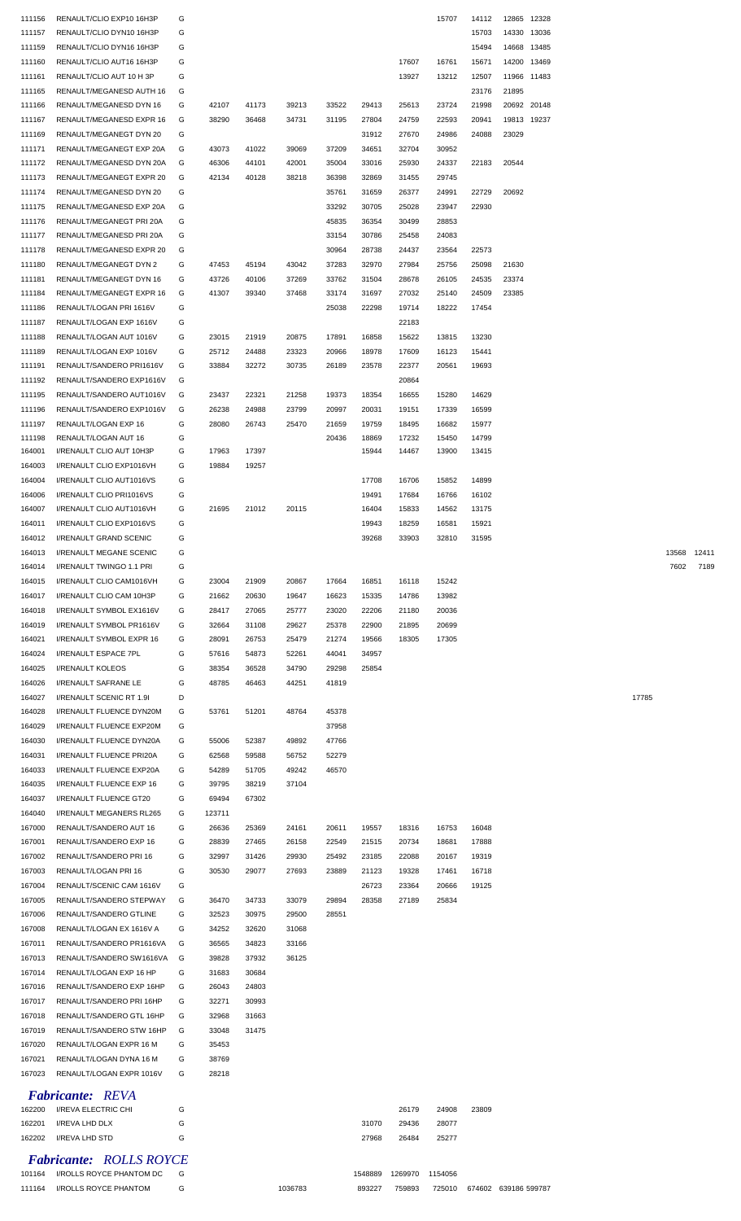| | | | | | | | | | | | | | | | | |
|---|---|---|---|---|---|---|---|---|---|---|---|---|---|---|---|---|
| 111156 | RENAULT/CLIO EXP10 16H3P | G | | | | | | | 15707 | 14112 | 12865 | 12328 | | | | |
| 111157 | RENAULT/CLIO DYN10 16H3P | G | | | | | | | | 15703 | 14330 | 13036 | | | | |
| 111159 | RENAULT/CLIO DYN16 16H3P | G | | | | | | | | 15494 | 14668 | 13485 | | | | |
| 111160 | RENAULT/CLIO AUT16 16H3P | G | | | | | | 17607 | 16761 | 15671 | 14200 | 13469 | | | | |
| 111161 | RENAULT/CLIO AUT 10 H 3P | G | | | | | | 13927 | 13212 | 12507 | 11966 | 11483 | | | | |
| 111165 | RENAULT/MEGANESD AUTH 16 | G | | | | | | | | 23176 | 21895 | | | | | |
| 111166 | RENAULT/MEGANESD DYN 16 | G | 42107 | 41173 | 39213 | 33522 | 29413 | 25613 | 23724 | 21998 | 20692 | 20148 | | | | |
| 111167 | RENAULT/MEGANESD EXPR 16 | G | 38290 | 36468 | 34731 | 31195 | 27804 | 24759 | 22593 | 20941 | 19813 | 19237 | | | | |
| 111169 | RENAULT/MEGANEGT DYN 20 | G | | | | | 31912 | 27670 | 24986 | 24088 | 23029 | | | | | |
| 111171 | RENAULT/MEGANEGT EXP 20A | G | 43073 | 41022 | 39069 | 37209 | 34651 | 32704 | 30952 | | | | | | | |
| 111172 | RENAULT/MEGANESD DYN 20A | G | 46306 | 44101 | 42001 | 35004 | 33016 | 25930 | 24337 | 22183 | 20544 | | | | | |
| 111173 | RENAULT/MEGANEGT EXPR 20 | G | 42134 | 40128 | 38218 | 36398 | 32869 | 31455 | 29745 | | | | | | | |
| 111174 | RENAULT/MEGANESD DYN 20 | G | | | | 35761 | 31659 | 26377 | 24991 | 22729 | 20692 | | | | | |
| 111175 | RENAULT/MEGANESD EXP 20A | G | | | | 33292 | 30705 | 25028 | 23947 | 22930 | | | | | | |
| 111176 | RENAULT/MEGANEGT PRI 20A | G | | | | 45835 | 36354 | 30499 | 28853 | | | | | | | |
| 111177 | RENAULT/MEGANESD PRI 20A | G | | | | 33154 | 30786 | 25458 | 24083 | | | | | | | |
| 111178 | RENAULT/MEGANESD EXPR 20 | G | | | | 30964 | 28738 | 24437 | 23564 | 22573 | | | | | | |
| 111180 | RENAULT/MEGANEGT DYN 2 | G | 47453 | 45194 | 43042 | 37283 | 32970 | 27984 | 25756 | 25098 | 21630 | | | | | |
| 111181 | RENAULT/MEGANEGT DYN 16 | G | 43726 | 40106 | 37269 | 33762 | 31504 | 28678 | 26105 | 24535 | 23374 | | | | | |
| 111184 | RENAULT/MEGANEGT EXPR 16 | G | 41307 | 39340 | 37468 | 33174 | 31697 | 27032 | 25140 | 24509 | 23385 | | | | | |
| 111186 | RENAULT/LOGAN PRI 1616V | G | | | | 25038 | 22298 | 19714 | 18222 | 17454 | | | | | | |
| 111187 | RENAULT/LOGAN EXP 1616V | G | | | | | | 22183 | | | | | | | | |
| 111188 | RENAULT/LOGAN AUT 1016V | G | 23015 | 21919 | 20875 | 17891 | 16858 | 15622 | 13815 | 13230 | | | | | | |
| 111189 | RENAULT/LOGAN EXP 1016V | G | 25712 | 24488 | 23323 | 20966 | 18978 | 17609 | 16123 | 15441 | | | | | | |
| 111191 | RENAULT/SANDERO PRI1616V | G | 33884 | 32272 | 30735 | 26189 | 23578 | 22377 | 20561 | 19693 | | | | | | |
| 111192 | RENAULT/SANDERO EXP1616V | G | | | | | | 20864 | | | | | | | | |
| 111195 | RENAULT/SANDERO AUT1016V | G | 23437 | 22321 | 21258 | 19373 | 18354 | 16655 | 15280 | 14629 | | | | | | |
| 111196 | RENAULT/SANDERO EXP1016V | G | 26238 | 24988 | 23799 | 20997 | 20031 | 19151 | 17339 | 16599 | | | | | | |
| 111197 | RENAULT/LOGAN EXP 16 | G | 28080 | 26743 | 25470 | 21659 | 19759 | 18495 | 16682 | 15977 | | | | | | |
| 111198 | RENAULT/LOGAN AUT 16 | G | | | | 20436 | 18869 | 17232 | 15450 | 14799 | | | | | | |
| 164001 | I/RENAULT CLIO AUT 10H3P | G | 17963 | 17397 | | | 15944 | 14467 | 13900 | 13415 | | | | | | |
| 164003 | I/RENAULT CLIO EXP1016VH | G | 19884 | 19257 | | | | | | | | | | | | |
| 164004 | I/RENAULT CLIO AUT1016VS | G | | | | | 17708 | 16706 | 15852 | 14899 | | | | | | |
| 164006 | I/RENAULT CLIO PRI1016VS | G | | | | | 19491 | 17684 | 16766 | 16102 | | | | | | |
| 164007 | I/RENAULT CLIO AUT1016VH | G | 21695 | 21012 | 20115 | | 16404 | 15833 | 14562 | 13175 | | | | | | |
| 164011 | I/RENAULT CLIO EXP1016VS | G | | | | | 19943 | 18259 | 16581 | 15921 | | | | | | |
| 164012 | I/RENAULT GRAND SCENIC | G | | | | | 39268 | 33903 | 32810 | 31595 | | | | | | |
| 164013 | I/RENAULT MEGANE SCENIC | G | | | | | | | | | | | | | 13568 | 12411 |
| 164014 | I/RENAULT TWINGO 1.1 PRI | G | | | | | | | | | | | | | 7602 | 7189 |
| 164015 | I/RENAULT CLIO CAM1016VH | G | 23004 | 21909 | 20867 | 17664 | 16851 | 16118 | 15242 | | | | | | | |
| 164017 | I/RENAULT CLIO CAM 10H3P | G | 21662 | 20630 | 19647 | 16623 | 15335 | 14786 | 13982 | | | | | | | |
| 164018 | I/RENAULT SYMBOL EX1616V | G | 28417 | 27065 | 25777 | 23020 | 22206 | 21180 | 20036 | | | | | | | |
| 164019 | I/RENAULT SYMBOL PR1616V | G | 32664 | 31108 | 29627 | 25378 | 22900 | 21895 | 20699 | | | | | | | |
| 164021 | I/RENAULT SYMBOL EXPR 16 | G | 28091 | 26753 | 25479 | 21274 | 19566 | 18305 | 17305 | | | | | | | |
| 164024 | I/RENAULT ESPACE 7PL | G | 57616 | 54873 | 52261 | 44041 | 34957 | | | | | | | | | |
| 164025 | I/RENAULT KOLEOS | G | 38354 | 36528 | 34790 | 29298 | 25854 | | | | | | | | | |
| 164026 | I/RENAULT SAFRANE LE | G | 48785 | 46463 | 44251 | 41819 | | | | | | | | | | |
| 164027 | I/RENAULT SCENIC RT 1.9I | D | | | | | | | | | | | | 17785 | | |
| 164028 | I/RENAULT FLUENCE DYN20M | G | 53761 | 51201 | 48764 | 45378 | | | | | | | | | | |
| 164029 | I/RENAULT FLUENCE EXP20M | G | | | | 37958 | | | | | | | | | | |
| 164030 | I/RENAULT FLUENCE DYN20A | G | 55006 | 52387 | 49892 | 47766 | | | | | | | | | | |
| 164031 | I/RENAULT FLUENCE PRI20A | G | 62568 | 59588 | 56752 | 52279 | | | | | | | | | | |
| 164033 | I/RENAULT FLUENCE EXP20A | G | 54289 | 51705 | 49242 | 46570 | | | | | | | | | | |
| 164035 | I/RENAULT FLUENCE EXP 16 | G | 39795 | 38219 | 37104 | | | | | | | | | | | |
| 164037 | I/RENAULT FLUENCE GT20 | G | 69494 | 67302 | | | | | | | | | | | | |
| 164040 | I/RENAULT MEGANERS RL265 | G | 123711 | | | | | | | | | | | | | |
| 167000 | RENAULT/SANDERO AUT 16 | G | 26636 | 25369 | 24161 | 20611 | 19557 | 18316 | 16753 | 16048 | | | | | | |
| 167001 | RENAULT/SANDERO EXP 16 | G | 28839 | 27465 | 26158 | 22549 | 21515 | 20734 | 18681 | 17888 | | | | | | |
| 167002 | RENAULT/SANDERO PRI 16 | G | 32997 | 31426 | 29930 | 25492 | 23185 | 22088 | 20167 | 19319 | | | | | | |
| 167003 | RENAULT/LOGAN PRI 16 | G | 30530 | 29077 | 27693 | 23889 | 21123 | 19328 | 17461 | 16718 | | | | | | |
| 167004 | RENAULT/SCENIC CAM 1616V | G | | | | | 26723 | 23364 | 20666 | 19125 | | | | | | |
| 167005 | RENAULT/SANDERO STEPWAY | G | 36470 | 34733 | 33079 | 29894 | 28358 | 27189 | 25834 | | | | | | | |
| 167006 | RENAULT/SANDERO GTLINE | G | 32523 | 30975 | 29500 | 28551 | | | | | | | | | | |
| 167008 | RENAULT/LOGAN EX 1616V A | G | 34252 | 32620 | 31068 | | | | | | | | | | | |
| 167011 | RENAULT/SANDERO PR1616VA | G | 36565 | 34823 | 33166 | | | | | | | | | | | |
| 167013 | RENAULT/SANDERO SW1616VA | G | 39828 | 37932 | 36125 | | | | | | | | | | | |
| 167014 | RENAULT/LOGAN EXP 16 HP | G | 31683 | 30684 | | | | | | | | | | | | |
| 167016 | RENAULT/SANDERO EXP 16HP | G | 26043 | 24803 | | | | | | | | | | | | |
| 167017 | RENAULT/SANDERO PRI 16HP | G | 32271 | 30993 | | | | | | | | | | | | |
| 167018 | RENAULT/SANDERO GTL 16HP | G | 32968 | 31663 | | | | | | | | | | | | |
| 167019 | RENAULT/SANDERO STW 16HP | G | 33048 | 31475 | | | | | | | | | | | | |
| 167020 | RENAULT/LOGAN EXPR 16 M | G | 35453 | | | | | | | | | | | | | |
| 167021 | RENAULT/LOGAN DYNA 16 M | G | 38769 | | | | | | | | | | | | | |
| 167023 | RENAULT/LOGAN EXPR 1016V | G | 28218 | | | | | | | | | | | | | |

## *Fabricante: REVA*

| | | | | | | | | | | | | | | | | |
|---|---|---|---|---|---|---|---|---|---|---|---|---|---|---|---|---|
| 162200 | I/REVA ELECTRIC CHI | G | | | | | | 26179 | 24908 | 23809 | | | | | | |
| 162201 | I/REVA LHD DLX | G | | | | | 31070 | 29436 | 28077 | | | | | | | |
| 162202 | I/REVA LHD STD | G | | | | | 27968 | 26484 | 25277 | | | | | | | |

## *Fabricante: ROLLS ROYCE*

| | | | | | | | | | | | | | | | | |
|---|---|---|---|---|---|---|---|---|---|---|---|---|---|---|---|---|
| 101164 | I/ROLLS ROYCE PHANTOM DC | G | | | | | 1548889 | 1269970 | 1154056 | | | | | | | |
| 111164 | I/ROLLS ROYCE PHANTOM | G | | | 1036783 | | 893227 | 759893 | 725010 | 674602 | 639186 | 599787 | | | | |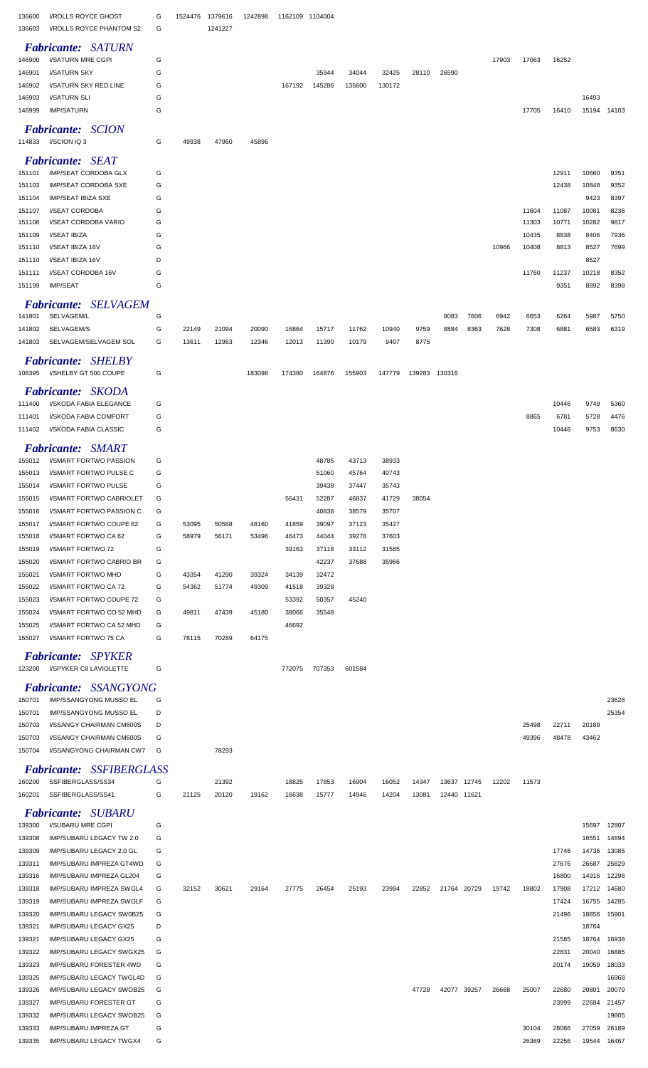| | | | | | | | | | | | | | | | | | |
|---|---|---|---|---|---|---|---|---|---|---|---|---|---|---|---|---|---|
| 136600 | I/ROLLS ROYCE GHOST | G | 1524476 | 1379616 | 1242898 | 1162109 | 1104004 | | | | | | | | | | |
| 136603 | I/ROLLS ROYCE PHANTOM S2 | G | | 1241227 | | | | | | | | | | | | | |

***Fabricante: SATURN***

| | | | | | | | | | | | | | | | | | |
|---|---|---|---|---|---|---|---|---|---|---|---|---|---|---|---|---|---|
| 146900 | I/SATURN MRE CGPI | G | | | | | | | | | | | 17903 | 17063 | 16252 | | |
| 146901 | I/SATURN SKY | G | | | | | 35944 | 34044 | 32425 | 28110 | 26590 | | | | | | |
| 146902 | I/SATURN SKY RED LINE | G | | | | 167192 | 145286 | 135600 | 130172 | | | | | | | | |
| 146903 | I/SATURN SLI | G | | | | | | | | | | | | | | 16493 | |
| 146999 | IMP/SATURN | G | | | | | | | | | | | | 17705 | 16410 | 15194 | 14103 |

***Fabricante: SCION***

| | | | | | | | | | | | | | | | | | |
|---|---|---|---|---|---|---|---|---|---|---|---|---|---|---|---|---|---|
| 114833 | I/SCION IQ 3 | G | 49938 | 47960 | 45896 | | | | | | | | | | | | |

***Fabricante: SEAT***

| | | | | | | | | | | | | | | | | | |
|---|---|---|---|---|---|---|---|---|---|---|---|---|---|---|---|---|---|
| 151101 | IMP/SEAT CORDOBA GLX | G | | | | | | | | | | | | | 12911 | 10660 | 9351 |
| 151103 | IMP/SEAT CORDOBA SXE | G | | | | | | | | | | | | | 12438 | 10848 | 9352 |
| 151104 | IMP/SEAT IBIZA SXE | G | | | | | | | | | | | | | | 9423 | 8397 |
| 151107 | I/SEAT CORDOBA | G | | | | | | | | | | | | 11604 | 11087 | 10081 | 8236 |
| 151108 | I/SEAT CORDOBA VARIO | G | | | | | | | | | | | | 11303 | 10771 | 10282 | 9817 |
| 151109 | I/SEAT IBIZA | G | | | | | | | | | | | | 10435 | 8838 | 8406 | 7936 |
| 151110 | I/SEAT IBIZA 16V | G | | | | | | | | | | | 10966 | 10408 | 8813 | 8527 | 7699 |
| 151110 | I/SEAT IBIZA 16V | D | | | | | | | | | | | | | | 8527 | |
| 151111 | I/SEAT CORDOBA 16V | G | | | | | | | | | | | | 11760 | 11237 | 10218 | 8352 |
| 151199 | IMP/SEAT | G | | | | | | | | | | | | | 9351 | 8892 | 8398 |

***Fabricante: SELVAGEM***

| | | | | | | | | | | | | | | | | | |
|---|---|---|---|---|---|---|---|---|---|---|---|---|---|---|---|---|---|
| 141801 | SELVAGEM/L | G | | | | | | | | | 8083 | 7606 | 6942 | 6653 | 6264 | 5987 | 5750 |
| 141802 | SELVAGEM/S | G | 22149 | 21094 | 20090 | 16864 | 15717 | 11762 | 10940 | 9759 | 8884 | 8363 | 7628 | 7308 | 6881 | 6583 | 6319 |
| 141803 | SELVAGEM/SELVAGEM SOL | G | 13611 | 12963 | 12346 | 12013 | 11390 | 10179 | 9407 | 8775 | | | | | | | |

***Fabricante: SHELBY***

| | | | | | | | | | | | | | | | | | |
|---|---|---|---|---|---|---|---|---|---|---|---|---|---|---|---|---|---|
| 108395 | I/SHELBY GT 500 COUPE | G | | | 183098 | 174380 | 164876 | 155903 | 147779 | 139283 | 130316 | | | | | | |

***Fabricante: SKODA***

| | | | | | | | | | | | | | | | | | |
|---|---|---|---|---|---|---|---|---|---|---|---|---|---|---|---|---|---|
| 111400 | I/SKODA FABIA ELEGANCE | G | | | | | | | | | | | | | 10446 | 9749 | 5360 |
| 111401 | I/SKODA FABIA COMFORT | G | | | | | | | | | | | | 8865 | 6781 | 5728 | 4476 |
| 111402 | I/SKODA FABIA CLASSIC | G | | | | | | | | | | | | | 10446 | 9753 | 8630 |

***Fabricante: SMART***

| | | | | | | | | | | | | | | | | | |
|---|---|---|---|---|---|---|---|---|---|---|---|---|---|---|---|---|---|
| 155012 | I/SMART FORTWO PASSION | G | | | | | 48785 | 43713 | 38933 | | | | | | | | |
| 155013 | I/SMART FORTWO PULSE C | G | | | | | 51060 | 45764 | 40743 | | | | | | | | |
| 155014 | I/SMART FORTWO PULSE | G | | | | | 39438 | 37447 | 35743 | | | | | | | | |
| 155015 | I/SMART FORTWO CABRIOLET | G | | | | 56431 | 52287 | 46837 | 41729 | 38054 | | | | | | | |
| 155016 | I/SMART FORTWO PASSION C | G | | | | | 40838 | 38579 | 35707 | | | | | | | | |
| 155017 | I/SMART FORTWO COUPE 62 | G | 53095 | 50568 | 48160 | 41859 | 39097 | 37123 | 35427 | | | | | | | | |
| 155018 | I/SMART FORTWO CA 62 | G | 58979 | 56171 | 53496 | 46473 | 44044 | 39278 | 37603 | | | | | | | | |
| 155019 | I/SMART FORTWO 72 | G | | | | 39163 | 37118 | 33112 | 31585 | | | | | | | | |
| 155020 | I/SMART FORTWO CABRIO BR | G | | | | | 42237 | 37688 | 35966 | | | | | | | | |
| 155021 | I/SMART FORTWO MHD | G | 43354 | 41290 | 39324 | 34139 | 32472 | | | | | | | | | | |
| 155022 | I/SMART FORTWO CA 72 | G | 54362 | 51774 | 49309 | 41518 | 39328 | | | | | | | | | | |
| 155023 | I/SMART FORTWO COUPE 72 | G | | | | 53392 | 50357 | 45240 | | | | | | | | | |
| 155024 | I/SMART FORTWO CO 52 MHD | G | 49811 | 47439 | 45180 | 38066 | 35548 | | | | | | | | | | |
| 155025 | I/SMART FORTWO CA 52 MHD | G | | | | 46692 | | | | | | | | | | | |
| 155027 | I/SMART FORTWO 75 CA | G | 78115 | 70289 | 64175 | | | | | | | | | | | | |

***Fabricante: SPYKER***

| | | | | | | | | | | | | | | | | | |
|---|---|---|---|---|---|---|---|---|---|---|---|---|---|---|---|---|---|
| 123200 | I/SPYKER C8 LAVIOLETTE | G | | | | 772075 | 707353 | 601584 | | | | | | | | | |

***Fabricante: SSANGYONG***

| | | | | | | | | | | | | | | | | | |
|---|---|---|---|---|---|---|---|---|---|---|---|---|---|---|---|---|---|
| 150701 | IMP/SSANGYONG MUSSO EL | G | | | | | | | | | | | | | | | 23628 |
| 150701 | IMP/SSANGYONG MUSSO EL | D | | | | | | | | | | | | | | | 25354 |
| 150703 | I/SSANGY CHAIRMAN CM600S | D | | | | | | | | | | | | 25498 | 22711 | 20189 | |
| 150703 | I/SSANGY CHAIRMAN CM600S | G | | | | | | | | | | | | 49396 | 48478 | 43462 | |
| 150704 | I/SSANGYONG CHAIRMAN CW7 | G | | 78293 | | | | | | | | | | | | | |

***Fabricante: SSFIBERGLASS***

| | | | | | | | | | | | | | | | | | |
|---|---|---|---|---|---|---|---|---|---|---|---|---|---|---|---|---|---|
| 160200 | SSFIBERGLASS/SS34 | G | | 21392 | | 18825 | 17853 | 16904 | 16052 | 14347 | 13637 | 12745 | 12202 | 11573 | | | |
| 160201 | SSFIBERGLASS/SS41 | G | 21125 | 20120 | 19162 | 16638 | 15777 | 14946 | 14204 | 13081 | 12440 | 11621 | | | | | |

***Fabricante: SUBARU***

| | | | | | | | | | | | | | | | | | |
|---|---|---|---|---|---|---|---|---|---|---|---|---|---|---|---|---|---|
| 139300 | I/SUBARU MRE CGPI | G | | | | | | | | | | | | | | 15697 | 12807 |
| 139308 | IMP/SUBARU LEGACY TW 2.0 | G | | | | | | | | | | | | | | 16551 | 14694 |
| 139309 | IMP/SUBARU LEGACY 2.0 GL | G | | | | | | | | | | | | | 17746 | 14736 | 13085 |
| 139311 | IMP/SUBARU IMPREZA GT4WD | G | | | | | | | | | | | | | 27676 | 26687 | 25829 |
| 139316 | IMP/SUBARU IMPREZA GL204 | G | | | | | | | | | | | | | 16800 | 14916 | 12298 |
| 139318 | IMP/SUBARU IMPREZA SWGL4 | G | 32152 | 30621 | 29164 | 27775 | 26454 | 25193 | 23994 | 22852 | 21764 | 20729 | 19742 | 18802 | 17908 | 17212 | 14680 |
| 139319 | IMP/SUBARU IMPREZA SWGLF | G | | | | | | | | | | | | | 17424 | 16755 | 14285 |
| 139320 | IMP/SUBARU LEGACY SW0B25 | G | | | | | | | | | | | | | 21496 | 18856 | 15901 |
| 139321 | IMP/SUBARU LEGACY GX25 | D | | | | | | | | | | | | | | 18764 | |
| 139321 | IMP/SUBARU LEGACY GX25 | G | | | | | | | | | | | | | 21585 | 18764 | 16938 |
| 139322 | IMP/SUBARU LEGACY SWGX25 | G | | | | | | | | | | | | | 22831 | 20040 | 16885 |
| 139323 | IMP/SUBARU FORESTER 4WD | G | | | | | | | | | | | | | 20174 | 19059 | 18033 |
| 139325 | IMP/SUBARU LEGACY TWGL4D | G | | | | | | | | | | | | | | | 16968 |
| 139326 | IMP/SUBARU LEGACY SWOB25 | G | | | | | | | | 47728 | 42077 | 39257 | 26668 | 25007 | 22680 | 20801 | 20079 |
| 139327 | IMP/SUBARU FORESTER GT | G | | | | | | | | | | | | | 23999 | 22684 | 21457 |
| 139332 | IMP/SUBARU LEGACY SWOB25 | G | | | | | | | | | | | | | | | 19805 |
| 139333 | IMP/SUBARU IMPREZA GT | G | | | | | | | | | | | | 30104 | 28066 | 27059 | 26189 |
| 139335 | IMP/SUBARU LEGACY TWGX4 | G | | | | | | | | | | | | 26369 | 22256 | 19544 | 16467 |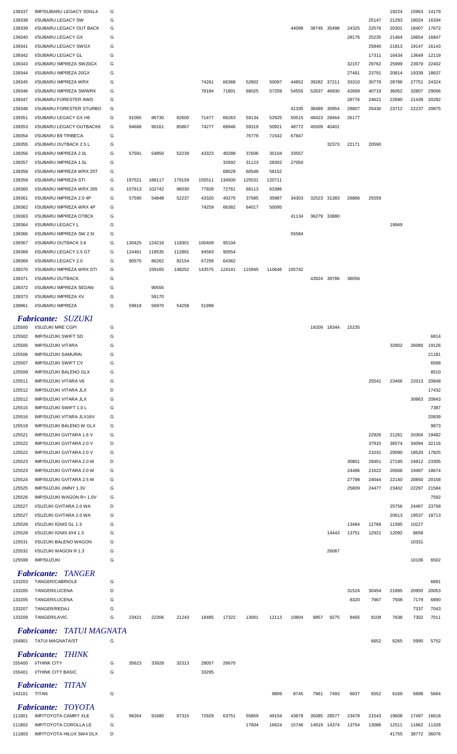| | | | | | | | | | | | | | | | | | |
|---|---|---|---|---|---|---|---|---|---|---|---|---|---|---|---|---|---|
| 139337 | IMP/SUBARU LEGACY SDGL4 | G | | | | | | | | | | | | | 19224 | 15963 | 14179 |
| 139338 | I/SUBARU LEGACY SW | G | | | | | | | | | | | | 25147 | 21293 | 18024 | 16334 |
| 139339 | I/SUBARU LEGACY OUT BACK | G | | | | | | | | 44098 | 38745 | 35498 | 24325 | 22576 | 20301 | 18407 | 17672 |
| 139340 | I/SUBARU LEGACY GX | G | | | | | | | | | | | 28176 | 25235 | 21464 | 18654 | 16847 |
| 139341 | I/SUBARU LEGACY SWGX | G | | | | | | | | | | | | 25840 | 21813 | 19147 | 16143 |
| 139342 | I/SUBARU LEGACY GL | G | | | | | | | | | | | | 17311 | 16434 | 13649 | 12119 |
| 139343 | I/SUBARU IMPREZA SW20GX | G | | | | | | | | | | | 32157 | 29762 | 25999 | 23979 | 22402 |
| 139344 | I/SUBARU IMPREZA 20GX | G | | | | | | | | | | | 27491 | 23791 | 20814 | 19339 | 18637 |
| 139345 | I/SUBARU IMPREZA WRX | G | | | | 74261 | 66368 | 52802 | 50097 | 44852 | 39282 | 37211 | 33310 | 30776 | 28786 | 27751 | 24324 |
| 139346 | I/SUBARU IMPREZA SWWRX | G | | | | 76184 | 71801 | 68025 | 57259 | 54555 | 52637 | 46930 | 42669 | 40719 | 36052 | 32807 | 29006 |
| 139347 | I/SUBARU FORESTER AWD | G | | | | | | | | | | | 28776 | 24621 | 22690 | 21439 | 20282 |
| 139348 | I/SUBARU FORESTER STURBO | G | | | | | | | | 41335 | 38489 | 30954 | 28807 | 25430 | 23712 | 22237 | 20875 |
| 139351 | I/SUBARU LEGACY GX H6 | G | 91065 | 86730 | 82600 | 71477 | 66263 | 59134 | 52925 | 50515 | 48423 | 28464 | 26177 | | | | |
| 139353 | I/SUBARU LEGACY OUTBACK6 | G | 94668 | 90161 | 85867 | 74277 | 68946 | 59319 | 50921 | 48772 | 45509 | 40401 | | | | | |
| 139354 | I/SUBARU B9 TRIBECA | G | | | | | | 76778 | 71542 | 67847 | | | | | | | |
| 139355 | I/SUBARU OUTBACK 2.5 L | G | | | | | | | | | | 32373 | 22171 | 20590 | | | |
| 139356 | I/SUBARU IMPREZA 2.0L | G | 57591 | 54850 | 52239 | 43323 | 40288 | 37606 | 35104 | 33557 | | | | | | | |
| 139357 | I/SUBARU IMPREZA 1.5L | G | | | | | 32692 | 31123 | 28302 | 27050 | | | | | | | |
| 139358 | I/SUBARU IMPREZA WRX 25T | G | | | | | 68529 | 60548 | 58152 | | | | | | | | |
| 139359 | I/SUBARU IMPREZA STI | G | 197521 | 188117 | 179159 | 155511 | 134500 | 125531 | 120711 | | | | | | | | |
| 139360 | I/SUBARU IMPREZA WRX 265 | G | 107913 | 102742 | 96030 | 77928 | 72761 | 68113 | 63386 | | | | | | | | |
| 139361 | I/SUBARU IMPREZA 2.0 4P | G | 57590 | 54848 | 52237 | 43320 | 40270 | 37585 | 35887 | 34303 | 32523 | 31383 | 26866 | 25559 | | | |
| 139362 | I/SUBARU IMPREZA WRX 4P | G | | | | 74259 | 66382 | 64017 | 50095 | | | | | | | | |
| 139363 | I/SUBARU IMPREZA OTBCK | G | | | | | | | | 41134 | 36279 | 33880 | | | | | |
| 139364 | I/SUBARU LEGACY L | G | | | | | | | | | | | | | 19949 | | |
| 139366 | I/SUBARU IMPREZA SW 2.5I | G | | | | | | | | 55584 | | | | | | | |
| 139367 | I/SUBARU OUTBACK 3.6 | G | 130425 | 124216 | 118301 | 100409 | 95104 | | | | | | | | | | |
| 139368 | I/SUBARU LEGACY 2.5 GT | G | 124461 | 118535 | 112891 | 94583 | 90554 | | | | | | | | | | |
| 139369 | I/SUBARU LEGACY 2.0 | G | 90575 | 86262 | 82154 | 67258 | 64362 | | | | | | | | | | |
| 139370 | I/SUBARU IMPREZA WRX STI | G | | 159165 | 148252 | 143575 | 124141 | 115945 | 110646 | 105742 | | | | | | | |
| 139371 | I/SUBARU OUTBACK | G | | | | | | | | | 43924 | 39786 | 36056 | | | | |
| 139372 | I/SUBARU IMPREZA SEDAN | G | | 90555 | | | | | | | | | | | | | |
| 139373 | I/SUBARU IMPREZA XV | G | | 58170 | | | | | | | | | | | | | |
| 139961 | I/SUBARU IMPREZA | G | 59818 | 56970 | 54258 | 51999 | | | | | | | | | | | |

## *Fabricante: SUZUKI*

| | | | | | | | | | | | | | | | | | |
|---|---|---|---|---|---|---|---|---|---|---|---|---|---|---|---|---|---|
| 125500 | I/SUZUKI MRE CGPI | G | | | | | | | | | 19209 | 18344 | 15235 | | | | |
| 125502 | IMP/SUZUKI SWIFT SD | G | | | | | | | | | | | | | | | 6814 |
| 125505 | IMP/SUZUKI VITARA | G | | | | | | | | | | | | | 32802 | 26080 | 19126 |
| 125506 | IMP/SUZUKI SAMURAI | G | | | | | | | | | | | | | | | 21181 |
| 125507 | IMP/SUZUKI SWIFT CV | G | | | | | | | | | | | | | | | 6568 |
| 125509 | IMP/SUZUKI BALENO GLX | G | | | | | | | | | | | | | | | 8510 |
| 125511 | IMP/SUZUKI VITARA V6 | G | | | | | | | | | | | | 25541 | 23466 | 22013 | 20848 |
| 125512 | IMP/SUZUKI VITARA JLX | D | | | | | | | | | | | | | | | 17432 |
| 125512 | IMP/SUZUKI VITARA JLX | G | | | | | | | | | | | | | | 30863 | 20843 |
| 125515 | IMP/SUZUKI SWIFT 1.0 L | G | | | | | | | | | | | | | | | 7387 |
| 125516 | IMP/SUZUKI VITARA JLX16V | G | | | | | | | | | | | | | | | 20839 |
| 125519 | IMP/SUZUKI BALENO W GLX | G | | | | | | | | | | | | | | | 9873 |
| 125521 | IMP/SUZUKI GVITARA 1.6 V | G | | | | | | | | | | | | 22926 | 21261 | 20304 | 19482 |
| 125522 | IMP/SUZUKI GVITARA 2.0 V | D | | | | | | | | | | | | 37910 | 36574 | 34094 | 32116 |
| 125522 | IMP/SUZUKI GVITARA 2.0 V | G | | | | | | | | | | | | 21031 | 20090 | 18520 | 17825 |
| 125523 | IMP/SUZUKI GVITARA 2.0 W | D | | | | | | | | | | | 30801 | 29451 | 27195 | 24912 | 23305 |
| 125523 | IMP/SUZUKI GVITARA 2.0 W | G | | | | | | | | | | | 24486 | 21622 | 20566 | 19497 | 18674 |
| 125524 | IMP/SUZUKI GVITARA 2.5 W | G | | | | | | | | | | | 27798 | 24044 | 22140 | 20850 | 20158 |
| 125525 | IMP/SUZUKI JIMNY 1.3V | G | | | | | | | | | | | 25809 | 24477 | 23402 | 22297 | 21584 |
| 125526 | IMP/SUZUKI WAGON R+ 1.0V | G | | | | | | | | | | | | | | | 7592 |
| 125527 | I/SUZUKI GVITARA 2.0 WA | D | | | | | | | | | | | | | 25756 | 24467 | 23758 |
| 125527 | I/SUZUKI GVITARA 2.0 WA | G | | | | | | | | | | | | | 20613 | 19537 | 18713 |
| 125528 | I/SUZUKI IGNIS GL 1.3 | G | | | | | | | | | | | 13484 | 12769 | 11595 | 10227 | |
| 125529 | I/SUZUKI IGNIS 4X4 1.3 | G | | | | | | | | | | 14443 | 13751 | 12921 | 12092 | 8658 | |
| 125531 | I/SUZUKI BALENO WAGON | G | | | | | | | | | | | | | | 10331 | |
| 125532 | I/SUZUKI WAGON R 1.3 | G | | | | | | | | | | 26067 | | | | | |
| 125599 | IMP/SUZUKI | G | | | | | | | | | | | | | | 10106 | 6502 |

## *Fabricante: TANGER*

| | | | | | | | | | | | | | | | | | |
|---|---|---|---|---|---|---|---|---|---|---|---|---|---|---|---|---|---|
| 133203 | TANGER/CABRIOLE | G | | | | | | | | | | | | | | | 6891 |
| 133205 | TANGER/LUCENA | D | | | | | | | | | | | 31524 | 30454 | 21895 | 20950 | 20053 |
| 133205 | TANGER/LUCENA | G | | | | | | | | | | | 8320 | 7967 | 7508 | 7179 | 6890 |
| 133207 | TANGER/REDAJ | G | | | | | | | | | | | | | | 7337 | 7043 |
| 133209 | TANGER/LAVIC | G | 23421 | 22306 | 21243 | 18485 | 17322 | 13001 | 12113 | 10804 | 9857 | 9275 | 8465 | 8108 | 7638 | 7302 | 7011 |

## *Fabricante: TATUI MAGNATA*

| | | | | | | | | | | | | | | | | | |
|---|---|---|---|---|---|---|---|---|---|---|---|---|---|---|---|---|---|
| 154901 | TATUI MAGNATA/ST | G | | | | | | | | | | | | 6652 | 6265 | 5990 | 5752 |

## *Fabricante: THINK*

| | | | | | | | | | | | | | | | | | |
|---|---|---|---|---|---|---|---|---|---|---|---|---|---|---|---|---|---|
| 155400 | I/THINK CITY | G | 35623 | 33928 | 32313 | 28057 | 26670 | | | | | | | | | | |
| 155401 | I/THINK CITY BASIC | G | | | | 33295 | | | | | | | | | | | |

## *Fabricante: TITAN*

| | | | | | | | | | | | | | | | | | |
|---|---|---|---|---|---|---|---|---|---|---|---|---|---|---|---|---|---|
| 143101 | TITAN | G | | | | | | | 9809 | 8745 | 7961 | 7493 | 6837 | 6552 | 6169 | 5898 | 5664 |

## *Fabricante: TOYOTA*

| | | | | | | | | | | | | | | | | | |
|---|---|---|---|---|---|---|---|---|---|---|---|---|---|---|---|---|---|
| 111801 | IMP/TOYOTA CAMRY XLE | G | 96264 | 91680 | 87315 | 72929 | 63751 | 55859 | 49154 | 43878 | 35085 | 28577 | 23478 | 21543 | 19608 | 17497 | 16618 |
| 111802 | IMP/TOYOTA COROLLA LE | G | | | | | | 17604 | 16624 | 15746 | 14919 | 14374 | 13754 | 13086 | 12511 | 11862 | 11328 |
| 111803 | IMP/TOYOTA HILUX SW4 DLX | D | | | | | | | | | | | | | 41755 | 38772 | 36076 |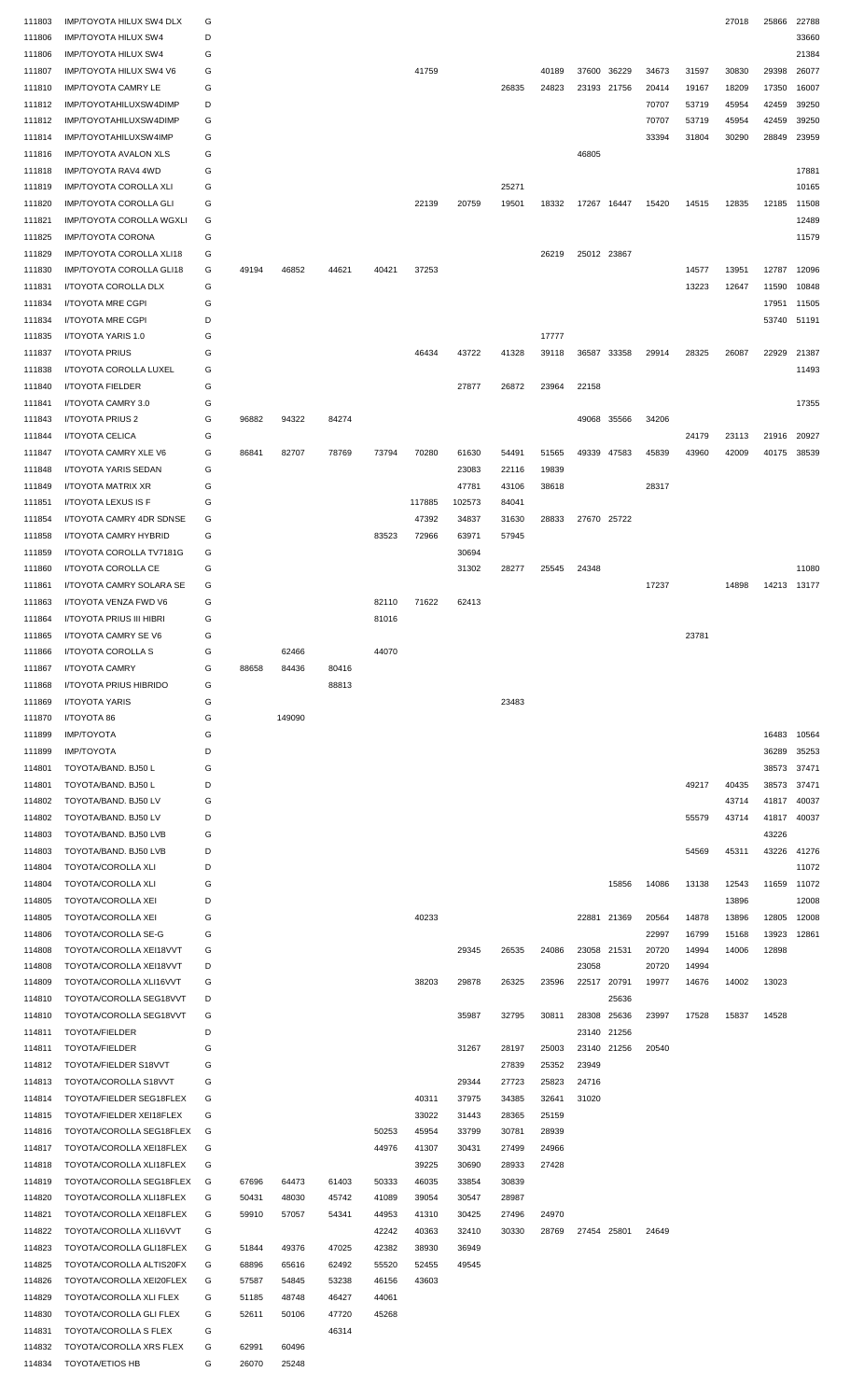| | | | | | | | | | | | | | | | | | |
|---|---|---|---|---|---|---|---|---|---|---|---|---|---|---|---|---|---|
| 111803 | IMP/TOYOTA HILUX SW4 DLX | G | | | | | | | | | | | | | 27018 | 25866 | 22788 |
| 111806 | IMP/TOYOTA HILUX SW4 | D | | | | | | | | | | | | | | | 33660 |
| 111806 | IMP/TOYOTA HILUX SW4 | G | | | | | | | | | | | | | | | 21384 |
| 111807 | IMP/TOYOTA HILUX SW4 V6 | G | | | | | 41759 | | | 40189 | 37600 | 36229 | 34673 | 31597 | 30830 | 29398 | 26077 |
| 111810 | IMP/TOYOTA CAMRY LE | G | | | | | | | 26835 | 24823 | 23193 | 21756 | 20414 | 19167 | 18209 | 17350 | 16007 |
| 111812 | IMP/TOYOTAHILUXSW4DIMP | D | | | | | | | | | | | 70707 | 53719 | 45954 | 42459 | 39250 |
| 111812 | IMP/TOYOTAHILUXSW4DIMP | G | | | | | | | | | | | 70707 | 53719 | 45954 | 42459 | 39250 |
| 111814 | IMP/TOYOTAHILUXSW4IMP | G | | | | | | | | | | | 33394 | 31804 | 30290 | 28849 | 23959 |
| 111816 | IMP/TOYOTA AVALON XLS | G | | | | | | | | | 46805 | | | | | | |
| 111818 | IMP/TOYOTA RAV4 4WD | G | | | | | | | | | | | | | | | 17881 |
| 111819 | IMP/TOYOTA COROLLA XLI | G | | | | | | | 25271 | | | | | | | | 10165 |
| 111820 | IMP/TOYOTA COROLLA GLI | G | | | | | 22139 | 20759 | 19501 | 18332 | 17267 | 16447 | 15420 | 14515 | 12835 | 12185 | 11508 |
| 111821 | IMP/TOYOTA COROLLA WGXLI | G | | | | | | | | | | | | | | | 12489 |
| 111825 | IMP/TOYOTA CORONA | G | | | | | | | | | | | | | | | 11579 |
| 111829 | IMP/TOYOTA COROLLA XLI18 | G | | | | | | | | 26219 | 25012 | 23867 | | | | | |
| 111830 | IMP/TOYOTA COROLLA GLI18 | G | 49194 | 46852 | 44621 | 40421 | 37253 | | | | | | | 14577 | 13951 | 12787 | 12096 |
| 111831 | I/TOYOTA COROLLA DLX | G | | | | | | | | | | | | 13223 | 12647 | 11590 | 10848 |
| 111834 | I/TOYOTA MRE CGPI | G | | | | | | | | | | | | | | 17951 | 11505 |
| 111834 | I/TOYOTA MRE CGPI | D | | | | | | | | | | | | | | 53740 | 51191 |
| 111835 | I/TOYOTA YARIS 1.0 | G | | | | | | | | 17777 | | | | | | | |
| 111837 | I/TOYOTA PRIUS | G | | | | | 46434 | 43722 | 41328 | 39118 | 36587 | 33358 | 29914 | 28325 | 26087 | 22929 | 21387 |
| 111838 | I/TOYOTA COROLLA LUXEL | G | | | | | | | | | | | | | | | 11493 |
| 111840 | I/TOYOTA FIELDER | G | | | | | | 27877 | 26872 | 23964 | 22158 | | | | | | |
| 111841 | I/TOYOTA CAMRY 3.0 | G | | | | | | | | | | | | | | | 17355 |
| 111843 | I/TOYOTA PRIUS 2 | G | 96882 | 94322 | 84274 | | | | | | 49068 | 35566 | 34206 | | | | |
| 111844 | I/TOYOTA CELICA | G | | | | | | | | | | | | 24179 | 23113 | 21916 | 20927 |
| 111847 | I/TOYOTA CAMRY XLE V6 | G | 86841 | 82707 | 78769 | 73794 | 70280 | 61630 | 54491 | 51565 | 49339 | 47583 | 45839 | 43960 | 42009 | 40175 | 38539 |
| 111848 | I/TOYOTA YARIS SEDAN | G | | | | | | 23083 | 22116 | 19839 | | | | | | | |
| 111849 | I/TOYOTA MATRIX XR | G | | | | | | 47781 | 43106 | 38618 | | | 28317 | | | | |
| 111851 | I/TOYOTA LEXUS IS F | G | | | | | 117885 | 102573 | 84041 | | | | | | | | |
| 111854 | I/TOYOTA CAMRY 4DR SDNSE | G | | | | | 47392 | 34837 | 31630 | 28833 | 27670 | 25722 | | | | | |
| 111858 | I/TOYOTA CAMRY HYBRID | G | | | | 83523 | 72966 | 63971 | 57945 | | | | | | | | |
| 111859 | I/TOYOTA COROLLA TV7181G | G | | | | | | 30694 | | | | | | | | | |
| 111860 | I/TOYOTA COROLLA CE | G | | | | | | 31302 | 28277 | 25545 | 24348 | | | | | | 11080 |
| 111861 | I/TOYOTA CAMRY SOLARA SE | G | | | | | | | | | | | 17237 | | 14898 | 14213 | 13177 |
| 111863 | I/TOYOTA VENZA FWD V6 | G | | | | 82110 | 71622 | 62413 | | | | | | | | | |
| 111864 | I/TOYOTA PRIUS III HIBRI | G | | | | 81016 | | | | | | | | | | | |
| 111865 | I/TOYOTA CAMRY SE V6 | G | | | | | | | | | | | | 23781 | | | |
| 111866 | I/TOYOTA COROLLA S | G | | 62466 | | 44070 | | | | | | | | | | | |
| 111867 | I/TOYOTA CAMRY | G | 88658 | 84436 | 80416 | | | | | | | | | | | | |
| 111868 | I/TOYOTA PRIUS HIBRIDO | G | | | 88813 | | | | | | | | | | | | |
| 111869 | I/TOYOTA YARIS | G | | | | | | | 23483 | | | | | | | | |
| 111870 | I/TOYOTA 86 | G | | 149090 | | | | | | | | | | | | | |
| 111899 | IMP/TOYOTA | G | | | | | | | | | | | | | | 16483 | 10564 |
| 111899 | IMP/TOYOTA | D | | | | | | | | | | | | | | 36289 | 35253 |
| 114801 | TOYOTA/BAND. BJ50 L | G | | | | | | | | | | | | | | 38573 | 37471 |
| 114801 | TOYOTA/BAND. BJ50 L | D | | | | | | | | | | | | 49217 | 40435 | 38573 | 37471 |
| 114802 | TOYOTA/BAND. BJ50 LV | G | | | | | | | | | | | | | 43714 | 41817 | 40037 |
| 114802 | TOYOTA/BAND. BJ50 LV | D | | | | | | | | | | | | 55579 | 43714 | 41817 | 40037 |
| 114803 | TOYOTA/BAND. BJ50 LVB | G | | | | | | | | | | | | | | 43226 | |
| 114803 | TOYOTA/BAND. BJ50 LVB | D | | | | | | | | | | | | 54569 | 45311 | 43226 | 41276 |
| 114804 | TOYOTA/COROLLA XLI | D | | | | | | | | | | | | | | | 11072 |
| 114804 | TOYOTA/COROLLA XLI | G | | | | | | | | | | 15856 | 14086 | 13138 | 12543 | 11659 | 11072 |
| 114805 | TOYOTA/COROLLA XEI | D | | | | | | | | | | | | | 13896 | | 12008 |
| 114805 | TOYOTA/COROLLA XEI | G | | | | | 40233 | | | | 22881 | 21369 | 20564 | 14878 | 13896 | 12805 | 12008 |
| 114806 | TOYOTA/COROLLA SE-G | G | | | | | | | | | | | 22997 | 16799 | 15168 | 13923 | 12861 |
| 114808 | TOYOTA/COROLLA XEI18VVT | G | | | | | | 29345 | 26535 | 24086 | 23058 | 21531 | 20720 | 14994 | 14006 | 12898 | |
| 114808 | TOYOTA/COROLLA XEI18VVT | D | | | | | | | | | 23058 | | 20720 | 14994 | | | |
| 114809 | TOYOTA/COROLLA XLI16VVT | G | | | | | 38203 | 29878 | 26325 | 23596 | 22517 | 20791 | 19977 | 14676 | 14002 | 13023 | |
| 114810 | TOYOTA/COROLLA SEG18VVT | D | | | | | | | | | | 25636 | | | | | |
| 114810 | TOYOTA/COROLLA SEG18VVT | G | | | | | | 35987 | 32795 | 30811 | 28308 | 25636 | 23997 | 17528 | 15837 | 14528 | |
| 114811 | TOYOTA/FIELDER | D | | | | | | | | | 23140 | 21256 | | | | | |
| 114811 | TOYOTA/FIELDER | G | | | | | | 31267 | 28197 | 25003 | 23140 | 21256 | 20540 | | | | |
| 114812 | TOYOTA/FIELDER S18VVT | G | | | | | | | 27839 | 25352 | 23949 | | | | | | |
| 114813 | TOYOTA/COROLLA S18VVT | G | | | | | | 29344 | 27723 | 25823 | 24716 | | | | | | |
| 114814 | TOYOTA/FIELDER SEG18FLEX | G | | | | | 40311 | 37975 | 34385 | 32641 | 31020 | | | | | | |
| 114815 | TOYOTA/FIELDER XEI18FLEX | G | | | | | 33022 | 31443 | 28365 | 25159 | | | | | | | |
| 114816 | TOYOTA/COROLLA SEG18FLEX | G | | | | 50253 | 45954 | 33799 | 30781 | 28939 | | | | | | | |
| 114817 | TOYOTA/COROLLA XEI18FLEX | G | | | | 44976 | 41307 | 30431 | 27499 | 24966 | | | | | | | |
| 114818 | TOYOTA/COROLLA XLI18FLEX | G | | | | | 39225 | 30690 | 28933 | 27428 | | | | | | | |
| 114819 | TOYOTA/COROLLA SEG18FLEX | G | 67696 | 64473 | 61403 | 50333 | 46035 | 33854 | 30839 | | | | | | | | |
| 114820 | TOYOTA/COROLLA XLI18FLEX | G | 50431 | 48030 | 45742 | 41089 | 39054 | 30547 | 28987 | | | | | | | | |
| 114821 | TOYOTA/COROLLA XEI18FLEX | G | 59910 | 57057 | 54341 | 44953 | 41310 | 30425 | 27496 | 24970 | | | | | | | |
| 114822 | TOYOTA/COROLLA XLI16VVT | G | | | | 42242 | 40363 | 32410 | 30330 | 28769 | 27454 | 25801 | 24649 | | | | |
| 114823 | TOYOTA/COROLLA GLI18FLEX | G | 51844 | 49376 | 47025 | 42382 | 38930 | 36949 | | | | | | | | | |
| 114825 | TOYOTA/COROLLA ALTIS20FX | G | 68896 | 65616 | 62492 | 55520 | 52455 | 49545 | | | | | | | | | |
| 114826 | TOYOTA/COROLLA XEI20FLEX | G | 57587 | 54845 | 53238 | 46156 | 43603 | | | | | | | | | | |
| 114829 | TOYOTA/COROLLA XLI FLEX | G | 51185 | 48748 | 46427 | 44061 | | | | | | | | | | | |
| 114830 | TOYOTA/COROLLA GLI FLEX | G | 52611 | 50106 | 47720 | 45268 | | | | | | | | | | | |
| 114831 | TOYOTA/COROLLA S FLEX | G | | | 46314 | | | | | | | | | | | | |
| 114832 | TOYOTA/COROLLA XRS FLEX | G | 62991 | 60496 | | | | | | | | | | | | | |
| 114834 | TOYOTA/ETIOS HB | G | 26070 | 25248 | | | | | | | | | | | | | |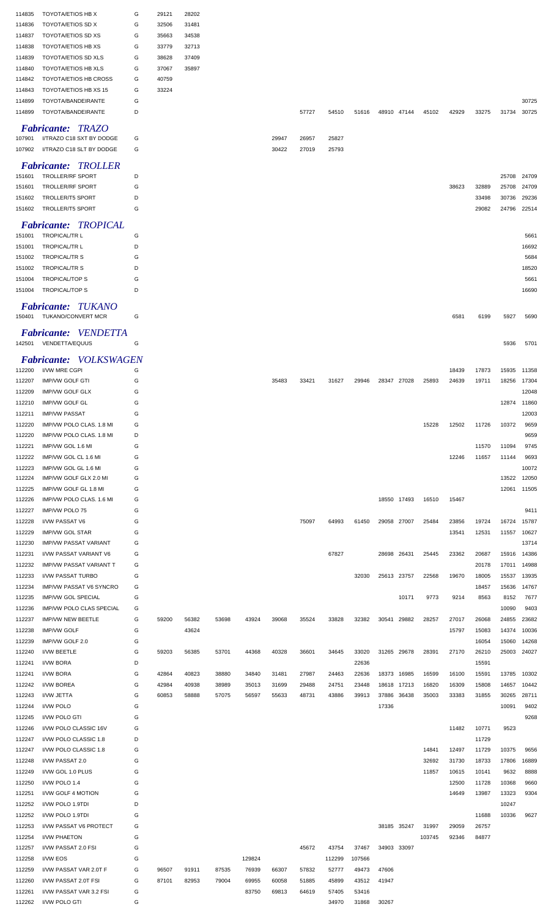|  |  |  |  |  |  |  |  |  |  |  |  |  |  |  |  |  |  |
|---|---|---|---|---|---|---|---|---|---|---|---|---|---|---|---|---|---|
| 114835 | TOYOTA/ETIOS HB X | G | 29121 | 28202 |  |  |  |  |  |  |  |  |  |  |  |  |  |
| 114836 | TOYOTA/ETIOS SD X | G | 32506 | 31481 |  |  |  |  |  |  |  |  |  |  |  |  |  |
| 114837 | TOYOTA/ETIOS SD XS | G | 35663 | 34538 |  |  |  |  |  |  |  |  |  |  |  |  |  |
| 114838 | TOYOTA/ETIOS HB XS | G | 33779 | 32713 |  |  |  |  |  |  |  |  |  |  |  |  |  |
| 114839 | TOYOTA/ETIOS SD XLS | G | 38628 | 37409 |  |  |  |  |  |  |  |  |  |  |  |  |  |
| 114840 | TOYOTA/ETIOS HB XLS | G | 37067 | 35897 |  |  |  |  |  |  |  |  |  |  |  |  |  |
| 114842 | TOYOTA/ETIOS HB CROSS | G | 40759 |  |  |  |  |  |  |  |  |  |  |  |  |  |  |
| 114843 | TOYOTA/ETIOS HB XS 15 | G | 33224 |  |  |  |  |  |  |  |  |  |  |  |  |  |  |
| 114899 | TOYOTA/BANDEIRANTE | G |  |  |  |  |  |  |  |  |  |  |  |  |  |  | 30725 |
| 114899 | TOYOTA/BANDEIRANTE | D |  |  |  |  |  | 57727 | 54510 | 51616 | 48910 | 47144 | 45102 | 42929 | 33275 | 31734 | 30725 |

## *Fabricante: TRAZO*

|  |  |  |  |  |  |  |  |  |  |  |  |  |  |  |  |  |  |
|---|---|---|---|---|---|---|---|---|---|---|---|---|---|---|---|---|---|
| 107901 | I/TRAZO C18 SXT BY DODGE | G |  |  |  |  | 29947 | 26957 | 25827 |  |  |  |  |  |  |  |  |
| 107902 | I/TRAZO C18 SLT BY DODGE | G |  |  |  |  | 30422 | 27019 | 25793 |  |  |  |  |  |  |  |  |

## *Fabricante: TROLLER*

|  |  |  |  |  |  |  |  |  |  |  |  |  |  |  |  |  |  |
|---|---|---|---|---|---|---|---|---|---|---|---|---|---|---|---|---|---|
| 151601 | TROLLER/RF SPORT | D |  |  |  |  |  |  |  |  |  |  |  |  |  | 25708 | 24709 |
| 151601 | TROLLER/RF SPORT | G |  |  |  |  |  |  |  |  |  |  |  | 38623 | 32889 | 25708 | 24709 |
| 151602 | TROLLER/T5 SPORT | D |  |  |  |  |  |  |  |  |  |  |  |  | 33498 | 30736 | 29236 |
| 151602 | TROLLER/T5 SPORT | G |  |  |  |  |  |  |  |  |  |  |  |  | 29082 | 24796 | 22514 |

## *Fabricante: TROPICAL*

|  |  |  |  |  |  |  |  |  |  |  |  |  |  |  |  |  |  |
|---|---|---|---|---|---|---|---|---|---|---|---|---|---|---|---|---|---|
| 151001 | TROPICAL/TR L | G |  |  |  |  |  |  |  |  |  |  |  |  |  |  | 5661 |
| 151001 | TROPICAL/TR L | D |  |  |  |  |  |  |  |  |  |  |  |  |  |  | 16692 |
| 151002 | TROPICAL/TR S | G |  |  |  |  |  |  |  |  |  |  |  |  |  |  | 5684 |
| 151002 | TROPICAL/TR S | D |  |  |  |  |  |  |  |  |  |  |  |  |  |  | 18520 |
| 151004 | TROPICAL/TOP S | G |  |  |  |  |  |  |  |  |  |  |  |  |  |  | 5661 |
| 151004 | TROPICAL/TOP S | D |  |  |  |  |  |  |  |  |  |  |  |  |  |  | 16690 |

## *Fabricante: TUKANO*

|  |  |  |  |  |  |  |  |  |  |  |  |  |  |  |  |  |  |
|---|---|---|---|---|---|---|---|---|---|---|---|---|---|---|---|---|---|
| 150401 | TUKANO/CONVERT MCR | G |  |  |  |  |  |  |  |  |  |  |  | 6581 | 6199 | 5927 | 5690 |

## *Fabricante: VENDETTA*

|  |  |  |  |  |  |  |  |  |  |  |  |  |  |  |  |  |  |
|---|---|---|---|---|---|---|---|---|---|---|---|---|---|---|---|---|---|
| 142501 | VENDETTA/EQUUS | G |  |  |  |  |  |  |  |  |  |  |  |  |  | 5936 | 5701 |

## *Fabricante: VOLKSWAGEN*

|  |  |  |  |  |  |  |  |  |  |  |  |  |  |  |  |  |  |
|---|---|---|---|---|---|---|---|---|---|---|---|---|---|---|---|---|---|
| 112200 | I/VW MRE CGPI | G |  |  |  |  |  |  |  |  |  |  |  | 18439 | 17873 | 15935 | 11358 |
| 112207 | IMP/VW GOLF GTI | G |  |  |  |  | 35483 | 33421 | 31627 | 29946 | 28347 | 27028 | 25893 | 24639 | 19711 | 18256 | 17304 |
| 112209 | IMP/VW GOLF GLX | G |  |  |  |  |  |  |  |  |  |  |  |  |  |  | 12048 |
| 112210 | IMP/VW GOLF GL | G |  |  |  |  |  |  |  |  |  |  |  |  |  | 12874 | 11860 |
| 112211 | IMP/VW PASSAT | G |  |  |  |  |  |  |  |  |  |  |  |  |  |  | 12003 |
| 112220 | IMP/VW POLO CLAS. 1.8 MI | G |  |  |  |  |  |  |  |  |  |  | 15228 | 12502 | 11726 | 10372 | 9659 |
| 112220 | IMP/VW POLO CLAS. 1.8 MI | D |  |  |  |  |  |  |  |  |  |  |  |  |  |  | 9659 |
| 112221 | IMP/VW GOL 1.6 MI | G |  |  |  |  |  |  |  |  |  |  |  |  | 11570 | 11094 | 9745 |
| 112222 | IMP/VW GOL CL 1.6 MI | G |  |  |  |  |  |  |  |  |  |  |  | 12246 | 11657 | 11144 | 9693 |
| 112223 | IMP/VW GOL GL 1.6 MI | G |  |  |  |  |  |  |  |  |  |  |  |  |  |  | 10072 |
| 112224 | IMP/VW GOLF GLX 2.0 MI | G |  |  |  |  |  |  |  |  |  |  |  |  |  | 13522 | 12050 |
| 112225 | IMP/VW GOLF GL 1.8 MI | G |  |  |  |  |  |  |  |  |  |  |  |  |  | 12061 | 11505 |
| 112226 | IMP/VW POLO CLAS. 1.6 MI | G |  |  |  |  |  |  |  |  | 18550 | 17493 | 16510 | 15467 |  |  |  |
| 112227 | IMP/VW POLO 75 | G |  |  |  |  |  |  |  |  |  |  |  |  |  |  | 9411 |
| 112228 | I/VW PASSAT V6 | G |  |  |  |  |  | 75097 | 64993 | 61450 | 29058 | 27007 | 25484 | 23856 | 19724 | 16724 | 15787 |
| 112229 | IMP/VW GOL STAR | G |  |  |  |  |  |  |  |  |  |  |  | 13541 | 12531 | 11557 | 10627 |
| 112230 | IMP/VW PASSAT VARIANT | G |  |  |  |  |  |  |  |  |  |  |  |  |  |  | 13714 |
| 112231 | I/VW PASSAT VARIANT V6 | G |  |  |  |  |  |  | 67827 |  | 28698 | 26431 | 25445 | 23362 | 20687 | 15916 | 14386 |
| 112232 | IMP/VW PASSAT VARIANT T | G |  |  |  |  |  |  |  |  |  |  |  |  | 20178 | 17011 | 14988 |
| 112233 | I/VW PASSAT TURBO | G |  |  |  |  |  |  |  | 32030 | 25613 | 23757 | 22568 | 19670 | 18005 | 15537 | 13935 |
| 112234 | IMP/VW PASSAT V6 SYNCRO | G |  |  |  |  |  |  |  |  |  |  |  |  | 18457 | 15636 | 14767 |
| 112235 | IMP/VW GOL SPECIAL | G |  |  |  |  |  |  |  |  |  | 10171 | 9773 | 9214 | 8563 | 8152 | 7677 |
| 112236 | IMP/VW POLO CLAS SPECIAL | G |  |  |  |  |  |  |  |  |  |  |  |  |  | 10090 | 9403 |
| 112237 | IMP/VW NEW BEETLE | G | 59200 | 56382 | 53698 | 43924 | 39068 | 35524 | 33828 | 32382 | 30541 | 29882 | 28257 | 27017 | 26068 | 24855 | 23682 |
| 112238 | IMP/VW GOLF | G |  | 43624 |  |  |  |  |  |  |  |  |  | 15797 | 15083 | 14374 | 10036 |
| 112239 | IMP/VW GOLF 2.0 | G |  |  |  |  |  |  |  |  |  |  |  |  | 16054 | 15060 | 14268 |
| 112240 | I/VW BEETLE | G | 59203 | 56385 | 53701 | 44368 | 40328 | 36601 | 34645 | 33020 | 31265 | 29678 | 28391 | 27170 | 26210 | 25003 | 24027 |
| 112241 | I/VW BORA | D |  |  |  |  |  |  |  | 22636 |  |  |  |  | 15591 |  |  |
| 112241 | I/VW BORA | G | 42864 | 40823 | 38880 | 34840 | 31481 | 27987 | 24463 | 22636 | 18373 | 16985 | 16599 | 16100 | 15591 | 13785 | 10302 |
| 112242 | I/VW BOREA | G | 42984 | 40938 | 38989 | 35013 | 31699 | 29488 | 24751 | 23448 | 18618 | 17213 | 16820 | 16309 | 15808 | 14657 | 10442 |
| 112243 | I/VW JETTA | G | 60853 | 58888 | 57075 | 56597 | 55633 | 48731 | 43886 | 39913 | 37886 | 36438 | 35003 | 33383 | 31855 | 30265 | 28711 |
| 112244 | I/VW POLO | G |  |  |  |  |  |  |  |  | 17336 |  |  |  |  | 10091 | 9402 |
| 112245 | I/VW POLO GTI | G |  |  |  |  |  |  |  |  |  |  |  |  |  |  | 9268 |
| 112246 | I/VW POLO CLASSIC 16V | G |  |  |  |  |  |  |  |  |  |  |  | 11482 | 10771 | 9523 |  |
| 112247 | I/VW POLO CLASSIC 1.8 | D |  |  |  |  |  |  |  |  |  |  |  |  | 11729 |  |  |
| 112247 | I/VW POLO CLASSIC 1.8 | G |  |  |  |  |  |  |  |  |  |  | 14841 | 12497 | 11729 | 10375 | 9656 |
| 112248 | I/VW PASSAT 2.0 | G |  |  |  |  |  |  |  |  |  |  | 32692 | 31730 | 18733 | 17806 | 16889 |
| 112249 | I/VW GOL 1.0 PLUS | G |  |  |  |  |  |  |  |  |  |  | 11857 | 10615 | 10141 | 9632 | 8888 |
| 112250 | I/VW POLO 1.4 | G |  |  |  |  |  |  |  |  |  |  |  | 12500 | 11728 | 10368 | 9660 |
| 112251 | I/VW GOLF 4 MOTION | G |  |  |  |  |  |  |  |  |  |  |  | 14649 | 13987 | 13323 | 9304 |
| 112252 | I/VW POLO 1.9TDI | D |  |  |  |  |  |  |  |  |  |  |  |  |  | 10247 |  |
| 112252 | I/VW POLO 1.9TDI | G |  |  |  |  |  |  |  |  |  |  |  |  | 11688 | 10336 | 9627 |
| 112253 | I/VW PASSAT V6 PROTECT | G |  |  |  |  |  |  |  |  | 38185 | 35247 | 31997 | 29059 | 26757 |  |  |
| 112254 | I/VW PHAETON | G |  |  |  |  |  |  |  |  |  |  | 103745 | 92346 | 84877 |  |  |
| 112257 | I/VW PASSAT 2.0 FSI | G |  |  |  |  |  | 45672 | 43754 | 37467 | 34903 | 33097 |  |  |  |  |  |
| 112258 | I/VW EOS | G |  |  |  | 129824 |  |  | 112299 | 107566 |  |  |  |  |  |  |  |
| 112259 | I/VW PASSAT VAR 2.0T F | G | 96507 | 91911 | 87535 | 76939 | 66307 | 57832 | 52777 | 49473 | 47606 |  |  |  |  |  |  |
| 112260 | I/VW PASSAT 2.0T FSI | G | 87101 | 82953 | 79004 | 69955 | 60058 | 51885 | 45899 | 43512 | 41947 |  |  |  |  |  |  |
| 112261 | I/VW PASSAT VAR 3.2 FSI | G |  |  |  | 83750 | 69813 | 64619 | 57405 | 53416 |  |  |  |  |  |  |  |
| 112262 | I/VW POLO GTI | G |  |  |  |  |  |  | 34970 | 31868 | 30267 |  |  |  |  |  |  |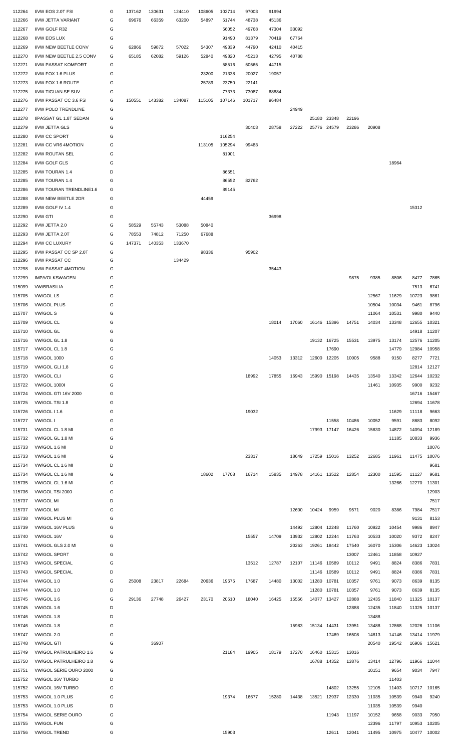| | | | | | | | | | | | | | | | | | |
|---|---|---|---|---|---|---|---|---|---|---|---|---|---|---|---|---|---|
| 112264 | I/VW EOS 2.0T FSI | G | 137162 | 130631 | 124410 | 108605 | 102714 | 97003 | 91994 | | | | | | | | |
| 112266 | I/VW JETTA VARIANT | G | 69676 | 66359 | 63200 | 54897 | 51744 | 48738 | 45136 | | | | | | | | |
| 112267 | I/VW GOLF R32 | G | | | | | 56052 | 49768 | 47304 | 33092 | | | | | | | |
| 112268 | I/VW EOS LUX | G | | | | | 91490 | 81379 | 70419 | 67764 | | | | | | | |
| 112269 | I/VW NEW BEETLE CONV | G | 62866 | 59872 | 57022 | 54307 | 49339 | 44790 | 42410 | 40415 | | | | | | | |
| 112270 | I/VW NEW BEETLE 2.5 CONV | G | 65185 | 62082 | 59126 | 52840 | 49820 | 45213 | 42795 | 40788 | | | | | | | |
| 112271 | I/VW PASSAT KOMFORT | G | | | | | 58516 | 50565 | 44715 | | | | | | | | |
| 112272 | I/VW FOX 1.6 PLUS | G | | | | 23200 | 21338 | 20027 | 19057 | | | | | | | | |
| 112273 | I/VW FOX 1.6 ROUTE | G | | | | 25789 | 23750 | 22141 | | | | | | | | | |
| 112275 | I/VW TIGUAN SE SUV | G | | | | | 77373 | 73087 | 68884 | | | | | | | | |
| 112276 | I/VW PASSAT CC 3.6 FSI | G | 150551 | 143382 | 134087 | 115105 | 107146 | 101717 | 96484 | | | | | | | | |
| 112277 | I/VW POLO TRENDLINE | G | | | | | | | | 24949 | | | | | | | |
| 112278 | I/PASSAT GL 1.8T SEDAN | G | | | | | | | | | 25180 | 23348 | 22196 | | | | |
| 112279 | I/VW JETTA GLS | G | | | | | | 30403 | 28758 | 27222 | 25776 | 24579 | 23286 | 20908 | | | |
| 112280 | I/VW CC SPORT | G | | | | | 116254 | | | | | | | | | | |
| 112281 | I/VW CC VR6 4MOTION | G | | | | 113105 | 105294 | 99483 | | | | | | | | | |
| 112282 | I/VW ROUTAN SEL | G | | | | | 81901 | | | | | | | | | | |
| 112284 | I/VW GOLF GLS | G | | | | | | | | | | | | | 18964 | | |
| 112285 | I/VW TOURAN 1.4 | D | | | | | 86551 | | | | | | | | | | |
| 112285 | I/VW TOURAN 1.4 | G | | | | | 86552 | 82762 | | | | | | | | | |
| 112286 | I/VW TOURAN TRENDLINE1.6 | G | | | | | 89145 | | | | | | | | | | |
| 112288 | I/VW NEW BEETLE 2DR | G | | | | 44459 | | | | | | | | | | | |
| 112289 | I/VW GOLF IV 1.4 | G | | | | | | | | | | | | | | 15312 | |
| 112290 | I/VW GTI | G | | | | | | | 36998 | | | | | | | | |
| 112292 | I/VW JETTA 2.0 | G | 58529 | 55743 | 53088 | 50840 | | | | | | | | | | | |
| 112293 | I/VW JETTA 2.0T | G | 78553 | 74812 | 71250 | 67688 | | | | | | | | | | | |
| 112294 | I/VW CC LUXURY | G | 147371 | 140353 | 133670 | | | | | | | | | | | | |
| 112295 | I/VW PASSAT CC SP 2.0T | G | | | | 98336 | | 95902 | | | | | | | | | |
| 112296 | I/VW PASSAT CC | G | | | 134429 | | | | | | | | | | | | |
| 112298 | I/VW PASSAT 4MOTION | G | | | | | | | 35443 | | | | | | | | |
| 112299 | IMP/VOLKSWAGEN | G | | | | | | | | | | | 9875 | 9385 | 8806 | 8477 | 7865 |
| 115099 | VW/BRASILIA | G | | | | | | | | | | | | | | 7513 | 6741 |
| 115705 | VW/GOL LS | G | | | | | | | | | | | | 12567 | 11629 | 10723 | 9861 |
| 115706 | VW/GOL PLUS | G | | | | | | | | | | | | 10504 | 10034 | 9461 | 8796 |
| 115707 | VW/GOL S | G | | | | | | | | | | | | 11064 | 10531 | 9980 | 9440 |
| 115709 | VW/GOL CL | G | | | | | | | 18014 | 17060 | 16146 | 15396 | 14751 | 14034 | 13348 | 12655 | 10321 |
| 115710 | VW/GOL GL | G | | | | | | | | | | | | | | 14918 | 11207 |
| 115716 | VW/GOL GL 1.8 | G | | | | | | | | | 19132 | 16725 | 15531 | 13975 | 13174 | 12576 | 11205 |
| 115717 | VW/GOL CL 1.8 | G | | | | | | | | | | 17690 | | | 14779 | 12984 | 10958 |
| 115718 | VW/GOL 1000 | G | | | | | | | 14053 | 13312 | 12600 | 12205 | 10005 | 9588 | 9150 | 8277 | 7721 |
| 115719 | VW/GOL GLI 1.8 | G | | | | | | | | | | | | | | 12814 | 12127 |
| 115720 | VW/GOL CLI | G | | | | | | 18992 | 17855 | 16943 | 15990 | 15198 | 14435 | 13540 | 13342 | 12644 | 10232 |
| 115722 | VW/GOL 1000I | G | | | | | | | | | | | | 11461 | 10935 | 9900 | 9232 |
| 115724 | VW/GOL GTI 16V 2000 | G | | | | | | | | | | | | | | 16716 | 15467 |
| 115725 | VW/GOL TSI 1.8 | G | | | | | | | | | | | | | | 12694 | 11678 |
| 115726 | VW/GOL I 1.6 | G | | | | | | 19032 | | | | | | | 11629 | 11118 | 9663 |
| 115727 | VW/GOL I | G | | | | | | | | | | 11558 | 10486 | 10052 | 9591 | 8683 | 8092 |
| 115731 | VW/GOL CL 1.8 MI | G | | | | | | | | | 17993 | 17147 | 16426 | 15630 | 14872 | 14094 | 12189 |
| 115732 | VW/GOL GL 1.8 MI | G | | | | | | | | | | | | | 11185 | 10833 | 9936 |
| 115733 | VW/GOL 1.6 MI | D | | | | | | | | | | | | | | | 10076 |
| 115733 | VW/GOL 1.6 MI | G | | | | | | 23317 | | 18649 | 17259 | 15016 | 13252 | 12685 | 11961 | 11475 | 10076 |
| 115734 | VW/GOL CL 1.6 MI | D | | | | | | | | | | | | | | | 9681 |
| 115734 | VW/GOL CL 1.6 MI | G | | | | 18602 | 17708 | 16714 | 15835 | 14978 | 14161 | 13522 | 12854 | 12300 | 11595 | 11127 | 9681 |
| 115735 | VW/GOL GL 1.6 MI | G | | | | | | | | | | | | | 13266 | 12270 | 11301 |
| 115736 | VW/GOL TSI 2000 | G | | | | | | | | | | | | | | | 12903 |
| 115737 | VW/GOL MI | D | | | | | | | | | | | | | | | 7517 |
| 115737 | VW/GOL MI | G | | | | | | | | 12600 | 10424 | 9959 | 9571 | 9020 | 8386 | 7984 | 7517 |
| 115738 | VW/GOL PLUS MI | G | | | | | | | | | | | | | | 9131 | 8153 |
| 115739 | VW/GOL 16V PLUS | G | | | | | | | | 14492 | 12804 | 12248 | 11760 | 10922 | 10454 | 9986 | 8947 |
| 115740 | VW/GOL 16V | G | | | | | | 15557 | 14709 | 13932 | 12802 | 12244 | 11763 | 10533 | 10020 | 9372 | 8247 |
| 115741 | VW/GOL GLS 2.0 MI | G | | | | | | | | 20263 | 19261 | 18442 | 17540 | 16070 | 15306 | 14623 | 13024 |
| 115742 | VW/GOL SPORT | G | | | | | | | | | | | 13007 | 12461 | 11858 | 10927 | |
| 115743 | VW/GOL SPECIAL | G | | | | | | 13512 | 12787 | 12107 | 11146 | 10589 | 10112 | 9491 | 8824 | 8386 | 7831 |
| 115743 | VW/GOL SPECIAL | D | | | | | | | | | 11146 | 10589 | 10112 | 9491 | 8824 | 8386 | 7831 |
| 115744 | VW/GOL 1.0 | G | 25008 | 23817 | 22684 | 20636 | 19675 | 17687 | 14480 | 13002 | 11280 | 10781 | 10357 | 9761 | 9073 | 8639 | 8135 |
| 115744 | VW/GOL 1.0 | D | | | | | | | | | 11280 | 10781 | 10357 | 9761 | 9073 | 8639 | 8135 |
| 115745 | VW/GOL 1.6 | G | 29136 | 27748 | 26427 | 23170 | 20510 | 18040 | 16425 | 15556 | 14077 | 13427 | 12888 | 12435 | 11840 | 11325 | 10137 |
| 115745 | VW/GOL 1.6 | D | | | | | | | | | | | 12888 | 12435 | 11840 | 11325 | 10137 |
| 115746 | VW/GOL 1.8 | D | | | | | | | | | | | | 13488 | | | |
| 115746 | VW/GOL 1.8 | G | | | | | | | | 15983 | 15134 | 14431 | 13951 | 13488 | 12868 | 12026 | 11106 |
| 115747 | VW/GOL 2.0 | G | | | | | | | | | | 17469 | 16508 | 14813 | 14146 | 13414 | 11979 |
| 115748 | VW/GOL GTI | G | | 36907 | | | | | | | | | | 20540 | 19542 | 16906 | 15621 |
| 115749 | VW/GOL PATRULHEIRO 1.6 | G | | | | | 21184 | 19905 | 18179 | 17270 | 16460 | 15315 | 13016 | | | | |
| 115750 | VW/GOL PATRULHEIRO 1.8 | G | | | | | | | | | 16788 | 14352 | 13876 | 13414 | 12796 | 11966 | 11044 |
| 115751 | VW/GOL SERIE OURO 2000 | G | | | | | | | | | | | | 10151 | 9654 | 9034 | 7947 |
| 115752 | VW/GOL 16V TURBO | D | | | | | | | | | | | | | 11403 | | |
| 115752 | VW/GOL 16V TURBO | G | | | | | | | | | | 14802 | 13255 | 12105 | 11403 | 10717 | 10165 |
| 115753 | VW/GOL 1.0 PLUS | G | | | | | 19374 | 16677 | 15280 | 14438 | 13521 | 12937 | 12330 | 11035 | 10539 | 9940 | 9240 |
| 115753 | VW/GOL 1.0 PLUS | D | | | | | | | | | | | | 11035 | 10539 | 9940 | |
| 115754 | VW/GOL SERIE OURO | G | | | | | | | | | | 11943 | 11197 | 10152 | 9658 | 9033 | 7950 |
| 115755 | VW/GOL FUN | G | | | | | | | | | | | | 12396 | 11797 | 10953 | 10205 |
| 115756 | VW/GOL TREND | G | | | | | 15903 | | | | | 12611 | 12041 | 11495 | 10975 | 10477 | 10002 |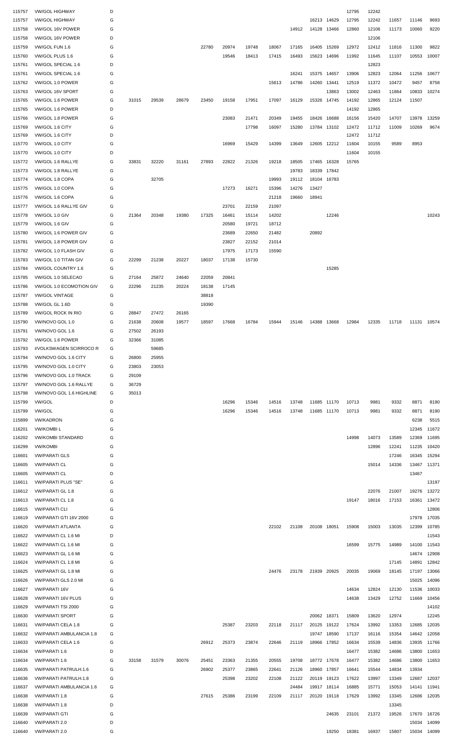| | | | | | | | | | | | | | | | | | |
|---|---|---|---|---|---|---|---|---|---|---|---|---|---|---|---|---|---|
| 115757 | VW/GOL HIGHWAY | D | | | | | | | | | | | 12795 | 12242 | | | |
| 115757 | VW/GOL HIGHWAY | G | | | | | | | | | 16213 | 14629 | 12795 | 12242 | 11657 | 11146 | 9693 |
| 115758 | VW/GOL 16V POWER | G | | | | | | | | 14912 | 14128 | 13466 | 12860 | 12106 | 11173 | 10060 | 9220 |
| 115758 | VW/GOL 16V POWER | D | | | | | | | | | | | | 12106 | | | |
| 115759 | VW/GOL FUN 1.6 | G | | | | 22780 | 20974 | 19748 | 18067 | 17165 | 16405 | 15269 | 12972 | 12412 | 11816 | 11300 | 9822 |
| 115760 | VW/GOL PLUS 1.6 | G | | | | | 19546 | 18413 | 17415 | 16493 | 15623 | 14696 | 11992 | 11645 | 11107 | 10553 | 10007 |
| 115761 | VW/GOL SPECIAL 1.6 | D | | | | | | | | | | | | 12823 | | | |
| 115761 | VW/GOL SPECIAL 1.6 | G | | | | | | | | 16241 | 15375 | 14657 | 13906 | 12823 | 12064 | 11256 | 10677 |
| 115762 | VW/GOL 1.0 POWER | G | | | | | | | 15613 | 14786 | 14260 | 13441 | 12519 | 11372 | 10472 | 9457 | 8758 |
| 115763 | VW/GOL 16V SPORT | G | | | | | | | | | | 13863 | 13002 | 12463 | 11864 | 10833 | 10274 |
| 115765 | VW/GOL 1.6 POWER | G | 31015 | 29539 | 28679 | 23450 | 19158 | 17951 | 17097 | 16129 | 15326 | 14745 | 14192 | 12865 | 12124 | 11507 | |
| 115765 | VW/GOL 1.6 POWER | D | | | | | | | | | | | 14192 | 12865 | | | |
| 115766 | VW/GOL 1.8 POWER | G | | | | | 23083 | 21471 | 20349 | 19455 | 18426 | 16688 | 16156 | 15420 | 14707 | 13978 | 13259 |
| 115769 | VW/GOL 1.6 CITY | G | | | | | | 17798 | 16097 | 15280 | 13784 | 13102 | 12472 | 11712 | 11009 | 10269 | 9674 |
| 115769 | VW/GOL 1.6 CITY | D | | | | | | | | | | | 12472 | 11712 | | | |
| 115770 | VW/GOL 1.0 CITY | G | | | | | 16969 | 15429 | 14399 | 13649 | 12605 | 12212 | 11604 | 10155 | 9589 | 8953 | |
| 115770 | VW/GOL 1.0 CITY | D | | | | | | | | | | | 11604 | 10155 | | | |
| 115772 | VW/GOL 1.6 RALLYE | G | 33831 | 32220 | 31161 | 27893 | 22822 | 21326 | 19218 | 18505 | 17465 | 16328 | 15765 | | | | |
| 115773 | VW/GOL 1.8 RALLYE | G | | | | | | | | 19783 | 18339 | 17842 | | | | | |
| 115774 | VW/GOL 1.8 COPA | G | | 32705 | | | | | 19993 | 19112 | 18104 | 16783 | | | | | |
| 115775 | VW/GOL 1.0 COPA | G | | | | | 17273 | 16271 | 15396 | 14276 | 13427 | | | | | | |
| 115776 | VW/GOL 1.6 COPA | G | | | | | | | 21218 | 19660 | 18941 | | | | | | |
| 115777 | VW/GOL 1.6 RALLYE GIV | G | | | | | 23701 | 22159 | 21097 | | | | | | | | |
| 115778 | VW/GOL 1.0 GIV | G | 21364 | 20348 | 19380 | 17325 | 16461 | 15114 | 14202 | | | 12246 | | | | | 10243 |
| 115779 | VW/GOL 1.6 GIV | G | | | | | 20580 | 19721 | 18712 | | | | | | | | |
| 115780 | VW/GOL 1.6 POWER GIV | G | | | | | 23689 | 22650 | 21482 | | 20892 | | | | | | |
| 115781 | VW/GOL 1.8 POWER GIV | G | | | | | 23827 | 22152 | 21014 | | | | | | | | |
| 115782 | VW/GOL 1.0 FLASH GIV | G | | | | | 17975 | 17173 | 15590 | | | | | | | | |
| 115783 | VW/GOL 1.0 TITAN GIV | G | 22299 | 21238 | 20227 | 18037 | 17138 | 15730 | | | | | | | | | |
| 115784 | VW/GOL COUNTRY 1.6 | G | | | | | | | | | | 15285 | | | | | |
| 115785 | VW/GOL 1.0 SELECAO | G | 27164 | 25872 | 24640 | 22059 | 20841 | | | | | | | | | | |
| 115786 | VW/GOL 1.0 ECOMOTION GIV | G | 22296 | 21235 | 20224 | 18138 | 17145 | | | | | | | | | | |
| 115787 | VW/GOL VINTAGE | G | | | | 38818 | | | | | | | | | | | |
| 115788 | VW/GOL GL 1.6D | G | | | | 19390 | | | | | | | | | | | |
| 115789 | VW/GOL ROCK IN RIO | G | 28847 | 27472 | 26165 | | | | | | | | | | | | |
| 115790 | VW/NOVO GOL 1.0 | G | 21638 | 20608 | 19577 | 18597 | 17668 | 16784 | 15944 | 15146 | 14388 | 13668 | 12984 | 12335 | 11718 | 11131 | 10574 |
| 115791 | VW/NOVO GOL 1.6 | G | 27502 | 26193 | | | | | | | | | | | | | |
| 115792 | VW/GOL 1.6 POWER | G | 32366 | 31085 | | | | | | | | | | | | | |
| 115793 | I/VOLKSWAGEN SCIRROCO R | G | | 59685 | | | | | | | | | | | | | |
| 115794 | VW/NOVO GOL 1.6 CITY | G | 26800 | 25955 | | | | | | | | | | | | | |
| 115795 | VW/NOVO GOL 1.0 CITY | G | 23803 | 23053 | | | | | | | | | | | | | |
| 115796 | VW/NOVO GOL 1.0 TRACK | G | 29109 | | | | | | | | | | | | | | |
| 115797 | VW/NOVO GOL 1.6 RALLYE | G | 36729 | | | | | | | | | | | | | | |
| 115798 | VW/NOVO GOL 1.6 HIGHLINE | G | 35013 | | | | | | | | | | | | | | |
| 115799 | VW/GOL | D | | | | | 16296 | 15346 | 14516 | 13748 | 11685 | 11170 | 10713 | 9981 | 9332 | 8871 | 8190 |
| 115799 | VW/GOL | G | | | | | 16296 | 15346 | 14516 | 13748 | 11685 | 11170 | 10713 | 9981 | 9332 | 8871 | 8190 |
| 115899 | VW/KADRON | G | | | | | | | | | | | | | | 6238 | 5515 |
| 116201 | VW/KOMBI L | G | | | | | | | | | | | | | | 12345 | 11672 |
| 116202 | VW/KOMBI STANDARD | G | | | | | | | | | | | 14998 | 14073 | 13589 | 12369 | 11695 |
| 116299 | VW/KOMBI | G | | | | | | | | | | | | 12896 | 12241 | 11235 | 10420 |
| 116601 | VW/PARATI GLS | G | | | | | | | | | | | | | 17246 | 16345 | 15294 |
| 116605 | VW/PARATI CL | G | | | | | | | | | | | | 15014 | 14336 | 13467 | 11371 |
| 116605 | VW/PARATI CL | D | | | | | | | | | | | | | | 13467 | |
| 116611 | VW/PARATI PLUS "SE" | G | | | | | | | | | | | | | | | 13197 |
| 116612 | VW/PARATI GL 1.8 | G | | | | | | | | | | | | 22076 | 21007 | 19276 | 13272 |
| 116613 | VW/PARATI CL 1.8 | G | | | | | | | | | | | 19147 | 18016 | 17153 | 16361 | 13472 |
| 116615 | VW/PARATI CLI | G | | | | | | | | | | | | | | | 12806 |
| 116619 | VW/PARATI GTI 16V 2000 | G | | | | | | | | | | | | | | 17978 | 17035 |
| 116620 | VW/PARATI ATLANTA | G | | | | | | | 22102 | 21108 | 20108 | 18051 | 15908 | 15003 | 13035 | 12399 | 10785 |
| 116622 | VW/PARATI CL 1.6 MI | D | | | | | | | | | | | | | | | 11543 |
| 116622 | VW/PARATI CL 1.6 MI | G | | | | | | | | | | | 16599 | 15775 | 14989 | 14100 | 11543 |
| 116623 | VW/PARATI GL 1.6 MI | G | | | | | | | | | | | | | | 14674 | 12908 |
| 116624 | VW/PARATI CL 1.8 MI | G | | | | | | | | | | | | | 17145 | 14891 | 12842 |
| 116625 | VW/PARATI GL 1.8 MI | G | | | | | | | 24476 | 23178 | 21939 | 20925 | 20035 | 19069 | 18145 | 17197 | 13066 |
| 116626 | VW/PARATI GLS 2.0 MI | G | | | | | | | | | | | | | | 15025 | 14096 |
| 116627 | VW/PARATI 16V | G | | | | | | | | | | | 14634 | 12824 | 12130 | 11536 | 10033 |
| 116628 | VW/PARATI 16V PLUS | G | | | | | | | | | | | 14638 | 13429 | 12752 | 11669 | 10456 |
| 116629 | VW/PARATI TSI 2000 | G | | | | | | | | | | | | | | | 14102 |
| 116630 | VW/PARATI SPORT | G | | | | | | | | | 20062 | 18371 | 15809 | 13620 | 12974 | | 12245 |
| 116631 | VW/PARATI CELA 1.8 | G | | | | | 25387 | 23203 | 22118 | 21117 | 20125 | 19122 | 17624 | 13992 | 13353 | 12685 | 12035 |
| 116632 | VW/PARATI AMBULANCIA 1.8 | G | | | | | | | | | 19747 | 18590 | 17137 | 16116 | 15354 | 14642 | 12058 |
| 116633 | VW/PARATI CELA 1.6 | G | | | | 26912 | 25373 | 23874 | 22646 | 21119 | 18966 | 17852 | 16634 | 15539 | 14836 | 13935 | 11766 |
| 116634 | VW/PARATI 1.6 | D | | | | | | | | | | | 16477 | 15382 | 14686 | 13800 | 11653 |
| 116634 | VW/PARATI 1.6 | G | 33158 | 31579 | 30076 | 25451 | 23363 | 21355 | 20555 | 19708 | 18772 | 17678 | 16477 | 15382 | 14686 | 13800 | 11653 |
| 116635 | VW/PARATI PATRULH.1.6 | G | | | | 26902 | 25377 | 23865 | 22641 | 21126 | 18960 | 17857 | 16641 | 15544 | 14834 | 13934 | |
| 116636 | VW/PARATI PATRULH.1.8 | G | | | | | 25398 | 23202 | 22108 | 21122 | 20119 | 19123 | 17622 | 13997 | 13349 | 12687 | 12037 |
| 116637 | VW/PARATI AMBULANCIA 1.6 | G | | | | | | | | 24484 | 19917 | 18114 | 16885 | 15771 | 15053 | 14141 | 11941 |
| 116638 | VW/PARATI 1.8 | G | | | | 27615 | 25386 | 23199 | 22109 | 21117 | 20120 | 19118 | 17629 | 13992 | 13345 | 12686 | 12035 |
| 116638 | VW/PARATI 1.8 | D | | | | | | | | | | | | | 13345 | | |
| 116639 | VW/PARATI GTI | G | | | | | | | | | | 24635 | 23101 | 21372 | 19526 | 17670 | 16726 |
| 116640 | VW/PARATI 2.0 | D | | | | | | | | | | | | | | 15034 | 14099 |
| 116640 | VW/PARATI 2.0 | G | | | | | | | | | | 19250 | 18381 | 16937 | 15807 | 15034 | 14099 |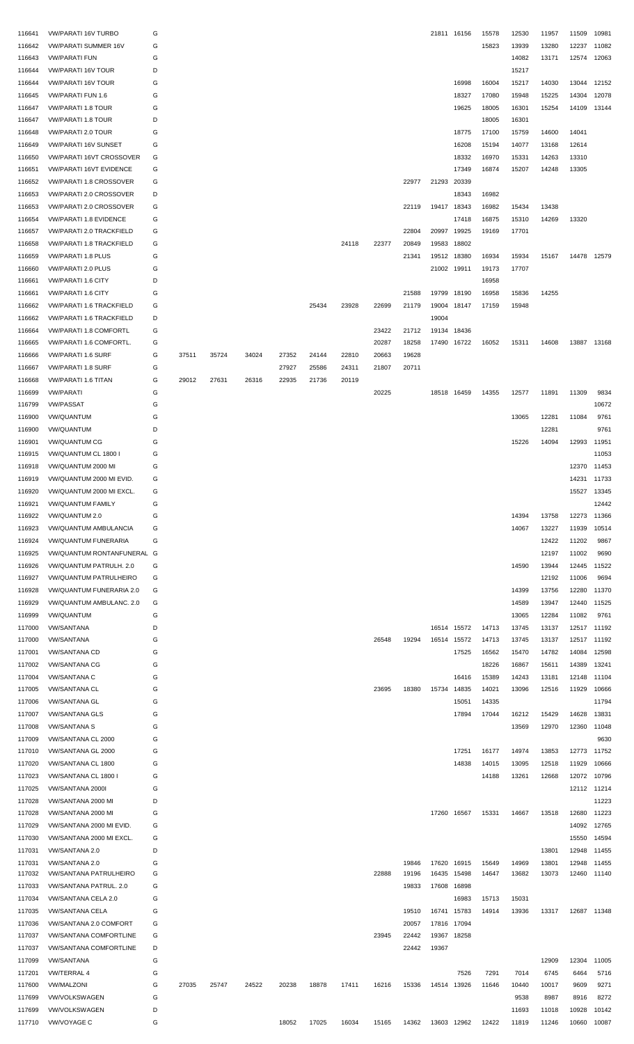| | | | | | | | | | | | | | | | | | |
|---|---|---|---|---|---|---|---|---|---|---|---|---|---|---|---|---|---|
| 116641 | VW/PARATI 16V TURBO | G | | | | | | | | | 21811 | 16156 | 15578 | 12530 | 11957 | 11509 | 10981 |
| 116642 | VW/PARATI SUMMER 16V | G | | | | | | | | | | | 15823 | 13939 | 13280 | 12237 | 11082 |
| 116643 | VW/PARATI FUN | G | | | | | | | | | | | | 14082 | 13171 | 12574 | 12063 |
| 116644 | VW/PARATI 16V TOUR | D | | | | | | | | | | | | 15217 | | | |
| 116644 | VW/PARATI 16V TOUR | G | | | | | | | | | | 16998 | 16004 | 15217 | 14030 | 13044 | 12152 |
| 116645 | VW/PARATI FUN 1.6 | G | | | | | | | | | | 18327 | 17080 | 15948 | 15225 | 14304 | 12078 |
| 116647 | VW/PARATI 1.8 TOUR | G | | | | | | | | | | 19625 | 18005 | 16301 | 15254 | 14109 | 13144 |
| 116647 | VW/PARATI 1.8 TOUR | D | | | | | | | | | | | 18005 | 16301 | | | |
| 116648 | VW/PARATI 2.0 TOUR | G | | | | | | | | | | 18775 | 17100 | 15759 | 14600 | 14041 | |
| 116649 | VW/PARATI 16V SUNSET | G | | | | | | | | | | 16208 | 15194 | 14077 | 13168 | 12614 | |
| 116650 | VW/PARATI 16VT CROSSOVER | G | | | | | | | | | | 18332 | 16970 | 15331 | 14263 | 13310 | |
| 116651 | VW/PARATI 16VT EVIDENCE | G | | | | | | | | | | 17349 | 16874 | 15207 | 14248 | 13305 | |
| 116652 | VW/PARATI 1.8 CROSSOVER | G | | | | | | | | 22977 | 21293 | 20339 | | | | | |
| 116653 | VW/PARATI 2.0 CROSSOVER | D | | | | | | | | | | 18343 | 16982 | | | | |
| 116653 | VW/PARATI 2.0 CROSSOVER | G | | | | | | | | 22119 | 19417 | 18343 | 16982 | 15434 | 13438 | | |
| 116654 | VW/PARATI 1.8 EVIDENCE | G | | | | | | | | | | 17418 | 16875 | 15310 | 14269 | 13320 | |
| 116657 | VW/PARATI 2.0 TRACKFIELD | G | | | | | | | | 22804 | 20997 | 19925 | 19169 | 17701 | | | |
| 116658 | VW/PARATI 1.8 TRACKFIELD | G | | | | | | 24118 | 22377 | 20849 | 19583 | 18802 | | | | | |
| 116659 | VW/PARATI 1.8 PLUS | G | | | | | | | | 21341 | 19512 | 18380 | 16934 | 15934 | 15167 | 14478 | 12579 |
| 116660 | VW/PARATI 2.0 PLUS | G | | | | | | | | | 21002 | 19911 | 19173 | 17707 | | | |
| 116661 | VW/PARATI 1.6 CITY | D | | | | | | | | | | | 16958 | | | | |
| 116661 | VW/PARATI 1.6 CITY | G | | | | | | | | 21588 | 19799 | 18190 | 16958 | 15836 | 14255 | | |
| 116662 | VW/PARATI 1.6 TRACKFIELD | G | | | | | 25434 | 23928 | 22699 | 21179 | 19004 | 18147 | 17159 | 15948 | | | |
| 116662 | VW/PARATI 1.6 TRACKFIELD | D | | | | | | | | | 19004 | | | | | | |
| 116664 | VW/PARATI 1.8 COMFORTL | G | | | | | | | 23422 | 21712 | 19134 | 18436 | | | | | |
| 116665 | VW/PARATI 1.6 COMFORTL. | G | | | | | | | 20287 | 18258 | 17490 | 16722 | 16052 | 15311 | 14608 | 13887 | 13168 |
| 116666 | VW/PARATI 1.6 SURF | G | 37511 | 35724 | 34024 | 27352 | 24144 | 22810 | 20663 | 19628 | | | | | | | |
| 116667 | VW/PARATI 1.8 SURF | G | | | | 27927 | 25586 | 24311 | 21807 | 20711 | | | | | | | |
| 116668 | VW/PARATI 1.6 TITAN | G | 29012 | 27631 | 26316 | 22935 | 21736 | 20119 | | | | | | | | | |
| 116699 | VW/PARATI | G | | | | | | | 20225 | | 18518 | 16459 | 14355 | 12577 | 11891 | 11309 | 9834 |
| 116799 | VW/PASSAT | G | | | | | | | | | | | | | | | 10672 |
| 116900 | VW/QUANTUM | G | | | | | | | | | | | | 13065 | 12281 | 11084 | 9761 |
| 116900 | VW/QUANTUM | D | | | | | | | | | | | | | 12281 | | 9761 |
| 116901 | VW/QUANTUM CG | G | | | | | | | | | | | | 15226 | 14094 | 12993 | 11951 |
| 116915 | VW/QUANTUM CL 1800 I | G | | | | | | | | | | | | | | | 11053 |
| 116918 | VW/QUANTUM 2000 MI | G | | | | | | | | | | | | | | 12370 | 11453 |
| 116919 | VW/QUANTUM 2000 MI EVID. | G | | | | | | | | | | | | | | 14231 | 11733 |
| 116920 | VW/QUANTUM 2000 MI EXCL. | G | | | | | | | | | | | | | | 15527 | 13345 |
| 116921 | VW/QUANTUM FAMILY | G | | | | | | | | | | | | | | | 12442 |
| 116922 | VW/QUANTUM 2.0 | G | | | | | | | | | | | | 14394 | 13758 | 12273 | 11366 |
| 116923 | VW/QUANTUM AMBULANCIA | G | | | | | | | | | | | | 14067 | 13227 | 11939 | 10514 |
| 116924 | VW/QUANTUM FUNERARIA | G | | | | | | | | | | | | | 12422 | 11202 | 9867 |
| 116925 | VW/QUANTUM RONTANFUNERAL | G | | | | | | | | | | | | | 12197 | 11002 | 9690 |
| 116926 | VW/QUANTUM PATRULH. 2.0 | G | | | | | | | | | | | | 14590 | 13944 | 12445 | 11522 |
| 116927 | VW/QUANTUM PATRULHEIRO | G | | | | | | | | | | | | | 12192 | 11006 | 9694 |
| 116928 | VW/QUANTUM FUNERARIA 2.0 | G | | | | | | | | | | | | 14399 | 13756 | 12280 | 11370 |
| 116929 | VW/QUANTUM AMBULANC. 2.0 | G | | | | | | | | | | | | 14589 | 13947 | 12440 | 11525 |
| 116999 | VW/QUANTUM | G | | | | | | | | | | | | 13065 | 12284 | 11082 | 9761 |
| 117000 | VW/SANTANA | D | | | | | | | | | 16514 | 15572 | 14713 | 13745 | 13137 | 12517 | 11192 |
| 117000 | VW/SANTANA | G | | | | | | | 26548 | 19294 | 16514 | 15572 | 14713 | 13745 | 13137 | 12517 | 11192 |
| 117001 | VW/SANTANA CD | G | | | | | | | | | | 17525 | 16562 | 15470 | 14782 | 14084 | 12598 |
| 117002 | VW/SANTANA CG | G | | | | | | | | | | | 18226 | 16867 | 15611 | 14389 | 13241 |
| 117004 | VW/SANTANA C | G | | | | | | | | | | 16416 | 15389 | 14243 | 13181 | 12148 | 11104 |
| 117005 | VW/SANTANA CL | G | | | | | | | 23695 | 18380 | 15734 | 14835 | 14021 | 13096 | 12516 | 11929 | 10666 |
| 117006 | VW/SANTANA GL | G | | | | | | | | | | 15051 | 14335 | | | | 11794 |
| 117007 | VW/SANTANA GLS | G | | | | | | | | | | 17894 | 17044 | 16212 | 15429 | 14628 | 13831 |
| 117008 | VW/SANTANA S | G | | | | | | | | | | | | 13569 | 12970 | 12360 | 11048 |
| 117009 | VW/SANTANA CL 2000 | G | | | | | | | | | | | | | | | 9630 |
| 117010 | VW/SANTANA GL 2000 | G | | | | | | | | | | 17251 | 16177 | 14974 | 13853 | 12773 | 11752 |
| 117020 | VW/SANTANA CL 1800 | G | | | | | | | | | | 14838 | 14015 | 13095 | 12518 | 11929 | 10666 |
| 117023 | VW/SANTANA CL 1800 I | G | | | | | | | | | | | 14188 | 13261 | 12668 | 12072 | 10796 |
| 117025 | VW/SANTANA 2000I | G | | | | | | | | | | | | | | 12112 | 11214 |
| 117028 | VW/SANTANA 2000 MI | D | | | | | | | | | | | | | | | 11223 |
| 117028 | VW/SANTANA 2000 MI | G | | | | | | | | | 17260 | 16567 | 15331 | 14667 | 13518 | 12680 | 11223 |
| 117029 | VW/SANTANA 2000 MI EVID. | G | | | | | | | | | | | | | | 14092 | 12765 |
| 117030 | VW/SANTANA 2000 MI EXCL. | G | | | | | | | | | | | | | | 15550 | 14594 |
| 117031 | VW/SANTANA 2.0 | D | | | | | | | | | | | | | 13801 | 12948 | 11455 |
| 117031 | VW/SANTANA 2.0 | G | | | | | | | | 19846 | 17620 | 16915 | 15649 | 14969 | 13801 | 12948 | 11455 |
| 117032 | VW/SANTANA PATRULHEIRO | G | | | | | | | 22888 | 19196 | 16435 | 15498 | 14647 | 13682 | 13073 | 12460 | 11140 |
| 117033 | VW/SANTANA PATRUL. 2.0 | G | | | | | | | | 19833 | 17608 | 16898 | | | | | |
| 117034 | VW/SANTANA CELA 2.0 | G | | | | | | | | | | 16983 | 15713 | 15031 | | | |
| 117035 | VW/SANTANA CELA | G | | | | | | | | 19510 | 16741 | 15783 | 14914 | 13936 | 13317 | 12687 | 11348 |
| 117036 | VW/SANTANA 2.0 COMFORT | G | | | | | | | | 20057 | 17816 | 17094 | | | | | |
| 117037 | VW/SANTANA COMFORTLINE | G | | | | | | | 23945 | 22442 | 19367 | 18258 | | | | | |
| 117037 | VW/SANTANA COMFORTLINE | D | | | | | | | | 22442 | 19367 | | | | | | |
| 117099 | VW/SANTANA | G | | | | | | | | | | | | | 12909 | 12304 | 11005 |
| 117201 | VW/TERRAL 4 | G | | | | | | | | | | 7526 | 7291 | 7014 | 6745 | 6464 | 5716 |
| 117600 | VW/MALZONI | G | 27035 | 25747 | 24522 | 20238 | 18878 | 17411 | 16216 | 15336 | 14514 | 13926 | 11646 | 10440 | 10017 | 9609 | 9271 |
| 117699 | VW/VOLKSWAGEN | G | | | | | | | | | | | | 9538 | 8987 | 8916 | 8272 |
| 117699 | VW/VOLKSWAGEN | D | | | | | | | | | | | | 11693 | 11018 | 10928 | 10142 |
| 117710 | VW/VOYAGE C | G | | | | 18052 | 17025 | 16034 | 15165 | 14362 | 13603 | 12962 | 12422 | 11819 | 11246 | 10660 | 10087 |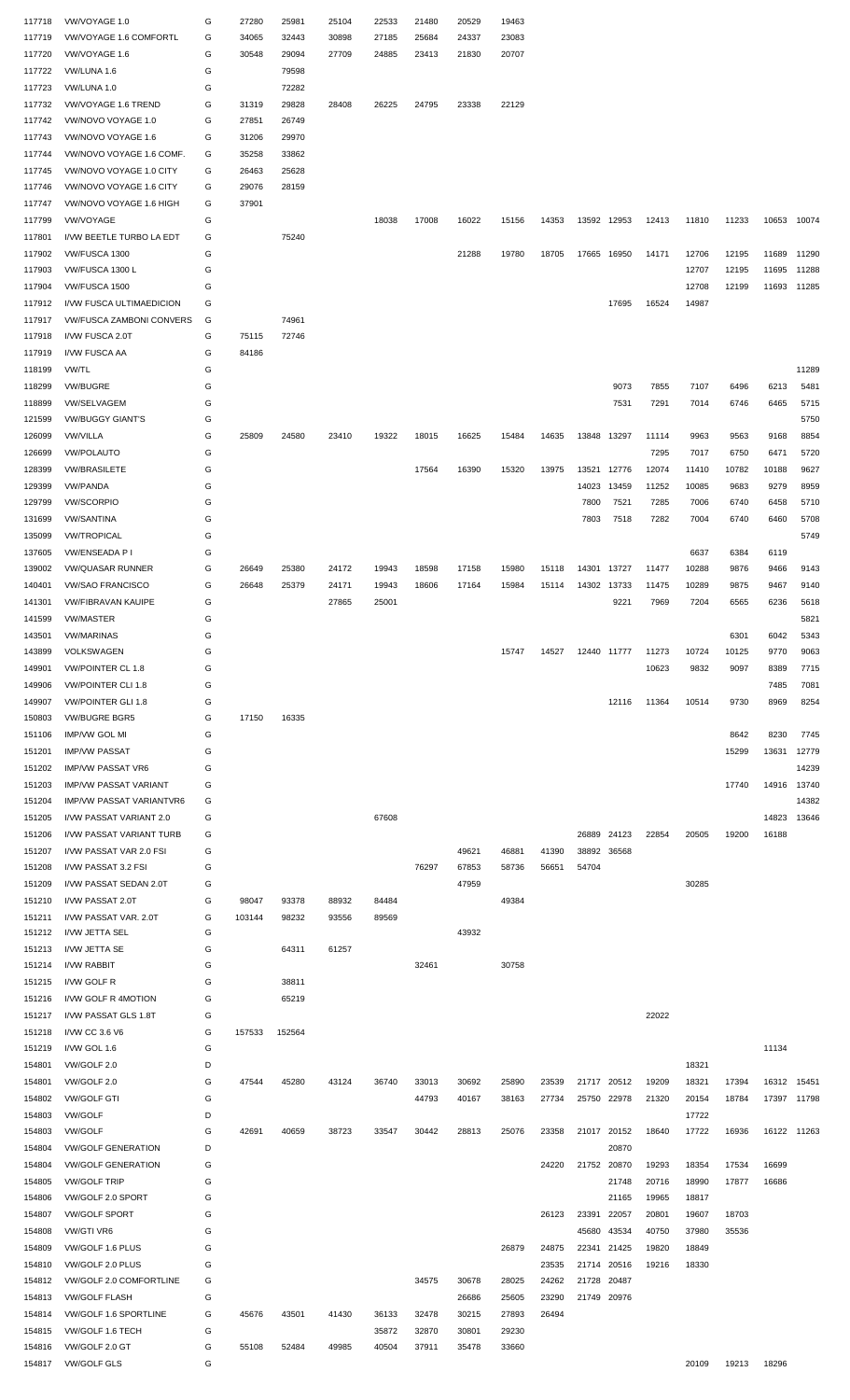| | | | | | | | | | | | | | | | | | |
|---|---|---|---|---|---|---|---|---|---|---|---|---|---|---|---|---|---|
| 117718 | VW/VOYAGE 1.0 | G | 27280 | 25981 | 25104 | 22533 | 21480 | 20529 | 19463 | | | | | | | | |
| 117719 | VW/VOYAGE 1.6 COMFORTL | G | 34065 | 32443 | 30898 | 27185 | 25684 | 24337 | 23083 | | | | | | | | |
| 117720 | VW/VOYAGE 1.6 | G | 30548 | 29094 | 27709 | 24885 | 23413 | 21830 | 20707 | | | | | | | | |
| 117722 | VW/LUNA 1.6 | G | | 79598 | | | | | | | | | | | | | |
| 117723 | VW/LUNA 1.0 | G | | 72282 | | | | | | | | | | | | | |
| 117732 | VW/VOYAGE 1.6 TREND | G | 31319 | 29828 | 28408 | 26225 | 24795 | 23338 | 22129 | | | | | | | | |
| 117742 | VW/NOVO VOYAGE 1.0 | G | 27851 | 26749 | | | | | | | | | | | | | |
| 117743 | VW/NOVO VOYAGE 1.6 | G | 31206 | 29970 | | | | | | | | | | | | | |
| 117744 | VW/NOVO VOYAGE 1.6 COMF. | G | 35258 | 33862 | | | | | | | | | | | | | |
| 117745 | VW/NOVO VOYAGE 1.0 CITY | G | 26463 | 25628 | | | | | | | | | | | | | |
| 117746 | VW/NOVO VOYAGE 1.6 CITY | G | 29076 | 28159 | | | | | | | | | | | | | |
| 117747 | VW/NOVO VOYAGE 1.6 HIGH | G | 37901 | | | | | | | | | | | | | | |
| 117799 | VW/VOYAGE | G | | | | 18038 | 17008 | 16022 | 15156 | 14353 | 13592 | 12953 | 12413 | 11810 | 11233 | 10653 | 10074 |
| 117801 | I/VW BEETLE TURBO LA EDT | G | | 75240 | | | | | | | | | | | | | |
| 117902 | VW/FUSCA 1300 | G | | | | | | 21288 | 19780 | 18705 | 17665 | 16950 | 14171 | 12706 | 12195 | 11689 | 11290 |
| 117903 | VW/FUSCA 1300 L | G | | | | | | | | | | | | 12707 | 12195 | 11695 | 11288 |
| 117904 | VW/FUSCA 1500 | G | | | | | | | | | | | | 12708 | 12199 | 11693 | 11285 |
| 117912 | I/VW FUSCA ULTIMAEDICION | G | | | | | | | | | | 17695 | 16524 | 14987 | | | |
| 117917 | VW/FUSCA ZAMBONI CONVERS | G | | 74961 | | | | | | | | | | | | | |
| 117918 | I/VW FUSCA 2.0T | G | 75115 | 72746 | | | | | | | | | | | | | |
| 117919 | I/VW FUSCA AA | G | 84186 | | | | | | | | | | | | | | |
| 118199 | VW/TL | G | | | | | | | | | | | | | | | 11289 |
| 118299 | VW/BUGRE | G | | | | | | | | | | 9073 | 7855 | 7107 | 6496 | 6213 | 5481 |
| 118899 | VW/SELVAGEM | G | | | | | | | | | | 7531 | 7291 | 7014 | 6746 | 6465 | 5715 |
| 121599 | VW/BUGGY GIANT'S | G | | | | | | | | | | | | | | | 5750 |
| 126099 | VW/VILLA | G | 25809 | 24580 | 23410 | 19322 | 18015 | 16625 | 15484 | 14635 | 13848 | 13297 | 11114 | 9963 | 9563 | 9168 | 8854 |
| 126699 | VW/POLAUTO | G | | | | | | | | | | | 7295 | 7017 | 6750 | 6471 | 5720 |
| 128399 | VW/BRASILETE | G | | | | | 17564 | 16390 | 15320 | 13975 | 13521 | 12776 | 12074 | 11410 | 10782 | 10188 | 9627 |
| 129399 | VW/PANDA | G | | | | | | | | | 14023 | 13459 | 11252 | 10085 | 9683 | 9279 | 8959 |
| 129799 | VW/SCORPIO | G | | | | | | | | | 7800 | 7521 | 7285 | 7006 | 6740 | 6458 | 5710 |
| 131699 | VW/SANTINA | G | | | | | | | | | 7803 | 7518 | 7282 | 7004 | 6740 | 6460 | 5708 |
| 135099 | VW/TROPICAL | G | | | | | | | | | | | | | | | 5749 |
| 137605 | VW/ENSEADA P I | G | | | | | | | | | | | | 6637 | 6384 | 6119 | |
| 139002 | VW/QUASAR RUNNER | G | 26649 | 25380 | 24172 | 19943 | 18598 | 17158 | 15980 | 15118 | 14301 | 13727 | 11477 | 10288 | 9876 | 9466 | 9143 |
| 140401 | VW/SAO FRANCISCO | G | 26648 | 25379 | 24171 | 19943 | 18606 | 17164 | 15984 | 15114 | 14302 | 13733 | 11475 | 10289 | 9875 | 9467 | 9140 |
| 141301 | VW/FIBRAVAN KAUIPE | G | | | 27865 | 25001 | | | | | | 9221 | 7969 | 7204 | 6565 | 6236 | 5618 |
| 141599 | VW/MASTER | G | | | | | | | | | | | | | | | 5821 |
| 143501 | VW/MARINAS | G | | | | | | | | | | | | | 6301 | 6042 | 5343 |
| 143899 | VOLKSWAGEN | G | | | | | | | 15747 | 14527 | 12440 | 11777 | 11273 | 10724 | 10125 | 9770 | 9063 |
| 149901 | VW/POINTER CL 1.8 | G | | | | | | | | | | | 10623 | 9832 | 9097 | 8389 | 7715 |
| 149906 | VW/POINTER CLI 1.8 | G | | | | | | | | | | | | | | 7485 | 7081 |
| 149907 | VW/POINTER GLI 1.8 | G | | | | | | | | | | 12116 | 11364 | 10514 | 9730 | 8969 | 8254 |
| 150803 | VW/BUGRE BGR5 | G | 17150 | 16335 | | | | | | | | | | | | | |
| 151106 | IMP/VW GOL MI | G | | | | | | | | | | | | | 8642 | 8230 | 7745 |
| 151201 | IMP/VW PASSAT | G | | | | | | | | | | | | | 15299 | 13631 | 12779 |
| 151202 | IMP/VW PASSAT VR6 | G | | | | | | | | | | | | | | | 14239 |
| 151203 | IMP/VW PASSAT VARIANT | G | | | | | | | | | | | | | 17740 | 14916 | 13740 |
| 151204 | IMP/VW PASSAT VARIANTVR6 | G | | | | | | | | | | | | | | | 14382 |
| 151205 | I/VW PASSAT VARIANT 2.0 | G | | | | 67608 | | | | | | | | | | 14823 | 13646 |
| 151206 | I/VW PASSAT VARIANT TURB | G | | | | | | | | | 26889 | 24123 | 22854 | 20505 | 19200 | 16188 | |
| 151207 | I/VW PASSAT VAR 2.0 FSI | G | | | | | | 49621 | 46881 | 41390 | 38892 | 36568 | | | | | |
| 151208 | I/VW PASSAT 3.2 FSI | G | | | | | 76297 | 67853 | 58736 | 56651 | 54704 | | | | | | |
| 151209 | I/VW PASSAT SEDAN 2.0T | G | | | | | | 47959 | | | | | | 30285 | | | |
| 151210 | I/VW PASSAT 2.0T | G | 98047 | 93378 | 88932 | 84484 | | | 49384 | | | | | | | | |
| 151211 | I/VW PASSAT VAR. 2.0T | G | 103144 | 98232 | 93556 | 89569 | | | | | | | | | | | |
| 151212 | I/VW JETTA SEL | G | | | | | | 43932 | | | | | | | | | |
| 151213 | I/VW JETTA SE | G | | 64311 | 61257 | | | | | | | | | | | | |
| 151214 | I/VW RABBIT | G | | | | | 32461 | | 30758 | | | | | | | | |
| 151215 | I/VW GOLF R | G | | 38811 | | | | | | | | | | | | | |
| 151216 | I/VW GOLF R 4MOTION | G | | 65219 | | | | | | | | | | | | | |
| 151217 | I/VW PASSAT GLS 1.8T | G | | | | | | | | | | | 22022 | | | | |
| 151218 | I/VW CC 3.6 V6 | G | 157533 | 152564 | | | | | | | | | | | | | |
| 151219 | I/VW GOL 1.6 | G | | | | | | | | | | | | | | 11134 | |
| 154801 | VW/GOLF 2.0 | D | | | | | | | | | | | | 18321 | | | |
| 154801 | VW/GOLF 2.0 | G | 47544 | 45280 | 43124 | 36740 | 33013 | 30692 | 25890 | 23539 | 21717 | 20512 | 19209 | 18321 | 17394 | 16312 | 15451 |
| 154802 | VW/GOLF GTI | G | | | | | 44793 | 40167 | 38163 | 27734 | 25750 | 22978 | 21320 | 20154 | 18784 | 17397 | 11798 |
| 154803 | VW/GOLF | D | | | | | | | | | | | | 17722 | | | |
| 154803 | VW/GOLF | G | 42691 | 40659 | 38723 | 33547 | 30442 | 28813 | 25076 | 23358 | 21017 | 20152 | 18640 | 17722 | 16936 | 16122 | 11263 |
| 154804 | VW/GOLF GENERATION | D | | | | | | | | | | 20870 | | | | | |
| 154804 | VW/GOLF GENERATION | G | | | | | | | | 24220 | 21752 | 20870 | 19293 | 18354 | 17534 | 16699 | |
| 154805 | VW/GOLF TRIP | G | | | | | | | | | | 21748 | 20716 | 18990 | 17877 | 16686 | |
| 154806 | VW/GOLF 2.0 SPORT | G | | | | | | | | | | 21165 | 19965 | 18817 | | | |
| 154807 | VW/GOLF SPORT | G | | | | | | | | 26123 | 23391 | 22057 | 20801 | 19607 | 18703 | | |
| 154808 | VW/GTI VR6 | G | | | | | | | | | 45680 | 43534 | 40750 | 37980 | 35536 | | |
| 154809 | VW/GOLF 1.6 PLUS | G | | | | | | | 26879 | 24875 | 22341 | 21425 | 19820 | 18849 | | | |
| 154810 | VW/GOLF 2.0 PLUS | G | | | | | | | | 23535 | 21714 | 20516 | 19216 | 18330 | | | |
| 154812 | VW/GOLF 2.0 COMFORTLINE | G | | | | | 34575 | 30678 | 28025 | 24262 | 21728 | 20487 | | | | | |
| 154813 | VW/GOLF FLASH | G | | | | | | 26686 | 25605 | 23290 | 21749 | 20976 | | | | | |
| 154814 | VW/GOLF 1.6 SPORTLINE | G | 45676 | 43501 | 41430 | 36133 | 32478 | 30215 | 27893 | 26494 | | | | | | | |
| 154815 | VW/GOLF 1.6 TECH | G | | | | 35872 | 32870 | 30801 | 29230 | | | | | | | | |
| 154816 | VW/GOLF 2.0 GT | G | 55108 | 52484 | 49985 | 40504 | 37911 | 35478 | 33660 | | | | | | | | |
| 154817 | VW/GOLF GLS | G | | | | | | | | | | | | 20109 | 19213 | 18296 | |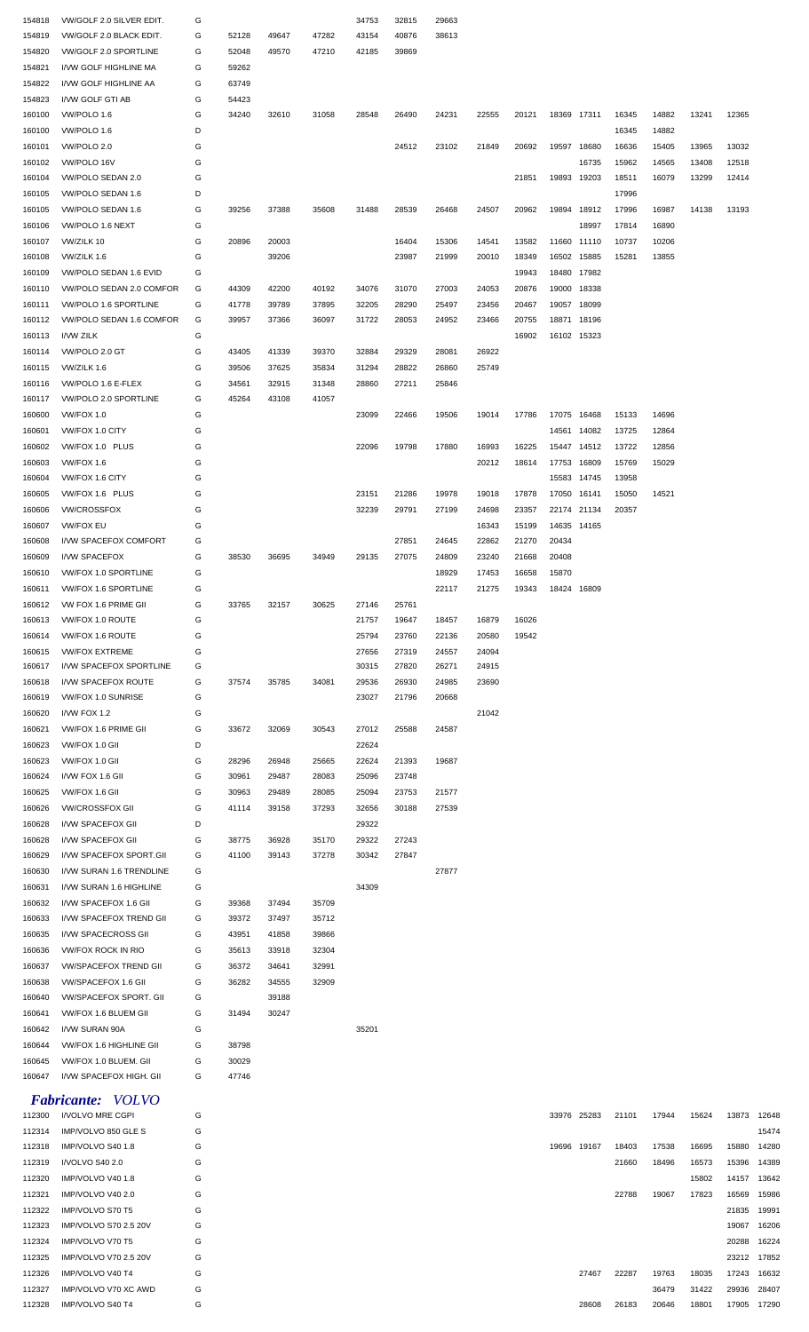| | | | | | | | | | | | | | | | | | |
|---|---|---|---|---|---|---|---|---|---|---|---|---|---|---|---|---|---|
| 154818 | VW/GOLF 2.0 SILVER EDIT. | G | | | | 34753 | 32815 | 29663 | | | | | | | | | |
| 154819 | VW/GOLF 2.0 BLACK EDIT. | G | 52128 | 49647 | 47282 | 43154 | 40876 | 38613 | | | | | | | | | |
| 154820 | VW/GOLF 2.0 SPORTLINE | G | 52048 | 49570 | 47210 | 42185 | 39869 | | | | | | | | | | |
| 154821 | I/VW GOLF HIGHLINE MA | G | 59262 | | | | | | | | | | | | | | |
| 154822 | I/VW GOLF HIGHLINE AA | G | 63749 | | | | | | | | | | | | | | |
| 154823 | I/VW GOLF GTI AB | G | 54423 | | | | | | | | | | | | | | |
| 160100 | VW/POLO 1.6 | G | 34240 | 32610 | 31058 | 28548 | 26490 | 24231 | 22555 | 20121 | 18369 | 17311 | 16345 | 14882 | 13241 | 12365 | |
| 160100 | VW/POLO 1.6 | D | | | | | | | | | | | 16345 | 14882 | | | |
| 160101 | VW/POLO 2.0 | G | | | | | 24512 | 23102 | 21849 | 20692 | 19597 | 18680 | 16636 | 15405 | 13965 | 13032 | |
| 160102 | VW/POLO 16V | G | | | | | | | | | | 16735 | 15962 | 14565 | 13408 | 12518 | |
| 160104 | VW/POLO SEDAN 2.0 | G | | | | | | | | 21851 | 19893 | 19203 | 18511 | 16079 | 13299 | 12414 | |
| 160105 | VW/POLO SEDAN 1.6 | D | | | | | | | | | | | 17996 | | | | |
| 160105 | VW/POLO SEDAN 1.6 | G | 39256 | 37388 | 35608 | 31488 | 28539 | 26468 | 24507 | 20962 | 19894 | 18912 | 17996 | 16987 | 14138 | 13193 | |
| 160106 | VW/POLO 1.6 NEXT | G | | | | | | | | | | 18997 | 17814 | 16890 | | | |
| 160107 | VW/ZILK 10 | G | 20896 | 20003 | | | 16404 | 15306 | 14541 | 13582 | 11660 | 11110 | 10737 | 10206 | | | |
| 160108 | VW/ZILK 1.6 | G | | 39206 | | | 23987 | 21999 | 20010 | 18349 | 16502 | 15885 | 15281 | 13855 | | | |
| 160109 | VW/POLO SEDAN 1.6 EVID | G | | | | | | | | 19943 | 18480 | 17982 | | | | | |
| 160110 | VW/POLO SEDAN 2.0 COMFOR | G | 44309 | 42200 | 40192 | 34076 | 31070 | 27003 | 24053 | 20876 | 19000 | 18338 | | | | | |
| 160111 | VW/POLO 1.6 SPORTLINE | G | 41778 | 39789 | 37895 | 32205 | 28290 | 25497 | 23456 | 20467 | 19057 | 18099 | | | | | |
| 160112 | VW/POLO SEDAN 1.6 COMFOR | G | 39957 | 37366 | 36097 | 31722 | 28053 | 24952 | 23466 | 20755 | 18871 | 18196 | | | | | |
| 160113 | I/VW ZILK | G | | | | | | | | 16902 | 16102 | 15323 | | | | | |
| 160114 | VW/POLO 2.0 GT | G | 43405 | 41339 | 39370 | 32884 | 29329 | 28081 | 26922 | | | | | | | | |
| 160115 | VW/ZILK 1.6 | G | 39506 | 37625 | 35834 | 31294 | 28822 | 26860 | 25749 | | | | | | | | |
| 160116 | VW/POLO 1.6 E-FLEX | G | 34561 | 32915 | 31348 | 28860 | 27211 | 25846 | | | | | | | | | |
| 160117 | VW/POLO 2.0 SPORTLINE | G | 45264 | 43108 | 41057 | | | | | | | | | | | | |
| 160600 | VW/FOX 1.0 | G | | | | 23099 | 22466 | 19506 | 19014 | 17786 | 17075 | 16468 | 15133 | 14696 | | | |
| 160601 | VW/FOX 1.0 CITY | G | | | | | | | | | 14561 | 14082 | 13725 | 12864 | | | |
| 160602 | VW/FOX 1.0 PLUS | G | | | | 22096 | 19798 | 17880 | 16993 | 16225 | 15447 | 14512 | 13722 | 12856 | | | |
| 160603 | VW/FOX 1.6 | G | | | | | | | 20212 | 18614 | 17753 | 16809 | 15769 | 15029 | | | |
| 160604 | VW/FOX 1.6 CITY | G | | | | | | | | | 15583 | 14745 | 13958 | | | | |
| 160605 | VW/FOX 1.6 PLUS | G | | | | 23151 | 21286 | 19978 | 19018 | 17878 | 17050 | 16141 | 15050 | 14521 | | | |
| 160606 | VW/CROSSFOX | G | | | | 32239 | 29791 | 27199 | 24698 | 23357 | 22174 | 21134 | 20357 | | | | |
| 160607 | VW/FOX EU | G | | | | | | | 16343 | 15199 | 14635 | 14165 | | | | | |
| 160608 | I/VW SPACEFOX COMFORT | G | | | | | 27851 | 24645 | 22862 | 21270 | 20434 | | | | | | |
| 160609 | I/VW SPACEFOX | G | 38530 | 36695 | 34949 | 29135 | 27075 | 24809 | 23240 | 21668 | 20408 | | | | | | |
| 160610 | VW/FOX 1.0 SPORTLINE | G | | | | | | 18929 | 17453 | 16658 | 15870 | | | | | | |
| 160611 | VW/FOX 1.6 SPORTLINE | G | | | | | | 22117 | 21275 | 19343 | 18424 | 16809 | | | | | |
| 160612 | VW FOX 1.6 PRIME GII | G | 33765 | 32157 | 30625 | 27146 | 25761 | | | | | | | | | | |
| 160613 | VW/FOX 1.0 ROUTE | G | | | | 21757 | 19647 | 18457 | 16879 | 16026 | | | | | | | |
| 160614 | VW/FOX 1.6 ROUTE | G | | | | 25794 | 23760 | 22136 | 20580 | 19542 | | | | | | | |
| 160615 | VW/FOX EXTREME | G | | | | 27656 | 27319 | 24557 | 24094 | | | | | | | | |
| 160617 | I/VW SPACEFOX SPORTLINE | G | | | | 30315 | 27820 | 26271 | 24915 | | | | | | | | |
| 160618 | I/VW SPACEFOX ROUTE | G | 37574 | 35785 | 34081 | 29536 | 26930 | 24985 | 23690 | | | | | | | | |
| 160619 | VW/FOX 1.0 SUNRISE | G | | | | 23027 | 21796 | 20668 | | | | | | | | | |
| 160620 | I/VW FOX 1.2 | G | | | | | | | 21042 | | | | | | | | |
| 160621 | VW/FOX 1.6 PRIME GII | G | 33672 | 32069 | 30543 | 27012 | 25588 | 24587 | | | | | | | | | |
| 160623 | VW/FOX 1.0 GII | D | | | | 22624 | | | | | | | | | | | |
| 160623 | VW/FOX 1.0 GII | G | 28296 | 26948 | 25665 | 22624 | 21393 | 19687 | | | | | | | | | |
| 160624 | I/VW FOX 1.6 GII | G | 30961 | 29487 | 28083 | 25096 | 23748 | | | | | | | | | | |
| 160625 | VW/FOX 1.6 GII | G | 30963 | 29489 | 28085 | 25094 | 23753 | 21577 | | | | | | | | | |
| 160626 | VW/CROSSFOX GII | G | 41114 | 39158 | 37293 | 32656 | 30188 | 27539 | | | | | | | | | |
| 160628 | I/VW SPACEFOX GII | D | | | | 29322 | | | | | | | | | | | |
| 160628 | I/VW SPACEFOX GII | G | 38775 | 36928 | 35170 | 29322 | 27243 | | | | | | | | | | |
| 160629 | I/VW SPACEFOX SPORT.GII | G | 41100 | 39143 | 37278 | 30342 | 27847 | | | | | | | | | | |
| 160630 | I/VW SURAN 1.6 TRENDLINE | G | | | | | | 27877 | | | | | | | | | |
| 160631 | I/VW SURAN 1.6 HIGHLINE | G | | | | 34309 | | | | | | | | | | | |
| 160632 | I/VW SPACEFOX 1.6 GII | G | 39368 | 37494 | 35709 | | | | | | | | | | | | |
| 160633 | I/VW SPACEFOX TREND GII | G | 39372 | 37497 | 35712 | | | | | | | | | | | | |
| 160635 | I/VW SPACECROSS GII | G | 43951 | 41858 | 39866 | | | | | | | | | | | | |
| 160636 | VW/FOX ROCK IN RIO | G | 35613 | 33918 | 32304 | | | | | | | | | | | | |
| 160637 | VW/SPACEFOX TREND GII | G | 36372 | 34641 | 32991 | | | | | | | | | | | | |
| 160638 | VW/SPACEFOX 1.6 GII | G | 36282 | 34555 | 32909 | | | | | | | | | | | | |
| 160640 | VW/SPACEFOX SPORT. GII | G | | 39188 | | | | | | | | | | | | | |
| 160641 | VW/FOX 1.6 BLUEM GII | G | 31494 | 30247 | | | | | | | | | | | | | |
| 160642 | I/VW SURAN 90A | G | | | | 35201 | | | | | | | | | | | |
| 160644 | VW/FOX 1.6 HIGHLINE GII | G | 38798 | | | | | | | | | | | | | | |
| 160645 | VW/FOX 1.0 BLUEM. GII | G | 30029 | | | | | | | | | | | | | | |
| 160647 | I/VW SPACEFOX HIGH. GII | G | 47746 | | | | | | | | | | | | | | |

## *Fabricante: VOLVO*

| | | | | | | | | | | | | | | | | | |
|---|---|---|---|---|---|---|---|---|---|---|---|---|---|---|---|---|---|
| 112300 | I/VOLVO MRE CGPI | G | | | | | | | | | 33976 | 25283 | 21101 | 17944 | 15624 | 13873 | 12648 |
| 112314 | IMP/VOLVO 850 GLE S | G | | | | | | | | | | | | | | | 15474 |
| 112318 | IMP/VOLVO S40 1.8 | G | | | | | | | | | 19696 | 19167 | 18403 | 17538 | 16695 | 15880 | 14280 |
| 112319 | I/VOLVO S40 2.0 | G | | | | | | | | | | | 21660 | 18496 | 16573 | 15396 | 14389 |
| 112320 | IMP/VOLVO V40 1.8 | G | | | | | | | | | | | | | 15802 | 14157 | 13642 |
| 112321 | IMP/VOLVO V40 2.0 | G | | | | | | | | | | | 22788 | 19067 | 17823 | 16569 | 15986 |
| 112322 | IMP/VOLVO S70 T5 | G | | | | | | | | | | | | | | 21835 | 19991 |
| 112323 | IMP/VOLVO S70 2.5 20V | G | | | | | | | | | | | | | | 19067 | 16206 |
| 112324 | IMP/VOLVO V70 T5 | G | | | | | | | | | | | | | | 20288 | 16224 |
| 112325 | IMP/VOLVO V70 2.5 20V | G | | | | | | | | | | | | | | 23212 | 17852 |
| 112326 | IMP/VOLVO V40 T4 | G | | | | | | | | | | 27467 | 22287 | 19763 | 18035 | 17243 | 16632 |
| 112327 | IMP/VOLVO V70 XC AWD | G | | | | | | | | | | | | 36479 | 31422 | 29936 | 28407 |
| 112328 | IMP/VOLVO S40 T4 | G | | | | | | | | | | 28608 | 26183 | 20646 | 18801 | 17905 | 17290 |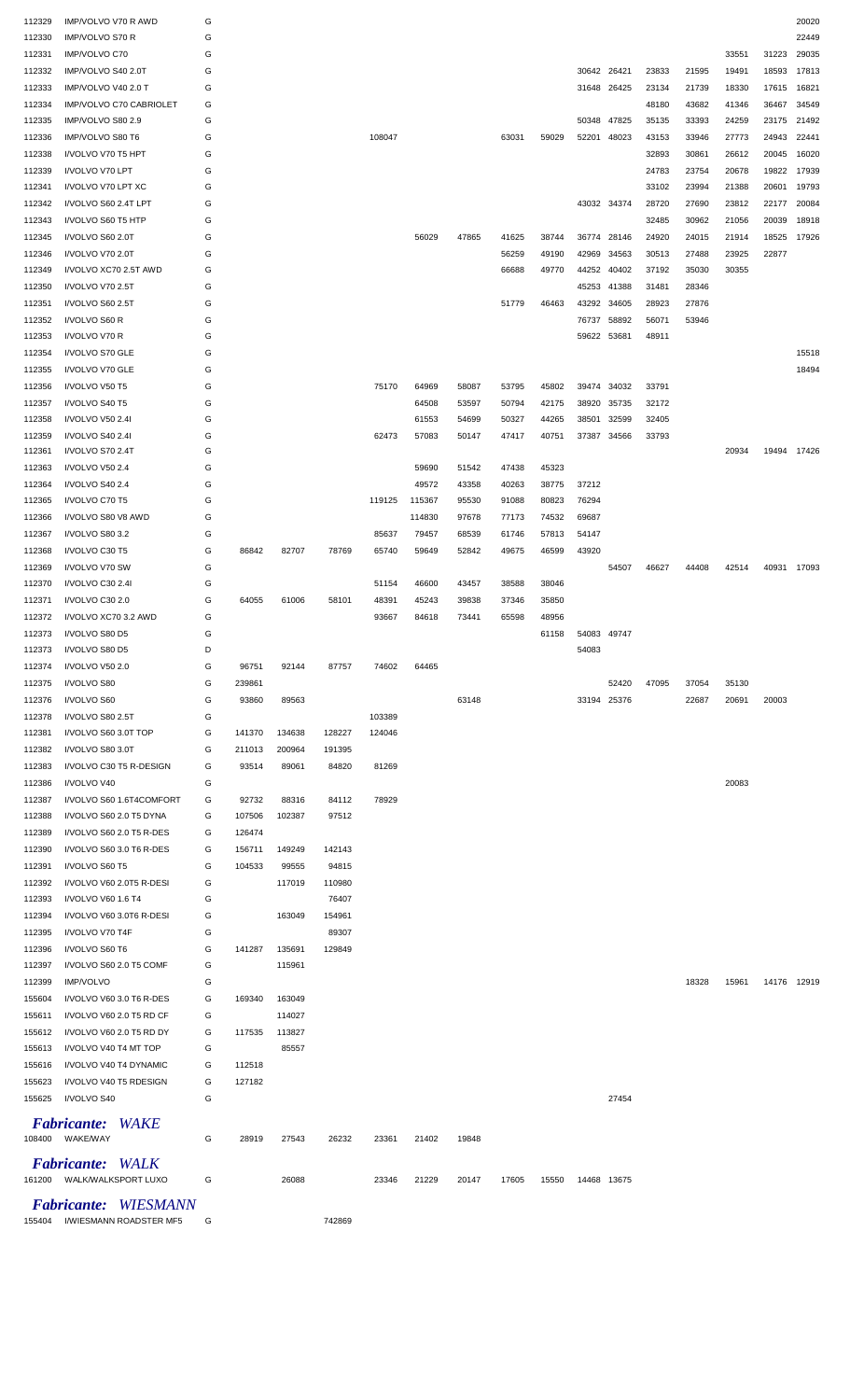| | | | | | | | | | | | | | | | | | |
|---|---|---|---|---|---|---|---|---|---|---|---|---|---|---|---|---|---|
| 112329 | IMP/VOLVO V70 R AWD | G | | | | | | | | | | | | | | | 20020 |
| 112330 | IMP/VOLVO S70 R | G | | | | | | | | | | | | | | | 22449 |
| 112331 | IMP/VOLVO C70 | G | | | | | | | | | | | | | 33551 | 31223 | 29035 |
| 112332 | IMP/VOLVO S40 2.0T | G | | | | | | | | | 30642 | 26421 | 23833 | 21595 | 19491 | 18593 | 17813 |
| 112333 | IMP/VOLVO V40 2.0 T | G | | | | | | | | | 31648 | 26425 | 23134 | 21739 | 18330 | 17615 | 16821 |
| 112334 | IMP/VOLVO C70 CABRIOLET | G | | | | | | | | | | | 48180 | 43682 | 41346 | 36467 | 34549 |
| 112335 | IMP/VOLVO S80 2.9 | G | | | | | | | | | 50348 | 47825 | 35135 | 33393 | 24259 | 23175 | 21492 |
| 112336 | IMP/VOLVO S80 T6 | G | | | | 108047 | | 63031 | 59029 | | 52201 | 48023 | 43153 | 33946 | 27773 | 24943 | 22441 |
| 112338 | I/VOLVO V70 T5 HPT | G | | | | | | | | | | | 32893 | 30861 | 26612 | 20045 | 16020 |
| 112339 | I/VOLVO V70 LPT | G | | | | | | | | | | | 24783 | 23754 | 20678 | 19822 | 17939 |
| 112341 | I/VOLVO V70 LPT XC | G | | | | | | | | | | | 33102 | 23994 | 21388 | 20601 | 19793 |
| 112342 | I/VOLVO S60 2.4T LPT | G | | | | | | | | | 43032 | 34374 | 28720 | 27690 | 23812 | 22177 | 20084 |
| 112343 | I/VOLVO S60 T5 HTP | G | | | | | | | | | | | 32485 | 30962 | 21056 | 20039 | 18918 |
| 112345 | I/VOLVO S60 2.0T | G | | | | | 56029 | 47865 | 41625 | 38744 | 36774 | 28146 | 24920 | 24015 | 21914 | 18525 | 17926 |
| 112346 | I/VOLVO V70 2.0T | G | | | | | | | 56259 | 49190 | 42969 | 34563 | 30513 | 27488 | 23925 | 22877 | |
| 112349 | I/VOLVO XC70 2.5T AWD | G | | | | | | | 66688 | 49770 | 44252 | 40402 | 37192 | 35030 | 30355 | | |
| 112350 | I/VOLVO V70 2.5T | G | | | | | | | | | 45253 | 41388 | 31481 | 28346 | | | |
| 112351 | I/VOLVO S60 2.5T | G | | | | | | | 51779 | 46463 | 43292 | 34605 | 28923 | 27876 | | | |
| 112352 | I/VOLVO S60 R | G | | | | | | | | | 76737 | 58892 | 56071 | 53946 | | | |
| 112353 | I/VOLVO V70 R | G | | | | | | | | | 59622 | 53681 | 48911 | | | | |
| 112354 | I/VOLVO S70 GLE | G | | | | | | | | | | | | | | | 15518 |
| 112355 | I/VOLVO V70 GLE | G | | | | | | | | | | | | | | | 18494 |
| 112356 | I/VOLVO V50 T5 | G | | | | 75170 | 64969 | 58087 | 53795 | 45802 | 39474 | 34032 | 33791 | | | | |
| 112357 | I/VOLVO S40 T5 | G | | | | | 64508 | 53597 | 50794 | 42175 | 38920 | 35735 | 32172 | | | | |
| 112358 | I/VOLVO V50 2.4I | G | | | | | 61553 | 54699 | 50327 | 44265 | 38501 | 32599 | 32405 | | | | |
| 112359 | I/VOLVO S40 2.4I | G | | | | 62473 | 57083 | 50147 | 47417 | 40751 | 37387 | 34566 | 33793 | | | | |
| 112361 | I/VOLVO S70 2.4T | G | | | | | | | | | | | | | 20934 | 19494 | 17426 |
| 112363 | I/VOLVO V50 2.4 | G | | | | | 59690 | 51542 | 47438 | 45323 | | | | | | | |
| 112364 | I/VOLVO S40 2.4 | G | | | | | 49572 | 43358 | 40263 | 38775 | 37212 | | | | | | |
| 112365 | I/VOLVO C70 T5 | G | | | | 119125 | 115367 | 95530 | 91088 | 80823 | 76294 | | | | | | |
| 112366 | I/VOLVO S80 V8 AWD | G | | | | | 114830 | 97678 | 77173 | 74532 | 69687 | | | | | | |
| 112367 | I/VOLVO S80 3.2 | G | | | | 85637 | 79457 | 68539 | 61746 | 57813 | 54147 | | | | | | |
| 112368 | I/VOLVO C30 T5 | G | 86842 | 82707 | 78769 | 65740 | 59649 | 52842 | 49675 | 46599 | 43920 | | | | | | |
| 112369 | I/VOLVO V70 SW | G | | | | | | | | | | 54507 | 46627 | 44408 | 42514 | 40931 | 17093 |
| 112370 | I/VOLVO C30 2.4I | G | | | | 51154 | 46600 | 43457 | 38588 | 38046 | | | | | | | |
| 112371 | I/VOLVO C30 2.0 | G | 64055 | 61006 | 58101 | 48391 | 45243 | 39838 | 37346 | 35850 | | | | | | | |
| 112372 | I/VOLVO XC70 3.2 AWD | G | | | | 93667 | 84618 | 73441 | 65598 | 48956 | | | | | | | |
| 112373 | I/VOLVO S80 D5 | G | | | | | | | | 61158 | 54083 | 49747 | | | | | |
| 112373 | I/VOLVO S80 D5 | D | | | | | | | | | 54083 | | | | | | |
| 112374 | I/VOLVO V50 2.0 | G | 96751 | 92144 | 87757 | 74602 | 64465 | | | | | | | | | | |
| 112375 | I/VOLVO S80 | G | 239861 | | | | | | | | | 52420 | 47095 | 37054 | 35130 | | |
| 112376 | I/VOLVO S60 | G | 93860 | 89563 | | | | 63148 | | | 33194 | 25376 | | 22687 | 20691 | 20003 | |
| 112378 | I/VOLVO S80 2.5T | G | | | | 103389 | | | | | | | | | | | |
| 112381 | I/VOLVO S60 3.0T TOP | G | 141370 | 134638 | 128227 | 124046 | | | | | | | | | | | |
| 112382 | I/VOLVO S80 3.0T | G | 211013 | 200964 | 191395 | | | | | | | | | | | | |
| 112383 | I/VOLVO C30 T5 R-DESIGN | G | 93514 | 89061 | 84820 | 81269 | | | | | | | | | | | |
| 112386 | I/VOLVO V40 | G | | | | | | | | | | | | | 20083 | | |
| 112387 | I/VOLVO S60 1.6T4COMFORT | G | 92732 | 88316 | 84112 | 78929 | | | | | | | | | | | |
| 112388 | I/VOLVO S60 2.0 T5 DYNA | G | 107506 | 102387 | 97512 | | | | | | | | | | | | |
| 112389 | I/VOLVO S60 2.0 T5 R-DES | G | 126474 | | | | | | | | | | | | | | |
| 112390 | I/VOLVO S60 3.0 T6 R-DES | G | 156711 | 149249 | 142143 | | | | | | | | | | | | |
| 112391 | I/VOLVO S60 T5 | G | 104533 | 99555 | 94815 | | | | | | | | | | | | |
| 112392 | I/VOLVO V60 2.0T5 R-DESI | G | | 117019 | 110980 | | | | | | | | | | | | |
| 112393 | I/VOLVO V60 1.6 T4 | G | | | 76407 | | | | | | | | | | | | |
| 112394 | I/VOLVO V60 3.0T6 R-DESI | G | | 163049 | 154961 | | | | | | | | | | | | |
| 112395 | I/VOLVO V70 T4F | G | | | 89307 | | | | | | | | | | | | |
| 112396 | I/VOLVO S60 T6 | G | 141287 | 135691 | 129849 | | | | | | | | | | | | |
| 112397 | I/VOLVO S60 2.0 T5 COMF | G | | 115961 | | | | | | | | | | | | | |
| 112399 | IMP/VOLVO | G | | | | | | | | | | | | 18328 | 15961 | 14176 | 12919 |
| 155604 | I/VOLVO V60 3.0 T6 R-DES | G | 169340 | 163049 | | | | | | | | | | | | | |
| 155611 | I/VOLVO V60 2.0 T5 RD CF | G | | 114027 | | | | | | | | | | | | | |
| 155612 | I/VOLVO V60 2.0 T5 RD DY | G | 117535 | 113827 | | | | | | | | | | | | | |
| 155613 | I/VOLVO V40 T4 MT TOP | G | | 85557 | | | | | | | | | | | | | |
| 155616 | I/VOLVO V40 T4 DYNAMIC | G | 112518 | | | | | | | | | | | | | | |
| 155623 | I/VOLVO V40 T5 RDESIGN | G | 127182 | | | | | | | | | | | | | | |
| 155625 | I/VOLVO S40 | G | | | | | | | | | | 27454 | | | | | |

## *Fabricante: WAKE*

| | | | | | | | | | | | | | | | | | |
|---|---|---|---|---|---|---|---|---|---|---|---|---|---|---|---|---|---|
| 108400 | WAKE/WAY | G | 28919 | 27543 | 26232 | 23361 | 21402 | 19848 | | | | | | | | | |

## *Fabricante: WALK*

| | | | | | | | | | | | | | | | | | |
|---|---|---|---|---|---|---|---|---|---|---|---|---|---|---|---|---|---|
| 161200 | WALK/WALKSPORT LUXO | G | | 26088 | | 23346 | 21229 | 20147 | 17605 | 15550 | 14468 | 13675 | | | | | |

## *Fabricante: WIESMANN*

| | | | | | | | | | | | | | | | | | |
|---|---|---|---|---|---|---|---|---|---|---|---|---|---|---|---|---|---|
| 155404 | I/WIESMANN ROADSTER MF5 | G | | | 742869 | | | | | | | | | | | | |